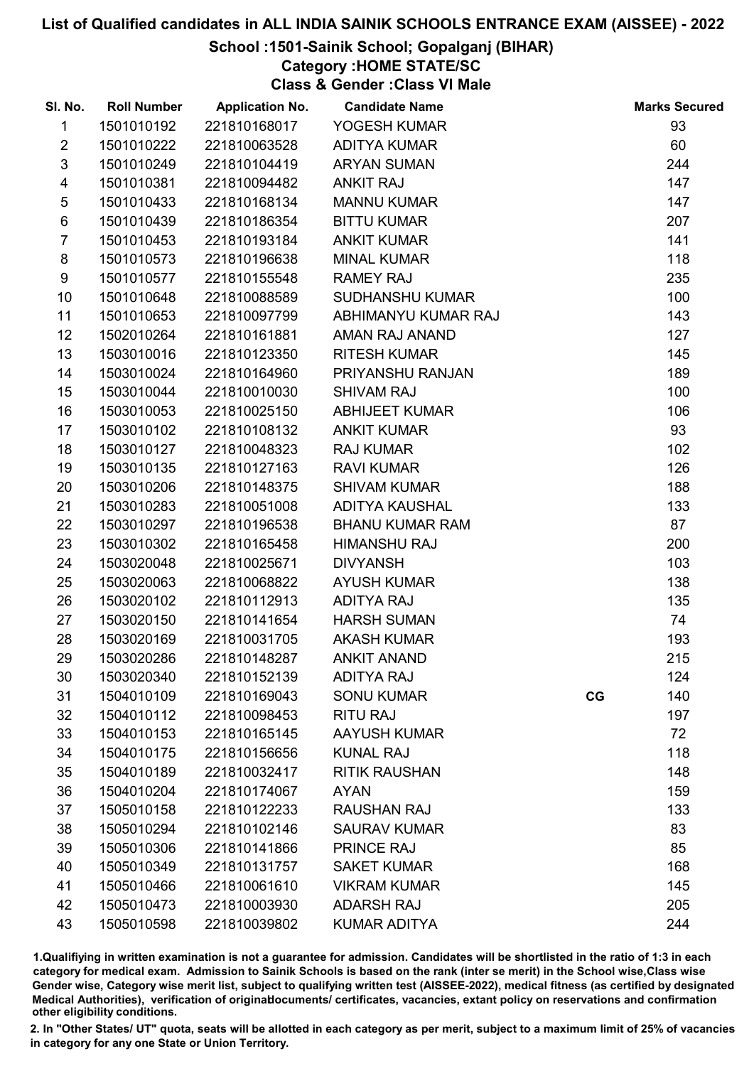# List of Qualified candidates in ALL INDIA SAINIK SCHOOLS ENTRANCE EXAM (AISSEE) - 2022

## School :1501-Sainik School; Gopalganj (BIHAR)

### Category :HOME STATE/SC

### Class & Gender :Class VI Male

| Sl. No. | Roll Number | Application No. | Candidate Name | | Marks Secured |
|---|---|---|---|---|---|
| 1 | 1501010192 | 221810168017 | YOGESH KUMAR | | 93 |
| 2 | 1501010222 | 221810063528 | ADITYA KUMAR | | 60 |
| 3 | 1501010249 | 221810104419 | ARYAN SUMAN | | 244 |
| 4 | 1501010381 | 221810094482 | ANKIT RAJ | | 147 |
| 5 | 1501010433 | 221810168134 | MANNU KUMAR | | 147 |
| 6 | 1501010439 | 221810186354 | BITTU KUMAR | | 207 |
| 7 | 1501010453 | 221810193184 | ANKIT KUMAR | | 141 |
| 8 | 1501010573 | 221810196638 | MINAL KUMAR | | 118 |
| 9 | 1501010577 | 221810155548 | RAMEY RAJ | | 235 |
| 10 | 1501010648 | 221810088589 | SUDHANSHU KUMAR | | 100 |
| 11 | 1501010653 | 221810097799 | ABHIMANYU KUMAR RAJ | | 143 |
| 12 | 1502010264 | 221810161881 | AMAN RAJ ANAND | | 127 |
| 13 | 1503010016 | 221810123350 | RITESH KUMAR | | 145 |
| 14 | 1503010024 | 221810164960 | PRIYANSHU RANJAN | | 189 |
| 15 | 1503010044 | 221810010030 | SHIVAM RAJ | | 100 |
| 16 | 1503010053 | 221810025150 | ABHIJEET KUMAR | | 106 |
| 17 | 1503010102 | 221810108132 | ANKIT KUMAR | | 93 |
| 18 | 1503010127 | 221810048323 | RAJ KUMAR | | 102 |
| 19 | 1503010135 | 221810127163 | RAVI KUMAR | | 126 |
| 20 | 1503010206 | 221810148375 | SHIVAM KUMAR | | 188 |
| 21 | 1503010283 | 221810051008 | ADITYA KAUSHAL | | 133 |
| 22 | 1503010297 | 221810196538 | BHANU KUMAR RAM | | 87 |
| 23 | 1503010302 | 221810165458 | HIMANSHU RAJ | | 200 |
| 24 | 1503020048 | 221810025671 | DIVYANSH | | 103 |
| 25 | 1503020063 | 221810068822 | AYUSH KUMAR | | 138 |
| 26 | 1503020102 | 221810112913 | ADITYA RAJ | | 135 |
| 27 | 1503020150 | 221810141654 | HARSH SUMAN | | 74 |
| 28 | 1503020169 | 221810031705 | AKASH KUMAR | | 193 |
| 29 | 1503020286 | 221810148287 | ANKIT ANAND | | 215 |
| 30 | 1503020340 | 221810152139 | ADITYA RAJ | | 124 |
| 31 | 1504010109 | 221810169043 | SONU KUMAR | CG | 140 |
| 32 | 1504010112 | 221810098453 | RITU RAJ | | 197 |
| 33 | 1504010153 | 221810165145 | AAYUSH KUMAR | | 72 |
| 34 | 1504010175 | 221810156656 | KUNAL RAJ | | 118 |
| 35 | 1504010189 | 221810032417 | RITIK RAUSHAN | | 148 |
| 36 | 1504010204 | 221810174067 | AYAN | | 159 |
| 37 | 1505010158 | 221810122233 | RAUSHAN RAJ | | 133 |
| 38 | 1505010294 | 221810102146 | SAURAV KUMAR | | 83 |
| 39 | 1505010306 | 221810141866 | PRINCE RAJ | | 85 |
| 40 | 1505010349 | 221810131757 | SAKET KUMAR | | 168 |
| 41 | 1505010466 | 221810061610 | VIKRAM KUMAR | | 145 |
| 42 | 1505010473 | 221810003930 | ADARSH RAJ | | 205 |
| 43 | 1505010598 | 221810039802 | KUMAR ADITYA | | 244 |

1.Qualifiying in written examination is not a guarantee for admission. Candidates will be shortlisted in the ratio of 1:3 in each category for medical exam. Admission to Sainik Schools is based on the rank (inter se merit) in the School wise,Class wise Gender wise, Category wise merit list, subject to qualifying written test (AISSEE-2022), medical fitness (as certified by designated Medical Authorities), verification of originaldocuments/ certificates, vacancies, extant policy on reservations and confirmation other eligibility conditions.

2. In "Other States/ UT" quota, seats will be allotted in each category as per merit, subject to a maximum limit of 25% of vacancies in category for any one State or Union Territory.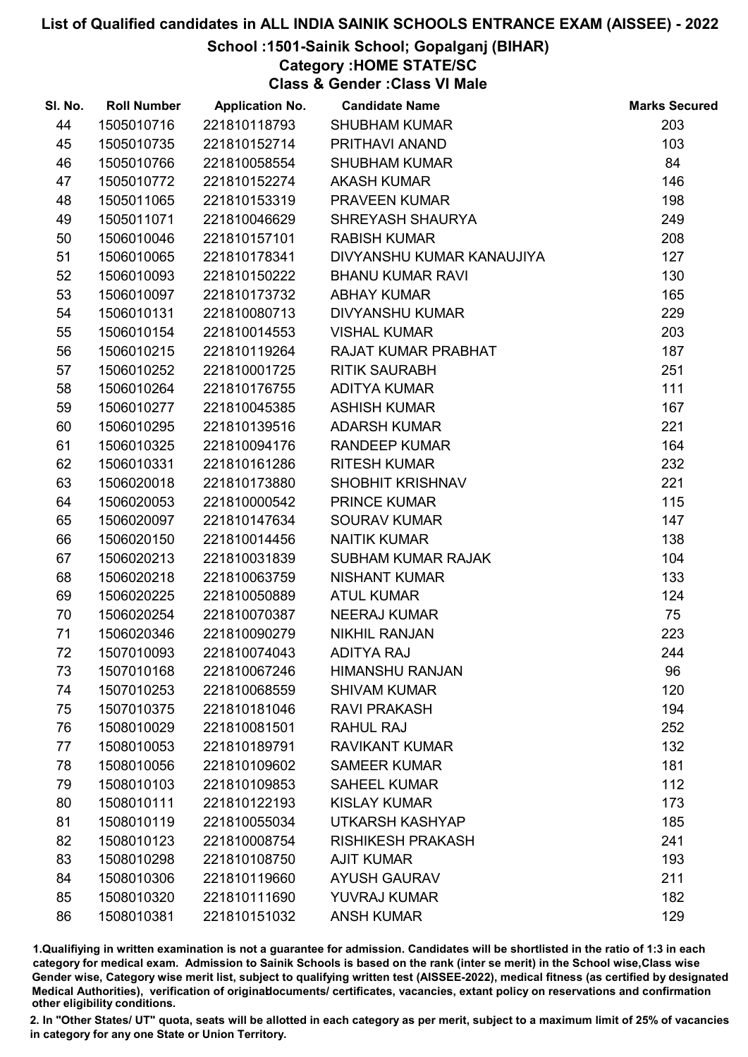# List of Qualified candidates in ALL INDIA SAINIK SCHOOLS ENTRANCE EXAM (AISSEE) - 2022

## School :1501-Sainik School; Gopalganj (BIHAR)

### Category :HOME STATE/SC

### Class & Gender :Class VI Male

| Sl. No. | Roll Number | Application No. | Candidate Name | Marks Secured |
|---|---|---|---|---|
| 44 | 1505010716 | 221810118793 | SHUBHAM KUMAR | 203 |
| 45 | 1505010735 | 221810152714 | PRITHAVI ANAND | 103 |
| 46 | 1505010766 | 221810058554 | SHUBHAM KUMAR | 84 |
| 47 | 1505010772 | 221810152274 | AKASH KUMAR | 146 |
| 48 | 1505011065 | 221810153319 | PRAVEEN KUMAR | 198 |
| 49 | 1505011071 | 221810046629 | SHREYASH SHAURYA | 249 |
| 50 | 1506010046 | 221810157101 | RABISH KUMAR | 208 |
| 51 | 1506010065 | 221810178341 | DIVYANSHU KUMAR KANAUJIYA | 127 |
| 52 | 1506010093 | 221810150222 | BHANU KUMAR RAVI | 130 |
| 53 | 1506010097 | 221810173732 | ABHAY KUMAR | 165 |
| 54 | 1506010131 | 221810080713 | DIVYANSHU KUMAR | 229 |
| 55 | 1506010154 | 221810014553 | VISHAL KUMAR | 203 |
| 56 | 1506010215 | 221810119264 | RAJAT KUMAR PRABHAT | 187 |
| 57 | 1506010252 | 221810001725 | RITIK SAURABH | 251 |
| 58 | 1506010264 | 221810176755 | ADITYA KUMAR | 111 |
| 59 | 1506010277 | 221810045385 | ASHISH KUMAR | 167 |
| 60 | 1506010295 | 221810139516 | ADARSH KUMAR | 221 |
| 61 | 1506010325 | 221810094176 | RANDEEP KUMAR | 164 |
| 62 | 1506010331 | 221810161286 | RITESH KUMAR | 232 |
| 63 | 1506020018 | 221810173880 | SHOBHIT KRISHNAV | 221 |
| 64 | 1506020053 | 221810000542 | PRINCE KUMAR | 115 |
| 65 | 1506020097 | 221810147634 | SOURAV KUMAR | 147 |
| 66 | 1506020150 | 221810014456 | NAITIK KUMAR | 138 |
| 67 | 1506020213 | 221810031839 | SUBHAM KUMAR RAJAK | 104 |
| 68 | 1506020218 | 221810063759 | NISHANT KUMAR | 133 |
| 69 | 1506020225 | 221810050889 | ATUL KUMAR | 124 |
| 70 | 1506020254 | 221810070387 | NEERAJ KUMAR | 75 |
| 71 | 1506020346 | 221810090279 | NIKHIL RANJAN | 223 |
| 72 | 1507010093 | 221810074043 | ADITYA RAJ | 244 |
| 73 | 1507010168 | 221810067246 | HIMANSHU RANJAN | 96 |
| 74 | 1507010253 | 221810068559 | SHIVAM KUMAR | 120 |
| 75 | 1507010375 | 221810181046 | RAVI PRAKASH | 194 |
| 76 | 1508010029 | 221810081501 | RAHUL RAJ | 252 |
| 77 | 1508010053 | 221810189791 | RAVIKANT KUMAR | 132 |
| 78 | 1508010056 | 221810109602 | SAMEER KUMAR | 181 |
| 79 | 1508010103 | 221810109853 | SAHEEL KUMAR | 112 |
| 80 | 1508010111 | 221810122193 | KISLAY KUMAR | 173 |
| 81 | 1508010119 | 221810055034 | UTKARSH KASHYAP | 185 |
| 82 | 1508010123 | 221810008754 | RISHIKESH PRAKASH | 241 |
| 83 | 1508010298 | 221810108750 | AJIT KUMAR | 193 |
| 84 | 1508010306 | 221810119660 | AYUSH GAURAV | 211 |
| 85 | 1508010320 | 221810111690 | YUVRAJ KUMAR | 182 |
| 86 | 1508010381 | 221810151032 | ANSH KUMAR | 129 |

1.Qualifiying in written examination is not a guarantee for admission. Candidates will be shortlisted in the ratio of 1:3 in each category for medical exam. Admission to Sainik Schools is based on the rank (inter se merit) in the School wise,Class wise Gender wise, Category wise merit list, subject to qualifying written test (AISSEE-2022), medical fitness (as certified by designated Medical Authorities), verification of originaldocuments/ certificates, vacancies, extant policy on reservations and confirmation other eligibility conditions.

2. In "Other States/ UT" quota, seats will be allotted in each category as per merit, subject to a maximum limit of 25% of vacancies in category for any one State or Union Territory.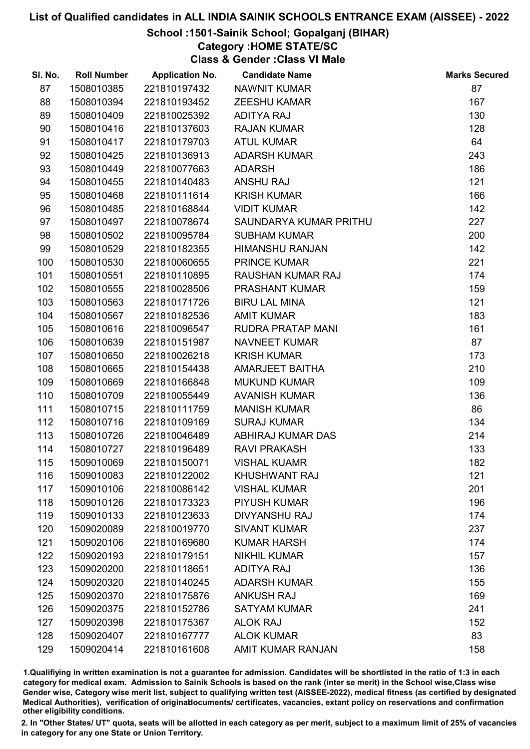# List of Qualified candidates in ALL INDIA SAINIK SCHOOLS ENTRANCE EXAM (AISSEE) - 2022

## School :1501-Sainik School; Gopalganj (BIHAR)

### Category :HOME STATE/SC

### Class & Gender :Class VI Male

| Sl. No. | Roll Number | Application No. | Candidate Name | Marks Secured |
|---|---|---|---|---|
| 87 | 1508010385 | 221810197432 | NAWNIT KUMAR | 87 |
| 88 | 1508010394 | 221810193452 | ZEESHU KAMAR | 167 |
| 89 | 1508010409 | 221810025392 | ADITYA RAJ | 130 |
| 90 | 1508010416 | 221810137603 | RAJAN KUMAR | 128 |
| 91 | 1508010417 | 221810179703 | ATUL KUMAR | 64 |
| 92 | 1508010425 | 221810136913 | ADARSH KUMAR | 243 |
| 93 | 1508010449 | 221810077663 | ADARSH | 186 |
| 94 | 1508010455 | 221810140483 | ANSHU RAJ | 121 |
| 95 | 1508010468 | 221810111614 | KRISH KUMAR | 166 |
| 96 | 1508010485 | 221810168844 | VIDIT KUMAR | 142 |
| 97 | 1508010497 | 221810078674 | SAUNDARYA KUMAR PRITHU | 227 |
| 98 | 1508010502 | 221810095784 | SUBHAM KUMAR | 200 |
| 99 | 1508010529 | 221810182355 | HIMANSHU RANJAN | 142 |
| 100 | 1508010530 | 221810060655 | PRINCE KUMAR | 221 |
| 101 | 1508010551 | 221810110895 | RAUSHAN KUMAR RAJ | 174 |
| 102 | 1508010555 | 221810028506 | PRASHANT KUMAR | 159 |
| 103 | 1508010563 | 221810171726 | BIRU LAL MINA | 121 |
| 104 | 1508010567 | 221810182536 | AMIT KUMAR | 183 |
| 105 | 1508010616 | 221810096547 | RUDRA PRATAP MANI | 161 |
| 106 | 1508010639 | 221810151987 | NAVNEET KUMAR | 87 |
| 107 | 1508010650 | 221810026218 | KRISH KUMAR | 173 |
| 108 | 1508010665 | 221810154438 | AMARJEET BAITHA | 210 |
| 109 | 1508010669 | 221810166848 | MUKUND KUMAR | 109 |
| 110 | 1508010709 | 221810055449 | AVANISH KUMAR | 136 |
| 111 | 1508010715 | 221810111759 | MANISH KUMAR | 86 |
| 112 | 1508010716 | 221810109169 | SURAJ KUMAR | 134 |
| 113 | 1508010726 | 221810046489 | ABHIRAJ KUMAR DAS | 214 |
| 114 | 1508010727 | 221810196489 | RAVI PRAKASH | 133 |
| 115 | 1509010069 | 221810150071 | VISHAL KUAMR | 182 |
| 116 | 1509010083 | 221810122002 | KHUSHWANT RAJ | 121 |
| 117 | 1509010106 | 221810086142 | VISHAL KUMAR | 201 |
| 118 | 1509010126 | 221810173323 | PIYUSH KUMAR | 196 |
| 119 | 1509010133 | 221810123633 | DIVYANSHU RAJ | 174 |
| 120 | 1509020089 | 221810019770 | SIVANT KUMAR | 237 |
| 121 | 1509020106 | 221810169680 | KUMAR HARSH | 174 |
| 122 | 1509020193 | 221810179151 | NIKHIL KUMAR | 157 |
| 123 | 1509020200 | 221810118651 | ADITYA RAJ | 136 |
| 124 | 1509020320 | 221810140245 | ADARSH KUMAR | 155 |
| 125 | 1509020370 | 221810175876 | ANKUSH RAJ | 169 |
| 126 | 1509020375 | 221810152786 | SATYAM KUMAR | 241 |
| 127 | 1509020398 | 221810175367 | ALOK RAJ | 152 |
| 128 | 1509020407 | 221810167777 | ALOK KUMAR | 83 |
| 129 | 1509020414 | 221810161608 | AMIT KUMAR RANJAN | 158 |

1.Qualifiying in written examination is not a guarantee for admission. Candidates will be shortlisted in the ratio of 1:3 in each category for medical exam. Admission to Sainik Schools is based on the rank (inter se merit) in the School wise,Class wise Gender wise, Category wise merit list, subject to qualifying written test (AISSEE-2022), medical fitness (as certified by designated Medical Authorities), verification of originaldocuments/ certificates, vacancies, extant policy on reservations and confirmation other eligibility conditions.

2. In "Other States/ UT" quota, seats will be allotted in each category as per merit, subject to a maximum limit of 25% of vacancies in category for any one State or Union Territory.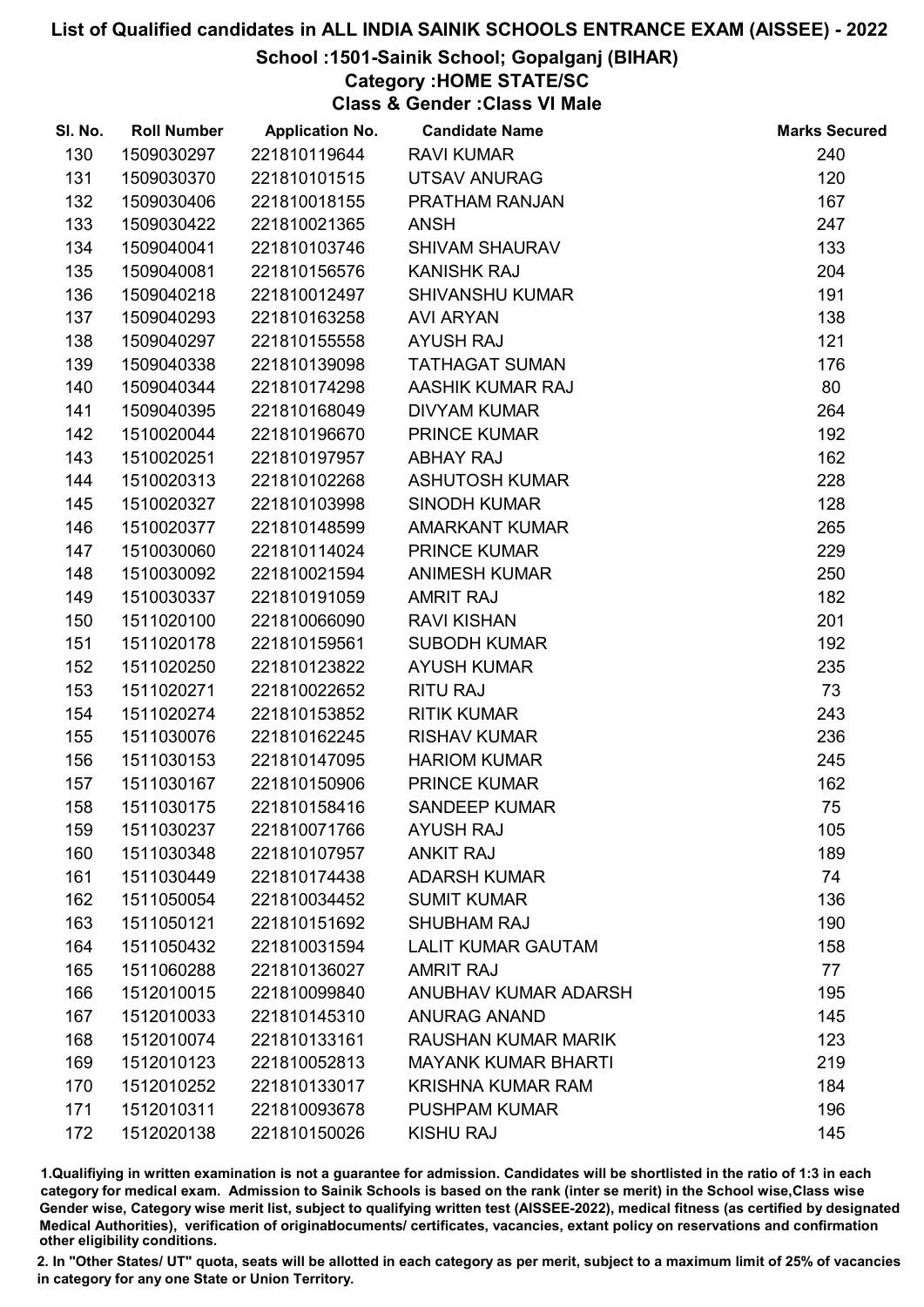# List of Qualified candidates in ALL INDIA SAINIK SCHOOLS ENTRANCE EXAM (AISSEE) - 2022

## School :1501-Sainik School; Gopalganj (BIHAR)

### Category :HOME STATE/SC

### Class & Gender :Class VI Male

| Sl. No. | Roll Number | Application No. | Candidate Name | Marks Secured |
|---|---|---|---|---|
| 130 | 1509030297 | 221810119644 | RAVI KUMAR | 240 |
| 131 | 1509030370 | 221810101515 | UTSAV ANURAG | 120 |
| 132 | 1509030406 | 221810018155 | PRATHAM RANJAN | 167 |
| 133 | 1509030422 | 221810021365 | ANSH | 247 |
| 134 | 1509040041 | 221810103746 | SHIVAM SHAURAV | 133 |
| 135 | 1509040081 | 221810156576 | KANISHK RAJ | 204 |
| 136 | 1509040218 | 221810012497 | SHIVANSHU KUMAR | 191 |
| 137 | 1509040293 | 221810163258 | AVI ARYAN | 138 |
| 138 | 1509040297 | 221810155558 | AYUSH RAJ | 121 |
| 139 | 1509040338 | 221810139098 | TATHAGAT SUMAN | 176 |
| 140 | 1509040344 | 221810174298 | AASHIK KUMAR RAJ | 80 |
| 141 | 1509040395 | 221810168049 | DIVYAM KUMAR | 264 |
| 142 | 1510020044 | 221810196670 | PRINCE KUMAR | 192 |
| 143 | 1510020251 | 221810197957 | ABHAY RAJ | 162 |
| 144 | 1510020313 | 221810102268 | ASHUTOSH KUMAR | 228 |
| 145 | 1510020327 | 221810103998 | SINODH KUMAR | 128 |
| 146 | 1510020377 | 221810148599 | AMARKANT KUMAR | 265 |
| 147 | 1510030060 | 221810114024 | PRINCE KUMAR | 229 |
| 148 | 1510030092 | 221810021594 | ANIMESH KUMAR | 250 |
| 149 | 1510030337 | 221810191059 | AMRIT RAJ | 182 |
| 150 | 1511020100 | 221810066090 | RAVI KISHAN | 201 |
| 151 | 1511020178 | 221810159561 | SUBODH KUMAR | 192 |
| 152 | 1511020250 | 221810123822 | AYUSH KUMAR | 235 |
| 153 | 1511020271 | 221810022652 | RITU RAJ | 73 |
| 154 | 1511020274 | 221810153852 | RITIK KUMAR | 243 |
| 155 | 1511030076 | 221810162245 | RISHAV KUMAR | 236 |
| 156 | 1511030153 | 221810147095 | HARIOM KUMAR | 245 |
| 157 | 1511030167 | 221810150906 | PRINCE KUMAR | 162 |
| 158 | 1511030175 | 221810158416 | SANDEEP KUMAR | 75 |
| 159 | 1511030237 | 221810071766 | AYUSH RAJ | 105 |
| 160 | 1511030348 | 221810107957 | ANKIT RAJ | 189 |
| 161 | 1511030449 | 221810174438 | ADARSH KUMAR | 74 |
| 162 | 1511050054 | 221810034452 | SUMIT KUMAR | 136 |
| 163 | 1511050121 | 221810151692 | SHUBHAM RAJ | 190 |
| 164 | 1511050432 | 221810031594 | LALIT KUMAR GAUTAM | 158 |
| 165 | 1511060288 | 221810136027 | AMRIT RAJ | 77 |
| 166 | 1512010015 | 221810099840 | ANUBHAV KUMAR ADARSH | 195 |
| 167 | 1512010033 | 221810145310 | ANURAG ANAND | 145 |
| 168 | 1512010074 | 221810133161 | RAUSHAN KUMAR MARIK | 123 |
| 169 | 1512010123 | 221810052813 | MAYANK KUMAR BHARTI | 219 |
| 170 | 1512010252 | 221810133017 | KRISHNA KUMAR RAM | 184 |
| 171 | 1512010311 | 221810093678 | PUSHPAM KUMAR | 196 |
| 172 | 1512020138 | 221810150026 | KISHU RAJ | 145 |

1.Qualifiying in written examination is not a guarantee for admission. Candidates will be shortlisted in the ratio of 1:3 in each category for medical exam. Admission to Sainik Schools is based on the rank (inter se merit) in the School wise,Class wise Gender wise, Category wise merit list, subject to qualifying written test (AISSEE-2022), medical fitness (as certified by designated Medical Authorities), verification of originaldocuments/ certificates, vacancies, extant policy on reservations and confirmation other eligibility conditions.

2. In "Other States/ UT" quota, seats will be allotted in each category as per merit, subject to a maximum limit of 25% of vacancies in category for any one State or Union Territory.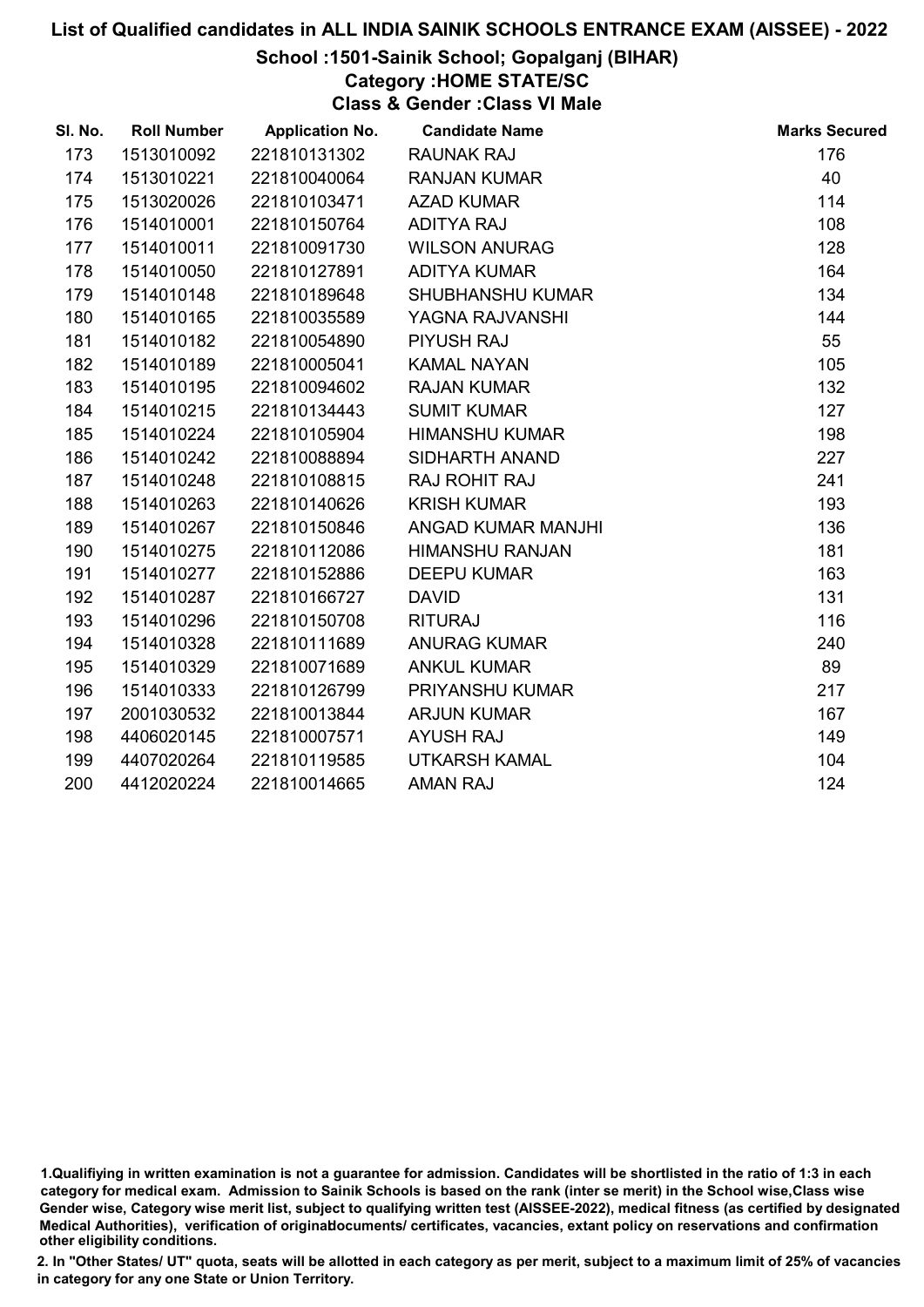# List of Qualified candidates in ALL INDIA SAINIK SCHOOLS ENTRANCE EXAM (AISSEE) - 2022

## School :1501-Sainik School; Gopalganj (BIHAR)

### Category :HOME STATE/SC

### Class & Gender :Class VI Male

| Sl. No. | Roll Number | Application No. | Candidate Name | Marks Secured |
|---|---|---|---|---|
| 173 | 1513010092 | 221810131302 | RAUNAK RAJ | 176 |
| 174 | 1513010221 | 221810040064 | RANJAN KUMAR | 40 |
| 175 | 1513020026 | 221810103471 | AZAD KUMAR | 114 |
| 176 | 1514010001 | 221810150764 | ADITYA RAJ | 108 |
| 177 | 1514010011 | 221810091730 | WILSON ANURAG | 128 |
| 178 | 1514010050 | 221810127891 | ADITYA KUMAR | 164 |
| 179 | 1514010148 | 221810189648 | SHUBHANSHU KUMAR | 134 |
| 180 | 1514010165 | 221810035589 | YAGNA RAJVANSHI | 144 |
| 181 | 1514010182 | 221810054890 | PIYUSH RAJ | 55 |
| 182 | 1514010189 | 221810005041 | KAMAL NAYAN | 105 |
| 183 | 1514010195 | 221810094602 | RAJAN KUMAR | 132 |
| 184 | 1514010215 | 221810134443 | SUMIT KUMAR | 127 |
| 185 | 1514010224 | 221810105904 | HIMANSHU KUMAR | 198 |
| 186 | 1514010242 | 221810088894 | SIDHARTH ANAND | 227 |
| 187 | 1514010248 | 221810108815 | RAJ ROHIT RAJ | 241 |
| 188 | 1514010263 | 221810140626 | KRISH KUMAR | 193 |
| 189 | 1514010267 | 221810150846 | ANGAD KUMAR MANJHI | 136 |
| 190 | 1514010275 | 221810112086 | HIMANSHU RANJAN | 181 |
| 191 | 1514010277 | 221810152886 | DEEPU KUMAR | 163 |
| 192 | 1514010287 | 221810166727 | DAVID | 131 |
| 193 | 1514010296 | 221810150708 | RITURAJ | 116 |
| 194 | 1514010328 | 221810111689 | ANURAG KUMAR | 240 |
| 195 | 1514010329 | 221810071689 | ANKUL KUMAR | 89 |
| 196 | 1514010333 | 221810126799 | PRIYANSHU KUMAR | 217 |
| 197 | 2001030532 | 221810013844 | ARJUN KUMAR | 167 |
| 198 | 4406020145 | 221810007571 | AYUSH RAJ | 149 |
| 199 | 4407020264 | 221810119585 | UTKARSH KAMAL | 104 |
| 200 | 4412020224 | 221810014665 | AMAN RAJ | 124 |

1.Qualifiying in written examination is not a guarantee for admission. Candidates will be shortlisted in the ratio of 1:3 in each category for medical exam. Admission to Sainik Schools is based on the rank (inter se merit) in the School wise,Class wise Gender wise, Category wise merit list, subject to qualifying written test (AISSEE-2022), medical fitness (as certified by designated Medical Authorities), verification of originaldocuments/ certificates, vacancies, extant policy on reservations and confirmation other eligibility conditions.

2. In "Other States/ UT" quota, seats will be allotted in each category as per merit, subject to a maximum limit of 25% of vacancies in category for any one State or Union Territory.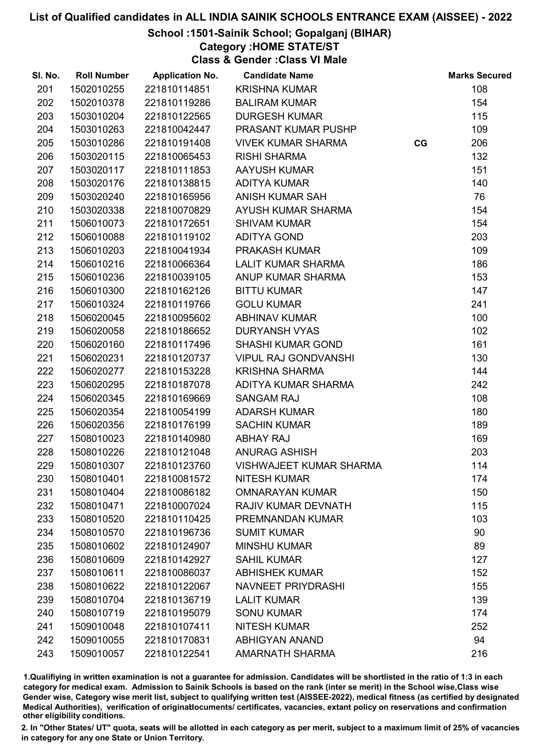# List of Qualified candidates in ALL INDIA SAINIK SCHOOLS ENTRANCE EXAM (AISSEE) - 2022

## School :1501-Sainik School; Gopalganj (BIHAR)

### Category :HOME STATE/ST

### Class & Gender :Class VI Male

| Sl. No. | Roll Number | Application No. | Candidate Name | | Marks Secured |
|---|---|---|---|---|---|
| 201 | 1502010255 | 221810114851 | KRISHNA KUMAR | | 108 |
| 202 | 1502010378 | 221810119286 | BALIRAM KUMAR | | 154 |
| 203 | 1503010204 | 221810122565 | DURGESH KUMAR | | 115 |
| 204 | 1503010263 | 221810042447 | PRASANT KUMAR PUSHP | | 109 |
| 205 | 1503010286 | 221810191408 | VIVEK KUMAR SHARMA | CG | 206 |
| 206 | 1503020115 | 221810065453 | RISHI SHARMA | | 132 |
| 207 | 1503020117 | 221810111853 | AAYUSH KUMAR | | 151 |
| 208 | 1503020176 | 221810138815 | ADITYA KUMAR | | 140 |
| 209 | 1503020240 | 221810165956 | ANISH KUMAR SAH | | 76 |
| 210 | 1503020338 | 221810070829 | AYUSH KUMAR SHARMA | | 154 |
| 211 | 1506010073 | 221810172651 | SHIVAM KUMAR | | 154 |
| 212 | 1506010088 | 221810119102 | ADITYA GOND | | 203 |
| 213 | 1506010203 | 221810041934 | PRAKASH KUMAR | | 109 |
| 214 | 1506010216 | 221810066364 | LALIT KUMAR SHARMA | | 186 |
| 215 | 1506010236 | 221810039105 | ANUP KUMAR SHARMA | | 153 |
| 216 | 1506010300 | 221810162126 | BITTU KUMAR | | 147 |
| 217 | 1506010324 | 221810119766 | GOLU KUMAR | | 241 |
| 218 | 1506020045 | 221810095602 | ABHINAV KUMAR | | 100 |
| 219 | 1506020058 | 221810186652 | DURYANSH VYAS | | 102 |
| 220 | 1506020160 | 221810117496 | SHASHI KUMAR GOND | | 161 |
| 221 | 1506020231 | 221810120737 | VIPUL RAJ GONDVANSHI | | 130 |
| 222 | 1506020277 | 221810153228 | KRISHNA SHARMA | | 144 |
| 223 | 1506020295 | 221810187078 | ADITYA KUMAR SHARMA | | 242 |
| 224 | 1506020345 | 221810169669 | SANGAM RAJ | | 108 |
| 225 | 1506020354 | 221810054199 | ADARSH KUMAR | | 180 |
| 226 | 1506020356 | 221810176199 | SACHIN KUMAR | | 189 |
| 227 | 1508010023 | 221810140980 | ABHAY RAJ | | 169 |
| 228 | 1508010226 | 221810121048 | ANURAG ASHISH | | 203 |
| 229 | 1508010307 | 221810123760 | VISHWAJEET KUMAR SHARMA | | 114 |
| 230 | 1508010401 | 221810081572 | NITESH KUMAR | | 174 |
| 231 | 1508010404 | 221810086182 | OMNARAYAN KUMAR | | 150 |
| 232 | 1508010471 | 221810007024 | RAJIV KUMAR DEVNATH | | 115 |
| 233 | 1508010520 | 221810110425 | PREMNANDAN KUMAR | | 103 |
| 234 | 1508010570 | 221810196736 | SUMIT KUMAR | | 90 |
| 235 | 1508010602 | 221810124907 | MINSHU KUMAR | | 89 |
| 236 | 1508010609 | 221810142927 | SAHIL KUMAR | | 127 |
| 237 | 1508010611 | 221810086037 | ABHISHEK KUMAR | | 152 |
| 238 | 1508010622 | 221810122067 | NAVNEET PRIYDRASHI | | 155 |
| 239 | 1508010704 | 221810136719 | LALIT KUMAR | | 139 |
| 240 | 1508010719 | 221810195079 | SONU KUMAR | | 174 |
| 241 | 1509010048 | 221810107411 | NITESH KUMAR | | 252 |
| 242 | 1509010055 | 221810170831 | ABHIGYAN ANAND | | 94 |
| 243 | 1509010057 | 221810122541 | AMARNATH SHARMA | | 216 |

1.Qualifiying in written examination is not a guarantee for admission. Candidates will be shortlisted in the ratio of 1:3 in each category for medical exam. Admission to Sainik Schools is based on the rank (inter se merit) in the School wise,Class wise Gender wise, Category wise merit list, subject to qualifying written test (AISSEE-2022), medical fitness (as certified by designated Medical Authorities), verification of originaldocuments/ certificates, vacancies, extant policy on reservations and confirmation other eligibility conditions.

2. In "Other States/ UT" quota, seats will be allotted in each category as per merit, subject to a maximum limit of 25% of vacancies in category for any one State or Union Territory.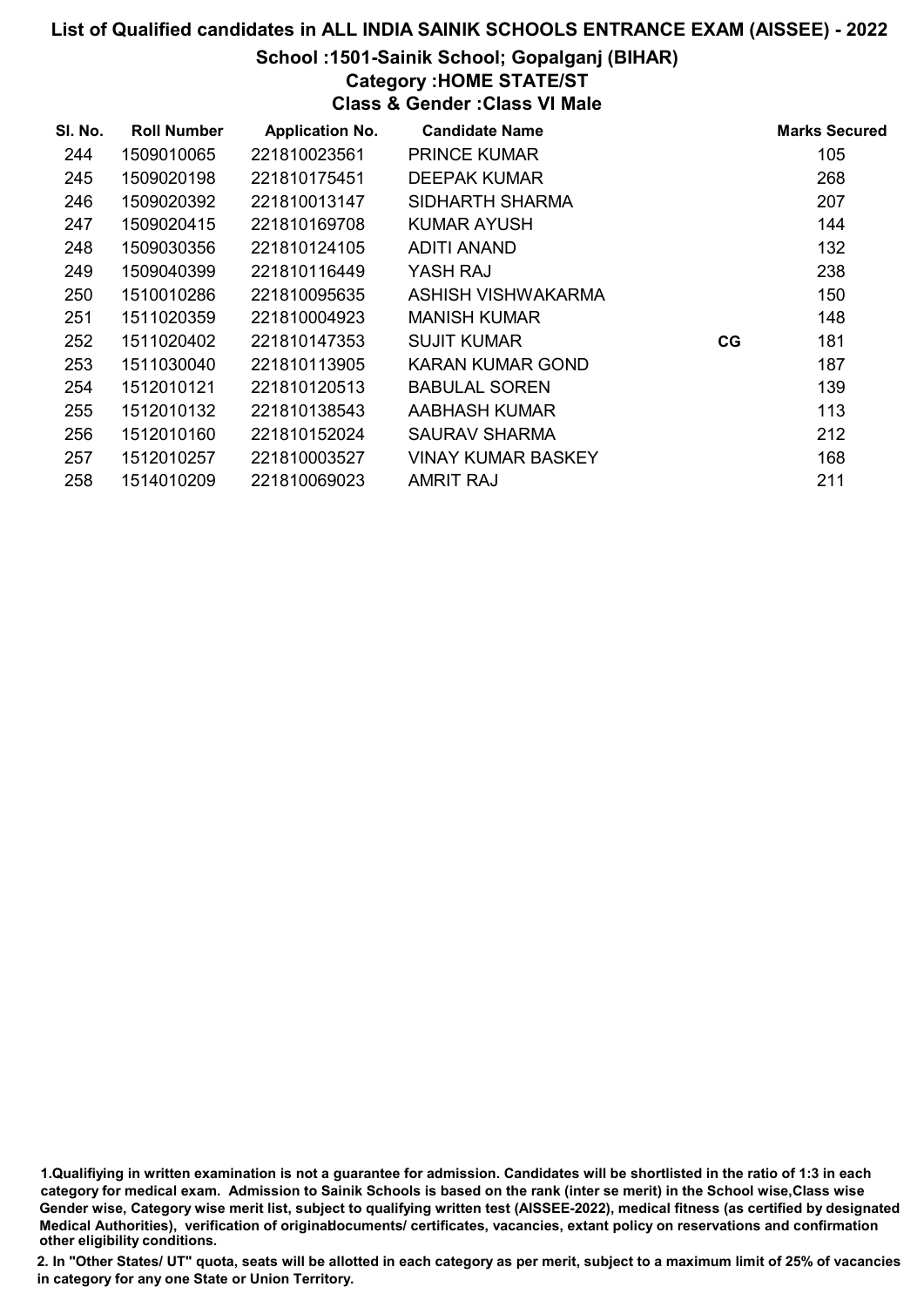# List of Qualified candidates in ALL INDIA SAINIK SCHOOLS ENTRANCE EXAM (AISSEE) - 2022

## School :1501-Sainik School; Gopalganj (BIHAR)

### Category :HOME STATE/ST

### Class & Gender :Class VI Male

| Sl. No. | Roll Number | Application No. | Candidate Name | | Marks Secured |
|---|---|---|---|---|---|
| 244 | 1509010065 | 221810023561 | PRINCE KUMAR | | 105 |
| 245 | 1509020198 | 221810175451 | DEEPAK KUMAR | | 268 |
| 246 | 1509020392 | 221810013147 | SIDHARTH SHARMA | | 207 |
| 247 | 1509020415 | 221810169708 | KUMAR AYUSH | | 144 |
| 248 | 1509030356 | 221810124105 | ADITI ANAND | | 132 |
| 249 | 1509040399 | 221810116449 | YASH RAJ | | 238 |
| 250 | 1510010286 | 221810095635 | ASHISH VISHWAKARMA | | 150 |
| 251 | 1511020359 | 221810004923 | MANISH KUMAR | | 148 |
| 252 | 1511020402 | 221810147353 | SUJIT KUMAR | CG | 181 |
| 253 | 1511030040 | 221810113905 | KARAN KUMAR GOND | | 187 |
| 254 | 1512010121 | 221810120513 | BABULAL SOREN | | 139 |
| 255 | 1512010132 | 221810138543 | AABHASH KUMAR | | 113 |
| 256 | 1512010160 | 221810152024 | SAURAV SHARMA | | 212 |
| 257 | 1512010257 | 221810003527 | VINAY KUMAR BASKEY | | 168 |
| 258 | 1514010209 | 221810069023 | AMRIT RAJ | | 211 |

1.Qualifiying in written examination is not a guarantee for admission. Candidates will be shortlisted in the ratio of 1:3 in each category for medical exam. Admission to Sainik Schools is based on the rank (inter se merit) in the School wise,Class wise Gender wise, Category wise merit list, subject to qualifying written test (AISSEE-2022), medical fitness (as certified by designated Medical Authorities), verification of originablocuments/ certificates, vacancies, extant policy on reservations and confirmation other eligibility conditions.

2. In "Other States/ UT" quota, seats will be allotted in each category as per merit, subject to a maximum limit of 25% of vacancies in category for any one State or Union Territory.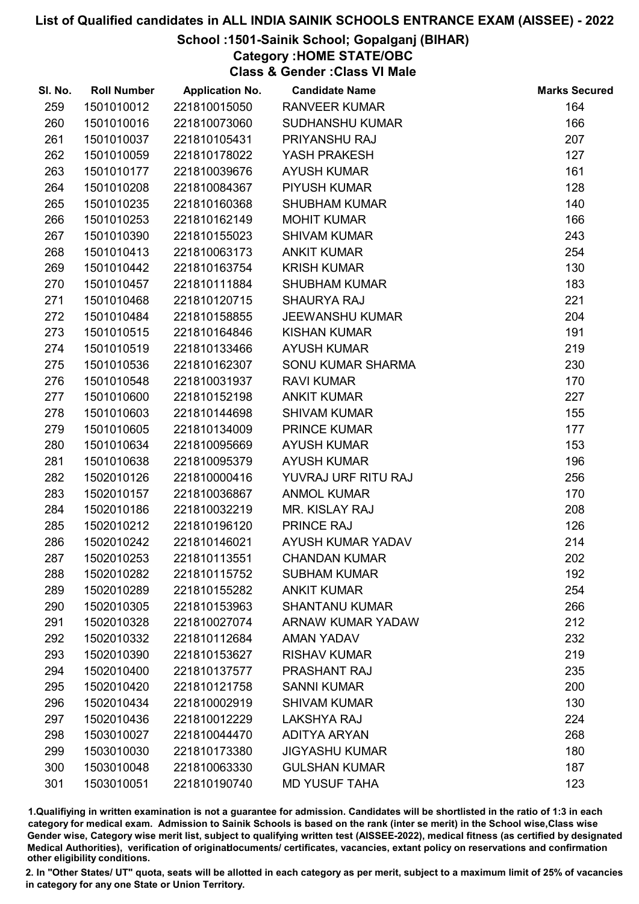# List of Qualified candidates in ALL INDIA SAINIK SCHOOLS ENTRANCE EXAM (AISSEE) - 2022

## School :1501-Sainik School; Gopalganj (BIHAR)

### Category :HOME STATE/OBC

### Class & Gender :Class VI Male

| Sl. No. | Roll Number | Application No. | Candidate Name | Marks Secured |
|---|---|---|---|---|
| 259 | 1501010012 | 221810015050 | RANVEER KUMAR | 164 |
| 260 | 1501010016 | 221810073060 | SUDHANSHU KUMAR | 166 |
| 261 | 1501010037 | 221810105431 | PRIYANSHU RAJ | 207 |
| 262 | 1501010059 | 221810178022 | YASH PRAKESH | 127 |
| 263 | 1501010177 | 221810039676 | AYUSH KUMAR | 161 |
| 264 | 1501010208 | 221810084367 | PIYUSH KUMAR | 128 |
| 265 | 1501010235 | 221810160368 | SHUBHAM KUMAR | 140 |
| 266 | 1501010253 | 221810162149 | MOHIT KUMAR | 166 |
| 267 | 1501010390 | 221810155023 | SHIVAM KUMAR | 243 |
| 268 | 1501010413 | 221810063173 | ANKIT KUMAR | 254 |
| 269 | 1501010442 | 221810163754 | KRISH KUMAR | 130 |
| 270 | 1501010457 | 221810111884 | SHUBHAM KUMAR | 183 |
| 271 | 1501010468 | 221810120715 | SHAURYA RAJ | 221 |
| 272 | 1501010484 | 221810158855 | JEEWANSHU KUMAR | 204 |
| 273 | 1501010515 | 221810164846 | KISHAN KUMAR | 191 |
| 274 | 1501010519 | 221810133466 | AYUSH KUMAR | 219 |
| 275 | 1501010536 | 221810162307 | SONU KUMAR SHARMA | 230 |
| 276 | 1501010548 | 221810031937 | RAVI KUMAR | 170 |
| 277 | 1501010600 | 221810152198 | ANKIT KUMAR | 227 |
| 278 | 1501010603 | 221810144698 | SHIVAM KUMAR | 155 |
| 279 | 1501010605 | 221810134009 | PRINCE KUMAR | 177 |
| 280 | 1501010634 | 221810095669 | AYUSH KUMAR | 153 |
| 281 | 1501010638 | 221810095379 | AYUSH KUMAR | 196 |
| 282 | 1502010126 | 221810000416 | YUVRAJ URF RITU RAJ | 256 |
| 283 | 1502010157 | 221810036867 | ANMOL KUMAR | 170 |
| 284 | 1502010186 | 221810032219 | MR. KISLAY RAJ | 208 |
| 285 | 1502010212 | 221810196120 | PRINCE RAJ | 126 |
| 286 | 1502010242 | 221810146021 | AYUSH KUMAR YADAV | 214 |
| 287 | 1502010253 | 221810113551 | CHANDAN KUMAR | 202 |
| 288 | 1502010282 | 221810115752 | SUBHAM KUMAR | 192 |
| 289 | 1502010289 | 221810155282 | ANKIT KUMAR | 254 |
| 290 | 1502010305 | 221810153963 | SHANTANU KUMAR | 266 |
| 291 | 1502010328 | 221810027074 | ARNAW KUMAR YADAW | 212 |
| 292 | 1502010332 | 221810112684 | AMAN YADAV | 232 |
| 293 | 1502010390 | 221810153627 | RISHAV KUMAR | 219 |
| 294 | 1502010400 | 221810137577 | PRASHANT RAJ | 235 |
| 295 | 1502010420 | 221810121758 | SANNI KUMAR | 200 |
| 296 | 1502010434 | 221810002919 | SHIVAM KUMAR | 130 |
| 297 | 1502010436 | 221810012229 | LAKSHYA RAJ | 224 |
| 298 | 1503010027 | 221810044470 | ADITYA ARYAN | 268 |
| 299 | 1503010030 | 221810173380 | JIGYASHU KUMAR | 180 |
| 300 | 1503010048 | 221810063330 | GULSHAN KUMAR | 187 |
| 301 | 1503010051 | 221810190740 | MD YUSUF TAHA | 123 |

1.Qualifiying in written examination is not a guarantee for admission. Candidates will be shortlisted in the ratio of 1:3 in each category for medical exam. Admission to Sainik Schools is based on the rank (inter se merit) in the School wise,Class wise Gender wise, Category wise merit list, subject to qualifying written test (AISSEE-2022), medical fitness (as certified by designated Medical Authorities), verification of originaldocuments/ certificates, vacancies, extant policy on reservations and confirmation other eligibility conditions.

2. In "Other States/ UT" quota, seats will be allotted in each category as per merit, subject to a maximum limit of 25% of vacancies in category for any one State or Union Territory.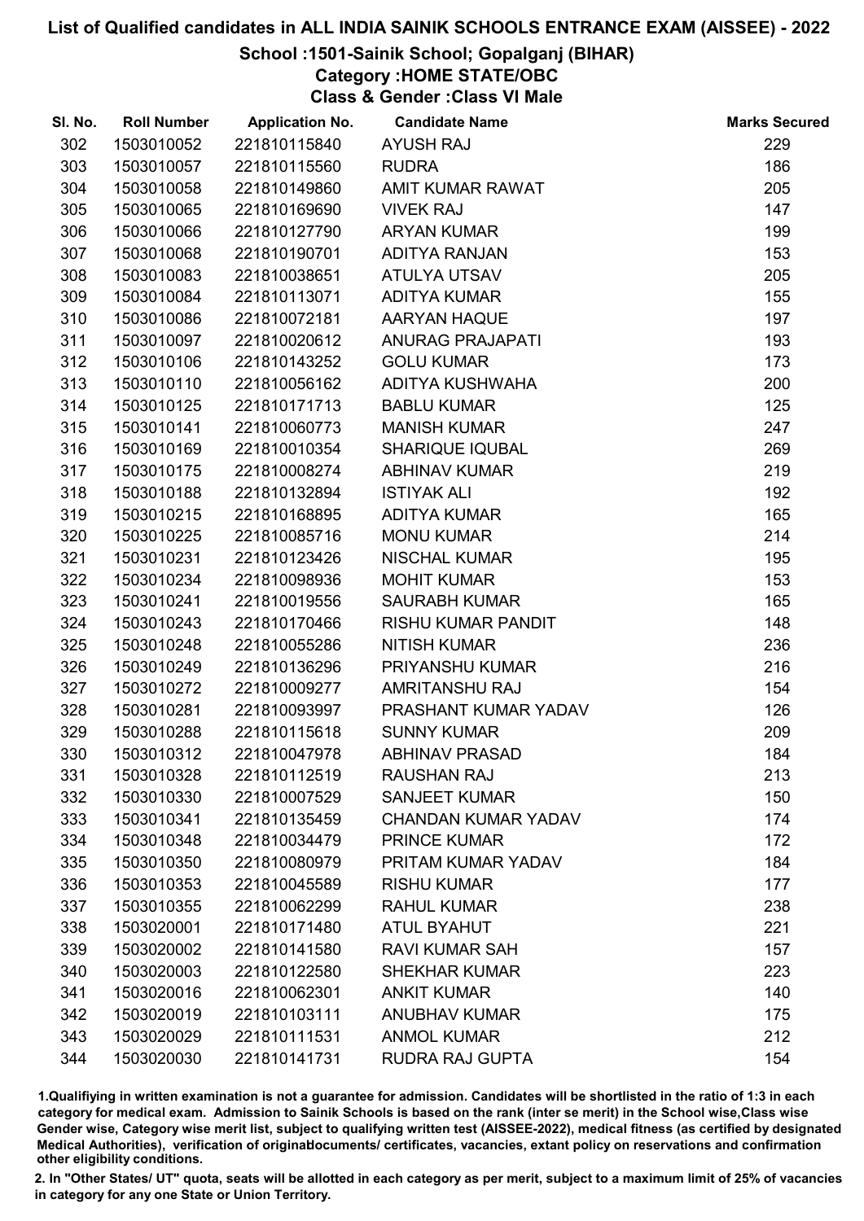# List of Qualified candidates in ALL INDIA SAINIK SCHOOLS ENTRANCE EXAM (AISSEE) - 2022

## School :1501-Sainik School; Gopalganj (BIHAR)

### Category :HOME STATE/OBC

### Class & Gender :Class VI Male

| Sl. No. | Roll Number | Application No. | Candidate Name | Marks Secured |
|---|---|---|---|---|
| 302 | 1503010052 | 221810115840 | AYUSH RAJ | 229 |
| 303 | 1503010057 | 221810115560 | RUDRA | 186 |
| 304 | 1503010058 | 221810149860 | AMIT KUMAR RAWAT | 205 |
| 305 | 1503010065 | 221810169690 | VIVEK RAJ | 147 |
| 306 | 1503010066 | 221810127790 | ARYAN KUMAR | 199 |
| 307 | 1503010068 | 221810190701 | ADITYA RANJAN | 153 |
| 308 | 1503010083 | 221810038651 | ATULYA UTSAV | 205 |
| 309 | 1503010084 | 221810113071 | ADITYA KUMAR | 155 |
| 310 | 1503010086 | 221810072181 | AARYAN HAQUE | 197 |
| 311 | 1503010097 | 221810020612 | ANURAG PRAJAPATI | 193 |
| 312 | 1503010106 | 221810143252 | GOLU KUMAR | 173 |
| 313 | 1503010110 | 221810056162 | ADITYA KUSHWAHA | 200 |
| 314 | 1503010125 | 221810171713 | BABLU KUMAR | 125 |
| 315 | 1503010141 | 221810060773 | MANISH KUMAR | 247 |
| 316 | 1503010169 | 221810010354 | SHARIQUE IQUBAL | 269 |
| 317 | 1503010175 | 221810008274 | ABHINAV KUMAR | 219 |
| 318 | 1503010188 | 221810132894 | ISTIYAK ALI | 192 |
| 319 | 1503010215 | 221810168895 | ADITYA KUMAR | 165 |
| 320 | 1503010225 | 221810085716 | MONU KUMAR | 214 |
| 321 | 1503010231 | 221810123426 | NISCHAL KUMAR | 195 |
| 322 | 1503010234 | 221810098936 | MOHIT KUMAR | 153 |
| 323 | 1503010241 | 221810019556 | SAURABH KUMAR | 165 |
| 324 | 1503010243 | 221810170466 | RISHU KUMAR PANDIT | 148 |
| 325 | 1503010248 | 221810055286 | NITISH KUMAR | 236 |
| 326 | 1503010249 | 221810136296 | PRIYANSHU KUMAR | 216 |
| 327 | 1503010272 | 221810009277 | AMRITANSHU RAJ | 154 |
| 328 | 1503010281 | 221810093997 | PRASHANT KUMAR YADAV | 126 |
| 329 | 1503010288 | 221810115618 | SUNNY KUMAR | 209 |
| 330 | 1503010312 | 221810047978 | ABHINAV PRASAD | 184 |
| 331 | 1503010328 | 221810112519 | RAUSHAN RAJ | 213 |
| 332 | 1503010330 | 221810007529 | SANJEET KUMAR | 150 |
| 333 | 1503010341 | 221810135459 | CHANDAN KUMAR YADAV | 174 |
| 334 | 1503010348 | 221810034479 | PRINCE KUMAR | 172 |
| 335 | 1503010350 | 221810080979 | PRITAM KUMAR YADAV | 184 |
| 336 | 1503010353 | 221810045589 | RISHU KUMAR | 177 |
| 337 | 1503010355 | 221810062299 | RAHUL KUMAR | 238 |
| 338 | 1503020001 | 221810171480 | ATUL BYAHUT | 221 |
| 339 | 1503020002 | 221810141580 | RAVI KUMAR SAH | 157 |
| 340 | 1503020003 | 221810122580 | SHEKHAR KUMAR | 223 |
| 341 | 1503020016 | 221810062301 | ANKIT KUMAR | 140 |
| 342 | 1503020019 | 221810103111 | ANUBHAV KUMAR | 175 |
| 343 | 1503020029 | 221810111531 | ANMOL KUMAR | 212 |
| 344 | 1503020030 | 221810141731 | RUDRA RAJ GUPTA | 154 |

1.Qualifiying in written examination is not a guarantee for admission. Candidates will be shortlisted in the ratio of 1:3 in each category for medical exam. Admission to Sainik Schools is based on the rank (inter se merit) in the School wise,Class wise Gender wise, Category wise merit list, subject to qualifying written test (AISSEE-2022), medical fitness (as certified by designated Medical Authorities), verification of originaldocuments/ certificates, vacancies, extant policy on reservations and confirmation other eligibility conditions.

2. In "Other States/ UT" quota, seats will be allotted in each category as per merit, subject to a maximum limit of 25% of vacancies in category for any one State or Union Territory.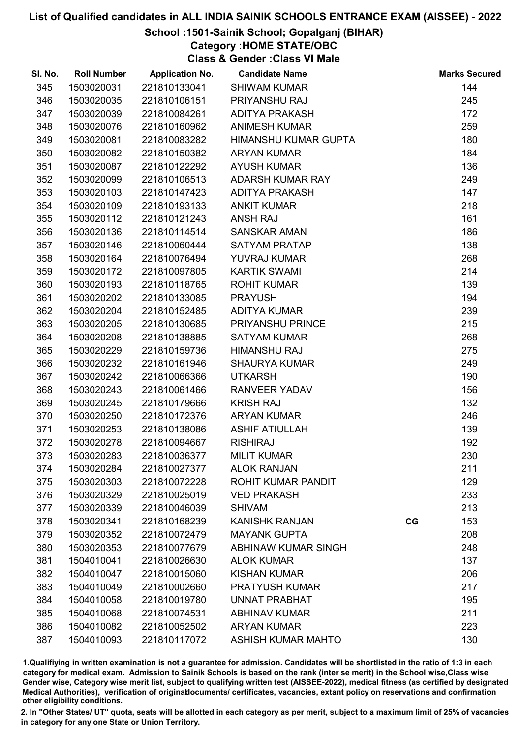# List of Qualified candidates in ALL INDIA SAINIK SCHOOLS ENTRANCE EXAM (AISSEE) - 2022

## School :1501-Sainik School; Gopalganj (BIHAR)

### Category :HOME STATE/OBC

### Class & Gender :Class VI Male

| Sl. No. | Roll Number | Application No. | Candidate Name | | Marks Secured |
|---|---|---|---|---|---|
| 345 | 1503020031 | 221810133041 | SHIWAM KUMAR | | 144 |
| 346 | 1503020035 | 221810106151 | PRIYANSHU RAJ | | 245 |
| 347 | 1503020039 | 221810084261 | ADITYA PRAKASH | | 172 |
| 348 | 1503020076 | 221810160962 | ANIMESH KUMAR | | 259 |
| 349 | 1503020081 | 221810083282 | HIMANSHU KUMAR GUPTA | | 180 |
| 350 | 1503020082 | 221810150382 | ARYAN KUMAR | | 184 |
| 351 | 1503020087 | 221810122292 | AYUSH KUMAR | | 136 |
| 352 | 1503020099 | 221810106513 | ADARSH KUMAR RAY | | 249 |
| 353 | 1503020103 | 221810147423 | ADITYA PRAKASH | | 147 |
| 354 | 1503020109 | 221810193133 | ANKIT KUMAR | | 218 |
| 355 | 1503020112 | 221810121243 | ANSH RAJ | | 161 |
| 356 | 1503020136 | 221810114514 | SANSKAR AMAN | | 186 |
| 357 | 1503020146 | 221810060444 | SATYAM PRATAP | | 138 |
| 358 | 1503020164 | 221810076494 | YUVRAJ KUMAR | | 268 |
| 359 | 1503020172 | 221810097805 | KARTIK SWAMI | | 214 |
| 360 | 1503020193 | 221810118765 | ROHIT KUMAR | | 139 |
| 361 | 1503020202 | 221810133085 | PRAYUSH | | 194 |
| 362 | 1503020204 | 221810152485 | ADITYA KUMAR | | 239 |
| 363 | 1503020205 | 221810130685 | PRIYANSHU PRINCE | | 215 |
| 364 | 1503020208 | 221810138885 | SATYAM KUMAR | | 268 |
| 365 | 1503020229 | 221810159736 | HIMANSHU RAJ | | 275 |
| 366 | 1503020232 | 221810161946 | SHAURYA KUMAR | | 249 |
| 367 | 1503020242 | 221810066366 | UTKARSH | | 190 |
| 368 | 1503020243 | 221810061466 | RANVEER YADAV | | 156 |
| 369 | 1503020245 | 221810179666 | KRISH RAJ | | 132 |
| 370 | 1503020250 | 221810172376 | ARYAN KUMAR | | 246 |
| 371 | 1503020253 | 221810138086 | ASHIF ATIULLAH | | 139 |
| 372 | 1503020278 | 221810094667 | RISHIRAJ | | 192 |
| 373 | 1503020283 | 221810036377 | MILIT KUMAR | | 230 |
| 374 | 1503020284 | 221810027377 | ALOK RANJAN | | 211 |
| 375 | 1503020303 | 221810072228 | ROHIT KUMAR PANDIT | | 129 |
| 376 | 1503020329 | 221810025019 | VED PRAKASH | | 233 |
| 377 | 1503020339 | 221810046039 | SHIVAM | | 213 |
| 378 | 1503020341 | 221810168239 | KANISHK RANJAN | CG | 153 |
| 379 | 1503020352 | 221810072479 | MAYANK GUPTA | | 208 |
| 380 | 1503020353 | 221810077679 | ABHINAW KUMAR SINGH | | 248 |
| 381 | 1504010041 | 221810026630 | ALOK KUMAR | | 137 |
| 382 | 1504010047 | 221810015060 | KISHAN KUMAR | | 206 |
| 383 | 1504010049 | 221810002660 | PRATYUSH KUMAR | | 217 |
| 384 | 1504010058 | 221810019780 | UNNAT PRABHAT | | 195 |
| 385 | 1504010068 | 221810074531 | ABHINAV KUMAR | | 211 |
| 386 | 1504010082 | 221810052502 | ARYAN KUMAR | | 223 |
| 387 | 1504010093 | 221810117072 | ASHISH KUMAR MAHTO | | 130 |

1.Qualifiying in written examination is not a guarantee for admission. Candidates will be shortlisted in the ratio of 1:3 in each category for medical exam. Admission to Sainik Schools is based on the rank (inter se merit) in the School wise,Class wise Gender wise, Category wise merit list, subject to qualifying written test (AISSEE-2022), medical fitness (as certified by designated Medical Authorities), verification of originaldocuments/ certificates, vacancies, extant policy on reservations and confirmation other eligibility conditions.

2. In "Other States/ UT" quota, seats will be allotted in each category as per merit, subject to a maximum limit of 25% of vacancies in category for any one State or Union Territory.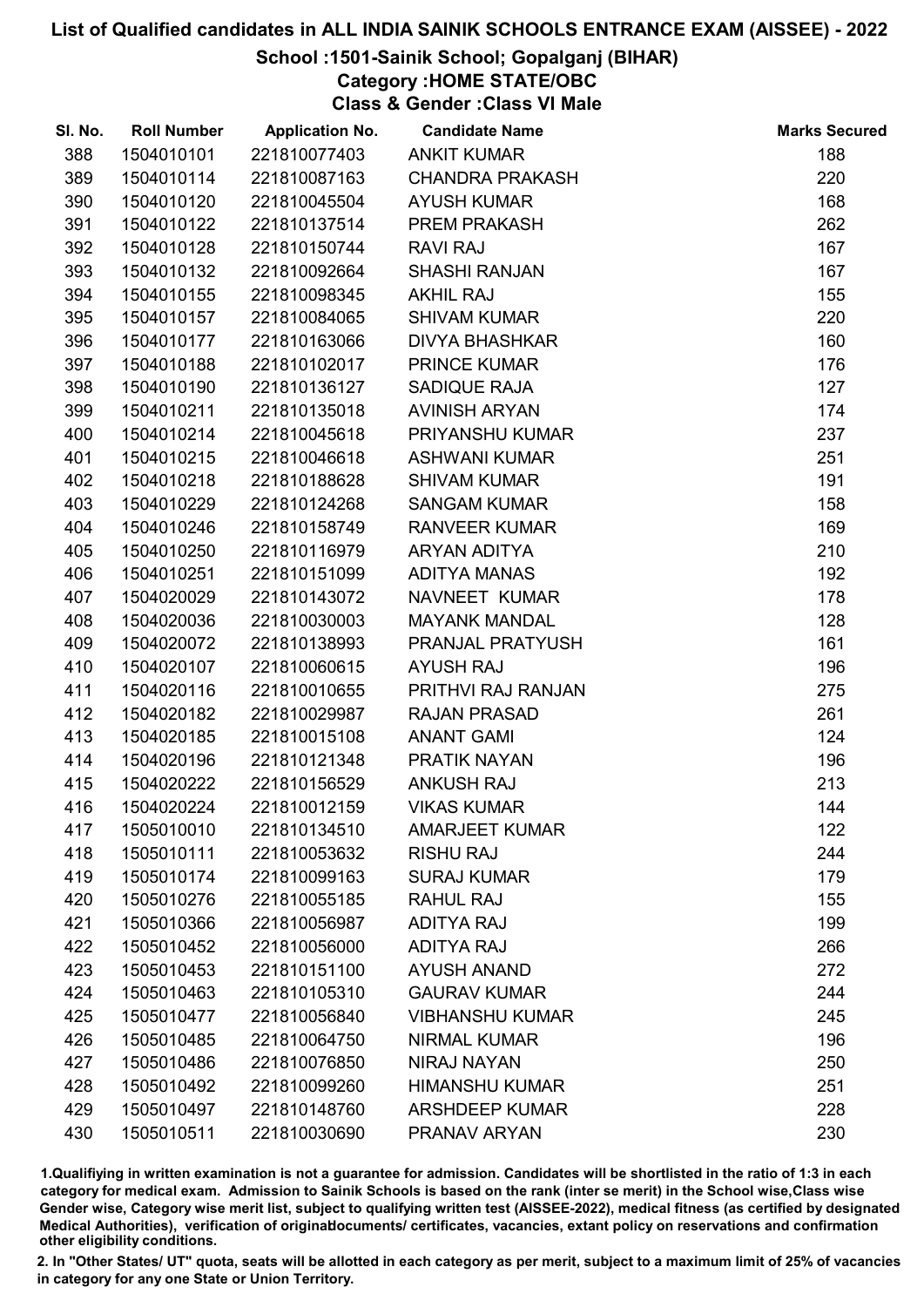# List of Qualified candidates in ALL INDIA SAINIK SCHOOLS ENTRANCE EXAM (AISSEE) - 2022

## School :1501-Sainik School; Gopalganj (BIHAR)

### Category :HOME STATE/OBC

### Class & Gender :Class VI Male

| Sl. No. | Roll Number | Application No. | Candidate Name | Marks Secured |
|---|---|---|---|---|
| 388 | 1504010101 | 221810077403 | ANKIT KUMAR | 188 |
| 389 | 1504010114 | 221810087163 | CHANDRA PRAKASH | 220 |
| 390 | 1504010120 | 221810045504 | AYUSH KUMAR | 168 |
| 391 | 1504010122 | 221810137514 | PREM PRAKASH | 262 |
| 392 | 1504010128 | 221810150744 | RAVI RAJ | 167 |
| 393 | 1504010132 | 221810092664 | SHASHI RANJAN | 167 |
| 394 | 1504010155 | 221810098345 | AKHIL RAJ | 155 |
| 395 | 1504010157 | 221810084065 | SHIVAM KUMAR | 220 |
| 396 | 1504010177 | 221810163066 | DIVYA BHASHKAR | 160 |
| 397 | 1504010188 | 221810102017 | PRINCE KUMAR | 176 |
| 398 | 1504010190 | 221810136127 | SADIQUE RAJA | 127 |
| 399 | 1504010211 | 221810135018 | AVINISH ARYAN | 174 |
| 400 | 1504010214 | 221810045618 | PRIYANSHU KUMAR | 237 |
| 401 | 1504010215 | 221810046618 | ASHWANI KUMAR | 251 |
| 402 | 1504010218 | 221810188628 | SHIVAM KUMAR | 191 |
| 403 | 1504010229 | 221810124268 | SANGAM KUMAR | 158 |
| 404 | 1504010246 | 221810158749 | RANVEER KUMAR | 169 |
| 405 | 1504010250 | 221810116979 | ARYAN ADITYA | 210 |
| 406 | 1504010251 | 221810151099 | ADITYA MANAS | 192 |
| 407 | 1504020029 | 221810143072 | NAVNEET KUMAR | 178 |
| 408 | 1504020036 | 221810030003 | MAYANK MANDAL | 128 |
| 409 | 1504020072 | 221810138993 | PRANJAL PRATYUSH | 161 |
| 410 | 1504020107 | 221810060615 | AYUSH RAJ | 196 |
| 411 | 1504020116 | 221810010655 | PRITHVI RAJ RANJAN | 275 |
| 412 | 1504020182 | 221810029987 | RAJAN PRASAD | 261 |
| 413 | 1504020185 | 221810015108 | ANANT GAMI | 124 |
| 414 | 1504020196 | 221810121348 | PRATIK NAYAN | 196 |
| 415 | 1504020222 | 221810156529 | ANKUSH RAJ | 213 |
| 416 | 1504020224 | 221810012159 | VIKAS KUMAR | 144 |
| 417 | 1505010010 | 221810134510 | AMARJEET KUMAR | 122 |
| 418 | 1505010111 | 221810053632 | RISHU RAJ | 244 |
| 419 | 1505010174 | 221810099163 | SURAJ KUMAR | 179 |
| 420 | 1505010276 | 221810055185 | RAHUL RAJ | 155 |
| 421 | 1505010366 | 221810056987 | ADITYA RAJ | 199 |
| 422 | 1505010452 | 221810056000 | ADITYA RAJ | 266 |
| 423 | 1505010453 | 221810151100 | AYUSH ANAND | 272 |
| 424 | 1505010463 | 221810105310 | GAURAV KUMAR | 244 |
| 425 | 1505010477 | 221810056840 | VIBHANSHU KUMAR | 245 |
| 426 | 1505010485 | 221810064750 | NIRMAL KUMAR | 196 |
| 427 | 1505010486 | 221810076850 | NIRAJ NAYAN | 250 |
| 428 | 1505010492 | 221810099260 | HIMANSHU KUMAR | 251 |
| 429 | 1505010497 | 221810148760 | ARSHDEEP KUMAR | 228 |
| 430 | 1505010511 | 221810030690 | PRANAV ARYAN | 230 |

1.Qualifiying in written examination is not a guarantee for admission. Candidates will be shortlisted in the ratio of 1:3 in each category for medical exam. Admission to Sainik Schools is based on the rank (inter se merit) in the School wise,Class wise Gender wise, Category wise merit list, subject to qualifying written test (AISSEE-2022), medical fitness (as certified by designated Medical Authorities), verification of originaldocuments/ certificates, vacancies, extant policy on reservations and confirmation other eligibility conditions.

2. In "Other States/ UT" quota, seats will be allotted in each category as per merit, subject to a maximum limit of 25% of vacancies in category for any one State or Union Territory.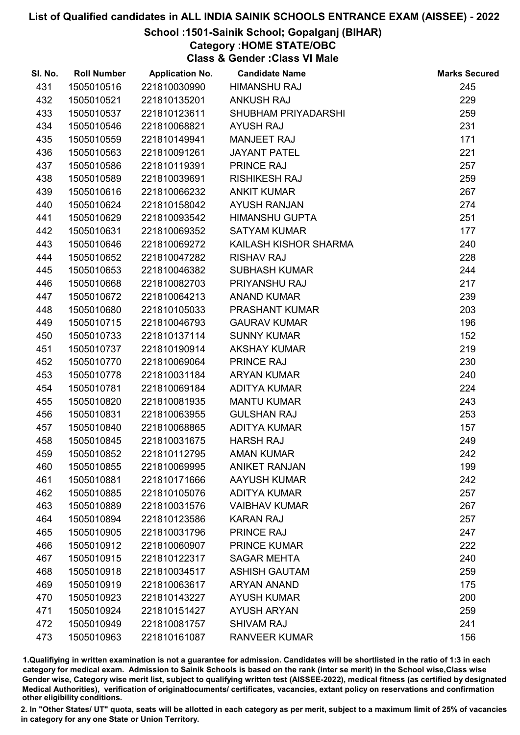# List of Qualified candidates in ALL INDIA SAINIK SCHOOLS ENTRANCE EXAM (AISSEE) - 2022

## School :1501-Sainik School; Gopalganj (BIHAR)

### Category :HOME STATE/OBC

### Class & Gender :Class VI Male

| Sl. No. | Roll Number | Application No. | Candidate Name | Marks Secured |
|---|---|---|---|---|
| 431 | 1505010516 | 221810030990 | HIMANSHU RAJ | 245 |
| 432 | 1505010521 | 221810135201 | ANKUSH RAJ | 229 |
| 433 | 1505010537 | 221810123611 | SHUBHAM PRIYADARSHI | 259 |
| 434 | 1505010546 | 221810068821 | AYUSH RAJ | 231 |
| 435 | 1505010559 | 221810149941 | MANJEET RAJ | 171 |
| 436 | 1505010563 | 221810091261 | JAYANT PATEL | 221 |
| 437 | 1505010586 | 221810119391 | PRINCE RAJ | 257 |
| 438 | 1505010589 | 221810039691 | RISHIKESH RAJ | 259 |
| 439 | 1505010616 | 221810066232 | ANKIT KUMAR | 267 |
| 440 | 1505010624 | 221810158042 | AYUSH RANJAN | 274 |
| 441 | 1505010629 | 221810093542 | HIMANSHU GUPTA | 251 |
| 442 | 1505010631 | 221810069352 | SATYAM KUMAR | 177 |
| 443 | 1505010646 | 221810069272 | KAILASH KISHOR SHARMA | 240 |
| 444 | 1505010652 | 221810047282 | RISHAV RAJ | 228 |
| 445 | 1505010653 | 221810046382 | SUBHASH KUMAR | 244 |
| 446 | 1505010668 | 221810082703 | PRIYANSHU RAJ | 217 |
| 447 | 1505010672 | 221810064213 | ANAND KUMAR | 239 |
| 448 | 1505010680 | 221810105033 | PRASHANT KUMAR | 203 |
| 449 | 1505010715 | 221810046793 | GAURAV KUMAR | 196 |
| 450 | 1505010733 | 221810137114 | SUNNY KUMAR | 152 |
| 451 | 1505010737 | 221810190914 | AKSHAY KUMAR | 219 |
| 452 | 1505010770 | 221810069064 | PRINCE RAJ | 230 |
| 453 | 1505010778 | 221810031184 | ARYAN KUMAR | 240 |
| 454 | 1505010781 | 221810069184 | ADITYA KUMAR | 224 |
| 455 | 1505010820 | 221810081935 | MANTU KUMAR | 243 |
| 456 | 1505010831 | 221810063955 | GULSHAN RAJ | 253 |
| 457 | 1505010840 | 221810068865 | ADITYA KUMAR | 157 |
| 458 | 1505010845 | 221810031675 | HARSH RAJ | 249 |
| 459 | 1505010852 | 221810112795 | AMAN KUMAR | 242 |
| 460 | 1505010855 | 221810069995 | ANIKET RANJAN | 199 |
| 461 | 1505010881 | 221810171666 | AAYUSH KUMAR | 242 |
| 462 | 1505010885 | 221810105076 | ADITYA KUMAR | 257 |
| 463 | 1505010889 | 221810031576 | VAIBHAV KUMAR | 267 |
| 464 | 1505010894 | 221810123586 | KARAN RAJ | 257 |
| 465 | 1505010905 | 221810031796 | PRINCE RAJ | 247 |
| 466 | 1505010912 | 221810060907 | PRINCE KUMAR | 222 |
| 467 | 1505010915 | 221810122317 | SAGAR MEHTA | 240 |
| 468 | 1505010918 | 221810034517 | ASHISH GAUTAM | 259 |
| 469 | 1505010919 | 221810063617 | ARYAN ANAND | 175 |
| 470 | 1505010923 | 221810143227 | AYUSH KUMAR | 200 |
| 471 | 1505010924 | 221810151427 | AYUSH ARYAN | 259 |
| 472 | 1505010949 | 221810081757 | SHIVAM RAJ | 241 |
| 473 | 1505010963 | 221810161087 | RANVEER KUMAR | 156 |

1.Qualifiying in written examination is not a guarantee for admission. Candidates will be shortlisted in the ratio of 1:3 in each category for medical exam. Admission to Sainik Schools is based on the rank (inter se merit) in the School wise,Class wise Gender wise, Category wise merit list, subject to qualifying written test (AISSEE-2022), medical fitness (as certified by designated Medical Authorities), verification of originaldocuments/ certificates, vacancies, extant policy on reservations and confirmation other eligibility conditions.

2. In "Other States/ UT" quota, seats will be allotted in each category as per merit, subject to a maximum limit of 25% of vacancies in category for any one State or Union Territory.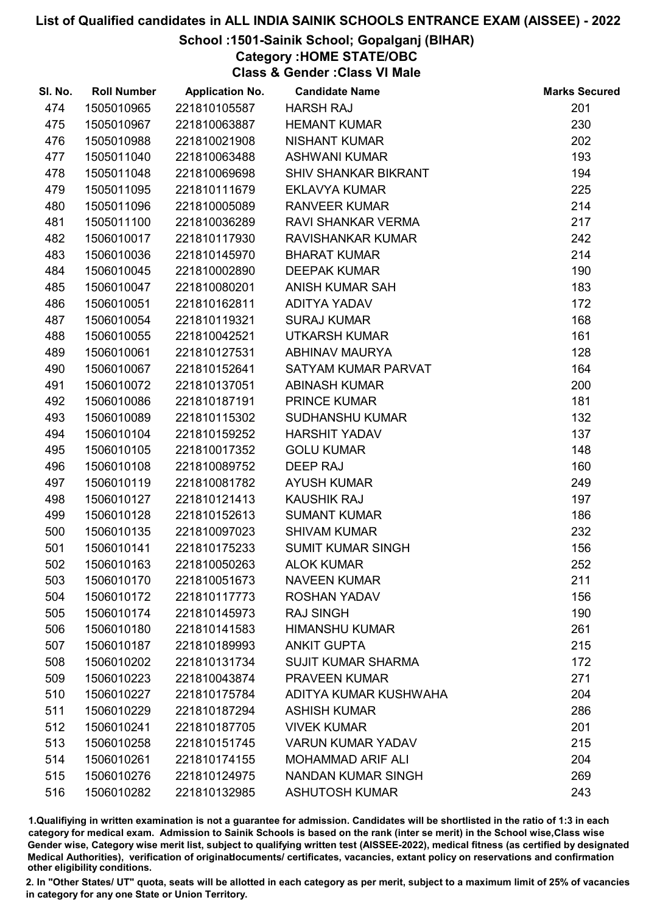# List of Qualified candidates in ALL INDIA SAINIK SCHOOLS ENTRANCE EXAM (AISSEE) - 2022

## School :1501-Sainik School; Gopalganj (BIHAR)

### Category :HOME STATE/OBC

### Class & Gender :Class VI Male

| Sl. No. | Roll Number | Application No. | Candidate Name | Marks Secured |
|---|---|---|---|---|
| 474 | 1505010965 | 221810105587 | HARSH RAJ | 201 |
| 475 | 1505010967 | 221810063887 | HEMANT KUMAR | 230 |
| 476 | 1505010988 | 221810021908 | NISHANT KUMAR | 202 |
| 477 | 1505011040 | 221810063488 | ASHWANI KUMAR | 193 |
| 478 | 1505011048 | 221810069698 | SHIV SHANKAR BIKRANT | 194 |
| 479 | 1505011095 | 221810111679 | EKLAVYA KUMAR | 225 |
| 480 | 1505011096 | 221810005089 | RANVEER KUMAR | 214 |
| 481 | 1505011100 | 221810036289 | RAVI SHANKAR VERMA | 217 |
| 482 | 1506010017 | 221810117930 | RAVISHANKAR KUMAR | 242 |
| 483 | 1506010036 | 221810145970 | BHARAT KUMAR | 214 |
| 484 | 1506010045 | 221810002890 | DEEPAK KUMAR | 190 |
| 485 | 1506010047 | 221810080201 | ANISH KUMAR SAH | 183 |
| 486 | 1506010051 | 221810162811 | ADITYA YADAV | 172 |
| 487 | 1506010054 | 221810119321 | SURAJ KUMAR | 168 |
| 488 | 1506010055 | 221810042521 | UTKARSH KUMAR | 161 |
| 489 | 1506010061 | 221810127531 | ABHINAV MAURYA | 128 |
| 490 | 1506010067 | 221810152641 | SATYAM KUMAR PARVAT | 164 |
| 491 | 1506010072 | 221810137051 | ABINASH KUMAR | 200 |
| 492 | 1506010086 | 221810187191 | PRINCE KUMAR | 181 |
| 493 | 1506010089 | 221810115302 | SUDHANSHU KUMAR | 132 |
| 494 | 1506010104 | 221810159252 | HARSHIT YADAV | 137 |
| 495 | 1506010105 | 221810017352 | GOLU KUMAR | 148 |
| 496 | 1506010108 | 221810089752 | DEEP RAJ | 160 |
| 497 | 1506010119 | 221810081782 | AYUSH KUMAR | 249 |
| 498 | 1506010127 | 221810121413 | KAUSHIK RAJ | 197 |
| 499 | 1506010128 | 221810152613 | SUMANT KUMAR | 186 |
| 500 | 1506010135 | 221810097023 | SHIVAM KUMAR | 232 |
| 501 | 1506010141 | 221810175233 | SUMIT KUMAR SINGH | 156 |
| 502 | 1506010163 | 221810050263 | ALOK KUMAR | 252 |
| 503 | 1506010170 | 221810051673 | NAVEEN KUMAR | 211 |
| 504 | 1506010172 | 221810117773 | ROSHAN YADAV | 156 |
| 505 | 1506010174 | 221810145973 | RAJ SINGH | 190 |
| 506 | 1506010180 | 221810141583 | HIMANSHU KUMAR | 261 |
| 507 | 1506010187 | 221810189993 | ANKIT GUPTA | 215 |
| 508 | 1506010202 | 221810131734 | SUJIT KUMAR SHARMA | 172 |
| 509 | 1506010223 | 221810043874 | PRAVEEN KUMAR | 271 |
| 510 | 1506010227 | 221810175784 | ADITYA KUMAR KUSHWAHA | 204 |
| 511 | 1506010229 | 221810187294 | ASHISH KUMAR | 286 |
| 512 | 1506010241 | 221810187705 | VIVEK KUMAR | 201 |
| 513 | 1506010258 | 221810151745 | VARUN KUMAR YADAV | 215 |
| 514 | 1506010261 | 221810174155 | MOHAMMAD ARIF ALI | 204 |
| 515 | 1506010276 | 221810124975 | NANDAN KUMAR SINGH | 269 |
| 516 | 1506010282 | 221810132985 | ASHUTOSH KUMAR | 243 |

1.Qualifying in written examination is not a guarantee for admission. Candidates will be shortlisted in the ratio of 1:3 in each category for medical exam. Admission to Sainik Schools is based on the rank (inter se merit) in the School wise,Class wise Gender wise, Category wise merit list, subject to qualifying written test (AISSEE-2022), medical fitness (as certified by designated Medical Authorities), verification of originaldocuments/ certificates, vacancies, extant policy on reservations and confirmation other eligibility conditions.

2. In "Other States/ UT" quota, seats will be allotted in each category as per merit, subject to a maximum limit of 25% of vacancies in category for any one State or Union Territory.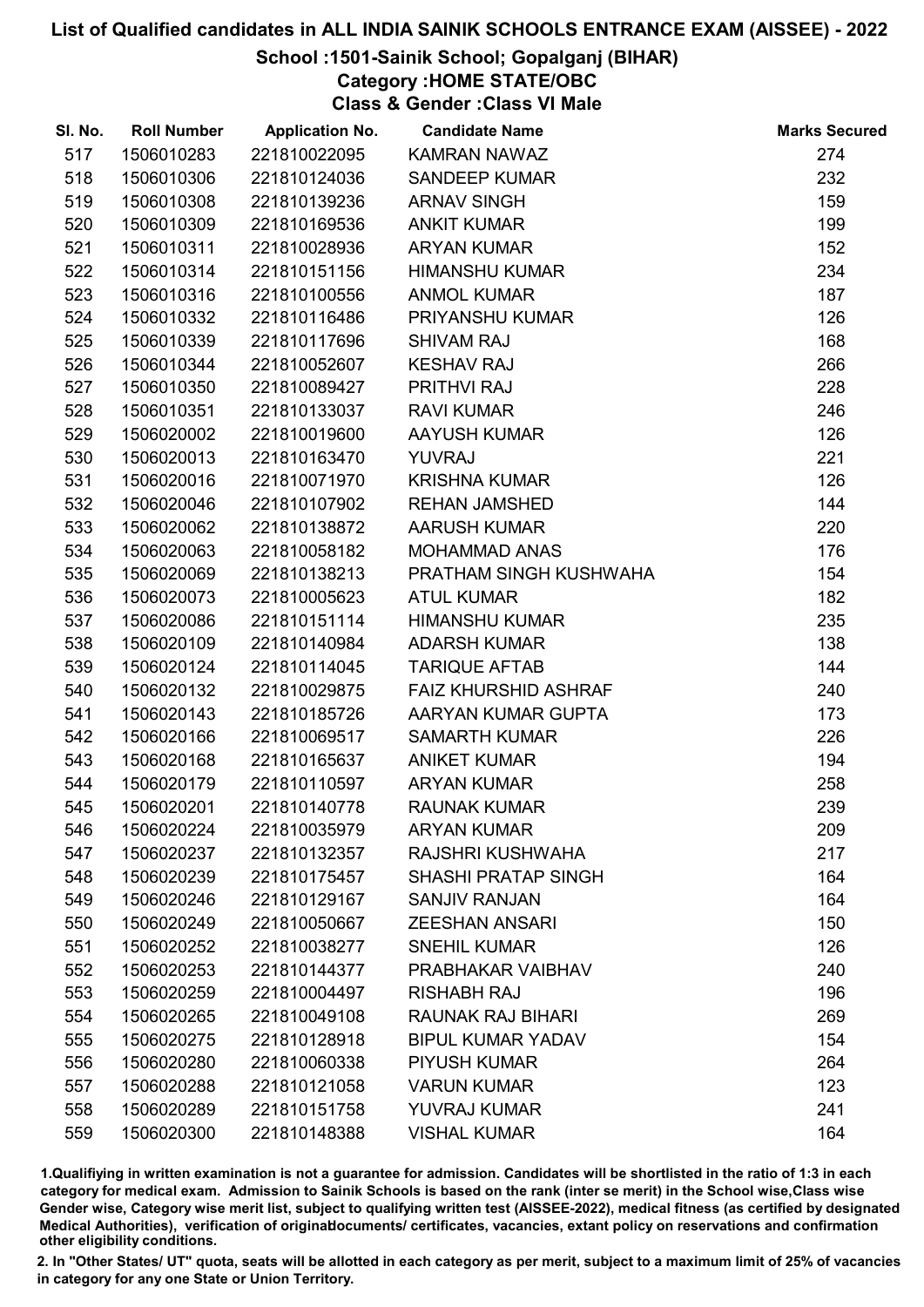# List of Qualified candidates in ALL INDIA SAINIK SCHOOLS ENTRANCE EXAM (AISSEE) - 2022

## School :1501-Sainik School; Gopalganj (BIHAR)

### Category :HOME STATE/OBC

### Class & Gender :Class VI Male

| Sl. No. | Roll Number | Application No. | Candidate Name | Marks Secured |
|---|---|---|---|---|
| 517 | 1506010283 | 221810022095 | KAMRAN NAWAZ | 274 |
| 518 | 1506010306 | 221810124036 | SANDEEP KUMAR | 232 |
| 519 | 1506010308 | 221810139236 | ARNAV SINGH | 159 |
| 520 | 1506010309 | 221810169536 | ANKIT KUMAR | 199 |
| 521 | 1506010311 | 221810028936 | ARYAN KUMAR | 152 |
| 522 | 1506010314 | 221810151156 | HIMANSHU KUMAR | 234 |
| 523 | 1506010316 | 221810100556 | ANMOL KUMAR | 187 |
| 524 | 1506010332 | 221810116486 | PRIYANSHU KUMAR | 126 |
| 525 | 1506010339 | 221810117696 | SHIVAM RAJ | 168 |
| 526 | 1506010344 | 221810052607 | KESHAV RAJ | 266 |
| 527 | 1506010350 | 221810089427 | PRITHVI RAJ | 228 |
| 528 | 1506010351 | 221810133037 | RAVI KUMAR | 246 |
| 529 | 1506020002 | 221810019600 | AAYUSH KUMAR | 126 |
| 530 | 1506020013 | 221810163470 | YUVRAJ | 221 |
| 531 | 1506020016 | 221810071970 | KRISHNA KUMAR | 126 |
| 532 | 1506020046 | 221810107902 | REHAN JAMSHED | 144 |
| 533 | 1506020062 | 221810138872 | AARUSH KUMAR | 220 |
| 534 | 1506020063 | 221810058182 | MOHAMMAD ANAS | 176 |
| 535 | 1506020069 | 221810138213 | PRATHAM SINGH KUSHWAHA | 154 |
| 536 | 1506020073 | 221810005623 | ATUL KUMAR | 182 |
| 537 | 1506020086 | 221810151114 | HIMANSHU KUMAR | 235 |
| 538 | 1506020109 | 221810140984 | ADARSH KUMAR | 138 |
| 539 | 1506020124 | 221810114045 | TARIQUE AFTAB | 144 |
| 540 | 1506020132 | 221810029875 | FAIZ KHURSHID ASHRAF | 240 |
| 541 | 1506020143 | 221810185726 | AARYAN KUMAR GUPTA | 173 |
| 542 | 1506020166 | 221810069517 | SAMARTH KUMAR | 226 |
| 543 | 1506020168 | 221810165637 | ANIKET KUMAR | 194 |
| 544 | 1506020179 | 221810110597 | ARYAN KUMAR | 258 |
| 545 | 1506020201 | 221810140778 | RAUNAK KUMAR | 239 |
| 546 | 1506020224 | 221810035979 | ARYAN KUMAR | 209 |
| 547 | 1506020237 | 221810132357 | RAJSHRI KUSHWAHA | 217 |
| 548 | 1506020239 | 221810175457 | SHASHI PRATAP SINGH | 164 |
| 549 | 1506020246 | 221810129167 | SANJIV RANJAN | 164 |
| 550 | 1506020249 | 221810050667 | ZEESHAN ANSARI | 150 |
| 551 | 1506020252 | 221810038277 | SNEHIL KUMAR | 126 |
| 552 | 1506020253 | 221810144377 | PRABHAKAR VAIBHAV | 240 |
| 553 | 1506020259 | 221810004497 | RISHABH RAJ | 196 |
| 554 | 1506020265 | 221810049108 | RAUNAK RAJ BIHARI | 269 |
| 555 | 1506020275 | 221810128918 | BIPUL KUMAR YADAV | 154 |
| 556 | 1506020280 | 221810060338 | PIYUSH KUMAR | 264 |
| 557 | 1506020288 | 221810121058 | VARUN KUMAR | 123 |
| 558 | 1506020289 | 221810151758 | YUVRAJ KUMAR | 241 |
| 559 | 1506020300 | 221810148388 | VISHAL KUMAR | 164 |

1.Qualifiying in written examination is not a guarantee for admission. Candidates will be shortlisted in the ratio of 1:3 in each category for medical exam. Admission to Sainik Schools is based on the rank (inter se merit) in the School wise,Class wise Gender wise, Category wise merit list, subject to qualifying written test (AISSEE-2022), medical fitness (as certified by designated Medical Authorities), verification of originaldocuments/ certificates, vacancies, extant policy on reservations and confirmation other eligibility conditions.

2. In "Other States/ UT" quota, seats will be allotted in each category as per merit, subject to a maximum limit of 25% of vacancies in category for any one State or Union Territory.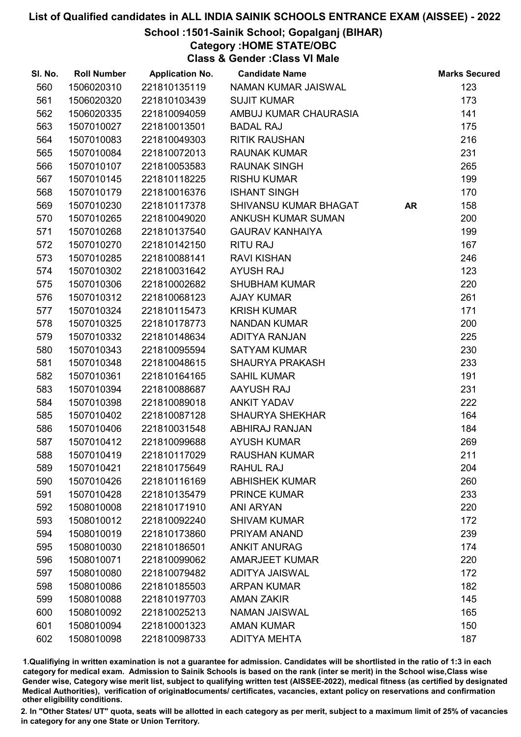# List of Qualified candidates in ALL INDIA SAINIK SCHOOLS ENTRANCE EXAM (AISSEE) - 2022

## School :1501-Sainik School; Gopalganj (BIHAR)

### Category :HOME STATE/OBC

### Class & Gender :Class VI Male

| Sl. No. | Roll Number | Application No. | Candidate Name | | Marks Secured |
|---|---|---|---|---|---|
| 560 | 1506020310 | 221810135119 | NAMAN KUMAR JAISWAL | | 123 |
| 561 | 1506020320 | 221810103439 | SUJIT KUMAR | | 173 |
| 562 | 1506020335 | 221810094059 | AMBUJ KUMAR CHAURASIA | | 141 |
| 563 | 1507010027 | 221810013501 | BADAL RAJ | | 175 |
| 564 | 1507010083 | 221810049303 | RITIK RAUSHAN | | 216 |
| 565 | 1507010084 | 221810072013 | RAUNAK KUMAR | | 231 |
| 566 | 1507010107 | 221810053583 | RAUNAK SINGH | | 265 |
| 567 | 1507010145 | 221810118225 | RISHU KUMAR | | 199 |
| 568 | 1507010179 | 221810016376 | ISHANT SINGH | | 170 |
| 569 | 1507010230 | 221810117378 | SHIVANSU KUMAR BHAGAT | AR | 158 |
| 570 | 1507010265 | 221810049020 | ANKUSH KUMAR SUMAN | | 200 |
| 571 | 1507010268 | 221810137540 | GAURAV KANHAIYA | | 199 |
| 572 | 1507010270 | 221810142150 | RITU RAJ | | 167 |
| 573 | 1507010285 | 221810088141 | RAVI KISHAN | | 246 |
| 574 | 1507010302 | 221810031642 | AYUSH RAJ | | 123 |
| 575 | 1507010306 | 221810002682 | SHUBHAM KUMAR | | 220 |
| 576 | 1507010312 | 221810068123 | AJAY KUMAR | | 261 |
| 577 | 1507010324 | 221810115473 | KRISH KUMAR | | 171 |
| 578 | 1507010325 | 221810178773 | NANDAN KUMAR | | 200 |
| 579 | 1507010332 | 221810148634 | ADITYA RANJAN | | 225 |
| 580 | 1507010343 | 221810095594 | SATYAM KUMAR | | 230 |
| 581 | 1507010348 | 221810048615 | SHAURYA PRAKASH | | 233 |
| 582 | 1507010361 | 221810164165 | SAHIL KUMAR | | 191 |
| 583 | 1507010394 | 221810088687 | AAYUSH RAJ | | 231 |
| 584 | 1507010398 | 221810089018 | ANKIT YADAV | | 222 |
| 585 | 1507010402 | 221810087128 | SHAURYA SHEKHAR | | 164 |
| 586 | 1507010406 | 221810031548 | ABHIRAJ RANJAN | | 184 |
| 587 | 1507010412 | 221810099688 | AYUSH KUMAR | | 269 |
| 588 | 1507010419 | 221810117029 | RAUSHAN KUMAR | | 211 |
| 589 | 1507010421 | 221810175649 | RAHUL RAJ | | 204 |
| 590 | 1507010426 | 221810116169 | ABHISHEK KUMAR | | 260 |
| 591 | 1507010428 | 221810135479 | PRINCE KUMAR | | 233 |
| 592 | 1508010008 | 221810171910 | ANI ARYAN | | 220 |
| 593 | 1508010012 | 221810092240 | SHIVAM KUMAR | | 172 |
| 594 | 1508010019 | 221810173860 | PRIYAM ANAND | | 239 |
| 595 | 1508010030 | 221810186501 | ANKIT ANURAG | | 174 |
| 596 | 1508010071 | 221810099062 | AMARJEET KUMAR | | 220 |
| 597 | 1508010080 | 221810079482 | ADITYA JAISWAL | | 172 |
| 598 | 1508010086 | 221810185503 | ARPAN KUMAR | | 182 |
| 599 | 1508010088 | 221810197703 | AMAN ZAKIR | | 145 |
| 600 | 1508010092 | 221810025213 | NAMAN JAISWAL | | 165 |
| 601 | 1508010094 | 221810001323 | AMAN KUMAR | | 150 |
| 602 | 1508010098 | 221810098733 | ADITYA MEHTA | | 187 |

1.Qualifying in written examination is not a guarantee for admission. Candidates will be shortlisted in the ratio of 1:3 in each category for medical exam. Admission to Sainik Schools is based on the rank (inter se merit) in the School wise,Class wise Gender wise, Category wise merit list, subject to qualifying written test (AISSEE-2022), medical fitness (as certified by designated Medical Authorities), verification of originaldocuments/ certificates, vacancies, extant policy on reservations and confirmation other eligibility conditions.

2. In "Other States/ UT" quota, seats will be allotted in each category as per merit, subject to a maximum limit of 25% of vacancies in category for any one State or Union Territory.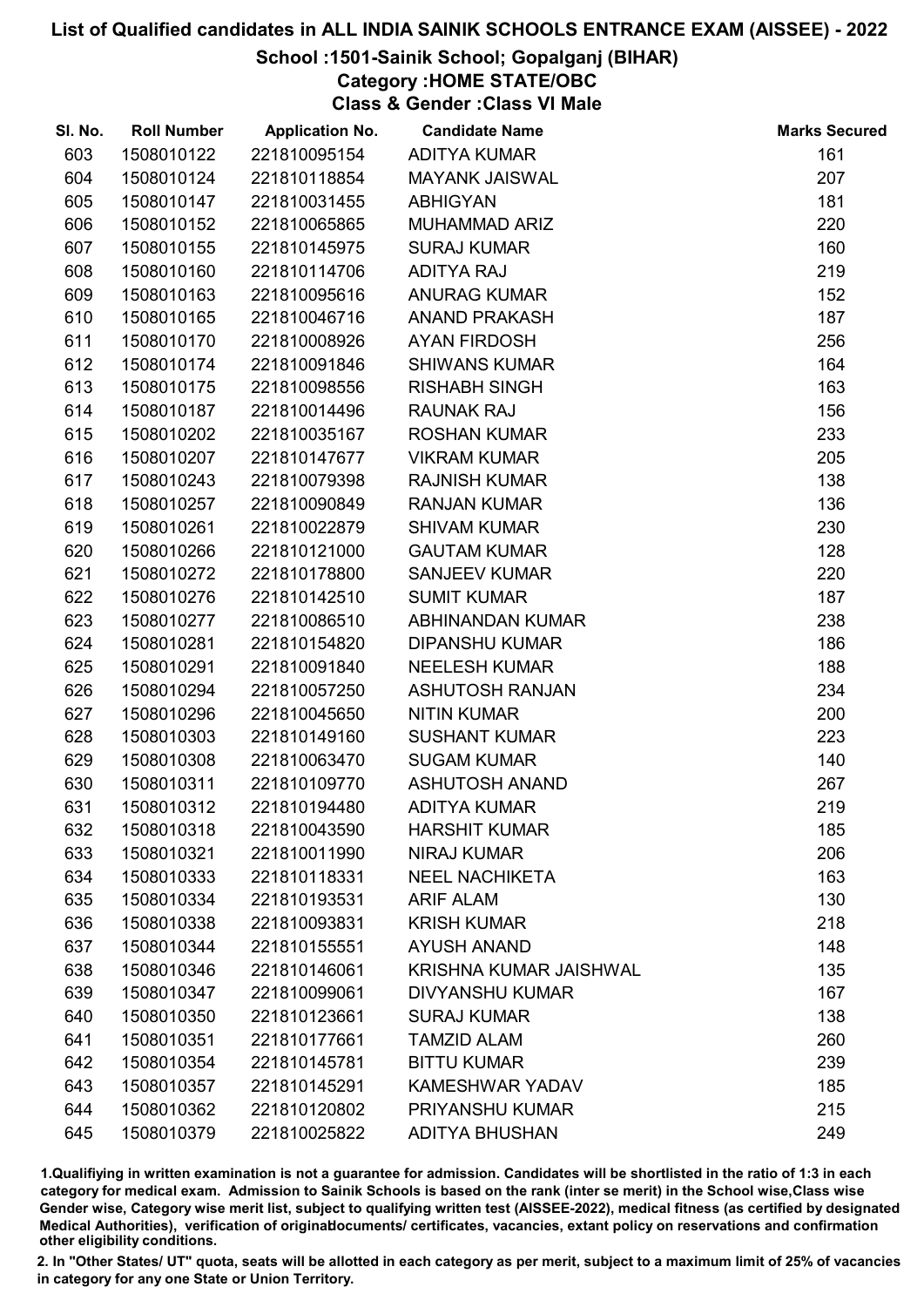# List of Qualified candidates in ALL INDIA SAINIK SCHOOLS ENTRANCE EXAM (AISSEE) - 2022

## School :1501-Sainik School; Gopalganj (BIHAR)

### Category :HOME STATE/OBC

### Class & Gender :Class VI Male

| Sl. No. | Roll Number | Application No. | Candidate Name | Marks Secured |
|---|---|---|---|---|
| 603 | 1508010122 | 221810095154 | ADITYA KUMAR | 161 |
| 604 | 1508010124 | 221810118854 | MAYANK JAISWAL | 207 |
| 605 | 1508010147 | 221810031455 | ABHIGYAN | 181 |
| 606 | 1508010152 | 221810065865 | MUHAMMAD ARIZ | 220 |
| 607 | 1508010155 | 221810145975 | SURAJ KUMAR | 160 |
| 608 | 1508010160 | 221810114706 | ADITYA RAJ | 219 |
| 609 | 1508010163 | 221810095616 | ANURAG KUMAR | 152 |
| 610 | 1508010165 | 221810046716 | ANAND PRAKASH | 187 |
| 611 | 1508010170 | 221810008926 | AYAN FIRDOSH | 256 |
| 612 | 1508010174 | 221810091846 | SHIWANS KUMAR | 164 |
| 613 | 1508010175 | 221810098556 | RISHABH SINGH | 163 |
| 614 | 1508010187 | 221810014496 | RAUNAK RAJ | 156 |
| 615 | 1508010202 | 221810035167 | ROSHAN KUMAR | 233 |
| 616 | 1508010207 | 221810147677 | VIKRAM KUMAR | 205 |
| 617 | 1508010243 | 221810079398 | RAJNISH KUMAR | 138 |
| 618 | 1508010257 | 221810090849 | RANJAN KUMAR | 136 |
| 619 | 1508010261 | 221810022879 | SHIVAM KUMAR | 230 |
| 620 | 1508010266 | 221810121000 | GAUTAM KUMAR | 128 |
| 621 | 1508010272 | 221810178800 | SANJEEV KUMAR | 220 |
| 622 | 1508010276 | 221810142510 | SUMIT KUMAR | 187 |
| 623 | 1508010277 | 221810086510 | ABHINANDAN KUMAR | 238 |
| 624 | 1508010281 | 221810154820 | DIPANSHU KUMAR | 186 |
| 625 | 1508010291 | 221810091840 | NEELESH KUMAR | 188 |
| 626 | 1508010294 | 221810057250 | ASHUTOSH RANJAN | 234 |
| 627 | 1508010296 | 221810045650 | NITIN KUMAR | 200 |
| 628 | 1508010303 | 221810149160 | SUSHANT KUMAR | 223 |
| 629 | 1508010308 | 221810063470 | SUGAM KUMAR | 140 |
| 630 | 1508010311 | 221810109770 | ASHUTOSH ANAND | 267 |
| 631 | 1508010312 | 221810194480 | ADITYA KUMAR | 219 |
| 632 | 1508010318 | 221810043590 | HARSHIT KUMAR | 185 |
| 633 | 1508010321 | 221810011990 | NIRAJ KUMAR | 206 |
| 634 | 1508010333 | 221810118331 | NEEL NACHIKETA | 163 |
| 635 | 1508010334 | 221810193531 | ARIF ALAM | 130 |
| 636 | 1508010338 | 221810093831 | KRISH KUMAR | 218 |
| 637 | 1508010344 | 221810155551 | AYUSH ANAND | 148 |
| 638 | 1508010346 | 221810146061 | KRISHNA KUMAR JAISHWAL | 135 |
| 639 | 1508010347 | 221810099061 | DIVYANSHU KUMAR | 167 |
| 640 | 1508010350 | 221810123661 | SURAJ KUMAR | 138 |
| 641 | 1508010351 | 221810177661 | TAMZID ALAM | 260 |
| 642 | 1508010354 | 221810145781 | BITTU KUMAR | 239 |
| 643 | 1508010357 | 221810145291 | KAMESHWAR YADAV | 185 |
| 644 | 1508010362 | 221810120802 | PRIYANSHU KUMAR | 215 |
| 645 | 1508010379 | 221810025822 | ADITYA BHUSHAN | 249 |

1.Qualifying in written examination is not a guarantee for admission. Candidates will be shortlisted in the ratio of 1:3 in each category for medical exam. Admission to Sainik Schools is based on the rank (inter se merit) in the School wise,Class wise Gender wise, Category wise merit list, subject to qualifying written test (AISSEE-2022), medical fitness (as certified by designated Medical Authorities), verification of originaldocuments/ certificates, vacancies, extant policy on reservations and confirmation other eligibility conditions.

2. In "Other States/ UT" quota, seats will be allotted in each category as per merit, subject to a maximum limit of 25% of vacancies in category for any one State or Union Territory.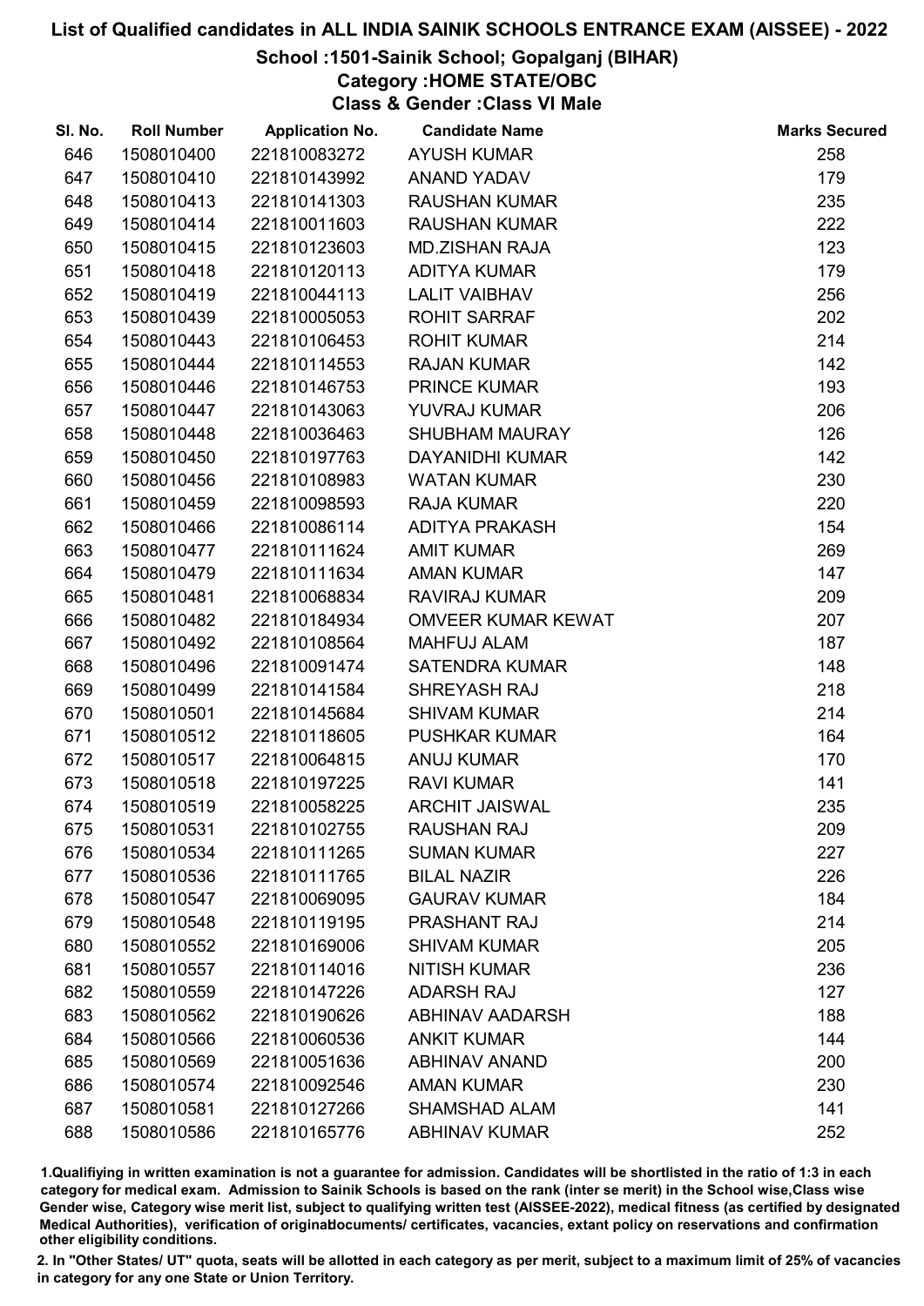# List of Qualified candidates in ALL INDIA SAINIK SCHOOLS ENTRANCE EXAM (AISSEE) - 2022

## School :1501-Sainik School; Gopalganj (BIHAR)

### Category :HOME STATE/OBC

### Class & Gender :Class VI Male

| Sl. No. | Roll Number | Application No. | Candidate Name | Marks Secured |
|---|---|---|---|---|
| 646 | 1508010400 | 221810083272 | AYUSH KUMAR | 258 |
| 647 | 1508010410 | 221810143992 | ANAND YADAV | 179 |
| 648 | 1508010413 | 221810141303 | RAUSHAN KUMAR | 235 |
| 649 | 1508010414 | 221810011603 | RAUSHAN KUMAR | 222 |
| 650 | 1508010415 | 221810123603 | MD.ZISHAN RAJA | 123 |
| 651 | 1508010418 | 221810120113 | ADITYA KUMAR | 179 |
| 652 | 1508010419 | 221810044113 | LALIT VAIBHAV | 256 |
| 653 | 1508010439 | 221810005053 | ROHIT SARRAF | 202 |
| 654 | 1508010443 | 221810106453 | ROHIT KUMAR | 214 |
| 655 | 1508010444 | 221810114553 | RAJAN KUMAR | 142 |
| 656 | 1508010446 | 221810146753 | PRINCE KUMAR | 193 |
| 657 | 1508010447 | 221810143063 | YUVRAJ KUMAR | 206 |
| 658 | 1508010448 | 221810036463 | SHUBHAM MAURAY | 126 |
| 659 | 1508010450 | 221810197763 | DAYANIDHI KUMAR | 142 |
| 660 | 1508010456 | 221810108983 | WATAN KUMAR | 230 |
| 661 | 1508010459 | 221810098593 | RAJA KUMAR | 220 |
| 662 | 1508010466 | 221810086114 | ADITYA PRAKASH | 154 |
| 663 | 1508010477 | 221810111624 | AMIT KUMAR | 269 |
| 664 | 1508010479 | 221810111634 | AMAN KUMAR | 147 |
| 665 | 1508010481 | 221810068834 | RAVIRAJ KUMAR | 209 |
| 666 | 1508010482 | 221810184934 | OMVEER KUMAR KEWAT | 207 |
| 667 | 1508010492 | 221810108564 | MAHFUJ ALAM | 187 |
| 668 | 1508010496 | 221810091474 | SATENDRA KUMAR | 148 |
| 669 | 1508010499 | 221810141584 | SHREYASH RAJ | 218 |
| 670 | 1508010501 | 221810145684 | SHIVAM KUMAR | 214 |
| 671 | 1508010512 | 221810118605 | PUSHKAR KUMAR | 164 |
| 672 | 1508010517 | 221810064815 | ANUJ KUMAR | 170 |
| 673 | 1508010518 | 221810197225 | RAVI KUMAR | 141 |
| 674 | 1508010519 | 221810058225 | ARCHIT JAISWAL | 235 |
| 675 | 1508010531 | 221810102755 | RAUSHAN RAJ | 209 |
| 676 | 1508010534 | 221810111265 | SUMAN KUMAR | 227 |
| 677 | 1508010536 | 221810111765 | BILAL NAZIR | 226 |
| 678 | 1508010547 | 221810069095 | GAURAV KUMAR | 184 |
| 679 | 1508010548 | 221810119195 | PRASHANT RAJ | 214 |
| 680 | 1508010552 | 221810169006 | SHIVAM KUMAR | 205 |
| 681 | 1508010557 | 221810114016 | NITISH KUMAR | 236 |
| 682 | 1508010559 | 221810147226 | ADARSH RAJ | 127 |
| 683 | 1508010562 | 221810190626 | ABHINAV AADARSH | 188 |
| 684 | 1508010566 | 221810060536 | ANKIT KUMAR | 144 |
| 685 | 1508010569 | 221810051636 | ABHINAV ANAND | 200 |
| 686 | 1508010574 | 221810092546 | AMAN KUMAR | 230 |
| 687 | 1508010581 | 221810127266 | SHAMSHAD ALAM | 141 |
| 688 | 1508010586 | 221810165776 | ABHINAV KUMAR | 252 |

1.Qualifiying in written examination is not a guarantee for admission. Candidates will be shortlisted in the ratio of 1:3 in each category for medical exam. Admission to Sainik Schools is based on the rank (inter se merit) in the School wise,Class wise Gender wise, Category wise merit list, subject to qualifying written test (AISSEE-2022), medical fitness (as certified by designated Medical Authorities), verification of originaldocuments/ certificates, vacancies, extant policy on reservations and confirmation other eligibility conditions.

2. In "Other States/ UT" quota, seats will be allotted in each category as per merit, subject to a maximum limit of 25% of vacancies in category for any one State or Union Territory.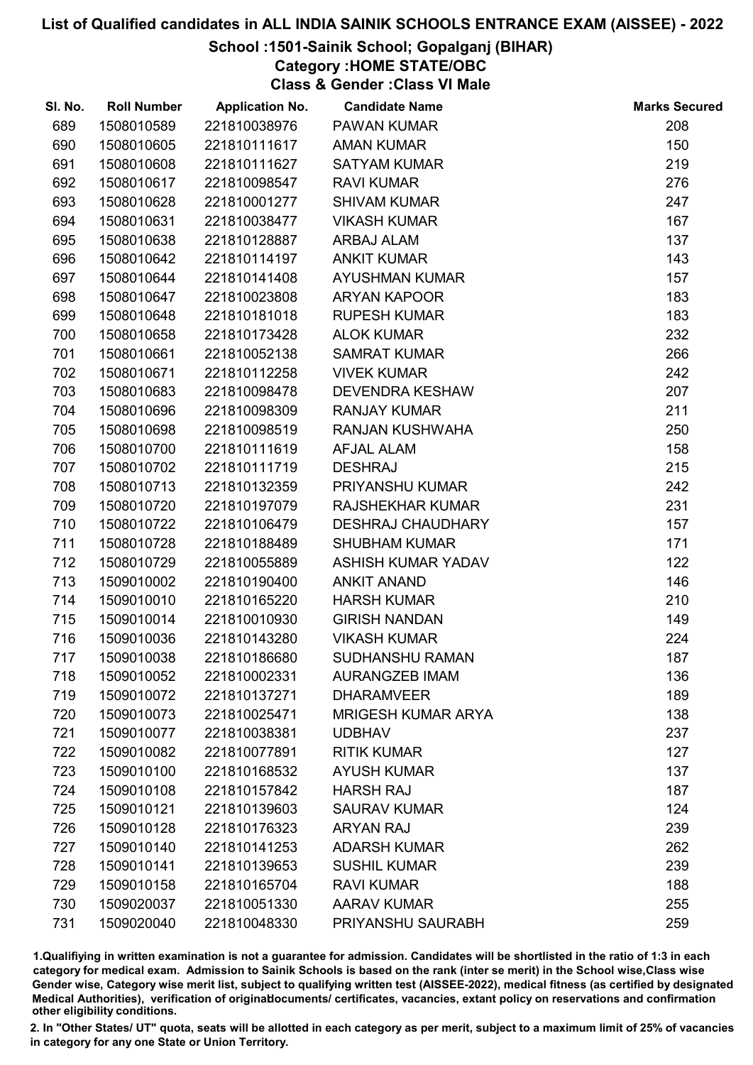# List of Qualified candidates in ALL INDIA SAINIK SCHOOLS ENTRANCE EXAM (AISSEE) - 2022

## School :1501-Sainik School; Gopalganj (BIHAR)

### Category :HOME STATE/OBC

### Class & Gender :Class VI Male

| Sl. No. | Roll Number | Application No. | Candidate Name | Marks Secured |
|---|---|---|---|---|
| 689 | 1508010589 | 221810038976 | PAWAN KUMAR | 208 |
| 690 | 1508010605 | 221810111617 | AMAN KUMAR | 150 |
| 691 | 1508010608 | 221810111627 | SATYAM KUMAR | 219 |
| 692 | 1508010617 | 221810098547 | RAVI KUMAR | 276 |
| 693 | 1508010628 | 221810001277 | SHIVAM KUMAR | 247 |
| 694 | 1508010631 | 221810038477 | VIKASH KUMAR | 167 |
| 695 | 1508010638 | 221810128887 | ARBAJ ALAM | 137 |
| 696 | 1508010642 | 221810114197 | ANKIT KUMAR | 143 |
| 697 | 1508010644 | 221810141408 | AYUSHMAN KUMAR | 157 |
| 698 | 1508010647 | 221810023808 | ARYAN KAPOOR | 183 |
| 699 | 1508010648 | 221810181018 | RUPESH KUMAR | 183 |
| 700 | 1508010658 | 221810173428 | ALOK KUMAR | 232 |
| 701 | 1508010661 | 221810052138 | SAMRAT KUMAR | 266 |
| 702 | 1508010671 | 221810112258 | VIVEK KUMAR | 242 |
| 703 | 1508010683 | 221810098478 | DEVENDRA KESHAW | 207 |
| 704 | 1508010696 | 221810098309 | RANJAY KUMAR | 211 |
| 705 | 1508010698 | 221810098519 | RANJAN KUSHWAHA | 250 |
| 706 | 1508010700 | 221810111619 | AFJAL ALAM | 158 |
| 707 | 1508010702 | 221810111719 | DESHRAJ | 215 |
| 708 | 1508010713 | 221810132359 | PRIYANSHU KUMAR | 242 |
| 709 | 1508010720 | 221810197079 | RAJSHEKHAR KUMAR | 231 |
| 710 | 1508010722 | 221810106479 | DESHRAJ CHAUDHARY | 157 |
| 711 | 1508010728 | 221810188489 | SHUBHAM KUMAR | 171 |
| 712 | 1508010729 | 221810055889 | ASHISH KUMAR YADAV | 122 |
| 713 | 1509010002 | 221810190400 | ANKIT ANAND | 146 |
| 714 | 1509010010 | 221810165220 | HARSH KUMAR | 210 |
| 715 | 1509010014 | 221810010930 | GIRISH NANDAN | 149 |
| 716 | 1509010036 | 221810143280 | VIKASH KUMAR | 224 |
| 717 | 1509010038 | 221810186680 | SUDHANSHU RAMAN | 187 |
| 718 | 1509010052 | 221810002331 | AURANGZEB IMAM | 136 |
| 719 | 1509010072 | 221810137271 | DHARAMVEER | 189 |
| 720 | 1509010073 | 221810025471 | MRIGESH KUMAR ARYA | 138 |
| 721 | 1509010077 | 221810038381 | UDBHAV | 237 |
| 722 | 1509010082 | 221810077891 | RITIK KUMAR | 127 |
| 723 | 1509010100 | 221810168532 | AYUSH KUMAR | 137 |
| 724 | 1509010108 | 221810157842 | HARSH RAJ | 187 |
| 725 | 1509010121 | 221810139603 | SAURAV KUMAR | 124 |
| 726 | 1509010128 | 221810176323 | ARYAN RAJ | 239 |
| 727 | 1509010140 | 221810141253 | ADARSH KUMAR | 262 |
| 728 | 1509010141 | 221810139653 | SUSHIL KUMAR | 239 |
| 729 | 1509010158 | 221810165704 | RAVI KUMAR | 188 |
| 730 | 1509020037 | 221810051330 | AARAV KUMAR | 255 |
| 731 | 1509020040 | 221810048330 | PRIYANSHU SAURABH | 259 |

1.Qualifiying in written examination is not a guarantee for admission. Candidates will be shortlisted in the ratio of 1:3 in each category for medical exam. Admission to Sainik Schools is based on the rank (inter se merit) in the School wise,Class wise Gender wise, Category wise merit list, subject to qualifying written test (AISSEE-2022), medical fitness (as certified by designated Medical Authorities), verification of originaldocuments/ certificates, vacancies, extant policy on reservations and confirmation other eligibility conditions.

2. In "Other States/ UT" quota, seats will be allotted in each category as per merit, subject to a maximum limit of 25% of vacancies in category for any one State or Union Territory.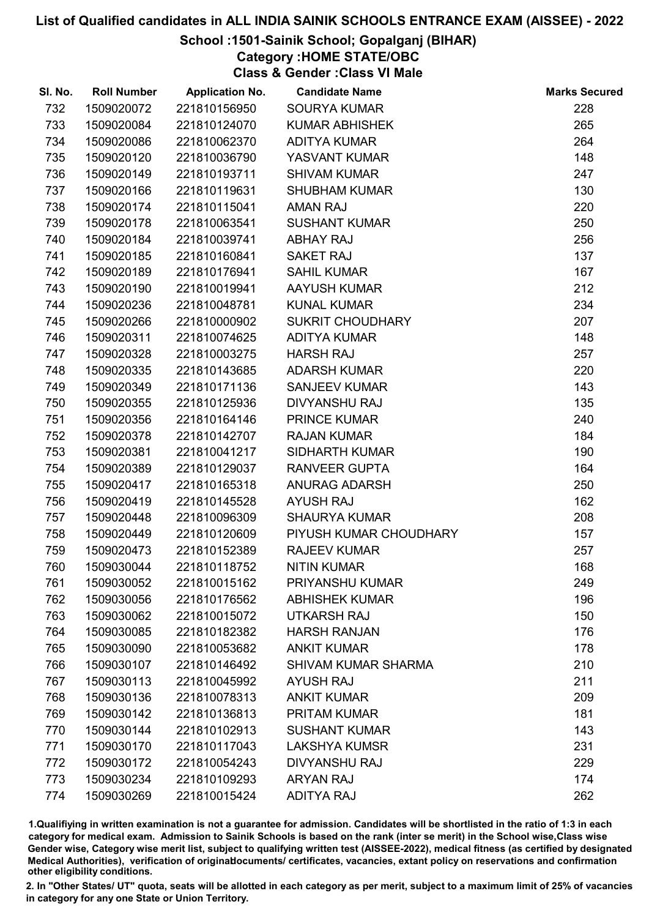# List of Qualified candidates in ALL INDIA SAINIK SCHOOLS ENTRANCE EXAM (AISSEE) - 2022

## School :1501-Sainik School; Gopalganj (BIHAR)

### Category :HOME STATE/OBC

### Class & Gender :Class VI Male

| Sl. No. | Roll Number | Application No. | Candidate Name | Marks Secured |
|---|---|---|---|---|
| 732 | 1509020072 | 221810156950 | SOURYA KUMAR | 228 |
| 733 | 1509020084 | 221810124070 | KUMAR ABHISHEK | 265 |
| 734 | 1509020086 | 221810062370 | ADITYA KUMAR | 264 |
| 735 | 1509020120 | 221810036790 | YASVANT KUMAR | 148 |
| 736 | 1509020149 | 221810193711 | SHIVAM KUMAR | 247 |
| 737 | 1509020166 | 221810119631 | SHUBHAM KUMAR | 130 |
| 738 | 1509020174 | 221810115041 | AMAN RAJ | 220 |
| 739 | 1509020178 | 221810063541 | SUSHANT KUMAR | 250 |
| 740 | 1509020184 | 221810039741 | ABHAY RAJ | 256 |
| 741 | 1509020185 | 221810160841 | SAKET RAJ | 137 |
| 742 | 1509020189 | 221810176941 | SAHIL KUMAR | 167 |
| 743 | 1509020190 | 221810019941 | AAYUSH KUMAR | 212 |
| 744 | 1509020236 | 221810048781 | KUNAL KUMAR | 234 |
| 745 | 1509020266 | 221810000902 | SUKRIT CHOUDHARY | 207 |
| 746 | 1509020311 | 221810074625 | ADITYA KUMAR | 148 |
| 747 | 1509020328 | 221810003275 | HARSH RAJ | 257 |
| 748 | 1509020335 | 221810143685 | ADARSH KUMAR | 220 |
| 749 | 1509020349 | 221810171136 | SANJEEV KUMAR | 143 |
| 750 | 1509020355 | 221810125936 | DIVYANSHU RAJ | 135 |
| 751 | 1509020356 | 221810164146 | PRINCE KUMAR | 240 |
| 752 | 1509020378 | 221810142707 | RAJAN KUMAR | 184 |
| 753 | 1509020381 | 221810041217 | SIDHARTH KUMAR | 190 |
| 754 | 1509020389 | 221810129037 | RANVEER GUPTA | 164 |
| 755 | 1509020417 | 221810165318 | ANURAG ADARSH | 250 |
| 756 | 1509020419 | 221810145528 | AYUSH RAJ | 162 |
| 757 | 1509020448 | 221810096309 | SHAURYA KUMAR | 208 |
| 758 | 1509020449 | 221810120609 | PIYUSH KUMAR CHOUDHARY | 157 |
| 759 | 1509020473 | 221810152389 | RAJEEV KUMAR | 257 |
| 760 | 1509030044 | 221810118752 | NITIN KUMAR | 168 |
| 761 | 1509030052 | 221810015162 | PRIYANSHU KUMAR | 249 |
| 762 | 1509030056 | 221810176562 | ABHISHEK KUMAR | 196 |
| 763 | 1509030062 | 221810015072 | UTKARSH RAJ | 150 |
| 764 | 1509030085 | 221810182382 | HARSH RANJAN | 176 |
| 765 | 1509030090 | 221810053682 | ANKIT KUMAR | 178 |
| 766 | 1509030107 | 221810146492 | SHIVAM KUMAR SHARMA | 210 |
| 767 | 1509030113 | 221810045992 | AYUSH RAJ | 211 |
| 768 | 1509030136 | 221810078313 | ANKIT KUMAR | 209 |
| 769 | 1509030142 | 221810136813 | PRITAM KUMAR | 181 |
| 770 | 1509030144 | 221810102913 | SUSHANT KUMAR | 143 |
| 771 | 1509030170 | 221810117043 | LAKSHYA KUMSR | 231 |
| 772 | 1509030172 | 221810054243 | DIVYANSHU RAJ | 229 |
| 773 | 1509030234 | 221810109293 | ARYAN RAJ | 174 |
| 774 | 1509030269 | 221810015424 | ADITYA RAJ | 262 |

1.Qualifiying in written examination is not a guarantee for admission. Candidates will be shortlisted in the ratio of 1:3 in each category for medical exam. Admission to Sainik Schools is based on the rank (inter se merit) in the School wise,Class wise Gender wise, Category wise merit list, subject to qualifying written test (AISSEE-2022), medical fitness (as certified by designated Medical Authorities), verification of originaldocuments/ certificates, vacancies, extant policy on reservations and confirmation other eligibility conditions.

2. In "Other States/ UT" quota, seats will be allotted in each category as per merit, subject to a maximum limit of 25% of vacancies in category for any one State or Union Territory.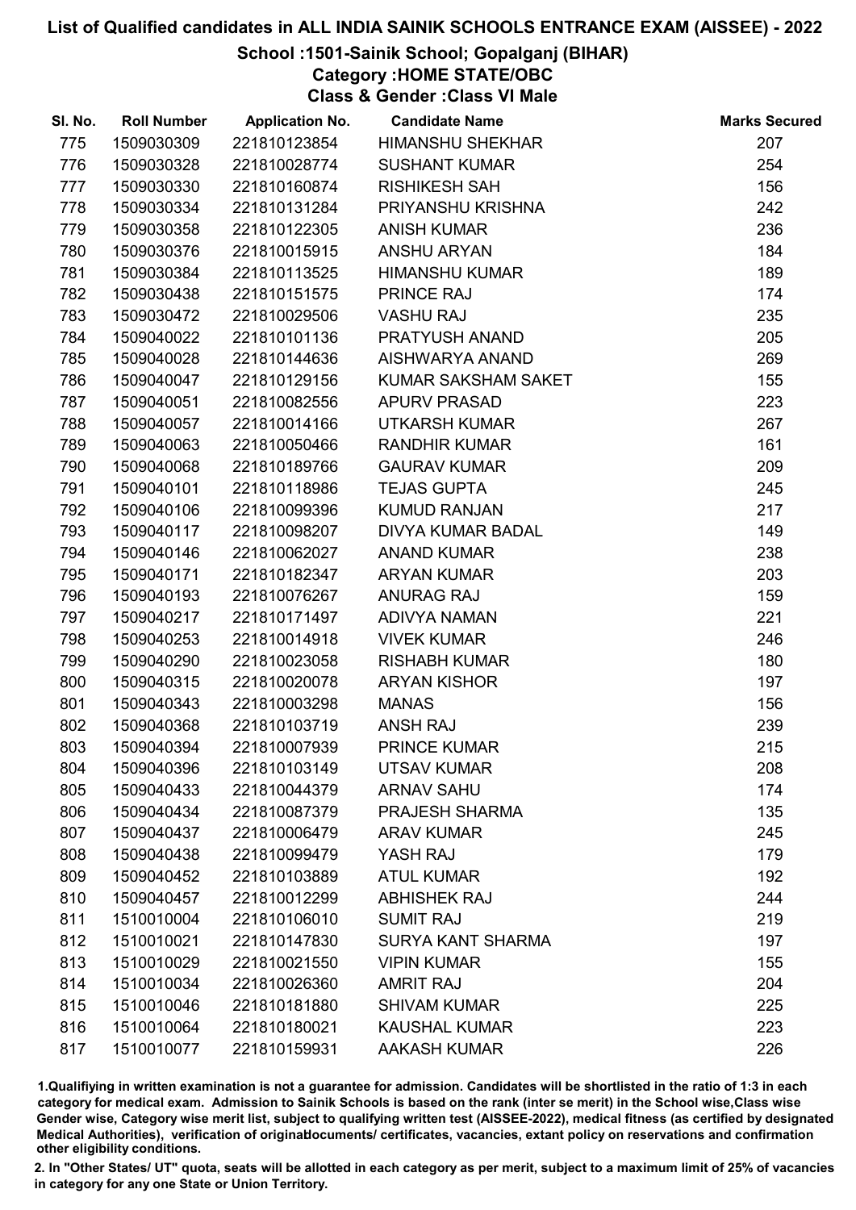# List of Qualified candidates in ALL INDIA SAINIK SCHOOLS ENTRANCE EXAM (AISSEE) - 2022

## School :1501-Sainik School; Gopalganj (BIHAR)

### Category :HOME STATE/OBC

### Class & Gender :Class VI Male

| Sl. No. | Roll Number | Application No. | Candidate Name | Marks Secured |
|---|---|---|---|---|
| 775 | 1509030309 | 221810123854 | HIMANSHU SHEKHAR | 207 |
| 776 | 1509030328 | 221810028774 | SUSHANT KUMAR | 254 |
| 777 | 1509030330 | 221810160874 | RISHIKESH SAH | 156 |
| 778 | 1509030334 | 221810131284 | PRIYANSHU KRISHNA | 242 |
| 779 | 1509030358 | 221810122305 | ANISH KUMAR | 236 |
| 780 | 1509030376 | 221810015915 | ANSHU ARYAN | 184 |
| 781 | 1509030384 | 221810113525 | HIMANSHU KUMAR | 189 |
| 782 | 1509030438 | 221810151575 | PRINCE RAJ | 174 |
| 783 | 1509030472 | 221810029506 | VASHU RAJ | 235 |
| 784 | 1509040022 | 221810101136 | PRATYUSH ANAND | 205 |
| 785 | 1509040028 | 221810144636 | AISHWARYA ANAND | 269 |
| 786 | 1509040047 | 221810129156 | KUMAR SAKSHAM SAKET | 155 |
| 787 | 1509040051 | 221810082556 | APURV PRASAD | 223 |
| 788 | 1509040057 | 221810014166 | UTKARSH KUMAR | 267 |
| 789 | 1509040063 | 221810050466 | RANDHIR KUMAR | 161 |
| 790 | 1509040068 | 221810189766 | GAURAV KUMAR | 209 |
| 791 | 1509040101 | 221810118986 | TEJAS GUPTA | 245 |
| 792 | 1509040106 | 221810099396 | KUMUD RANJAN | 217 |
| 793 | 1509040117 | 221810098207 | DIVYA KUMAR BADAL | 149 |
| 794 | 1509040146 | 221810062027 | ANAND KUMAR | 238 |
| 795 | 1509040171 | 221810182347 | ARYAN KUMAR | 203 |
| 796 | 1509040193 | 221810076267 | ANURAG RAJ | 159 |
| 797 | 1509040217 | 221810171497 | ADIVYA NAMAN | 221 |
| 798 | 1509040253 | 221810014918 | VIVEK KUMAR | 246 |
| 799 | 1509040290 | 221810023058 | RISHABH KUMAR | 180 |
| 800 | 1509040315 | 221810020078 | ARYAN KISHOR | 197 |
| 801 | 1509040343 | 221810003298 | MANAS | 156 |
| 802 | 1509040368 | 221810103719 | ANSH RAJ | 239 |
| 803 | 1509040394 | 221810007939 | PRINCE KUMAR | 215 |
| 804 | 1509040396 | 221810103149 | UTSAV KUMAR | 208 |
| 805 | 1509040433 | 221810044379 | ARNAV SAHU | 174 |
| 806 | 1509040434 | 221810087379 | PRAJESH SHARMA | 135 |
| 807 | 1509040437 | 221810006479 | ARAV KUMAR | 245 |
| 808 | 1509040438 | 221810099479 | YASH RAJ | 179 |
| 809 | 1509040452 | 221810103889 | ATUL KUMAR | 192 |
| 810 | 1509040457 | 221810012299 | ABHISHEK RAJ | 244 |
| 811 | 1510010004 | 221810106010 | SUMIT RAJ | 219 |
| 812 | 1510010021 | 221810147830 | SURYA KANT SHARMA | 197 |
| 813 | 1510010029 | 221810021550 | VIPIN KUMAR | 155 |
| 814 | 1510010034 | 221810026360 | AMRIT RAJ | 204 |
| 815 | 1510010046 | 221810181880 | SHIVAM KUMAR | 225 |
| 816 | 1510010064 | 221810180021 | KAUSHAL KUMAR | 223 |
| 817 | 1510010077 | 221810159931 | AAKASH KUMAR | 226 |

1.Qualifying in written examination is not a guarantee for admission. Candidates will be shortlisted in the ratio of 1:3 in each category for medical exam. Admission to Sainik Schools is based on the rank (inter se merit) in the School wise,Class wise Gender wise, Category wise merit list, subject to qualifying written test (AISSEE-2022), medical fitness (as certified by designated Medical Authorities), verification of originaldocuments/ certificates, vacancies, extant policy on reservations and confirmation other eligibility conditions.

2. In "Other States/ UT" quota, seats will be allotted in each category as per merit, subject to a maximum limit of 25% of vacancies in category for any one State or Union Territory.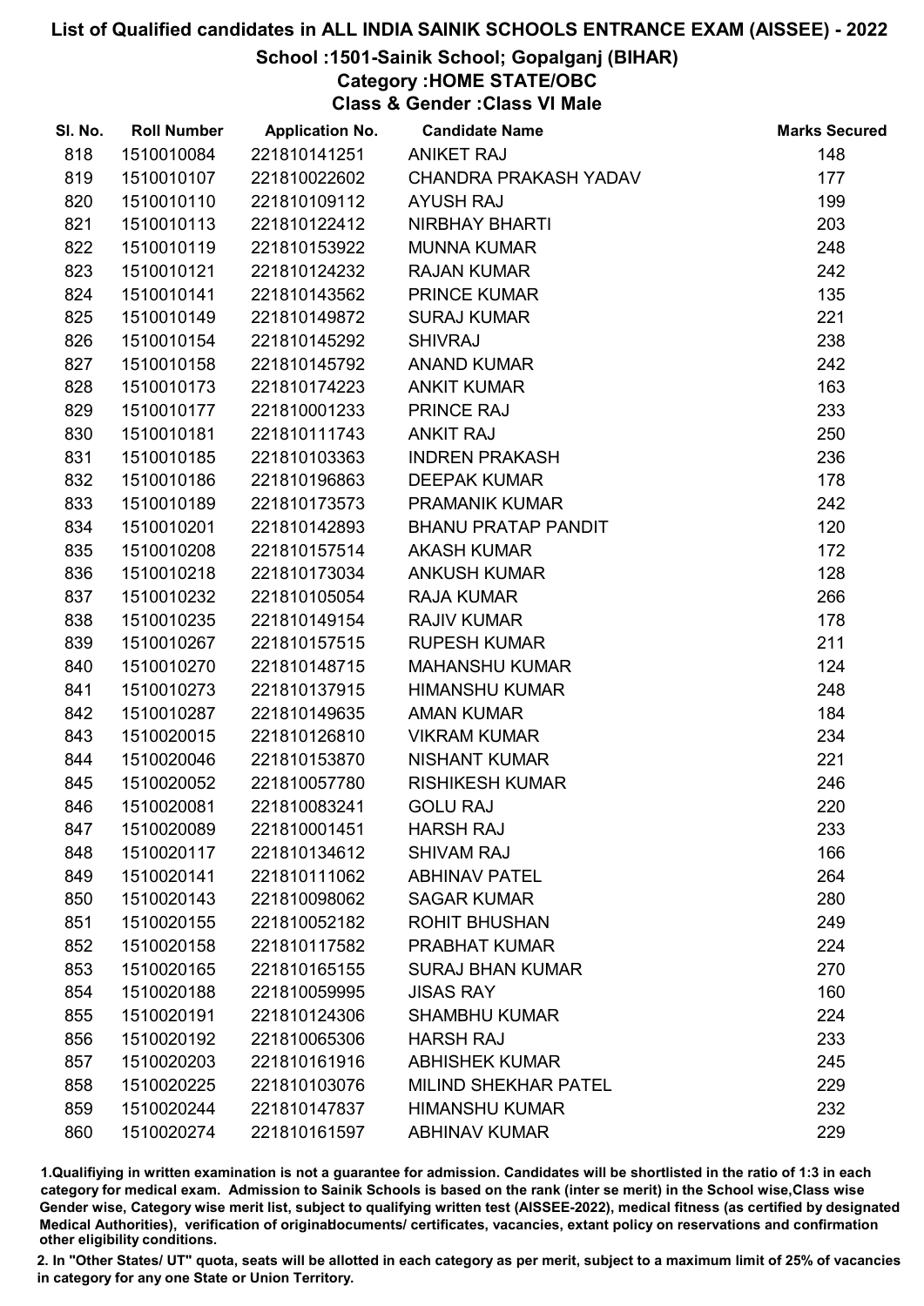# List of Qualified candidates in ALL INDIA SAINIK SCHOOLS ENTRANCE EXAM (AISSEE) - 2022

## School :1501-Sainik School; Gopalganj (BIHAR)

### Category :HOME STATE/OBC

### Class & Gender :Class VI Male

| Sl. No. | Roll Number | Application No. | Candidate Name | Marks Secured |
|---|---|---|---|---|
| 818 | 1510010084 | 221810141251 | ANIKET RAJ | 148 |
| 819 | 1510010107 | 221810022602 | CHANDRA PRAKASH YADAV | 177 |
| 820 | 1510010110 | 221810109112 | AYUSH RAJ | 199 |
| 821 | 1510010113 | 221810122412 | NIRBHAY BHARTI | 203 |
| 822 | 1510010119 | 221810153922 | MUNNA KUMAR | 248 |
| 823 | 1510010121 | 221810124232 | RAJAN KUMAR | 242 |
| 824 | 1510010141 | 221810143562 | PRINCE KUMAR | 135 |
| 825 | 1510010149 | 221810149872 | SURAJ KUMAR | 221 |
| 826 | 1510010154 | 221810145292 | SHIVRAJ | 238 |
| 827 | 1510010158 | 221810145792 | ANAND KUMAR | 242 |
| 828 | 1510010173 | 221810174223 | ANKIT KUMAR | 163 |
| 829 | 1510010177 | 221810001233 | PRINCE RAJ | 233 |
| 830 | 1510010181 | 221810111743 | ANKIT RAJ | 250 |
| 831 | 1510010185 | 221810103363 | INDREN PRAKASH | 236 |
| 832 | 1510010186 | 221810196863 | DEEPAK KUMAR | 178 |
| 833 | 1510010189 | 221810173573 | PRAMANIK KUMAR | 242 |
| 834 | 1510010201 | 221810142893 | BHANU PRATAP PANDIT | 120 |
| 835 | 1510010208 | 221810157514 | AKASH KUMAR | 172 |
| 836 | 1510010218 | 221810173034 | ANKUSH KUMAR | 128 |
| 837 | 1510010232 | 221810105054 | RAJA KUMAR | 266 |
| 838 | 1510010235 | 221810149154 | RAJIV KUMAR | 178 |
| 839 | 1510010267 | 221810157515 | RUPESH KUMAR | 211 |
| 840 | 1510010270 | 221810148715 | MAHANSHU KUMAR | 124 |
| 841 | 1510010273 | 221810137915 | HIMANSHU KUMAR | 248 |
| 842 | 1510010287 | 221810149635 | AMAN KUMAR | 184 |
| 843 | 1510020015 | 221810126810 | VIKRAM KUMAR | 234 |
| 844 | 1510020046 | 221810153870 | NISHANT KUMAR | 221 |
| 845 | 1510020052 | 221810057780 | RISHIKESH KUMAR | 246 |
| 846 | 1510020081 | 221810083241 | GOLU RAJ | 220 |
| 847 | 1510020089 | 221810001451 | HARSH RAJ | 233 |
| 848 | 1510020117 | 221810134612 | SHIVAM RAJ | 166 |
| 849 | 1510020141 | 221810111062 | ABHINAV PATEL | 264 |
| 850 | 1510020143 | 221810098062 | SAGAR KUMAR | 280 |
| 851 | 1510020155 | 221810052182 | ROHIT BHUSHAN | 249 |
| 852 | 1510020158 | 221810117582 | PRABHAT KUMAR | 224 |
| 853 | 1510020165 | 221810165155 | SURAJ BHAN KUMAR | 270 |
| 854 | 1510020188 | 221810059995 | JISAS RAY | 160 |
| 855 | 1510020191 | 221810124306 | SHAMBHU KUMAR | 224 |
| 856 | 1510020192 | 221810065306 | HARSH RAJ | 233 |
| 857 | 1510020203 | 221810161916 | ABHISHEK KUMAR | 245 |
| 858 | 1510020225 | 221810103076 | MILIND SHEKHAR PATEL | 229 |
| 859 | 1510020244 | 221810147837 | HIMANSHU KUMAR | 232 |
| 860 | 1510020274 | 221810161597 | ABHINAV KUMAR | 229 |

1.Qualifiying in written examination is not a guarantee for admission. Candidates will be shortlisted in the ratio of 1:3 in each category for medical exam. Admission to Sainik Schools is based on the rank (inter se merit) in the School wise,Class wise Gender wise, Category wise merit list, subject to qualifying written test (AISSEE-2022), medical fitness (as certified by designated Medical Authorities), verification of originaldocuments/ certificates, vacancies, extant policy on reservations and confirmation other eligibility conditions.

2. In "Other States/ UT" quota, seats will be allotted in each category as per merit, subject to a maximum limit of 25% of vacancies in category for any one State or Union Territory.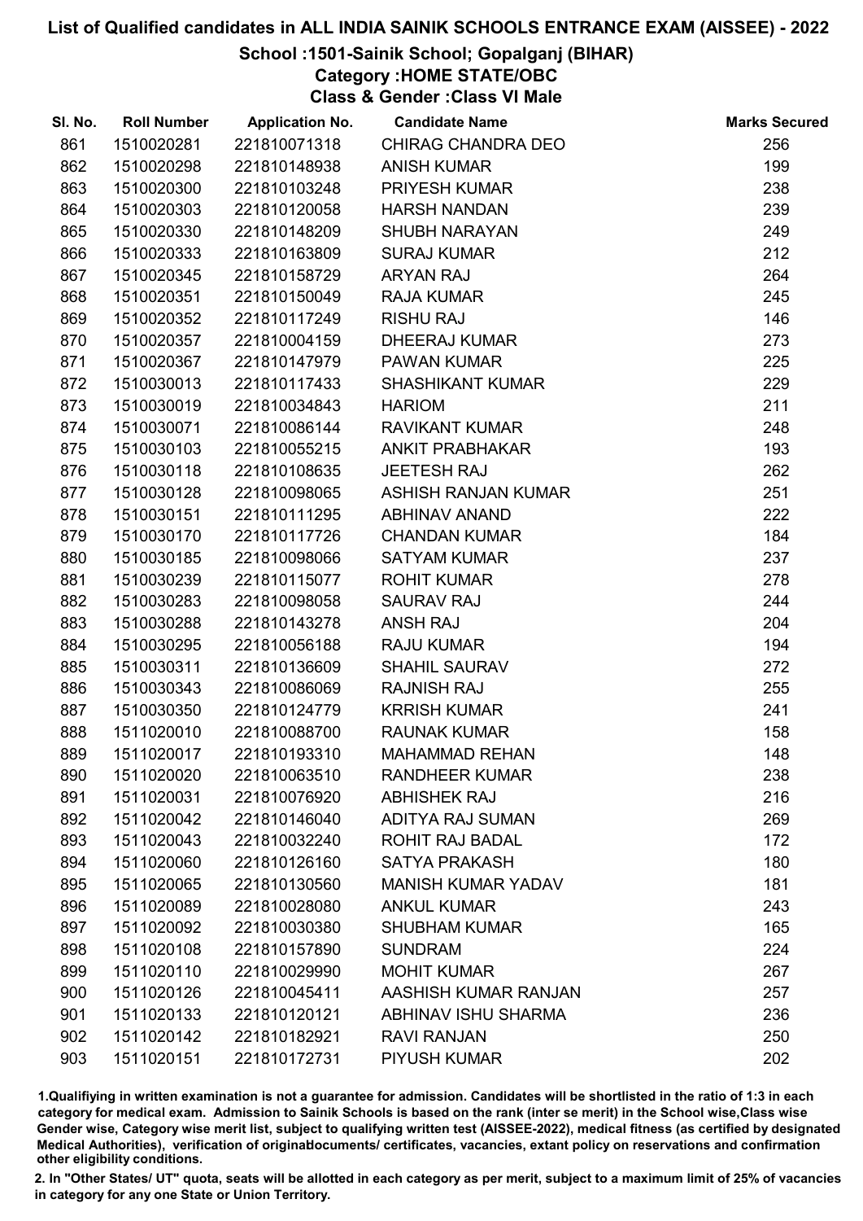# List of Qualified candidates in ALL INDIA SAINIK SCHOOLS ENTRANCE EXAM (AISSEE) - 2022

## School :1501-Sainik School; Gopalganj (BIHAR)

### Category :HOME STATE/OBC

### Class & Gender :Class VI Male

| Sl. No. | Roll Number | Application No. | Candidate Name | Marks Secured |
|---|---|---|---|---|
| 861 | 1510020281 | 221810071318 | CHIRAG CHANDRA DEO | 256 |
| 862 | 1510020298 | 221810148938 | ANISH KUMAR | 199 |
| 863 | 1510020300 | 221810103248 | PRIYESH KUMAR | 238 |
| 864 | 1510020303 | 221810120058 | HARSH NANDAN | 239 |
| 865 | 1510020330 | 221810148209 | SHUBH NARAYAN | 249 |
| 866 | 1510020333 | 221810163809 | SURAJ KUMAR | 212 |
| 867 | 1510020345 | 221810158729 | ARYAN RAJ | 264 |
| 868 | 1510020351 | 221810150049 | RAJA KUMAR | 245 |
| 869 | 1510020352 | 221810117249 | RISHU RAJ | 146 |
| 870 | 1510020357 | 221810004159 | DHEERAJ KUMAR | 273 |
| 871 | 1510020367 | 221810147979 | PAWAN KUMAR | 225 |
| 872 | 1510030013 | 221810117433 | SHASHIKANT KUMAR | 229 |
| 873 | 1510030019 | 221810034843 | HARIOM | 211 |
| 874 | 1510030071 | 221810086144 | RAVIKANT KUMAR | 248 |
| 875 | 1510030103 | 221810055215 | ANKIT PRABHAKAR | 193 |
| 876 | 1510030118 | 221810108635 | JEETESH RAJ | 262 |
| 877 | 1510030128 | 221810098065 | ASHISH RANJAN KUMAR | 251 |
| 878 | 1510030151 | 221810111295 | ABHINAV ANAND | 222 |
| 879 | 1510030170 | 221810117726 | CHANDAN KUMAR | 184 |
| 880 | 1510030185 | 221810098066 | SATYAM KUMAR | 237 |
| 881 | 1510030239 | 221810115077 | ROHIT KUMAR | 278 |
| 882 | 1510030283 | 221810098058 | SAURAV RAJ | 244 |
| 883 | 1510030288 | 221810143278 | ANSH RAJ | 204 |
| 884 | 1510030295 | 221810056188 | RAJU KUMAR | 194 |
| 885 | 1510030311 | 221810136609 | SHAHIL SAURAV | 272 |
| 886 | 1510030343 | 221810086069 | RAJNISH RAJ | 255 |
| 887 | 1510030350 | 221810124779 | KRRISH KUMAR | 241 |
| 888 | 1511020010 | 221810088700 | RAUNAK KUMAR | 158 |
| 889 | 1511020017 | 221810193310 | MAHAMMAD REHAN | 148 |
| 890 | 1511020020 | 221810063510 | RANDHEER KUMAR | 238 |
| 891 | 1511020031 | 221810076920 | ABHISHEK RAJ | 216 |
| 892 | 1511020042 | 221810146040 | ADITYA RAJ SUMAN | 269 |
| 893 | 1511020043 | 221810032240 | ROHIT RAJ BADAL | 172 |
| 894 | 1511020060 | 221810126160 | SATYA PRAKASH | 180 |
| 895 | 1511020065 | 221810130560 | MANISH KUMAR YADAV | 181 |
| 896 | 1511020089 | 221810028080 | ANKUL KUMAR | 243 |
| 897 | 1511020092 | 221810030380 | SHUBHAM KUMAR | 165 |
| 898 | 1511020108 | 221810157890 | SUNDRAM | 224 |
| 899 | 1511020110 | 221810029990 | MOHIT KUMAR | 267 |
| 900 | 1511020126 | 221810045411 | AASHISH KUMAR RANJAN | 257 |
| 901 | 1511020133 | 221810120121 | ABHINAV ISHU SHARMA | 236 |
| 902 | 1511020142 | 221810182921 | RAVI RANJAN | 250 |
| 903 | 1511020151 | 221810172731 | PIYUSH KUMAR | 202 |

1.Qualifiying in written examination is not a guarantee for admission. Candidates will be shortlisted in the ratio of 1:3 in each category for medical exam. Admission to Sainik Schools is based on the rank (inter se merit) in the School wise,Class wise Gender wise, Category wise merit list, subject to qualifying written test (AISSEE-2022), medical fitness (as certified by designated Medical Authorities), verification of originaldocuments/ certificates, vacancies, extant policy on reservations and confirmation other eligibility conditions.

2. In "Other States/ UT" quota, seats will be allotted in each category as per merit, subject to a maximum limit of 25% of vacancies in category for any one State or Union Territory.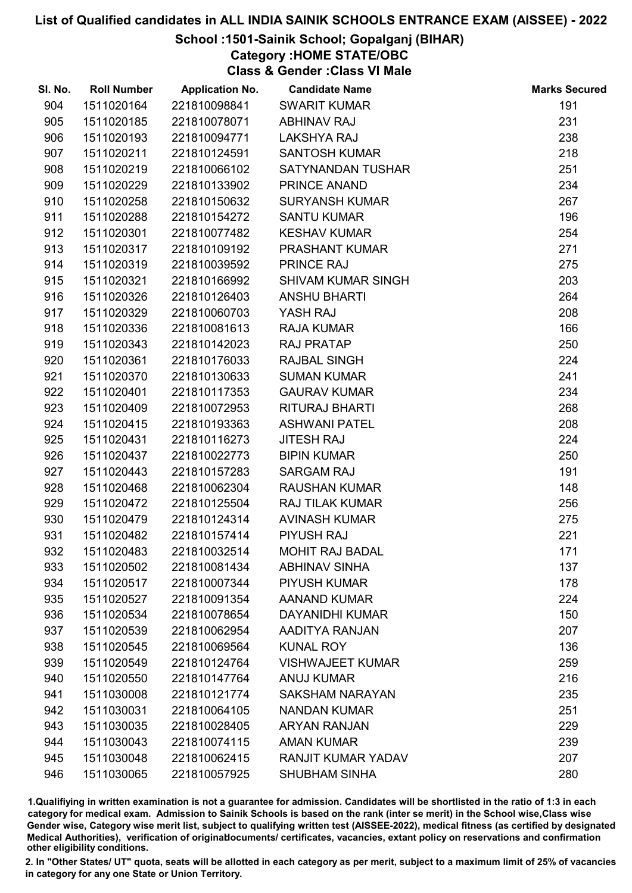# List of Qualified candidates in ALL INDIA SAINIK SCHOOLS ENTRANCE EXAM (AISSEE) - 2022

## School :1501-Sainik School; Gopalganj (BIHAR)

### Category :HOME STATE/OBC

### Class & Gender :Class VI Male

| Sl. No. | Roll Number | Application No. | Candidate Name | Marks Secured |
|---|---|---|---|---|
| 904 | 1511020164 | 221810098841 | SWARIT KUMAR | 191 |
| 905 | 1511020185 | 221810078071 | ABHINAV RAJ | 231 |
| 906 | 1511020193 | 221810094771 | LAKSHYA RAJ | 238 |
| 907 | 1511020211 | 221810124591 | SANTOSH KUMAR | 218 |
| 908 | 1511020219 | 221810066102 | SATYNANDAN TUSHAR | 251 |
| 909 | 1511020229 | 221810133902 | PRINCE ANAND | 234 |
| 910 | 1511020258 | 221810150632 | SURYANSH KUMAR | 267 |
| 911 | 1511020288 | 221810154272 | SANTU KUMAR | 196 |
| 912 | 1511020301 | 221810077482 | KESHAV KUMAR | 254 |
| 913 | 1511020317 | 221810109192 | PRASHANT KUMAR | 271 |
| 914 | 1511020319 | 221810039592 | PRINCE RAJ | 275 |
| 915 | 1511020321 | 221810166992 | SHIVAM KUMAR SINGH | 203 |
| 916 | 1511020326 | 221810126403 | ANSHU BHARTI | 264 |
| 917 | 1511020329 | 221810060703 | YASH RAJ | 208 |
| 918 | 1511020336 | 221810081613 | RAJA KUMAR | 166 |
| 919 | 1511020343 | 221810142023 | RAJ PRATAP | 250 |
| 920 | 1511020361 | 221810176033 | RAJBAL SINGH | 224 |
| 921 | 1511020370 | 221810130633 | SUMAN KUMAR | 241 |
| 922 | 1511020401 | 221810117353 | GAURAV KUMAR | 234 |
| 923 | 1511020409 | 221810072953 | RITURAJ BHARTI | 268 |
| 924 | 1511020415 | 221810193363 | ASHWANI PATEL | 208 |
| 925 | 1511020431 | 221810116273 | JITESH RAJ | 224 |
| 926 | 1511020437 | 221810022773 | BIPIN KUMAR | 250 |
| 927 | 1511020443 | 221810157283 | SARGAM RAJ | 191 |
| 928 | 1511020468 | 221810062304 | RAUSHAN KUMAR | 148 |
| 929 | 1511020472 | 221810125504 | RAJ TILAK KUMAR | 256 |
| 930 | 1511020479 | 221810124314 | AVINASH KUMAR | 275 |
| 931 | 1511020482 | 221810157414 | PIYUSH RAJ | 221 |
| 932 | 1511020483 | 221810032514 | MOHIT RAJ BADAL | 171 |
| 933 | 1511020502 | 221810081434 | ABHINAV SINHA | 137 |
| 934 | 1511020517 | 221810007344 | PIYUSH KUMAR | 178 |
| 935 | 1511020527 | 221810091354 | AANAND KUMAR | 224 |
| 936 | 1511020534 | 221810078654 | DAYANIDHI KUMAR | 150 |
| 937 | 1511020539 | 221810062954 | AADITYA RANJAN | 207 |
| 938 | 1511020545 | 221810069564 | KUNAL ROY | 136 |
| 939 | 1511020549 | 221810124764 | VISHWAJEET KUMAR | 259 |
| 940 | 1511020550 | 221810147764 | ANUJ KUMAR | 216 |
| 941 | 1511030008 | 221810121774 | SAKSHAM NARAYAN | 235 |
| 942 | 1511030031 | 221810064105 | NANDAN KUMAR | 251 |
| 943 | 1511030035 | 221810028405 | ARYAN RANJAN | 229 |
| 944 | 1511030043 | 221810074115 | AMAN KUMAR | 239 |
| 945 | 1511030048 | 221810062415 | RANJIT KUMAR YADAV | 207 |
| 946 | 1511030065 | 221810057925 | SHUBHAM SINHA | 280 |

1.Qualifiying in written examination is not a guarantee for admission. Candidates will be shortlisted in the ratio of 1:3 in each category for medical exam. Admission to Sainik Schools is based on the rank (inter se merit) in the School wise,Class wise Gender wise, Category wise merit list, subject to qualifying written test (AISSEE-2022), medical fitness (as certified by designated Medical Authorities), verification of originaldocuments/ certificates, vacancies, extant policy on reservations and confirmation other eligibility conditions.

2. In "Other States/ UT" quota, seats will be allotted in each category as per merit, subject to a maximum limit of 25% of vacancies in category for any one State or Union Territory.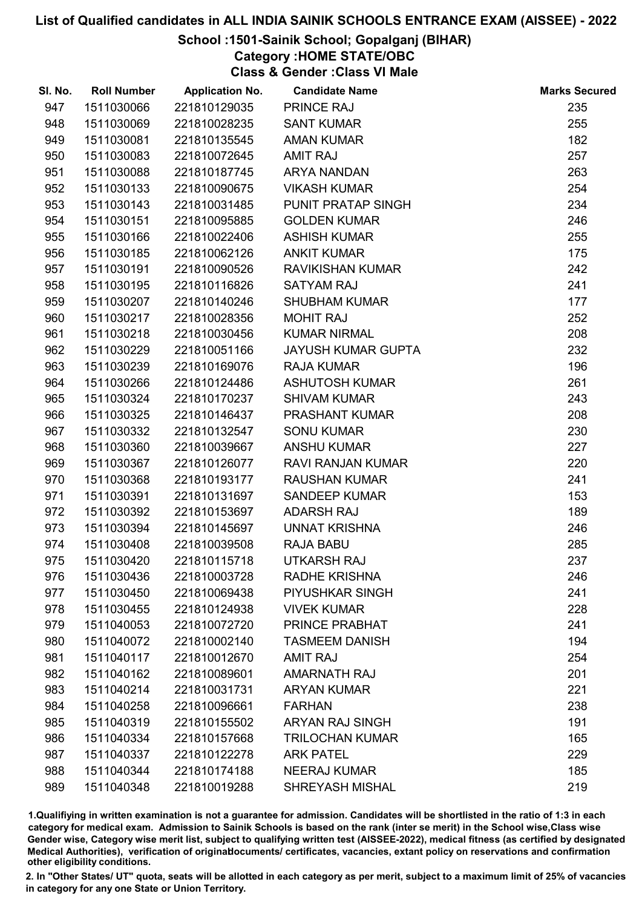# List of Qualified candidates in ALL INDIA SAINIK SCHOOLS ENTRANCE EXAM (AISSEE) - 2022

## School :1501-Sainik School; Gopalganj (BIHAR)
### Category :HOME STATE/OBC
### Class & Gender :Class VI Male

| Sl. No. | Roll Number | Application No. | Candidate Name | Marks Secured |
|---|---|---|---|---|
| 947 | 1511030066 | 221810129035 | PRINCE RAJ | 235 |
| 948 | 1511030069 | 221810028235 | SANT KUMAR | 255 |
| 949 | 1511030081 | 221810135545 | AMAN KUMAR | 182 |
| 950 | 1511030083 | 221810072645 | AMIT RAJ | 257 |
| 951 | 1511030088 | 221810187745 | ARYA NANDAN | 263 |
| 952 | 1511030133 | 221810090675 | VIKASH KUMAR | 254 |
| 953 | 1511030143 | 221810031485 | PUNIT PRATAP SINGH | 234 |
| 954 | 1511030151 | 221810095885 | GOLDEN KUMAR | 246 |
| 955 | 1511030166 | 221810022406 | ASHISH KUMAR | 255 |
| 956 | 1511030185 | 221810062126 | ANKIT KUMAR | 175 |
| 957 | 1511030191 | 221810090526 | RAVIKISHAN KUMAR | 242 |
| 958 | 1511030195 | 221810116826 | SATYAM RAJ | 241 |
| 959 | 1511030207 | 221810140246 | SHUBHAM KUMAR | 177 |
| 960 | 1511030217 | 221810028356 | MOHIT RAJ | 252 |
| 961 | 1511030218 | 221810030456 | KUMAR NIRMAL | 208 |
| 962 | 1511030229 | 221810051166 | JAYUSH KUMAR GUPTA | 232 |
| 963 | 1511030239 | 221810169076 | RAJA KUMAR | 196 |
| 964 | 1511030266 | 221810124486 | ASHUTOSH KUMAR | 261 |
| 965 | 1511030324 | 221810170237 | SHIVAM KUMAR | 243 |
| 966 | 1511030325 | 221810146437 | PRASHANT KUMAR | 208 |
| 967 | 1511030332 | 221810132547 | SONU KUMAR | 230 |
| 968 | 1511030360 | 221810039667 | ANSHU KUMAR | 227 |
| 969 | 1511030367 | 221810126077 | RAVI RANJAN KUMAR | 220 |
| 970 | 1511030368 | 221810193177 | RAUSHAN KUMAR | 241 |
| 971 | 1511030391 | 221810131697 | SANDEEP KUMAR | 153 |
| 972 | 1511030392 | 221810153697 | ADARSH RAJ | 189 |
| 973 | 1511030394 | 221810145697 | UNNAT KRISHNA | 246 |
| 974 | 1511030408 | 221810039508 | RAJA BABU | 285 |
| 975 | 1511030420 | 221810115718 | UTKARSH RAJ | 237 |
| 976 | 1511030436 | 221810003728 | RADHE KRISHNA | 246 |
| 977 | 1511030450 | 221810069438 | PIYUSHKAR SINGH | 241 |
| 978 | 1511030455 | 221810124938 | VIVEK KUMAR | 228 |
| 979 | 1511040053 | 221810072720 | PRINCE PRABHAT | 241 |
| 980 | 1511040072 | 221810002140 | TASMEEM DANISH | 194 |
| 981 | 1511040117 | 221810012670 | AMIT RAJ | 254 |
| 982 | 1511040162 | 221810089601 | AMARNATH RAJ | 201 |
| 983 | 1511040214 | 221810031731 | ARYAN KUMAR | 221 |
| 984 | 1511040258 | 221810096661 | FARHAN | 238 |
| 985 | 1511040319 | 221810155502 | ARYAN RAJ SINGH | 191 |
| 986 | 1511040334 | 221810157668 | TRILOCHAN KUMAR | 165 |
| 987 | 1511040337 | 221810122278 | ARK PATEL | 229 |
| 988 | 1511040344 | 221810174188 | NEERAJ KUMAR | 185 |
| 989 | 1511040348 | 221810019288 | SHREYASH MISHAL | 219 |

1.Qualifiying in written examination is not a guarantee for admission. Candidates will be shortlisted in the ratio of 1:3 in each category for medical exam. Admission to Sainik Schools is based on the rank (inter se merit) in the School wise,Class wise Gender wise, Category wise merit list, subject to qualifying written test (AISSEE-2022), medical fitness (as certified by designated Medical Authorities), verification of originaldocuments/ certificates, vacancies, extant policy on reservations and confirmation other eligibility conditions.

2. In "Other States/ UT" quota, seats will be allotted in each category as per merit, subject to a maximum limit of 25% of vacancies in category for any one State or Union Territory.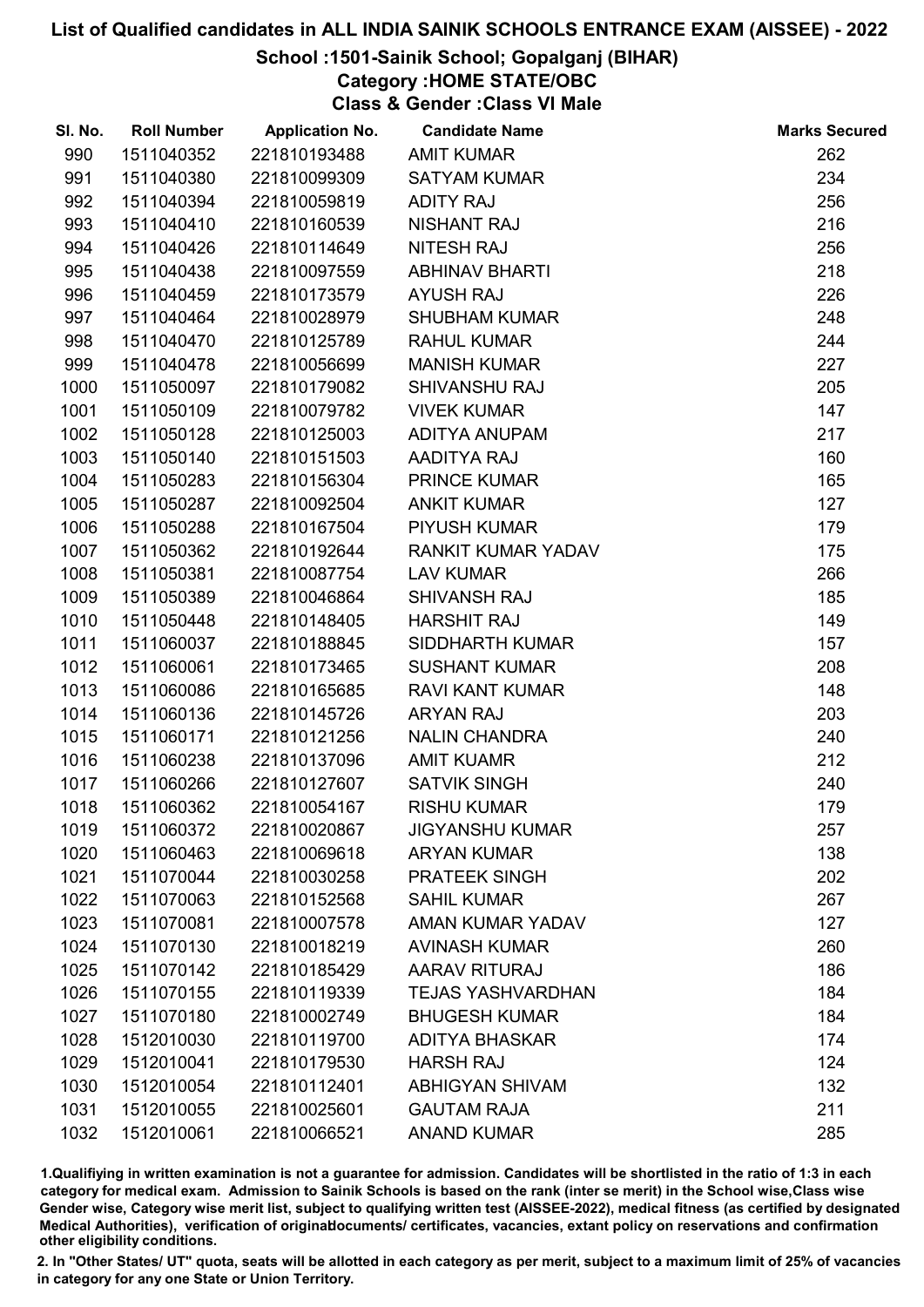# List of Qualified candidates in ALL INDIA SAINIK SCHOOLS ENTRANCE EXAM (AISSEE) - 2022

## School :1501-Sainik School; Gopalganj (BIHAR)

### Category :HOME STATE/OBC

### Class & Gender :Class VI Male

| Sl. No. | Roll Number | Application No. | Candidate Name | Marks Secured |
|---|---|---|---|---|
| 990 | 1511040352 | 221810193488 | AMIT KUMAR | 262 |
| 991 | 1511040380 | 221810099309 | SATYAM KUMAR | 234 |
| 992 | 1511040394 | 221810059819 | ADITY RAJ | 256 |
| 993 | 1511040410 | 221810160539 | NISHANT RAJ | 216 |
| 994 | 1511040426 | 221810114649 | NITESH RAJ | 256 |
| 995 | 1511040438 | 221810097559 | ABHINAV BHARTI | 218 |
| 996 | 1511040459 | 221810173579 | AYUSH RAJ | 226 |
| 997 | 1511040464 | 221810028979 | SHUBHAM KUMAR | 248 |
| 998 | 1511040470 | 221810125789 | RAHUL KUMAR | 244 |
| 999 | 1511040478 | 221810056699 | MANISH KUMAR | 227 |
| 1000 | 1511050097 | 221810179082 | SHIVANSHU RAJ | 205 |
| 1001 | 1511050109 | 221810079782 | VIVEK KUMAR | 147 |
| 1002 | 1511050128 | 221810125003 | ADITYA ANUPAM | 217 |
| 1003 | 1511050140 | 221810151503 | AADITYA RAJ | 160 |
| 1004 | 1511050283 | 221810156304 | PRINCE KUMAR | 165 |
| 1005 | 1511050287 | 221810092504 | ANKIT KUMAR | 127 |
| 1006 | 1511050288 | 221810167504 | PIYUSH KUMAR | 179 |
| 1007 | 1511050362 | 221810192644 | RANKIT KUMAR YADAV | 175 |
| 1008 | 1511050381 | 221810087754 | LAV KUMAR | 266 |
| 1009 | 1511050389 | 221810046864 | SHIVANSH RAJ | 185 |
| 1010 | 1511050448 | 221810148405 | HARSHIT RAJ | 149 |
| 1011 | 1511060037 | 221810188845 | SIDDHARTH KUMAR | 157 |
| 1012 | 1511060061 | 221810173465 | SUSHANT KUMAR | 208 |
| 1013 | 1511060086 | 221810165685 | RAVI KANT KUMAR | 148 |
| 1014 | 1511060136 | 221810145726 | ARYAN RAJ | 203 |
| 1015 | 1511060171 | 221810121256 | NALIN CHANDRA | 240 |
| 1016 | 1511060238 | 221810137096 | AMIT KUAMR | 212 |
| 1017 | 1511060266 | 221810127607 | SATVIK SINGH | 240 |
| 1018 | 1511060362 | 221810054167 | RISHU KUMAR | 179 |
| 1019 | 1511060372 | 221810020867 | JIGYANSHU KUMAR | 257 |
| 1020 | 1511060463 | 221810069618 | ARYAN KUMAR | 138 |
| 1021 | 1511070044 | 221810030258 | PRATEEK SINGH | 202 |
| 1022 | 1511070063 | 221810152568 | SAHIL KUMAR | 267 |
| 1023 | 1511070081 | 221810007578 | AMAN KUMAR YADAV | 127 |
| 1024 | 1511070130 | 221810018219 | AVINASH KUMAR | 260 |
| 1025 | 1511070142 | 221810185429 | AARAV RITURAJ | 186 |
| 1026 | 1511070155 | 221810119339 | TEJAS YASHVARDHAN | 184 |
| 1027 | 1511070180 | 221810002749 | BHUGESH KUMAR | 184 |
| 1028 | 1512010030 | 221810119700 | ADITYA BHASKAR | 174 |
| 1029 | 1512010041 | 221810179530 | HARSH RAJ | 124 |
| 1030 | 1512010054 | 221810112401 | ABHIGYAN SHIVAM | 132 |
| 1031 | 1512010055 | 221810025601 | GAUTAM RAJA | 211 |
| 1032 | 1512010061 | 221810066521 | ANAND KUMAR | 285 |

1.Qualifiying in written examination is not a guarantee for admission. Candidates will be shortlisted in the ratio of 1:3 in each category for medical exam. Admission to Sainik Schools is based on the rank (inter se merit) in the School wise,Class wise Gender wise, Category wise merit list, subject to qualifying written test (AISSEE-2022), medical fitness (as certified by designated Medical Authorities), verification of originaldocuments/ certificates, vacancies, extant policy on reservations and confirmation other eligibility conditions.

2. In "Other States/ UT" quota, seats will be allotted in each category as per merit, subject to a maximum limit of 25% of vacancies in category for any one State or Union Territory.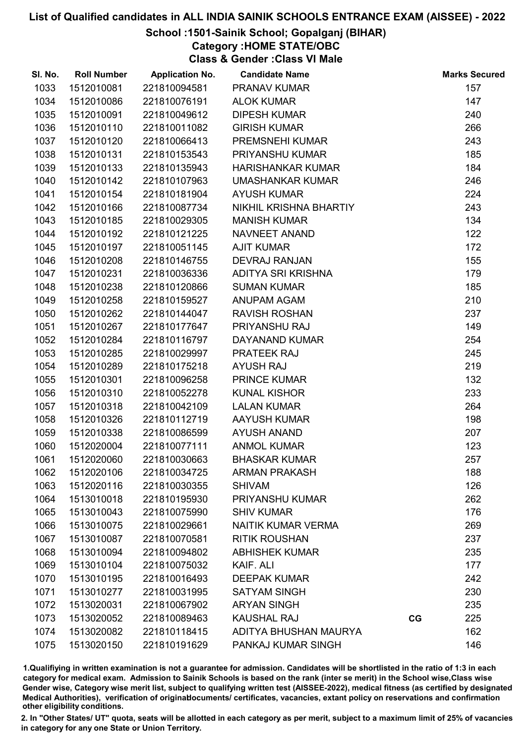# List of Qualified candidates in ALL INDIA SAINIK SCHOOLS ENTRANCE EXAM (AISSEE) - 2022

## School :1501-Sainik School; Gopalganj (BIHAR)

### Category :HOME STATE/OBC

### Class & Gender :Class VI Male

| Sl. No. | Roll Number | Application No. | Candidate Name | | Marks Secured |
|---|---|---|---|---|---|
| 1033 | 1512010081 | 221810094581 | PRANAV KUMAR | | 157 |
| 1034 | 1512010086 | 221810076191 | ALOK KUMAR | | 147 |
| 1035 | 1512010091 | 221810049612 | DIPESH KUMAR | | 240 |
| 1036 | 1512010110 | 221810011082 | GIRISH KUMAR | | 266 |
| 1037 | 1512010120 | 221810066413 | PREMSNEHI KUMAR | | 243 |
| 1038 | 1512010131 | 221810153543 | PRIYANSHU KUMAR | | 185 |
| 1039 | 1512010133 | 221810135943 | HARISHANKAR KUMAR | | 184 |
| 1040 | 1512010142 | 221810107963 | UMASHANKAR KUMAR | | 246 |
| 1041 | 1512010154 | 221810181904 | AYUSH KUMAR | | 224 |
| 1042 | 1512010166 | 221810087734 | NIKHIL KRISHNA BHARTIY | | 243 |
| 1043 | 1512010185 | 221810029305 | MANISH KUMAR | | 134 |
| 1044 | 1512010192 | 221810121225 | NAVNEET ANAND | | 122 |
| 1045 | 1512010197 | 221810051145 | AJIT KUMAR | | 172 |
| 1046 | 1512010208 | 221810146755 | DEVRAJ RANJAN | | 155 |
| 1047 | 1512010231 | 221810036336 | ADITYA SRI KRISHNA | | 179 |
| 1048 | 1512010238 | 221810120866 | SUMAN KUMAR | | 185 |
| 1049 | 1512010258 | 221810159527 | ANUPAM AGAM | | 210 |
| 1050 | 1512010262 | 221810144047 | RAVISH ROSHAN | | 237 |
| 1051 | 1512010267 | 221810177647 | PRIYANSHU RAJ | | 149 |
| 1052 | 1512010284 | 221810116797 | DAYANAND KUMAR | | 254 |
| 1053 | 1512010285 | 221810029997 | PRATEEK RAJ | | 245 |
| 1054 | 1512010289 | 221810175218 | AYUSH RAJ | | 219 |
| 1055 | 1512010301 | 221810096258 | PRINCE KUMAR | | 132 |
| 1056 | 1512010310 | 221810052278 | KUNAL KISHOR | | 233 |
| 1057 | 1512010318 | 221810042109 | LALAN KUMAR | | 264 |
| 1058 | 1512010326 | 221810112719 | AAYUSH KUMAR | | 198 |
| 1059 | 1512010338 | 221810086599 | AYUSH ANAND | | 207 |
| 1060 | 1512020004 | 221810077111 | ANMOL KUMAR | | 123 |
| 1061 | 1512020060 | 221810030663 | BHASKAR KUMAR | | 257 |
| 1062 | 1512020106 | 221810034725 | ARMAN PRAKASH | | 188 |
| 1063 | 1512020116 | 221810030355 | SHIVAM | | 126 |
| 1064 | 1513010018 | 221810195930 | PRIYANSHU KUMAR | | 262 |
| 1065 | 1513010043 | 221810075990 | SHIV KUMAR | | 176 |
| 1066 | 1513010075 | 221810029661 | NAITIK KUMAR VERMA | | 269 |
| 1067 | 1513010087 | 221810070581 | RITIK ROUSHAN | | 237 |
| 1068 | 1513010094 | 221810094802 | ABHISHEK KUMAR | | 235 |
| 1069 | 1513010104 | 221810075032 | KAIF. ALI | | 177 |
| 1070 | 1513010195 | 221810016493 | DEEPAK KUMAR | | 242 |
| 1071 | 1513010277 | 221810031995 | SATYAM SINGH | | 230 |
| 1072 | 1513020031 | 221810067902 | ARYAN SINGH | | 235 |
| 1073 | 1513020052 | 221810089463 | KAUSHAL RAJ | CG | 225 |
| 1074 | 1513020082 | 221810118415 | ADITYA BHUSHAN MAURYA | | 162 |
| 1075 | 1513020150 | 221810191629 | PANKAJ KUMAR SINGH | | 146 |

1.Qualifiying in written examination is not a guarantee for admission. Candidates will be shortlisted in the ratio of 1:3 in each category for medical exam. Admission to Sainik Schools is based on the rank (inter se merit) in the School wise,Class wise Gender wise, Category wise merit list, subject to qualifying written test (AISSEE-2022), medical fitness (as certified by designated Medical Authorities), verification of originaldocuments/ certificates, vacancies, extant policy on reservations and confirmation other eligibility conditions.

2. In "Other States/ UT" quota, seats will be allotted in each category as per merit, subject to a maximum limit of 25% of vacancies in category for any one State or Union Territory.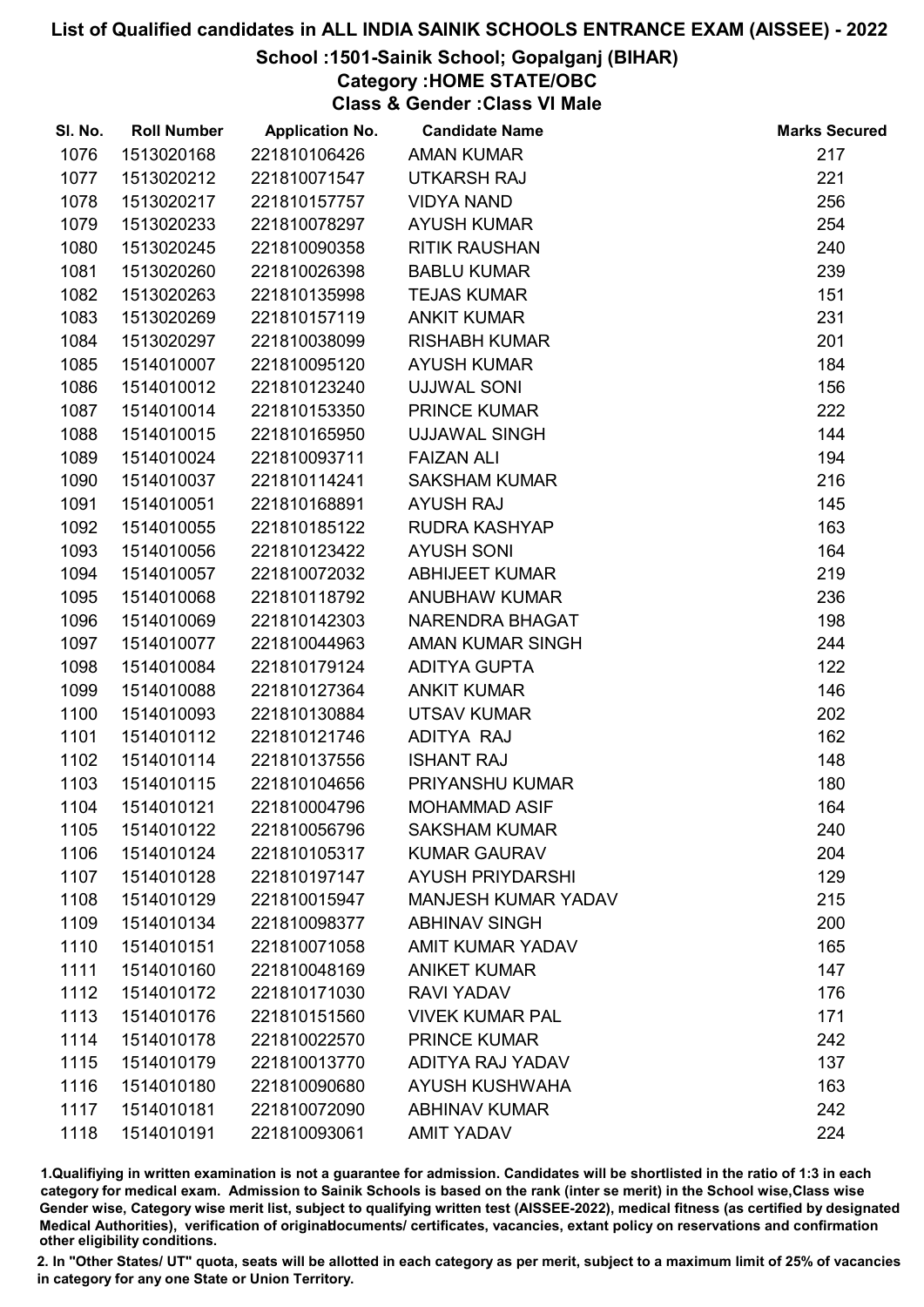# List of Qualified candidates in ALL INDIA SAINIK SCHOOLS ENTRANCE EXAM (AISSEE) - 2022

## School :1501-Sainik School; Gopalganj (BIHAR)

### Category :HOME STATE/OBC

### Class & Gender :Class VI Male

| Sl. No. | Roll Number | Application No. | Candidate Name | Marks Secured |
|---|---|---|---|---|
| 1076 | 1513020168 | 221810106426 | AMAN KUMAR | 217 |
| 1077 | 1513020212 | 221810071547 | UTKARSH RAJ | 221 |
| 1078 | 1513020217 | 221810157757 | VIDYA NAND | 256 |
| 1079 | 1513020233 | 221810078297 | AYUSH KUMAR | 254 |
| 1080 | 1513020245 | 221810090358 | RITIK RAUSHAN | 240 |
| 1081 | 1513020260 | 221810026398 | BABLU KUMAR | 239 |
| 1082 | 1513020263 | 221810135998 | TEJAS KUMAR | 151 |
| 1083 | 1513020269 | 221810157119 | ANKIT KUMAR | 231 |
| 1084 | 1513020297 | 221810038099 | RISHABH KUMAR | 201 |
| 1085 | 1514010007 | 221810095120 | AYUSH KUMAR | 184 |
| 1086 | 1514010012 | 221810123240 | UJJWAL SONI | 156 |
| 1087 | 1514010014 | 221810153350 | PRINCE KUMAR | 222 |
| 1088 | 1514010015 | 221810165950 | UJJAWAL SINGH | 144 |
| 1089 | 1514010024 | 221810093711 | FAIZAN ALI | 194 |
| 1090 | 1514010037 | 221810114241 | SAKSHAM KUMAR | 216 |
| 1091 | 1514010051 | 221810168891 | AYUSH RAJ | 145 |
| 1092 | 1514010055 | 221810185122 | RUDRA KASHYAP | 163 |
| 1093 | 1514010056 | 221810123422 | AYUSH SONI | 164 |
| 1094 | 1514010057 | 221810072032 | ABHIJEET KUMAR | 219 |
| 1095 | 1514010068 | 221810118792 | ANUBHAW KUMAR | 236 |
| 1096 | 1514010069 | 221810142303 | NARENDRA BHAGAT | 198 |
| 1097 | 1514010077 | 221810044963 | AMAN KUMAR SINGH | 244 |
| 1098 | 1514010084 | 221810179124 | ADITYA GUPTA | 122 |
| 1099 | 1514010088 | 221810127364 | ANKIT KUMAR | 146 |
| 1100 | 1514010093 | 221810130884 | UTSAV KUMAR | 202 |
| 1101 | 1514010112 | 221810121746 | ADITYA RAJ | 162 |
| 1102 | 1514010114 | 221810137556 | ISHANT RAJ | 148 |
| 1103 | 1514010115 | 221810104656 | PRIYANSHU KUMAR | 180 |
| 1104 | 1514010121 | 221810004796 | MOHAMMAD ASIF | 164 |
| 1105 | 1514010122 | 221810056796 | SAKSHAM KUMAR | 240 |
| 1106 | 1514010124 | 221810105317 | KUMAR GAURAV | 204 |
| 1107 | 1514010128 | 221810197147 | AYUSH PRIYDARSHI | 129 |
| 1108 | 1514010129 | 221810015947 | MANJESH KUMAR YADAV | 215 |
| 1109 | 1514010134 | 221810098377 | ABHINAV SINGH | 200 |
| 1110 | 1514010151 | 221810071058 | AMIT KUMAR YADAV | 165 |
| 1111 | 1514010160 | 221810048169 | ANIKET KUMAR | 147 |
| 1112 | 1514010172 | 221810171030 | RAVI YADAV | 176 |
| 1113 | 1514010176 | 221810151560 | VIVEK KUMAR PAL | 171 |
| 1114 | 1514010178 | 221810022570 | PRINCE KUMAR | 242 |
| 1115 | 1514010179 | 221810013770 | ADITYA RAJ YADAV | 137 |
| 1116 | 1514010180 | 221810090680 | AYUSH KUSHWAHA | 163 |
| 1117 | 1514010181 | 221810072090 | ABHINAV KUMAR | 242 |
| 1118 | 1514010191 | 221810093061 | AMIT YADAV | 224 |

1.Qualifiying in written examination is not a guarantee for admission. Candidates will be shortlisted in the ratio of 1:3 in each category for medical exam. Admission to Sainik Schools is based on the rank (inter se merit) in the School wise,Class wise Gender wise, Category wise merit list, subject to qualifying written test (AISSEE-2022), medical fitness (as certified by designated Medical Authorities), verification of originaldocuments/ certificates, vacancies, extant policy on reservations and confirmation other eligibility conditions.

2. In "Other States/ UT" quota, seats will be allotted in each category as per merit, subject to a maximum limit of 25% of vacancies in category for any one State or Union Territory.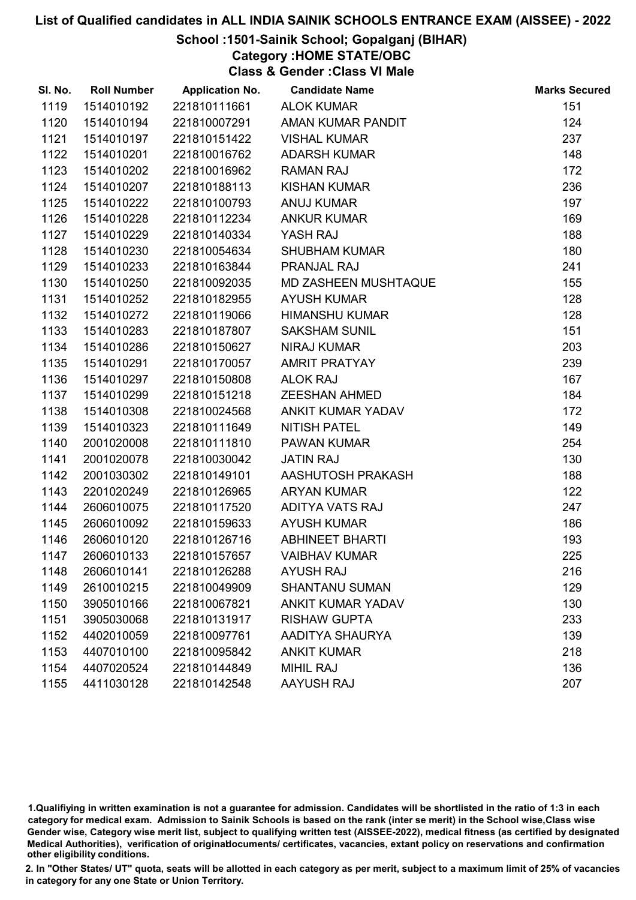# List of Qualified candidates in ALL INDIA SAINIK SCHOOLS ENTRANCE EXAM (AISSEE) - 2022

## School :1501-Sainik School; Gopalganj (BIHAR)

### Category :HOME STATE/OBC

### Class & Gender :Class VI Male

| Sl. No. | Roll Number | Application No. | Candidate Name | Marks Secured |
|---|---|---|---|---|
| 1119 | 1514010192 | 221810111661 | ALOK KUMAR | 151 |
| 1120 | 1514010194 | 221810007291 | AMAN KUMAR PANDIT | 124 |
| 1121 | 1514010197 | 221810151422 | VISHAL KUMAR | 237 |
| 1122 | 1514010201 | 221810016762 | ADARSH KUMAR | 148 |
| 1123 | 1514010202 | 221810016962 | RAMAN RAJ | 172 |
| 1124 | 1514010207 | 221810188113 | KISHAN KUMAR | 236 |
| 1125 | 1514010222 | 221810100793 | ANUJ KUMAR | 197 |
| 1126 | 1514010228 | 221810112234 | ANKUR KUMAR | 169 |
| 1127 | 1514010229 | 221810140334 | YASH RAJ | 188 |
| 1128 | 1514010230 | 221810054634 | SHUBHAM KUMAR | 180 |
| 1129 | 1514010233 | 221810163844 | PRANJAL RAJ | 241 |
| 1130 | 1514010250 | 221810092035 | MD ZASHEEN MUSHTAQUE | 155 |
| 1131 | 1514010252 | 221810182955 | AYUSH KUMAR | 128 |
| 1132 | 1514010272 | 221810119066 | HIMANSHU KUMAR | 128 |
| 1133 | 1514010283 | 221810187807 | SAKSHAM SUNIL | 151 |
| 1134 | 1514010286 | 221810150627 | NIRAJ KUMAR | 203 |
| 1135 | 1514010291 | 221810170057 | AMRIT PRATYAY | 239 |
| 1136 | 1514010297 | 221810150808 | ALOK RAJ | 167 |
| 1137 | 1514010299 | 221810151218 | ZEESHAN AHMED | 184 |
| 1138 | 1514010308 | 221810024568 | ANKIT KUMAR YADAV | 172 |
| 1139 | 1514010323 | 221810111649 | NITISH PATEL | 149 |
| 1140 | 2001020008 | 221810111810 | PAWAN KUMAR | 254 |
| 1141 | 2001020078 | 221810030042 | JATIN RAJ | 130 |
| 1142 | 2001030302 | 221810149101 | AASHUTOSH PRAKASH | 188 |
| 1143 | 2201020249 | 221810126965 | ARYAN KUMAR | 122 |
| 1144 | 2606010075 | 221810117520 | ADITYA VATS RAJ | 247 |
| 1145 | 2606010092 | 221810159633 | AYUSH KUMAR | 186 |
| 1146 | 2606010120 | 221810126716 | ABHINEET BHARTI | 193 |
| 1147 | 2606010133 | 221810157657 | VAIBHAV KUMAR | 225 |
| 1148 | 2606010141 | 221810126288 | AYUSH RAJ | 216 |
| 1149 | 2610010215 | 221810049909 | SHANTANU SUMAN | 129 |
| 1150 | 3905010166 | 221810067821 | ANKIT KUMAR YADAV | 130 |
| 1151 | 3905030068 | 221810131917 | RISHAW GUPTA | 233 |
| 1152 | 4402010059 | 221810097761 | AADITYA SHAURYA | 139 |
| 1153 | 4407010100 | 221810095842 | ANKIT KUMAR | 218 |
| 1154 | 4407020524 | 221810144849 | MIHIL RAJ | 136 |
| 1155 | 4411030128 | 221810142548 | AAYUSH RAJ | 207 |

1.Qualifiying in written examination is not a guarantee for admission. Candidates will be shortlisted in the ratio of 1:3 in each category for medical exam. Admission to Sainik Schools is based on the rank (inter se merit) in the School wise,Class wise Gender wise, Category wise merit list, subject to qualifying written test (AISSEE-2022), medical fitness (as certified by designated Medical Authorities), verification of originaldocuments/ certificates, vacancies, extant policy on reservations and confirmation other eligibility conditions.

2. In "Other States/ UT" quota, seats will be allotted in each category as per merit, subject to a maximum limit of 25% of vacancies in category for any one State or Union Territory.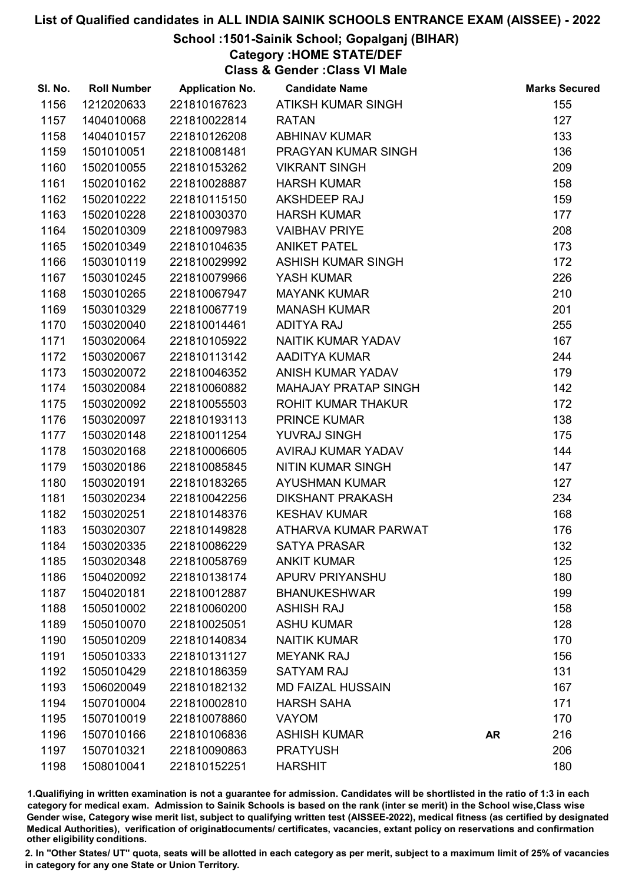# List of Qualified candidates in ALL INDIA SAINIK SCHOOLS ENTRANCE EXAM (AISSEE) - 2022

## School :1501-Sainik School; Gopalganj (BIHAR)

### Category :HOME STATE/DEF

### Class & Gender :Class VI Male

| Sl. No. | Roll Number | Application No. | Candidate Name | | Marks Secured |
|---|---|---|---|---|---|
| 1156 | 1212020633 | 221810167623 | ATIKSH KUMAR SINGH | | 155 |
| 1157 | 1404010068 | 221810022814 | RATAN | | 127 |
| 1158 | 1404010157 | 221810126208 | ABHINAV KUMAR | | 133 |
| 1159 | 1501010051 | 221810081481 | PRAGYAN KUMAR SINGH | | 136 |
| 1160 | 1502010055 | 221810153262 | VIKRANT SINGH | | 209 |
| 1161 | 1502010162 | 221810028887 | HARSH KUMAR | | 158 |
| 1162 | 1502010222 | 221810115150 | AKSHDEEP RAJ | | 159 |
| 1163 | 1502010228 | 221810030370 | HARSH KUMAR | | 177 |
| 1164 | 1502010309 | 221810097983 | VAIBHAV PRIYE | | 208 |
| 1165 | 1502010349 | 221810104635 | ANIKET PATEL | | 173 |
| 1166 | 1503010119 | 221810029992 | ASHISH KUMAR SINGH | | 172 |
| 1167 | 1503010245 | 221810079966 | YASH KUMAR | | 226 |
| 1168 | 1503010265 | 221810067947 | MAYANK KUMAR | | 210 |
| 1169 | 1503010329 | 221810067719 | MANASH KUMAR | | 201 |
| 1170 | 1503020040 | 221810014461 | ADITYA RAJ | | 255 |
| 1171 | 1503020064 | 221810105922 | NAITIK KUMAR YADAV | | 167 |
| 1172 | 1503020067 | 221810113142 | AADITYA KUMAR | | 244 |
| 1173 | 1503020072 | 221810046352 | ANISH KUMAR YADAV | | 179 |
| 1174 | 1503020084 | 221810060882 | MAHAJAY PRATAP SINGH | | 142 |
| 1175 | 1503020092 | 221810055503 | ROHIT KUMAR THAKUR | | 172 |
| 1176 | 1503020097 | 221810193113 | PRINCE KUMAR | | 138 |
| 1177 | 1503020148 | 221810011254 | YUVRAJ SINGH | | 175 |
| 1178 | 1503020168 | 221810006605 | AVIRAJ KUMAR YADAV | | 144 |
| 1179 | 1503020186 | 221810085845 | NITIN KUMAR SINGH | | 147 |
| 1180 | 1503020191 | 221810183265 | AYUSHMAN KUMAR | | 127 |
| 1181 | 1503020234 | 221810042256 | DIKSHANT PRAKASH | | 234 |
| 1182 | 1503020251 | 221810148376 | KESHAV KUMAR | | 168 |
| 1183 | 1503020307 | 221810149828 | ATHARVA KUMAR PARWAT | | 176 |
| 1184 | 1503020335 | 221810086229 | SATYA PRASAR | | 132 |
| 1185 | 1503020348 | 221810058769 | ANKIT KUMAR | | 125 |
| 1186 | 1504020092 | 221810138174 | APURV PRIYANSHU | | 180 |
| 1187 | 1504020181 | 221810012887 | BHANUKESHWAR | | 199 |
| 1188 | 1505010002 | 221810060200 | ASHISH RAJ | | 158 |
| 1189 | 1505010070 | 221810025051 | ASHU KUMAR | | 128 |
| 1190 | 1505010209 | 221810140834 | NAITIK KUMAR | | 170 |
| 1191 | 1505010333 | 221810131127 | MEYANK RAJ | | 156 |
| 1192 | 1505010429 | 221810186359 | SATYAM RAJ | | 131 |
| 1193 | 1506020049 | 221810182132 | MD FAIZAL HUSSAIN | | 167 |
| 1194 | 1507010004 | 221810002810 | HARSH SAHA | | 171 |
| 1195 | 1507010019 | 221810078860 | VAYOM | | 170 |
| 1196 | 1507010166 | 221810106836 | ASHISH KUMAR | AR | 216 |
| 1197 | 1507010321 | 221810090863 | PRATYUSH | | 206 |
| 1198 | 1508010041 | 221810152251 | HARSHIT | | 180 |

1.Qualifiying in written examination is not a guarantee for admission. Candidates will be shortlisted in the ratio of 1:3 in each category for medical exam. Admission to Sainik Schools is based on the rank (inter se merit) in the School wise,Class wise Gender wise, Category wise merit list, subject to qualifying written test (AISSEE-2022), medical fitness (as certified by designated Medical Authorities), verification of originaldocuments/ certificates, vacancies, extant policy on reservations and confirmation other eligibility conditions.

2. In "Other States/ UT" quota, seats will be allotted in each category as per merit, subject to a maximum limit of 25% of vacancies in category for any one State or Union Territory.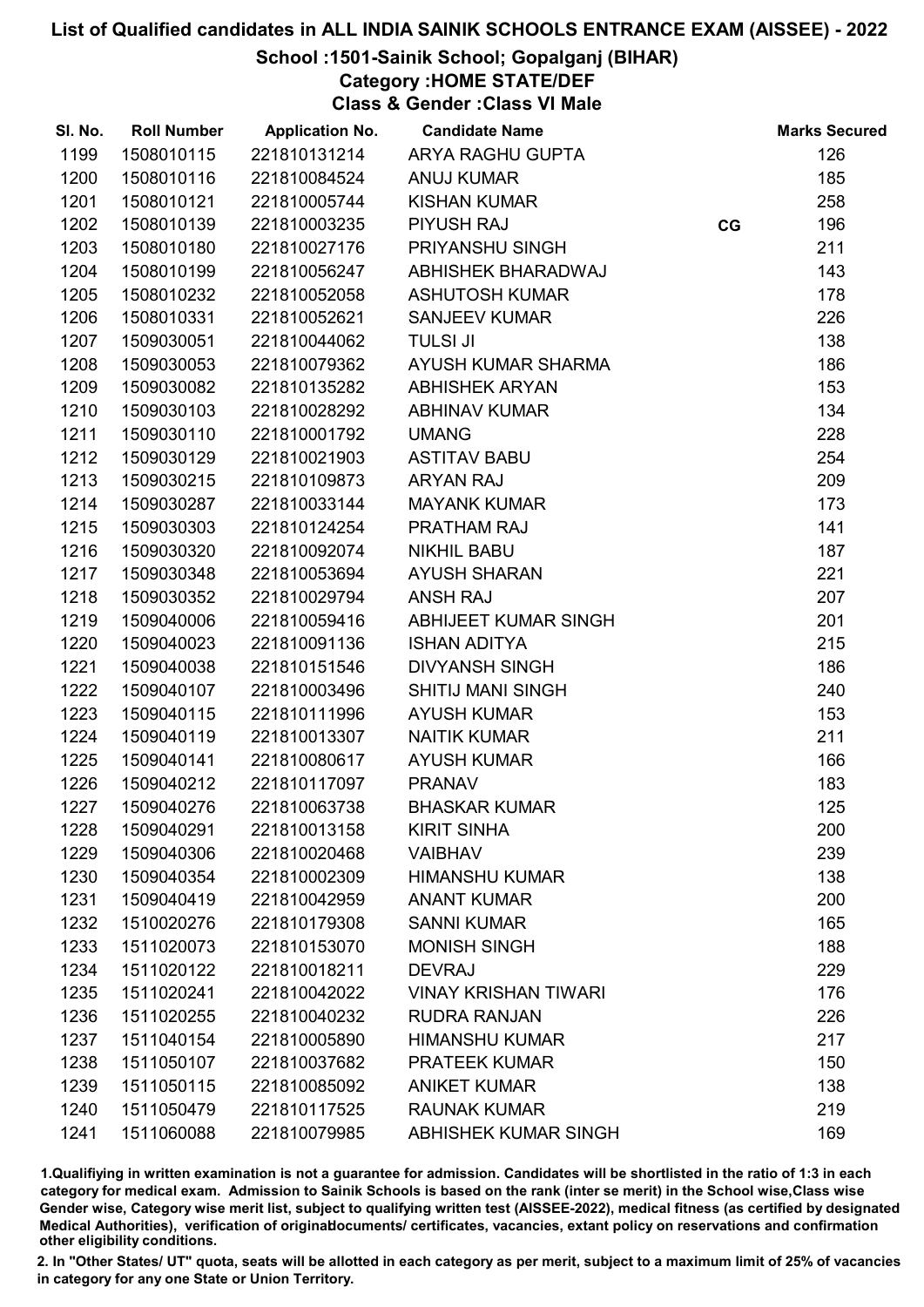# List of Qualified candidates in ALL INDIA SAINIK SCHOOLS ENTRANCE EXAM (AISSEE) - 2022

## School :1501-Sainik School; Gopalganj (BIHAR)

### Category :HOME STATE/DEF

### Class & Gender :Class VI Male

| Sl. No. | Roll Number | Application No. | Candidate Name | | Marks Secured |
|---|---|---|---|---|---|
| 1199 | 1508010115 | 221810131214 | ARYA RAGHU GUPTA | | 126 |
| 1200 | 1508010116 | 221810084524 | ANUJ KUMAR | | 185 |
| 1201 | 1508010121 | 221810005744 | KISHAN KUMAR | | 258 |
| 1202 | 1508010139 | 221810003235 | PIYUSH RAJ | CG | 196 |
| 1203 | 1508010180 | 221810027176 | PRIYANSHU SINGH | | 211 |
| 1204 | 1508010199 | 221810056247 | ABHISHEK BHARADWAJ | | 143 |
| 1205 | 1508010232 | 221810052058 | ASHUTOSH KUMAR | | 178 |
| 1206 | 1508010331 | 221810052621 | SANJEEV KUMAR | | 226 |
| 1207 | 1509030051 | 221810044062 | TULSI JI | | 138 |
| 1208 | 1509030053 | 221810079362 | AYUSH KUMAR SHARMA | | 186 |
| 1209 | 1509030082 | 221810135282 | ABHISHEK ARYAN | | 153 |
| 1210 | 1509030103 | 221810028292 | ABHINAV KUMAR | | 134 |
| 1211 | 1509030110 | 221810001792 | UMANG | | 228 |
| 1212 | 1509030129 | 221810021903 | ASTITAV BABU | | 254 |
| 1213 | 1509030215 | 221810109873 | ARYAN RAJ | | 209 |
| 1214 | 1509030287 | 221810033144 | MAYANK KUMAR | | 173 |
| 1215 | 1509030303 | 221810124254 | PRATHAM RAJ | | 141 |
| 1216 | 1509030320 | 221810092074 | NIKHIL BABU | | 187 |
| 1217 | 1509030348 | 221810053694 | AYUSH SHARAN | | 221 |
| 1218 | 1509030352 | 221810029794 | ANSH RAJ | | 207 |
| 1219 | 1509040006 | 221810059416 | ABHIJEET KUMAR SINGH | | 201 |
| 1220 | 1509040023 | 221810091136 | ISHAN ADITYA | | 215 |
| 1221 | 1509040038 | 221810151546 | DIVYANSH SINGH | | 186 |
| 1222 | 1509040107 | 221810003496 | SHITIJ MANI SINGH | | 240 |
| 1223 | 1509040115 | 221810111996 | AYUSH KUMAR | | 153 |
| 1224 | 1509040119 | 221810013307 | NAITIK KUMAR | | 211 |
| 1225 | 1509040141 | 221810080617 | AYUSH KUMAR | | 166 |
| 1226 | 1509040212 | 221810117097 | PRANAV | | 183 |
| 1227 | 1509040276 | 221810063738 | BHASKAR KUMAR | | 125 |
| 1228 | 1509040291 | 221810013158 | KIRIT SINHA | | 200 |
| 1229 | 1509040306 | 221810020468 | VAIBHAV | | 239 |
| 1230 | 1509040354 | 221810002309 | HIMANSHU KUMAR | | 138 |
| 1231 | 1509040419 | 221810042959 | ANANT KUMAR | | 200 |
| 1232 | 1510020276 | 221810179308 | SANNI KUMAR | | 165 |
| 1233 | 1511020073 | 221810153070 | MONISH SINGH | | 188 |
| 1234 | 1511020122 | 221810018211 | DEVRAJ | | 229 |
| 1235 | 1511020241 | 221810042022 | VINAY KRISHAN TIWARI | | 176 |
| 1236 | 1511020255 | 221810040232 | RUDRA RANJAN | | 226 |
| 1237 | 1511040154 | 221810005890 | HIMANSHU KUMAR | | 217 |
| 1238 | 1511050107 | 221810037682 | PRATEEK KUMAR | | 150 |
| 1239 | 1511050115 | 221810085092 | ANIKET KUMAR | | 138 |
| 1240 | 1511050479 | 221810117525 | RAUNAK KUMAR | | 219 |
| 1241 | 1511060088 | 221810079985 | ABHISHEK KUMAR SINGH | | 169 |

1.Qualifiying in written examination is not a guarantee for admission. Candidates will be shortlisted in the ratio of 1:3 in each category for medical exam. Admission to Sainik Schools is based on the rank (inter se merit) in the School wise,Class wise Gender wise, Category wise merit list, subject to qualifying written test (AISSEE-2022), medical fitness (as certified by designated Medical Authorities), verification of originaldocuments/ certificates, vacancies, extant policy on reservations and confirmation other eligibility conditions.

2. In "Other States/ UT" quota, seats will be allotted in each category as per merit, subject to a maximum limit of 25% of vacancies in category for any one State or Union Territory.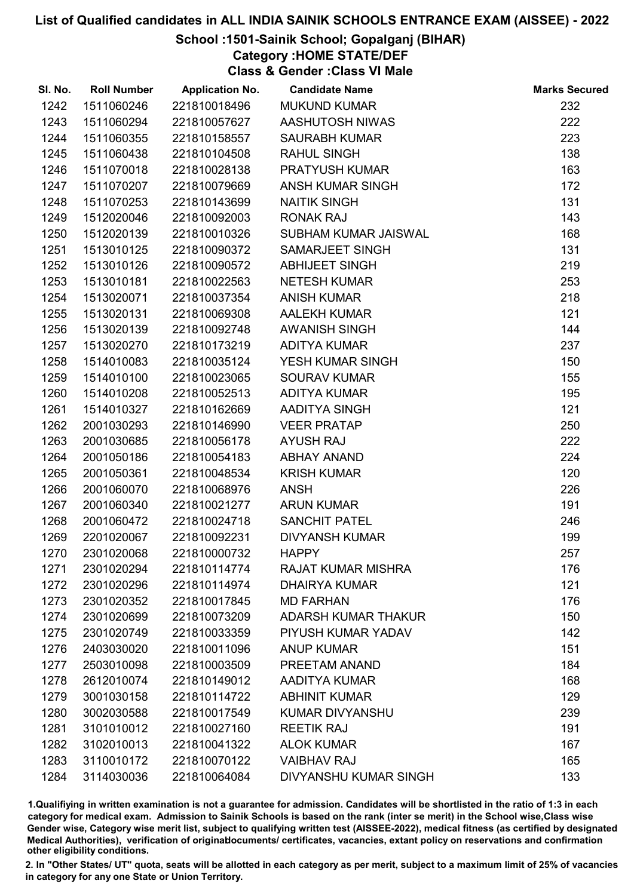# List of Qualified candidates in ALL INDIA SAINIK SCHOOLS ENTRANCE EXAM (AISSEE) - 2022

## School :1501-Sainik School; Gopalganj (BIHAR)

### Category :HOME STATE/DEF

### Class & Gender :Class VI Male

| Sl. No. | Roll Number | Application No. | Candidate Name | Marks Secured |
|---|---|---|---|---|
| 1242 | 1511060246 | 221810018496 | MUKUND KUMAR | 232 |
| 1243 | 1511060294 | 221810057627 | AASHUTOSH NIWAS | 222 |
| 1244 | 1511060355 | 221810158557 | SAURABH KUMAR | 223 |
| 1245 | 1511060438 | 221810104508 | RAHUL SINGH | 138 |
| 1246 | 1511070018 | 221810028138 | PRATYUSH KUMAR | 163 |
| 1247 | 1511070207 | 221810079669 | ANSH KUMAR SINGH | 172 |
| 1248 | 1511070253 | 221810143699 | NAITIK SINGH | 131 |
| 1249 | 1512020046 | 221810092003 | RONAK RAJ | 143 |
| 1250 | 1512020139 | 221810010326 | SUBHAM KUMAR JAISWAL | 168 |
| 1251 | 1513010125 | 221810090372 | SAMARJEET SINGH | 131 |
| 1252 | 1513010126 | 221810090572 | ABHIJEET SINGH | 219 |
| 1253 | 1513010181 | 221810022563 | NETESH KUMAR | 253 |
| 1254 | 1513020071 | 221810037354 | ANISH KUMAR | 218 |
| 1255 | 1513020131 | 221810069308 | AALEKH KUMAR | 121 |
| 1256 | 1513020139 | 221810092748 | AWANISH SINGH | 144 |
| 1257 | 1513020270 | 221810173219 | ADITYA KUMAR | 237 |
| 1258 | 1514010083 | 221810035124 | YESH KUMAR SINGH | 150 |
| 1259 | 1514010100 | 221810023065 | SOURAV KUMAR | 155 |
| 1260 | 1514010208 | 221810052513 | ADITYA KUMAR | 195 |
| 1261 | 1514010327 | 221810162669 | AADITYA SINGH | 121 |
| 1262 | 2001030293 | 221810146990 | VEER PRATAP | 250 |
| 1263 | 2001030685 | 221810056178 | AYUSH RAJ | 222 |
| 1264 | 2001050186 | 221810054183 | ABHAY ANAND | 224 |
| 1265 | 2001050361 | 221810048534 | KRISH KUMAR | 120 |
| 1266 | 2001060070 | 221810068976 | ANSH | 226 |
| 1267 | 2001060340 | 221810021277 | ARUN KUMAR | 191 |
| 1268 | 2001060472 | 221810024718 | SANCHIT PATEL | 246 |
| 1269 | 2201020067 | 221810092231 | DIVYANSH KUMAR | 199 |
| 1270 | 2301020068 | 221810000732 | HAPPY | 257 |
| 1271 | 2301020294 | 221810114774 | RAJAT KUMAR MISHRA | 176 |
| 1272 | 2301020296 | 221810114974 | DHAIRYA KUMAR | 121 |
| 1273 | 2301020352 | 221810017845 | MD FARHAN | 176 |
| 1274 | 2301020699 | 221810073209 | ADARSH KUMAR THAKUR | 150 |
| 1275 | 2301020749 | 221810033359 | PIYUSH KUMAR YADAV | 142 |
| 1276 | 2403030020 | 221810011096 | ANUP KUMAR | 151 |
| 1277 | 2503010098 | 221810003509 | PREETAM ANAND | 184 |
| 1278 | 2612010074 | 221810149012 | AADITYA KUMAR | 168 |
| 1279 | 3001030158 | 221810114722 | ABHINIT KUMAR | 129 |
| 1280 | 3002030588 | 221810017549 | KUMAR DIVYANSHU | 239 |
| 1281 | 3101010012 | 221810027160 | REETIK RAJ | 191 |
| 1282 | 3102010013 | 221810041322 | ALOK KUMAR | 167 |
| 1283 | 3110010172 | 221810070122 | VAIBHAV RAJ | 165 |
| 1284 | 3114030036 | 221810064084 | DIVYANSHU KUMAR SINGH | 133 |

1.Qualifiying in written examination is not a guarantee for admission. Candidates will be shortlisted in the ratio of 1:3 in each category for medical exam. Admission to Sainik Schools is based on the rank (inter se merit) in the School wise,Class wise Gender wise, Category wise merit list, subject to qualifying written test (AISSEE-2022), medical fitness (as certified by designated Medical Authorities), verification of originaldocuments/ certificates, vacancies, extant policy on reservations and confirmation other eligibility conditions.

2. In "Other States/ UT" quota, seats will be allotted in each category as per merit, subject to a maximum limit of 25% of vacancies in category for any one State or Union Territory.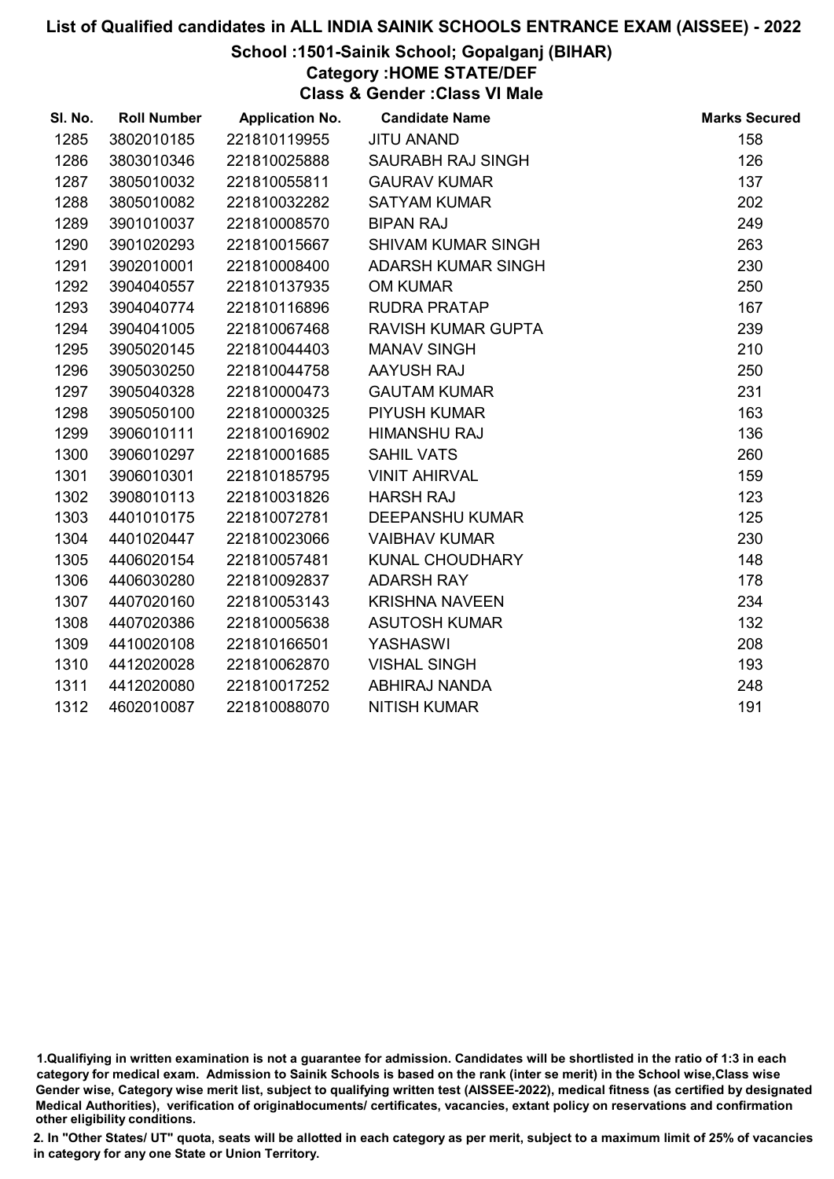# List of Qualified candidates in ALL INDIA SAINIK SCHOOLS ENTRANCE EXAM (AISSEE) - 2022

## School :1501-Sainik School; Gopalganj (BIHAR)

### Category :HOME STATE/DEF

### Class & Gender :Class VI Male

| Sl. No. | Roll Number | Application No. | Candidate Name | Marks Secured |
|---|---|---|---|---|
| 1285 | 3802010185 | 221810119955 | JITU ANAND | 158 |
| 1286 | 3803010346 | 221810025888 | SAURABH RAJ SINGH | 126 |
| 1287 | 3805010032 | 221810055811 | GAURAV KUMAR | 137 |
| 1288 | 3805010082 | 221810032282 | SATYAM KUMAR | 202 |
| 1289 | 3901010037 | 221810008570 | BIPAN RAJ | 249 |
| 1290 | 3901020293 | 221810015667 | SHIVAM KUMAR SINGH | 263 |
| 1291 | 3902010001 | 221810008400 | ADARSH KUMAR SINGH | 230 |
| 1292 | 3904040557 | 221810137935 | OM KUMAR | 250 |
| 1293 | 3904040774 | 221810116896 | RUDRA PRATAP | 167 |
| 1294 | 3904041005 | 221810067468 | RAVISH KUMAR GUPTA | 239 |
| 1295 | 3905020145 | 221810044403 | MANAV SINGH | 210 |
| 1296 | 3905030250 | 221810044758 | AAYUSH RAJ | 250 |
| 1297 | 3905040328 | 221810000473 | GAUTAM KUMAR | 231 |
| 1298 | 3905050100 | 221810000325 | PIYUSH KUMAR | 163 |
| 1299 | 3906010111 | 221810016902 | HIMANSHU RAJ | 136 |
| 1300 | 3906010297 | 221810001685 | SAHIL VATS | 260 |
| 1301 | 3906010301 | 221810185795 | VINIT AHIRVAL | 159 |
| 1302 | 3908010113 | 221810031826 | HARSH RAJ | 123 |
| 1303 | 4401010175 | 221810072781 | DEEPANSHU KUMAR | 125 |
| 1304 | 4401020447 | 221810023066 | VAIBHAV KUMAR | 230 |
| 1305 | 4406020154 | 221810057481 | KUNAL CHOUDHARY | 148 |
| 1306 | 4406030280 | 221810092837 | ADARSH RAY | 178 |
| 1307 | 4407020160 | 221810053143 | KRISHNA NAVEEN | 234 |
| 1308 | 4407020386 | 221810005638 | ASUTOSH KUMAR | 132 |
| 1309 | 4410020108 | 221810166501 | YASHASWI | 208 |
| 1310 | 4412020028 | 221810062870 | VISHAL SINGH | 193 |
| 1311 | 4412020080 | 221810017252 | ABHIRAJ NANDA | 248 |
| 1312 | 4602010087 | 221810088070 | NITISH KUMAR | 191 |

1.Qualifiying in written examination is not a guarantee for admission. Candidates will be shortlisted in the ratio of 1:3 in each category for medical exam. Admission to Sainik Schools is based on the rank (inter se merit) in the School wise,Class wise Gender wise, Category wise merit list, subject to qualifying written test (AISSEE-2022), medical fitness (as certified by designated Medical Authorities), verification of originaldocuments/ certificates, vacancies, extant policy on reservations and confirmation other eligibility conditions.

2. In "Other States/ UT" quota, seats will be allotted in each category as per merit, subject to a maximum limit of 25% of vacancies in category for any one State or Union Territory.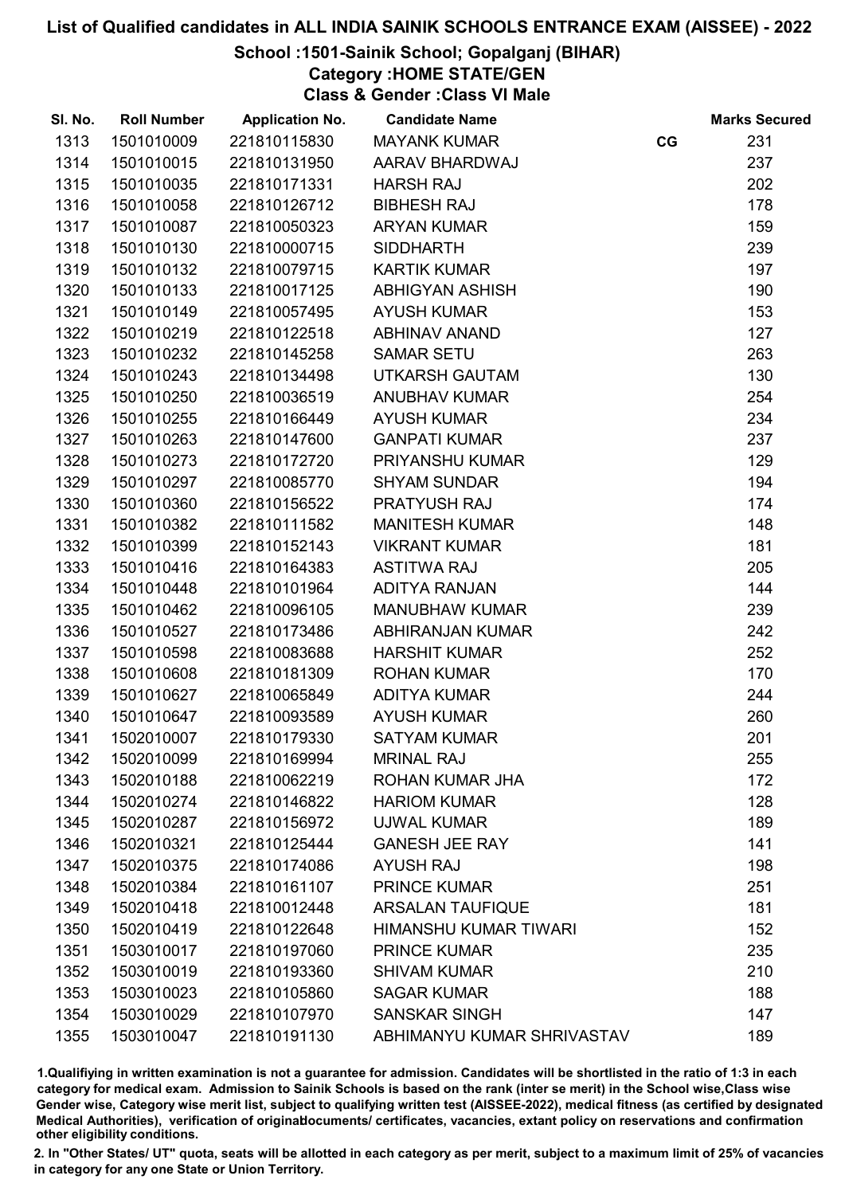# List of Qualified candidates in ALL INDIA SAINIK SCHOOLS ENTRANCE EXAM (AISSEE) - 2022

## School :1501-Sainik School; Gopalganj (BIHAR)

### Category :HOME STATE/GEN

### Class & Gender :Class VI Male

| Sl. No. | Roll Number | Application No. | Candidate Name | | Marks Secured |
|---|---|---|---|---|---|
| 1313 | 1501010009 | 221810115830 | MAYANK KUMAR | CG | 231 |
| 1314 | 1501010015 | 221810131950 | AARAV BHARDWAJ | | 237 |
| 1315 | 1501010035 | 221810171331 | HARSH RAJ | | 202 |
| 1316 | 1501010058 | 221810126712 | BIBHESH RAJ | | 178 |
| 1317 | 1501010087 | 221810050323 | ARYAN KUMAR | | 159 |
| 1318 | 1501010130 | 221810000715 | SIDDHARTH | | 239 |
| 1319 | 1501010132 | 221810079715 | KARTIK KUMAR | | 197 |
| 1320 | 1501010133 | 221810017125 | ABHIGYAN ASHISH | | 190 |
| 1321 | 1501010149 | 221810057495 | AYUSH KUMAR | | 153 |
| 1322 | 1501010219 | 221810122518 | ABHINAV ANAND | | 127 |
| 1323 | 1501010232 | 221810145258 | SAMAR SETU | | 263 |
| 1324 | 1501010243 | 221810134498 | UTKARSH GAUTAM | | 130 |
| 1325 | 1501010250 | 221810036519 | ANUBHAV KUMAR | | 254 |
| 1326 | 1501010255 | 221810166449 | AYUSH KUMAR | | 234 |
| 1327 | 1501010263 | 221810147600 | GANPATI KUMAR | | 237 |
| 1328 | 1501010273 | 221810172720 | PRIYANSHU KUMAR | | 129 |
| 1329 | 1501010297 | 221810085770 | SHYAM SUNDAR | | 194 |
| 1330 | 1501010360 | 221810156522 | PRATYUSH RAJ | | 174 |
| 1331 | 1501010382 | 221810111582 | MANITESH KUMAR | | 148 |
| 1332 | 1501010399 | 221810152143 | VIKRANT KUMAR | | 181 |
| 1333 | 1501010416 | 221810164383 | ASTITWA RAJ | | 205 |
| 1334 | 1501010448 | 221810101964 | ADITYA RANJAN | | 144 |
| 1335 | 1501010462 | 221810096105 | MANUBHAW KUMAR | | 239 |
| 1336 | 1501010527 | 221810173486 | ABHIRANJAN KUMAR | | 242 |
| 1337 | 1501010598 | 221810083688 | HARSHIT KUMAR | | 252 |
| 1338 | 1501010608 | 221810181309 | ROHAN KUMAR | | 170 |
| 1339 | 1501010627 | 221810065849 | ADITYA KUMAR | | 244 |
| 1340 | 1501010647 | 221810093589 | AYUSH KUMAR | | 260 |
| 1341 | 1502010007 | 221810179330 | SATYAM KUMAR | | 201 |
| 1342 | 1502010099 | 221810169994 | MRINAL RAJ | | 255 |
| 1343 | 1502010188 | 221810062219 | ROHAN KUMAR JHA | | 172 |
| 1344 | 1502010274 | 221810146822 | HARIOM KUMAR | | 128 |
| 1345 | 1502010287 | 221810156972 | UJWAL KUMAR | | 189 |
| 1346 | 1502010321 | 221810125444 | GANESH JEE RAY | | 141 |
| 1347 | 1502010375 | 221810174086 | AYUSH RAJ | | 198 |
| 1348 | 1502010384 | 221810161107 | PRINCE KUMAR | | 251 |
| 1349 | 1502010418 | 221810012448 | ARSALAN TAUFIQUE | | 181 |
| 1350 | 1502010419 | 221810122648 | HIMANSHU KUMAR TIWARI | | 152 |
| 1351 | 1503010017 | 221810197060 | PRINCE KUMAR | | 235 |
| 1352 | 1503010019 | 221810193360 | SHIVAM KUMAR | | 210 |
| 1353 | 1503010023 | 221810105860 | SAGAR KUMAR | | 188 |
| 1354 | 1503010029 | 221810107970 | SANSKAR SINGH | | 147 |
| 1355 | 1503010047 | 221810191130 | ABHIMANYU KUMAR SHRIVASTAV | | 189 |

1.Qualifiying in written examination is not a guarantee for admission. Candidates will be shortlisted in the ratio of 1:3 in each category for medical exam. Admission to Sainik Schools is based on the rank (inter se merit) in the School wise,Class wise Gender wise, Category wise merit list, subject to qualifying written test (AISSEE-2022), medical fitness (as certified by designated Medical Authorities), verification of originaldocuments/ certificates, vacancies, extant policy on reservations and confirmation other eligibility conditions.

2. In "Other States/ UT" quota, seats will be allotted in each category as per merit, subject to a maximum limit of 25% of vacancies in category for any one State or Union Territory.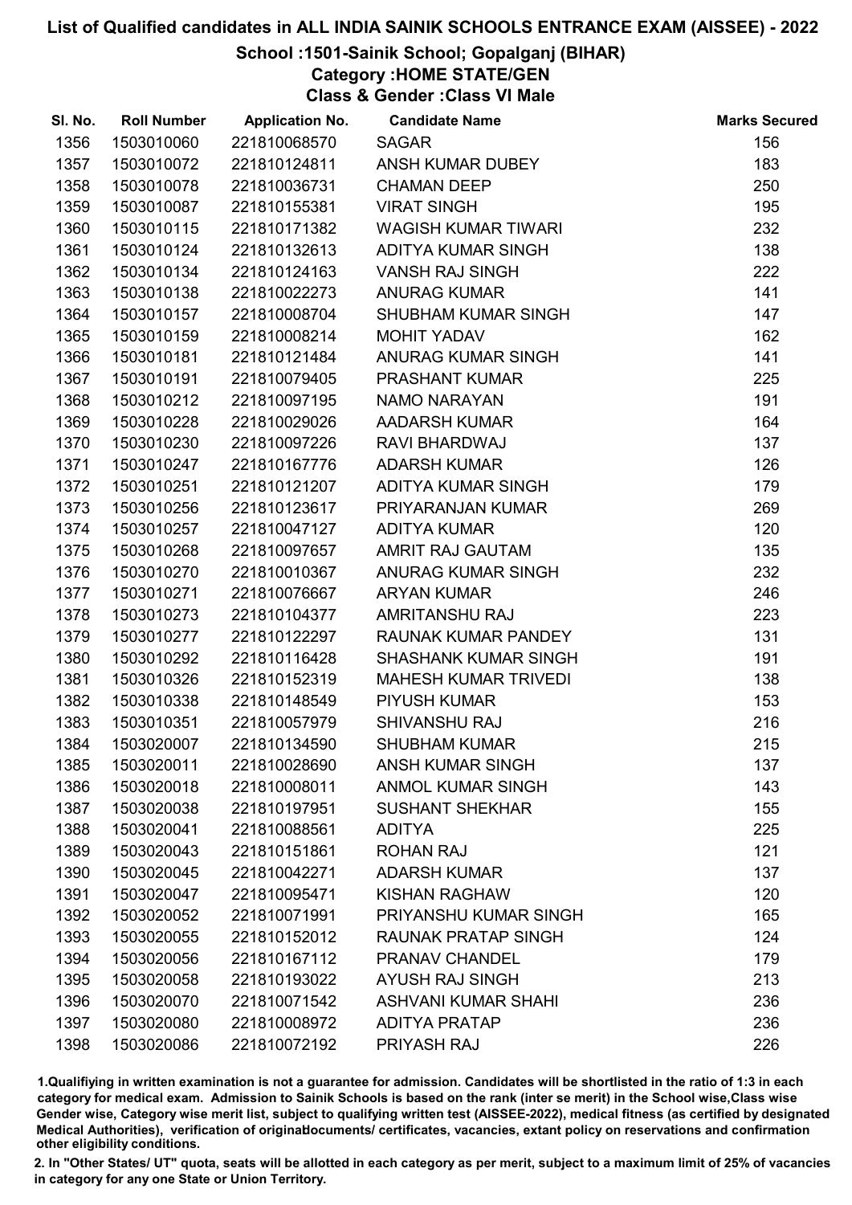# List of Qualified candidates in ALL INDIA SAINIK SCHOOLS ENTRANCE EXAM (AISSEE) - 2022

## School :1501-Sainik School; Gopalganj (BIHAR)

### Category :HOME STATE/GEN

### Class & Gender :Class VI Male

| Sl. No. | Roll Number | Application No. | Candidate Name | Marks Secured |
|---|---|---|---|---|
| 1356 | 1503010060 | 221810068570 | SAGAR | 156 |
| 1357 | 1503010072 | 221810124811 | ANSH KUMAR DUBEY | 183 |
| 1358 | 1503010078 | 221810036731 | CHAMAN DEEP | 250 |
| 1359 | 1503010087 | 221810155381 | VIRAT SINGH | 195 |
| 1360 | 1503010115 | 221810171382 | WAGISH KUMAR TIWARI | 232 |
| 1361 | 1503010124 | 221810132613 | ADITYA KUMAR SINGH | 138 |
| 1362 | 1503010134 | 221810124163 | VANSH RAJ SINGH | 222 |
| 1363 | 1503010138 | 221810022273 | ANURAG KUMAR | 141 |
| 1364 | 1503010157 | 221810008704 | SHUBHAM KUMAR SINGH | 147 |
| 1365 | 1503010159 | 221810008214 | MOHIT YADAV | 162 |
| 1366 | 1503010181 | 221810121484 | ANURAG KUMAR SINGH | 141 |
| 1367 | 1503010191 | 221810079405 | PRASHANT KUMAR | 225 |
| 1368 | 1503010212 | 221810097195 | NAMO NARAYAN | 191 |
| 1369 | 1503010228 | 221810029026 | AADARSH KUMAR | 164 |
| 1370 | 1503010230 | 221810097226 | RAVI BHARDWAJ | 137 |
| 1371 | 1503010247 | 221810167776 | ADARSH KUMAR | 126 |
| 1372 | 1503010251 | 221810121207 | ADITYA KUMAR SINGH | 179 |
| 1373 | 1503010256 | 221810123617 | PRIYARANJAN KUMAR | 269 |
| 1374 | 1503010257 | 221810047127 | ADITYA KUMAR | 120 |
| 1375 | 1503010268 | 221810097657 | AMRIT RAJ GAUTAM | 135 |
| 1376 | 1503010270 | 221810010367 | ANURAG KUMAR SINGH | 232 |
| 1377 | 1503010271 | 221810076667 | ARYAN KUMAR | 246 |
| 1378 | 1503010273 | 221810104377 | AMRITANSHU RAJ | 223 |
| 1379 | 1503010277 | 221810122297 | RAUNAK KUMAR PANDEY | 131 |
| 1380 | 1503010292 | 221810116428 | SHASHANK KUMAR SINGH | 191 |
| 1381 | 1503010326 | 221810152319 | MAHESH KUMAR TRIVEDI | 138 |
| 1382 | 1503010338 | 221810148549 | PIYUSH KUMAR | 153 |
| 1383 | 1503010351 | 221810057979 | SHIVANSHU RAJ | 216 |
| 1384 | 1503020007 | 221810134590 | SHUBHAM KUMAR | 215 |
| 1385 | 1503020011 | 221810028690 | ANSH KUMAR SINGH | 137 |
| 1386 | 1503020018 | 221810008011 | ANMOL KUMAR SINGH | 143 |
| 1387 | 1503020038 | 221810197951 | SUSHANT SHEKHAR | 155 |
| 1388 | 1503020041 | 221810088561 | ADITYA | 225 |
| 1389 | 1503020043 | 221810151861 | ROHAN RAJ | 121 |
| 1390 | 1503020045 | 221810042271 | ADARSH KUMAR | 137 |
| 1391 | 1503020047 | 221810095471 | KISHAN RAGHAW | 120 |
| 1392 | 1503020052 | 221810071991 | PRIYANSHU KUMAR SINGH | 165 |
| 1393 | 1503020055 | 221810152012 | RAUNAK PRATAP SINGH | 124 |
| 1394 | 1503020056 | 221810167112 | PRANAV CHANDEL | 179 |
| 1395 | 1503020058 | 221810193022 | AYUSH RAJ SINGH | 213 |
| 1396 | 1503020070 | 221810071542 | ASHVANI KUMAR SHAHI | 236 |
| 1397 | 1503020080 | 221810008972 | ADITYA PRATAP | 236 |
| 1398 | 1503020086 | 221810072192 | PRIYASH RAJ | 226 |

1.Qualifiying in written examination is not a guarantee for admission. Candidates will be shortlisted in the ratio of 1:3 in each category for medical exam. Admission to Sainik Schools is based on the rank (inter se merit) in the School wise,Class wise Gender wise, Category wise merit list, subject to qualifying written test (AISSEE-2022), medical fitness (as certified by designated Medical Authorities), verification of originaldocuments/ certificates, vacancies, extant policy on reservations and confirmation other eligibility conditions.

2. In "Other States/ UT" quota, seats will be allotted in each category as per merit, subject to a maximum limit of 25% of vacancies in category for any one State or Union Territory.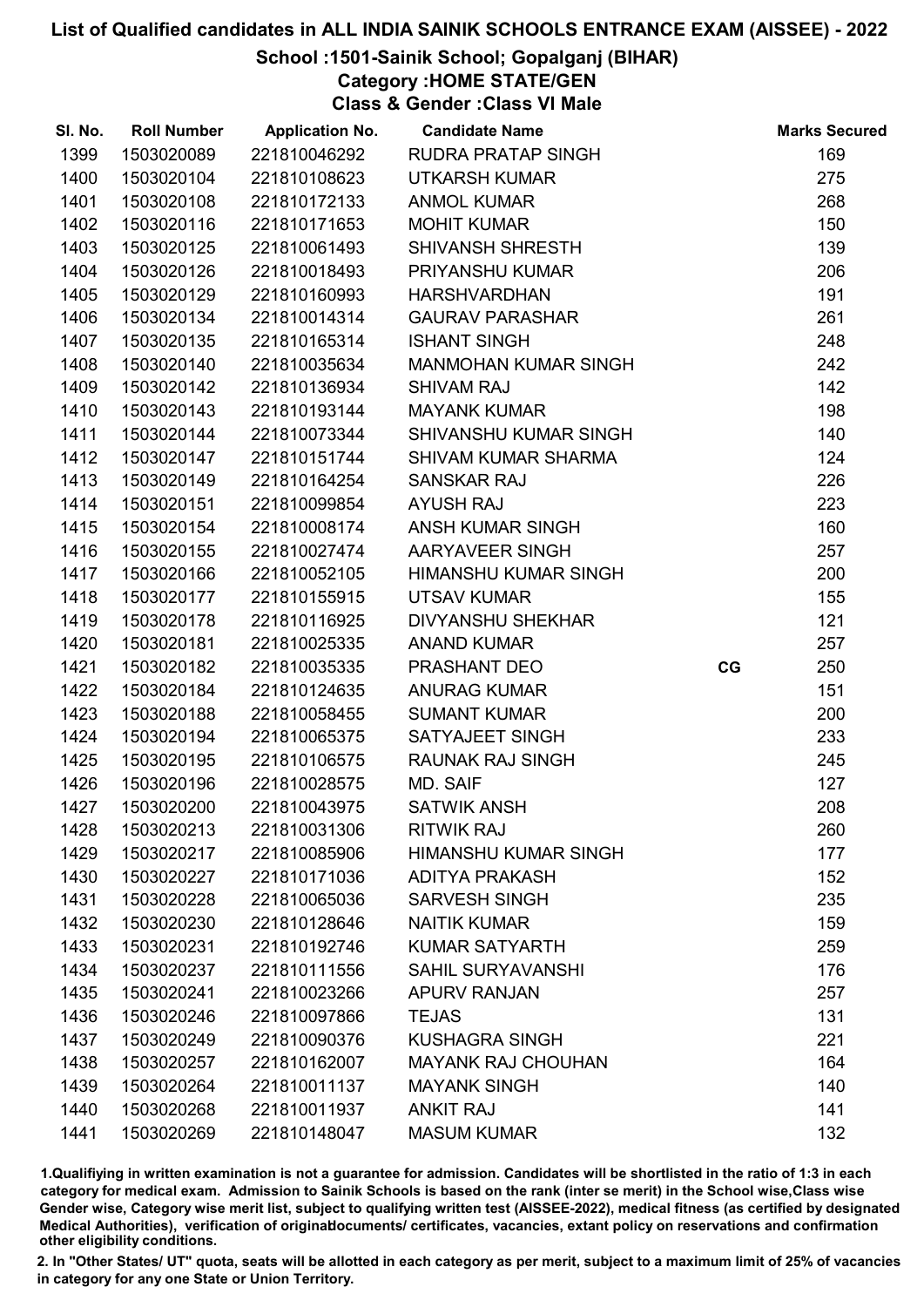# List of Qualified candidates in ALL INDIA SAINIK SCHOOLS ENTRANCE EXAM (AISSEE) - 2022

## School :1501-Sainik School; Gopalganj (BIHAR)

### Category :HOME STATE/GEN

### Class & Gender :Class VI Male

| Sl. No. | Roll Number | Application No. | Candidate Name | | Marks Secured |
|---|---|---|---|---|---|
| 1399 | 1503020089 | 221810046292 | RUDRA PRATAP SINGH | | 169 |
| 1400 | 1503020104 | 221810108623 | UTKARSH KUMAR | | 275 |
| 1401 | 1503020108 | 221810172133 | ANMOL KUMAR | | 268 |
| 1402 | 1503020116 | 221810171653 | MOHIT KUMAR | | 150 |
| 1403 | 1503020125 | 221810061493 | SHIVANSH SHRESTH | | 139 |
| 1404 | 1503020126 | 221810018493 | PRIYANSHU KUMAR | | 206 |
| 1405 | 1503020129 | 221810160993 | HARSHVARDHAN | | 191 |
| 1406 | 1503020134 | 221810014314 | GAURAV PARASHAR | | 261 |
| 1407 | 1503020135 | 221810165314 | ISHANT SINGH | | 248 |
| 1408 | 1503020140 | 221810035634 | MANMOHAN KUMAR SINGH | | 242 |
| 1409 | 1503020142 | 221810136934 | SHIVAM RAJ | | 142 |
| 1410 | 1503020143 | 221810193144 | MAYANK KUMAR | | 198 |
| 1411 | 1503020144 | 221810073344 | SHIVANSHU KUMAR SINGH | | 140 |
| 1412 | 1503020147 | 221810151744 | SHIVAM KUMAR SHARMA | | 124 |
| 1413 | 1503020149 | 221810164254 | SANSKAR RAJ | | 226 |
| 1414 | 1503020151 | 221810099854 | AYUSH RAJ | | 223 |
| 1415 | 1503020154 | 221810008174 | ANSH KUMAR SINGH | | 160 |
| 1416 | 1503020155 | 221810027474 | AARYAVEER SINGH | | 257 |
| 1417 | 1503020166 | 221810052105 | HIMANSHU KUMAR SINGH | | 200 |
| 1418 | 1503020177 | 221810155915 | UTSAV KUMAR | | 155 |
| 1419 | 1503020178 | 221810116925 | DIVYANSHU SHEKHAR | | 121 |
| 1420 | 1503020181 | 221810025335 | ANAND KUMAR | | 257 |
| 1421 | 1503020182 | 221810035335 | PRASHANT DEO | CG | 250 |
| 1422 | 1503020184 | 221810124635 | ANURAG KUMAR | | 151 |
| 1423 | 1503020188 | 221810058455 | SUMANT KUMAR | | 200 |
| 1424 | 1503020194 | 221810065375 | SATYAJEET SINGH | | 233 |
| 1425 | 1503020195 | 221810106575 | RAUNAK RAJ SINGH | | 245 |
| 1426 | 1503020196 | 221810028575 | MD. SAIF | | 127 |
| 1427 | 1503020200 | 221810043975 | SATWIK ANSH | | 208 |
| 1428 | 1503020213 | 221810031306 | RITWIK RAJ | | 260 |
| 1429 | 1503020217 | 221810085906 | HIMANSHU KUMAR SINGH | | 177 |
| 1430 | 1503020227 | 221810171036 | ADITYA PRAKASH | | 152 |
| 1431 | 1503020228 | 221810065036 | SARVESH SINGH | | 235 |
| 1432 | 1503020230 | 221810128646 | NAITIK KUMAR | | 159 |
| 1433 | 1503020231 | 221810192746 | KUMAR SATYARTH | | 259 |
| 1434 | 1503020237 | 221810111556 | SAHIL SURYAVANSHI | | 176 |
| 1435 | 1503020241 | 221810023266 | APURV RANJAN | | 257 |
| 1436 | 1503020246 | 221810097866 | TEJAS | | 131 |
| 1437 | 1503020249 | 221810090376 | KUSHAGRA SINGH | | 221 |
| 1438 | 1503020257 | 221810162007 | MAYANK RAJ CHOUHAN | | 164 |
| 1439 | 1503020264 | 221810011137 | MAYANK SINGH | | 140 |
| 1440 | 1503020268 | 221810011937 | ANKIT RAJ | | 141 |
| 1441 | 1503020269 | 221810148047 | MASUM KUMAR | | 132 |

1.Qualifiying in written examination is not a guarantee for admission. Candidates will be shortlisted in the ratio of 1:3 in each category for medical exam. Admission to Sainik Schools is based on the rank (inter se merit) in the School wise,Class wise Gender wise, Category wise merit list, subject to qualifying written test (AISSEE-2022), medical fitness (as certified by designated Medical Authorities), verification of originaldocuments/ certificates, vacancies, extant policy on reservations and confirmation other eligibility conditions.

2. In "Other States/ UT" quota, seats will be allotted in each category as per merit, subject to a maximum limit of 25% of vacancies in category for any one State or Union Territory.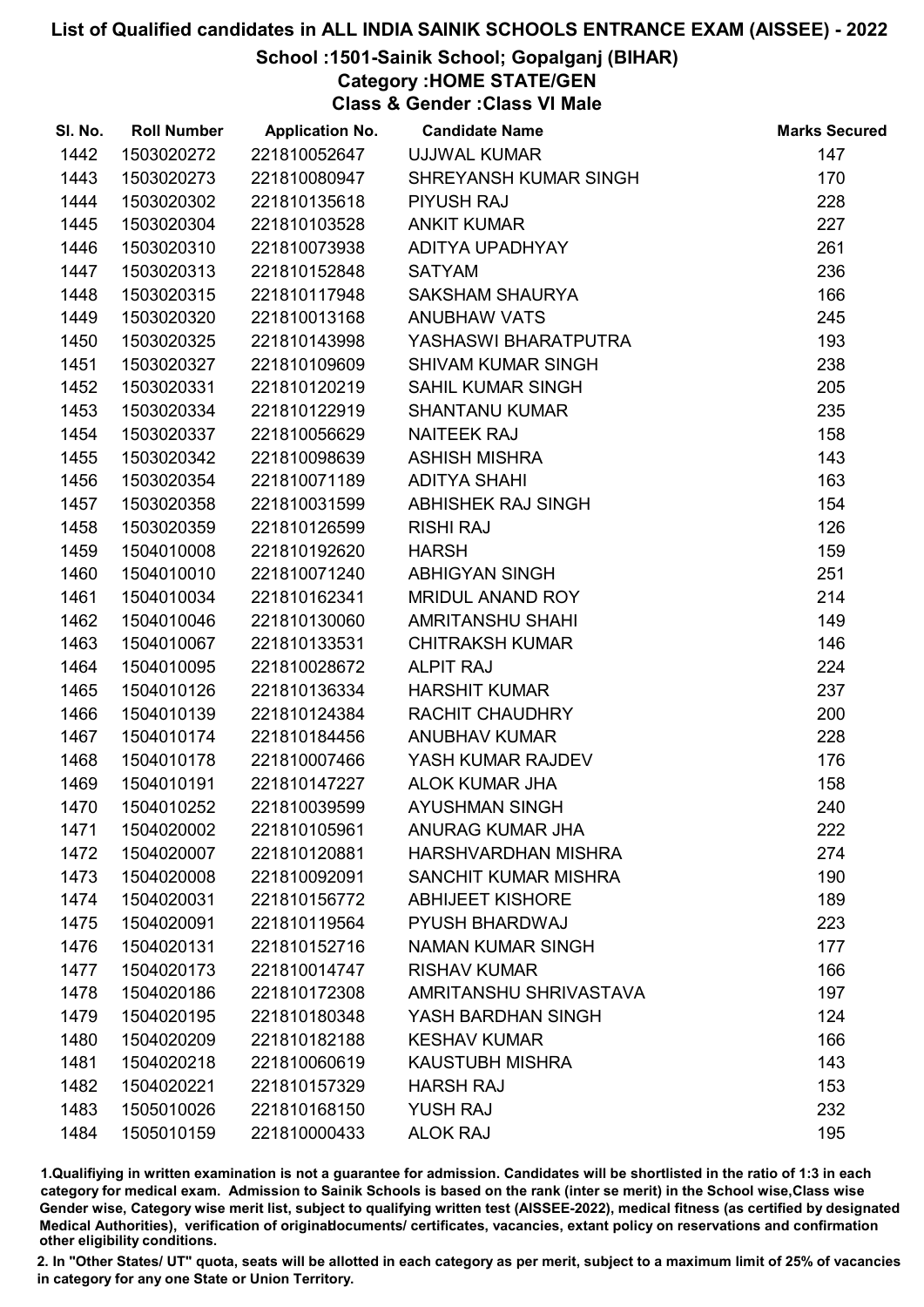# List of Qualified candidates in ALL INDIA SAINIK SCHOOLS ENTRANCE EXAM (AISSEE) - 2022

## School :1501-Sainik School; Gopalganj (BIHAR)

### Category :HOME STATE/GEN

### Class & Gender :Class VI Male

| Sl. No. | Roll Number | Application No. | Candidate Name | Marks Secured |
|---|---|---|---|---|
| 1442 | 1503020272 | 221810052647 | UJJWAL KUMAR | 147 |
| 1443 | 1503020273 | 221810080947 | SHREYANSH KUMAR SINGH | 170 |
| 1444 | 1503020302 | 221810135618 | PIYUSH RAJ | 228 |
| 1445 | 1503020304 | 221810103528 | ANKIT KUMAR | 227 |
| 1446 | 1503020310 | 221810073938 | ADITYA UPADHYAY | 261 |
| 1447 | 1503020313 | 221810152848 | SATYAM | 236 |
| 1448 | 1503020315 | 221810117948 | SAKSHAM SHAURYA | 166 |
| 1449 | 1503020320 | 221810013168 | ANUBHAW VATS | 245 |
| 1450 | 1503020325 | 221810143998 | YASHASWI BHARATPUTRA | 193 |
| 1451 | 1503020327 | 221810109609 | SHIVAM KUMAR SINGH | 238 |
| 1452 | 1503020331 | 221810120219 | SAHIL KUMAR SINGH | 205 |
| 1453 | 1503020334 | 221810122919 | SHANTANU KUMAR | 235 |
| 1454 | 1503020337 | 221810056629 | NAITEEK RAJ | 158 |
| 1455 | 1503020342 | 221810098639 | ASHISH MISHRA | 143 |
| 1456 | 1503020354 | 221810071189 | ADITYA SHAHI | 163 |
| 1457 | 1503020358 | 221810031599 | ABHISHEK RAJ SINGH | 154 |
| 1458 | 1503020359 | 221810126599 | RISHI RAJ | 126 |
| 1459 | 1504010008 | 221810192620 | HARSH | 159 |
| 1460 | 1504010010 | 221810071240 | ABHIGYAN SINGH | 251 |
| 1461 | 1504010034 | 221810162341 | MRIDUL ANAND ROY | 214 |
| 1462 | 1504010046 | 221810130060 | AMRITANSHU SHAHI | 149 |
| 1463 | 1504010067 | 221810133531 | CHITRAKSH KUMAR | 146 |
| 1464 | 1504010095 | 221810028672 | ALPIT RAJ | 224 |
| 1465 | 1504010126 | 221810136334 | HARSHIT KUMAR | 237 |
| 1466 | 1504010139 | 221810124384 | RACHIT CHAUDHRY | 200 |
| 1467 | 1504010174 | 221810184456 | ANUBHAV KUMAR | 228 |
| 1468 | 1504010178 | 221810007466 | YASH KUMAR RAJDEV | 176 |
| 1469 | 1504010191 | 221810147227 | ALOK KUMAR JHA | 158 |
| 1470 | 1504010252 | 221810039599 | AYUSHMAN SINGH | 240 |
| 1471 | 1504020002 | 221810105961 | ANURAG KUMAR JHA | 222 |
| 1472 | 1504020007 | 221810120881 | HARSHVARDHAN MISHRA | 274 |
| 1473 | 1504020008 | 221810092091 | SANCHIT KUMAR MISHRA | 190 |
| 1474 | 1504020031 | 221810156772 | ABHIJEET KISHORE | 189 |
| 1475 | 1504020091 | 221810119564 | PYUSH BHARDWAJ | 223 |
| 1476 | 1504020131 | 221810152716 | NAMAN KUMAR SINGH | 177 |
| 1477 | 1504020173 | 221810014747 | RISHAV KUMAR | 166 |
| 1478 | 1504020186 | 221810172308 | AMRITANSHU SHRIVASTAVA | 197 |
| 1479 | 1504020195 | 221810180348 | YASH BARDHAN SINGH | 124 |
| 1480 | 1504020209 | 221810182188 | KESHAV KUMAR | 166 |
| 1481 | 1504020218 | 221810060619 | KAUSTUBH MISHRA | 143 |
| 1482 | 1504020221 | 221810157329 | HARSH RAJ | 153 |
| 1483 | 1505010026 | 221810168150 | YUSH RAJ | 232 |
| 1484 | 1505010159 | 221810000433 | ALOK RAJ | 195 |

1.Qualifiying in written examination is not a guarantee for admission. Candidates will be shortlisted in the ratio of 1:3 in each category for medical exam. Admission to Sainik Schools is based on the rank (inter se merit) in the School wise,Class wise Gender wise, Category wise merit list, subject to qualifying written test (AISSEE-2022), medical fitness (as certified by designated Medical Authorities), verification of originaldocuments/ certificates, vacancies, extant policy on reservations and confirmation other eligibility conditions.

2. In "Other States/ UT" quota, seats will be allotted in each category as per merit, subject to a maximum limit of 25% of vacancies in category for any one State or Union Territory.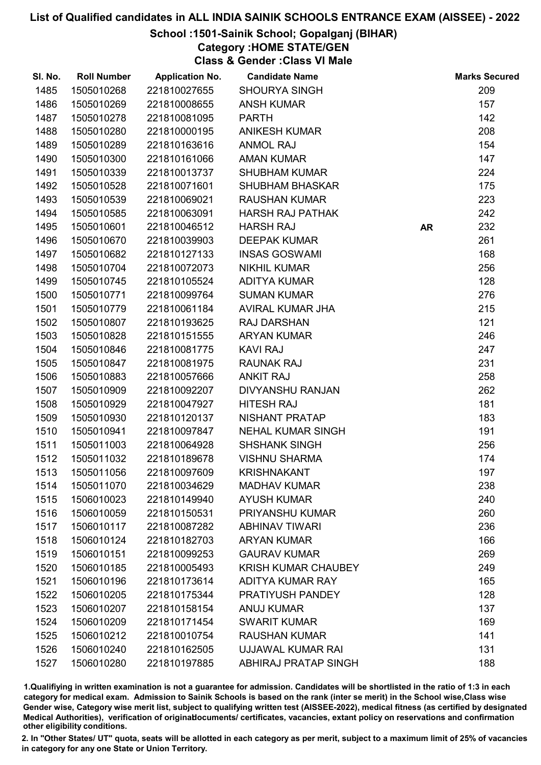# List of Qualified candidates in ALL INDIA SAINIK SCHOOLS ENTRANCE EXAM (AISSEE) - 2022

## School :1501-Sainik School; Gopalganj (BIHAR)

### Category :HOME STATE/GEN

### Class & Gender :Class VI Male

| Sl. No. | Roll Number | Application No. | Candidate Name | | Marks Secured |
|---|---|---|---|---|---|
| 1485 | 1505010268 | 221810027655 | SHOURYA SINGH | | 209 |
| 1486 | 1505010269 | 221810008655 | ANSH KUMAR | | 157 |
| 1487 | 1505010278 | 221810081095 | PARTH | | 142 |
| 1488 | 1505010280 | 221810000195 | ANIKESH KUMAR | | 208 |
| 1489 | 1505010289 | 221810163616 | ANMOL RAJ | | 154 |
| 1490 | 1505010300 | 221810161066 | AMAN KUMAR | | 147 |
| 1491 | 1505010339 | 221810013737 | SHUBHAM KUMAR | | 224 |
| 1492 | 1505010528 | 221810071601 | SHUBHAM BHASKAR | | 175 |
| 1493 | 1505010539 | 221810069021 | RAUSHAN KUMAR | | 223 |
| 1494 | 1505010585 | 221810063091 | HARSH RAJ PATHAK | | 242 |
| 1495 | 1505010601 | 221810046512 | HARSH RAJ | AR | 232 |
| 1496 | 1505010670 | 221810039903 | DEEPAK KUMAR | | 261 |
| 1497 | 1505010682 | 221810127133 | INSAS GOSWAMI | | 168 |
| 1498 | 1505010704 | 221810072073 | NIKHIL KUMAR | | 256 |
| 1499 | 1505010745 | 221810105524 | ADITYA KUMAR | | 128 |
| 1500 | 1505010771 | 221810099764 | SUMAN KUMAR | | 276 |
| 1501 | 1505010779 | 221810061184 | AVIRAL KUMAR JHA | | 215 |
| 1502 | 1505010807 | 221810193625 | RAJ DARSHAN | | 121 |
| 1503 | 1505010828 | 221810151555 | ARYAN KUMAR | | 246 |
| 1504 | 1505010846 | 221810081775 | KAVI RAJ | | 247 |
| 1505 | 1505010847 | 221810081975 | RAUNAK RAJ | | 231 |
| 1506 | 1505010883 | 221810057666 | ANKIT RAJ | | 258 |
| 1507 | 1505010909 | 221810092207 | DIVYANSHU RANJAN | | 262 |
| 1508 | 1505010929 | 221810047927 | HITESH RAJ | | 181 |
| 1509 | 1505010930 | 221810120137 | NISHANT PRATAP | | 183 |
| 1510 | 1505010941 | 221810097847 | NEHAL KUMAR SINGH | | 191 |
| 1511 | 1505011003 | 221810064928 | SHSHANK SINGH | | 256 |
| 1512 | 1505011032 | 221810189678 | VISHNU SHARMA | | 174 |
| 1513 | 1505011056 | 221810097609 | KRISHNAKANT | | 197 |
| 1514 | 1505011070 | 221810034629 | MADHAV KUMAR | | 238 |
| 1515 | 1506010023 | 221810149940 | AYUSH KUMAR | | 240 |
| 1516 | 1506010059 | 221810150531 | PRIYANSHU KUMAR | | 260 |
| 1517 | 1506010117 | 221810087282 | ABHINAV TIWARI | | 236 |
| 1518 | 1506010124 | 221810182703 | ARYAN KUMAR | | 166 |
| 1519 | 1506010151 | 221810099253 | GAURAV KUMAR | | 269 |
| 1520 | 1506010185 | 221810005493 | KRISH KUMAR CHAUBEY | | 249 |
| 1521 | 1506010196 | 221810173614 | ADITYA KUMAR RAY | | 165 |
| 1522 | 1506010205 | 221810175344 | PRATIYUSH PANDEY | | 128 |
| 1523 | 1506010207 | 221810158154 | ANUJ KUMAR | | 137 |
| 1524 | 1506010209 | 221810171454 | SWARIT KUMAR | | 169 |
| 1525 | 1506010212 | 221810010754 | RAUSHAN KUMAR | | 141 |
| 1526 | 1506010240 | 221810162505 | UJJAWAL KUMAR RAI | | 131 |
| 1527 | 1506010280 | 221810197885 | ABHIRAJ PRATAP SINGH | | 188 |

1.Qualifying in written examination is not a guarantee for admission. Candidates will be shortlisted in the ratio of 1:3 in each category for medical exam. Admission to Sainik Schools is based on the rank (inter se merit) in the School wise,Class wise Gender wise, Category wise merit list, subject to qualifying written test (AISSEE-2022), medical fitness (as certified by designated Medical Authorities), verification of originaldocuments/ certificates, vacancies, extant policy on reservations and confirmation other eligibility conditions.

2. In "Other States/ UT" quota, seats will be allotted in each category as per merit, subject to a maximum limit of 25% of vacancies in category for any one State or Union Territory.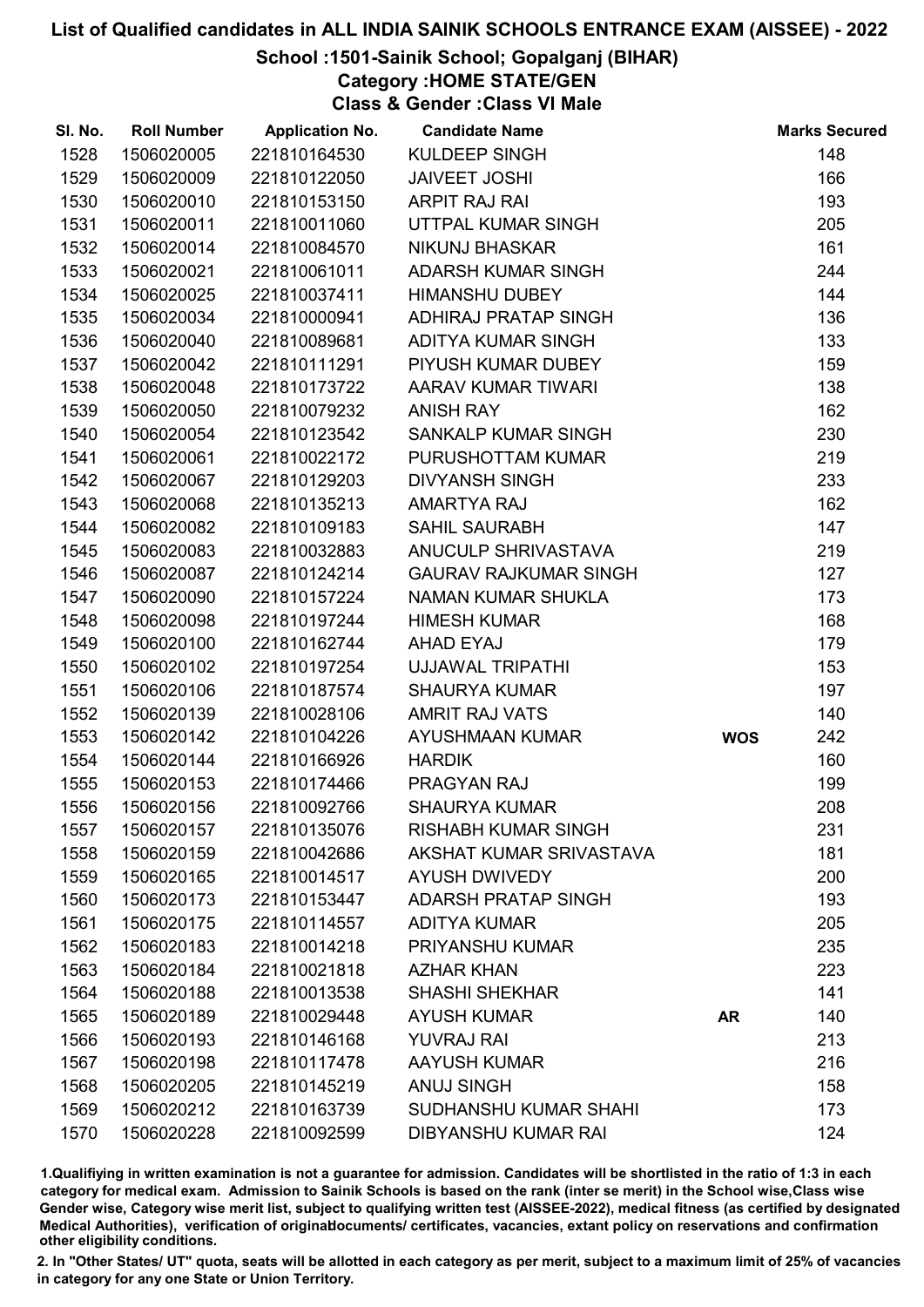# List of Qualified candidates in ALL INDIA SAINIK SCHOOLS ENTRANCE EXAM (AISSEE) - 2022

## School :1501-Sainik School; Gopalganj (BIHAR)

### Category :HOME STATE/GEN

### Class & Gender :Class VI Male

| Sl. No. | Roll Number | Application No. | Candidate Name | | Marks Secured |
|---|---|---|---|---|---|
| 1528 | 1506020005 | 221810164530 | KULDEEP SINGH | | 148 |
| 1529 | 1506020009 | 221810122050 | JAIVEET JOSHI | | 166 |
| 1530 | 1506020010 | 221810153150 | ARPIT RAJ RAI | | 193 |
| 1531 | 1506020011 | 221810011060 | UTTPAL KUMAR SINGH | | 205 |
| 1532 | 1506020014 | 221810084570 | NIKUNJ BHASKAR | | 161 |
| 1533 | 1506020021 | 221810061011 | ADARSH KUMAR SINGH | | 244 |
| 1534 | 1506020025 | 221810037411 | HIMANSHU DUBEY | | 144 |
| 1535 | 1506020034 | 221810000941 | ADHIRAJ PRATAP SINGH | | 136 |
| 1536 | 1506020040 | 221810089681 | ADITYA KUMAR SINGH | | 133 |
| 1537 | 1506020042 | 221810111291 | PIYUSH KUMAR DUBEY | | 159 |
| 1538 | 1506020048 | 221810173722 | AARAV KUMAR TIWARI | | 138 |
| 1539 | 1506020050 | 221810079232 | ANISH RAY | | 162 |
| 1540 | 1506020054 | 221810123542 | SANKALP KUMAR SINGH | | 230 |
| 1541 | 1506020061 | 221810022172 | PURUSHOTTAM KUMAR | | 219 |
| 1542 | 1506020067 | 221810129203 | DIVYANSH SINGH | | 233 |
| 1543 | 1506020068 | 221810135213 | AMARTYA RAJ | | 162 |
| 1544 | 1506020082 | 221810109183 | SAHIL SAURABH | | 147 |
| 1545 | 1506020083 | 221810032883 | ANUCULP SHRIVASTAVA | | 219 |
| 1546 | 1506020087 | 221810124214 | GAURAV RAJKUMAR SINGH | | 127 |
| 1547 | 1506020090 | 221810157224 | NAMAN KUMAR SHUKLA | | 173 |
| 1548 | 1506020098 | 221810197244 | HIMESH KUMAR | | 168 |
| 1549 | 1506020100 | 221810162744 | AHAD EYAJ | | 179 |
| 1550 | 1506020102 | 221810197254 | UJJAWAL TRIPATHI | | 153 |
| 1551 | 1506020106 | 221810187574 | SHAURYA KUMAR | | 197 |
| 1552 | 1506020139 | 221810028106 | AMRIT RAJ VATS | | 140 |
| 1553 | 1506020142 | 221810104226 | AYUSHMAAN KUMAR | **WOS** | 242 |
| 1554 | 1506020144 | 221810166926 | HARDIK | | 160 |
| 1555 | 1506020153 | 221810174466 | PRAGYAN RAJ | | 199 |
| 1556 | 1506020156 | 221810092766 | SHAURYA KUMAR | | 208 |
| 1557 | 1506020157 | 221810135076 | RISHABH KUMAR SINGH | | 231 |
| 1558 | 1506020159 | 221810042686 | AKSHAT KUMAR SRIVASTAVA | | 181 |
| 1559 | 1506020165 | 221810014517 | AYUSH DWIVEDY | | 200 |
| 1560 | 1506020173 | 221810153447 | ADARSH PRATAP SINGH | | 193 |
| 1561 | 1506020175 | 221810114557 | ADITYA KUMAR | | 205 |
| 1562 | 1506020183 | 221810014218 | PRIYANSHU KUMAR | | 235 |
| 1563 | 1506020184 | 221810021818 | AZHAR KHAN | | 223 |
| 1564 | 1506020188 | 221810013538 | SHASHI SHEKHAR | | 141 |
| 1565 | 1506020189 | 221810029448 | AYUSH KUMAR | **AR** | 140 |
| 1566 | 1506020193 | 221810146168 | YUVRAJ RAI | | 213 |
| 1567 | 1506020198 | 221810117478 | AAYUSH KUMAR | | 216 |
| 1568 | 1506020205 | 221810145219 | ANUJ SINGH | | 158 |
| 1569 | 1506020212 | 221810163739 | SUDHANSHU KUMAR SHAHI | | 173 |
| 1570 | 1506020228 | 221810092599 | DIBYANSHU KUMAR RAI | | 124 |

1.Qualifiying in written examination is not a guarantee for admission. Candidates will be shortlisted in the ratio of 1:3 in each category for medical exam. Admission to Sainik Schools is based on the rank (inter se merit) in the School wise,Class wise Gender wise, Category wise merit list, subject to qualifying written test (AISSEE-2022), medical fitness (as certified by designated Medical Authorities), verification of originaldocuments/ certificates, vacancies, extant policy on reservations and confirmation other eligibility conditions.

2. In "Other States/ UT" quota, seats will be allotted in each category as per merit, subject to a maximum limit of 25% of vacancies in category for any one State or Union Territory.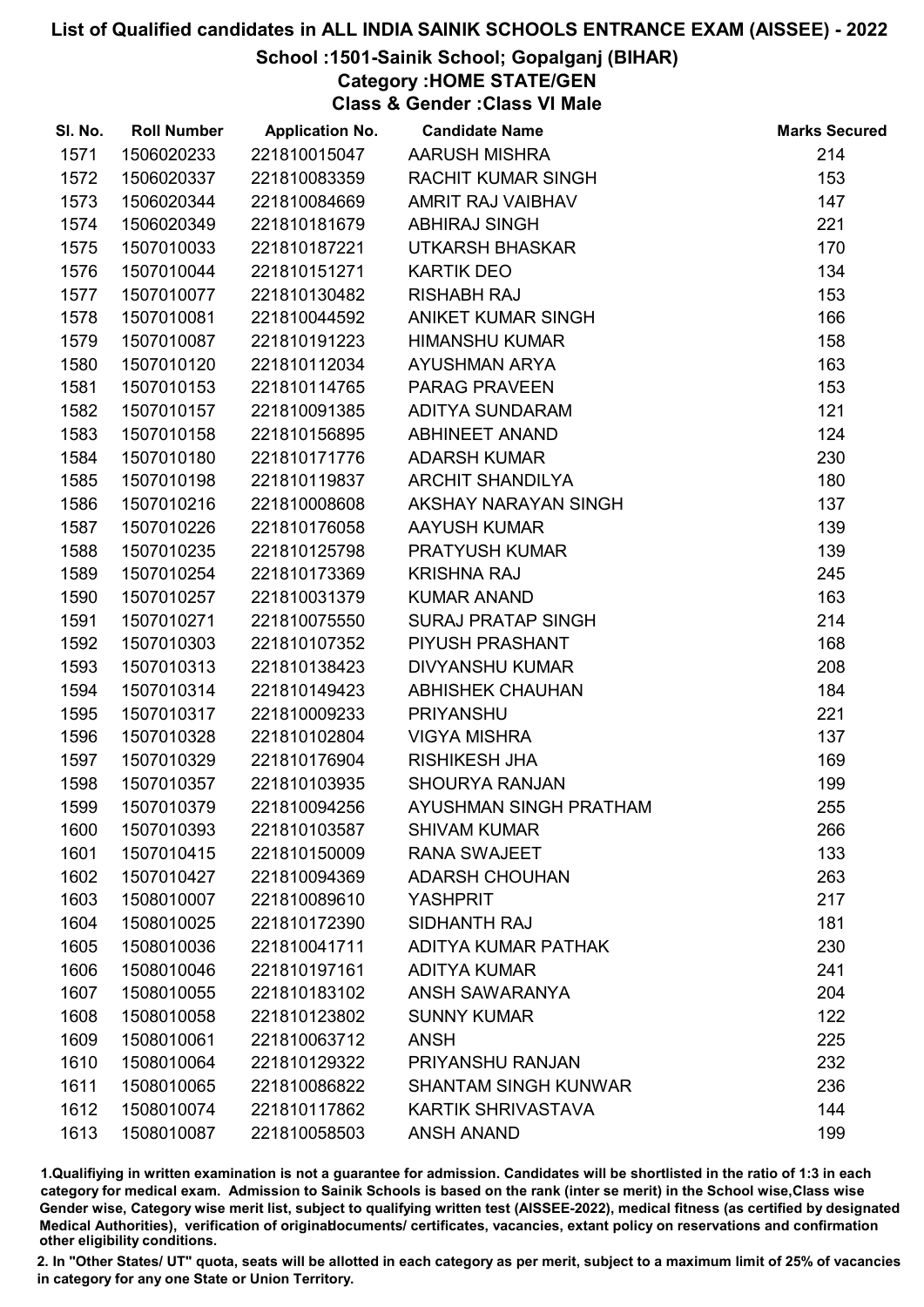# List of Qualified candidates in ALL INDIA SAINIK SCHOOLS ENTRANCE EXAM (AISSEE) - 2022

## School :1501-Sainik School; Gopalganj (BIHAR)

### Category :HOME STATE/GEN

### Class & Gender :Class VI Male

| Sl. No. | Roll Number | Application No. | Candidate Name | Marks Secured |
|---|---|---|---|---|
| 1571 | 1506020233 | 221810015047 | AARUSH MISHRA | 214 |
| 1572 | 1506020337 | 221810083359 | RACHIT KUMAR SINGH | 153 |
| 1573 | 1506020344 | 221810084669 | AMRIT RAJ VAIBHAV | 147 |
| 1574 | 1506020349 | 221810181679 | ABHIRAJ SINGH | 221 |
| 1575 | 1507010033 | 221810187221 | UTKARSH BHASKAR | 170 |
| 1576 | 1507010044 | 221810151271 | KARTIK DEO | 134 |
| 1577 | 1507010077 | 221810130482 | RISHABH RAJ | 153 |
| 1578 | 1507010081 | 221810044592 | ANIKET KUMAR SINGH | 166 |
| 1579 | 1507010087 | 221810191223 | HIMANSHU KUMAR | 158 |
| 1580 | 1507010120 | 221810112034 | AYUSHMAN ARYA | 163 |
| 1581 | 1507010153 | 221810114765 | PARAG PRAVEEN | 153 |
| 1582 | 1507010157 | 221810091385 | ADITYA SUNDARAM | 121 |
| 1583 | 1507010158 | 221810156895 | ABHINEET ANAND | 124 |
| 1584 | 1507010180 | 221810171776 | ADARSH KUMAR | 230 |
| 1585 | 1507010198 | 221810119837 | ARCHIT SHANDILYA | 180 |
| 1586 | 1507010216 | 221810008608 | AKSHAY NARAYAN SINGH | 137 |
| 1587 | 1507010226 | 221810176058 | AAYUSH KUMAR | 139 |
| 1588 | 1507010235 | 221810125798 | PRATYUSH KUMAR | 139 |
| 1589 | 1507010254 | 221810173369 | KRISHNA RAJ | 245 |
| 1590 | 1507010257 | 221810031379 | KUMAR ANAND | 163 |
| 1591 | 1507010271 | 221810075550 | SURAJ PRATAP SINGH | 214 |
| 1592 | 1507010303 | 221810107352 | PIYUSH PRASHANT | 168 |
| 1593 | 1507010313 | 221810138423 | DIVYANSHU KUMAR | 208 |
| 1594 | 1507010314 | 221810149423 | ABHISHEK CHAUHAN | 184 |
| 1595 | 1507010317 | 221810009233 | PRIYANSHU | 221 |
| 1596 | 1507010328 | 221810102804 | VIGYA MISHRA | 137 |
| 1597 | 1507010329 | 221810176904 | RISHIKESH JHA | 169 |
| 1598 | 1507010357 | 221810103935 | SHOURYA RANJAN | 199 |
| 1599 | 1507010379 | 221810094256 | AYUSHMAN SINGH PRATHAM | 255 |
| 1600 | 1507010393 | 221810103587 | SHIVAM KUMAR | 266 |
| 1601 | 1507010415 | 221810150009 | RANA SWAJEET | 133 |
| 1602 | 1507010427 | 221810094369 | ADARSH CHOUHAN | 263 |
| 1603 | 1508010007 | 221810089610 | YASHPRIT | 217 |
| 1604 | 1508010025 | 221810172390 | SIDHANTH RAJ | 181 |
| 1605 | 1508010036 | 221810041711 | ADITYA KUMAR PATHAK | 230 |
| 1606 | 1508010046 | 221810197161 | ADITYA KUMAR | 241 |
| 1607 | 1508010055 | 221810183102 | ANSH SAWARANYA | 204 |
| 1608 | 1508010058 | 221810123802 | SUNNY KUMAR | 122 |
| 1609 | 1508010061 | 221810063712 | ANSH | 225 |
| 1610 | 1508010064 | 221810129322 | PRIYANSHU RANJAN | 232 |
| 1611 | 1508010065 | 221810086822 | SHANTAM SINGH KUNWAR | 236 |
| 1612 | 1508010074 | 221810117862 | KARTIK SHRIVASTAVA | 144 |
| 1613 | 1508010087 | 221810058503 | ANSH ANAND | 199 |

1.Qualifiying in written examination is not a guarantee for admission. Candidates will be shortlisted in the ratio of 1:3 in each category for medical exam. Admission to Sainik Schools is based on the rank (inter se merit) in the School wise,Class wise Gender wise, Category wise merit list, subject to qualifying written test (AISSEE-2022), medical fitness (as certified by designated Medical Authorities), verification of originaldocuments/ certificates, vacancies, extant policy on reservations and confirmation other eligibility conditions.

2. In "Other States/ UT" quota, seats will be allotted in each category as per merit, subject to a maximum limit of 25% of vacancies in category for any one State or Union Territory.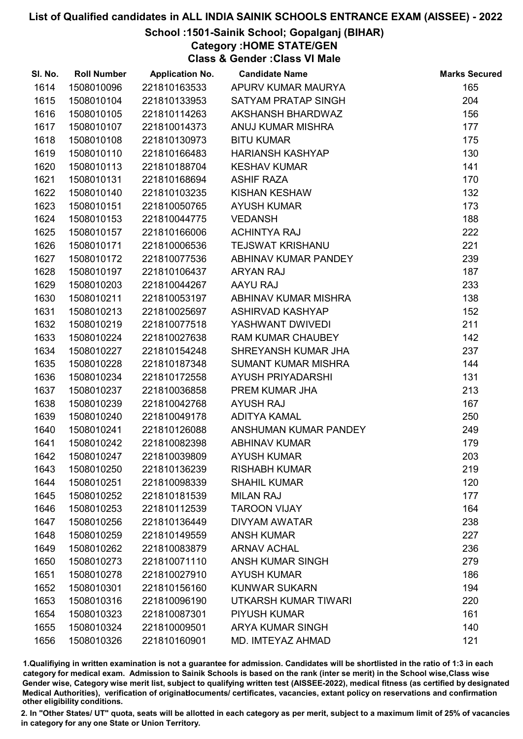# List of Qualified candidates in ALL INDIA SAINIK SCHOOLS ENTRANCE EXAM (AISSEE) - 2022

## School :1501-Sainik School; Gopalganj (BIHAR)

### Category :HOME STATE/GEN

### Class & Gender :Class VI Male

| Sl. No. | Roll Number | Application No. | Candidate Name | Marks Secured |
|---|---|---|---|---|
| 1614 | 1508010096 | 221810163533 | APURV KUMAR MAURYA | 165 |
| 1615 | 1508010104 | 221810133953 | SATYAM PRATAP SINGH | 204 |
| 1616 | 1508010105 | 221810114263 | AKSHANSH BHARDWAZ | 156 |
| 1617 | 1508010107 | 221810014373 | ANUJ KUMAR MISHRA | 177 |
| 1618 | 1508010108 | 221810130973 | BITU KUMAR | 175 |
| 1619 | 1508010110 | 221810166483 | HARIANSH KASHYAP | 130 |
| 1620 | 1508010113 | 221810188704 | KESHAV KUMAR | 141 |
| 1621 | 1508010131 | 221810168694 | ASHIF RAZA | 170 |
| 1622 | 1508010140 | 221810103235 | KISHAN KESHAW | 132 |
| 1623 | 1508010151 | 221810050765 | AYUSH KUMAR | 173 |
| 1624 | 1508010153 | 221810044775 | VEDANSH | 188 |
| 1625 | 1508010157 | 221810166006 | ACHINTYA RAJ | 222 |
| 1626 | 1508010171 | 221810006536 | TEJSWAT KRISHANU | 221 |
| 1627 | 1508010172 | 221810077536 | ABHINAV KUMAR PANDEY | 239 |
| 1628 | 1508010197 | 221810106437 | ARYAN RAJ | 187 |
| 1629 | 1508010203 | 221810044267 | AAYU RAJ | 233 |
| 1630 | 1508010211 | 221810053197 | ABHINAV KUMAR MISHRA | 138 |
| 1631 | 1508010213 | 221810025697 | ASHIRVAD KASHYAP | 152 |
| 1632 | 1508010219 | 221810077518 | YASHWANT DWIVEDI | 211 |
| 1633 | 1508010224 | 221810027638 | RAM KUMAR CHAUBEY | 142 |
| 1634 | 1508010227 | 221810154248 | SHREYANSH KUMAR JHA | 237 |
| 1635 | 1508010228 | 221810187348 | SUMANT KUMAR MISHRA | 144 |
| 1636 | 1508010234 | 221810172558 | AYUSH PRIYADARSHI | 131 |
| 1637 | 1508010237 | 221810036858 | PREM KUMAR JHA | 213 |
| 1638 | 1508010239 | 221810042768 | AYUSH RAJ | 167 |
| 1639 | 1508010240 | 221810049178 | ADITYA KAMAL | 250 |
| 1640 | 1508010241 | 221810126088 | ANSHUMAN KUMAR PANDEY | 249 |
| 1641 | 1508010242 | 221810082398 | ABHINAV KUMAR | 179 |
| 1642 | 1508010247 | 221810039809 | AYUSH KUMAR | 203 |
| 1643 | 1508010250 | 221810136239 | RISHABH KUMAR | 219 |
| 1644 | 1508010251 | 221810098339 | SHAHIL KUMAR | 120 |
| 1645 | 1508010252 | 221810181539 | MILAN RAJ | 177 |
| 1646 | 1508010253 | 221810112539 | TAROON VIJAY | 164 |
| 1647 | 1508010256 | 221810136449 | DIVYAM AWATAR | 238 |
| 1648 | 1508010259 | 221810149559 | ANSH KUMAR | 227 |
| 1649 | 1508010262 | 221810083879 | ARNAV ACHAL | 236 |
| 1650 | 1508010273 | 221810071110 | ANSH KUMAR SINGH | 279 |
| 1651 | 1508010278 | 221810027910 | AYUSH KUMAR | 186 |
| 1652 | 1508010301 | 221810156160 | KUNWAR SUKARN | 194 |
| 1653 | 1508010316 | 221810096190 | UTKARSH KUMAR TIWARI | 220 |
| 1654 | 1508010323 | 221810087301 | PIYUSH KUMAR | 161 |
| 1655 | 1508010324 | 221810009501 | ARYA KUMAR SINGH | 140 |
| 1656 | 1508010326 | 221810160901 | MD. IMTEYAZ AHMAD | 121 |

1.Qualifiying in written examination is not a guarantee for admission. Candidates will be shortlisted in the ratio of 1:3 in each category for medical exam. Admission to Sainik Schools is based on the rank (inter se merit) in the School wise,Class wise Gender wise, Category wise merit list, subject to qualifying written test (AISSEE-2022), medical fitness (as certified by designated Medical Authorities), verification of originaldocuments/ certificates, vacancies, extant policy on reservations and confirmation other eligibility conditions.

2. In "Other States/ UT" quota, seats will be allotted in each category as per merit, subject to a maximum limit of 25% of vacancies in category for any one State or Union Territory.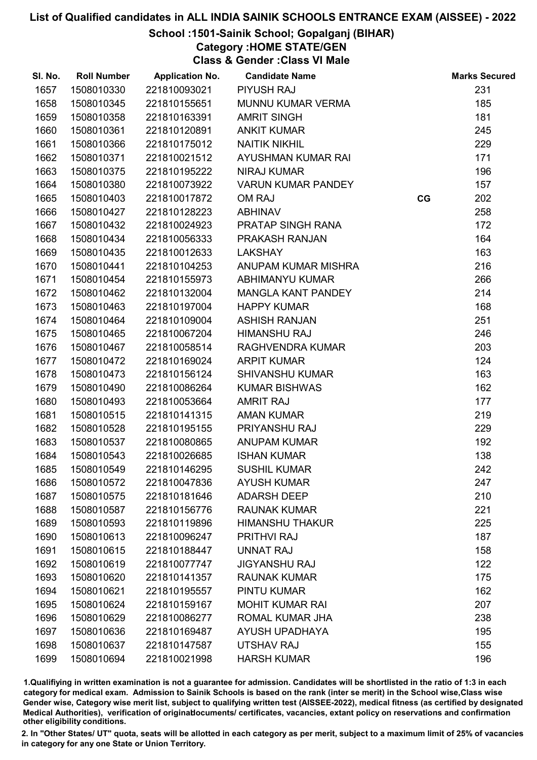# List of Qualified candidates in ALL INDIA SAINIK SCHOOLS ENTRANCE EXAM (AISSEE) - 2022

## School :1501-Sainik School; Gopalganj (BIHAR)

### Category :HOME STATE/GEN

### Class & Gender :Class VI Male

| Sl. No. | Roll Number | Application No. | Candidate Name | | Marks Secured |
|---|---|---|---|---|---|
| 1657 | 1508010330 | 221810093021 | PIYUSH RAJ | | 231 |
| 1658 | 1508010345 | 221810155651 | MUNNU KUMAR VERMA | | 185 |
| 1659 | 1508010358 | 221810163391 | AMRIT SINGH | | 181 |
| 1660 | 1508010361 | 221810120891 | ANKIT KUMAR | | 245 |
| 1661 | 1508010366 | 221810175012 | NAITIK NIKHIL | | 229 |
| 1662 | 1508010371 | 221810021512 | AYUSHMAN KUMAR RAI | | 171 |
| 1663 | 1508010375 | 221810195222 | NIRAJ KUMAR | | 196 |
| 1664 | 1508010380 | 221810073922 | VARUN KUMAR PANDEY | | 157 |
| 1665 | 1508010403 | 221810017872 | OM RAJ | CG | 202 |
| 1666 | 1508010427 | 221810128223 | ABHINAV | | 258 |
| 1667 | 1508010432 | 221810024923 | PRATAP SINGH RANA | | 172 |
| 1668 | 1508010434 | 221810056333 | PRAKASH RANJAN | | 164 |
| 1669 | 1508010435 | 221810012633 | LAKSHAY | | 163 |
| 1670 | 1508010441 | 221810104253 | ANUPAM KUMAR MISHRA | | 216 |
| 1671 | 1508010454 | 221810155973 | ABHIMANYU KUMAR | | 266 |
| 1672 | 1508010462 | 221810132004 | MANGLA KANT PANDEY | | 214 |
| 1673 | 1508010463 | 221810197004 | HAPPY KUMAR | | 168 |
| 1674 | 1508010464 | 221810109004 | ASHISH RANJAN | | 251 |
| 1675 | 1508010465 | 221810067204 | HIMANSHU RAJ | | 246 |
| 1676 | 1508010467 | 221810058514 | RAGHVENDRA KUMAR | | 203 |
| 1677 | 1508010472 | 221810169024 | ARPIT KUMAR | | 124 |
| 1678 | 1508010473 | 221810156124 | SHIVANSHU KUMAR | | 163 |
| 1679 | 1508010490 | 221810086264 | KUMAR BISHWAS | | 162 |
| 1680 | 1508010493 | 221810053664 | AMRIT RAJ | | 177 |
| 1681 | 1508010515 | 221810141315 | AMAN KUMAR | | 219 |
| 1682 | 1508010528 | 221810195155 | PRIYANSHU RAJ | | 229 |
| 1683 | 1508010537 | 221810080865 | ANUPAM KUMAR | | 192 |
| 1684 | 1508010543 | 221810026685 | ISHAN KUMAR | | 138 |
| 1685 | 1508010549 | 221810146295 | SUSHIL KUMAR | | 242 |
| 1686 | 1508010572 | 221810047836 | AYUSH KUMAR | | 247 |
| 1687 | 1508010575 | 221810181646 | ADARSH DEEP | | 210 |
| 1688 | 1508010587 | 221810156776 | RAUNAK KUMAR | | 221 |
| 1689 | 1508010593 | 221810119896 | HIMANSHU THAKUR | | 225 |
| 1690 | 1508010613 | 221810096247 | PRITHVI RAJ | | 187 |
| 1691 | 1508010615 | 221810188447 | UNNAT RAJ | | 158 |
| 1692 | 1508010619 | 221810077747 | JIGYANSHU RAJ | | 122 |
| 1693 | 1508010620 | 221810141357 | RAUNAK KUMAR | | 175 |
| 1694 | 1508010621 | 221810195557 | PINTU KUMAR | | 162 |
| 1695 | 1508010624 | 221810159167 | MOHIT KUMAR RAI | | 207 |
| 1696 | 1508010629 | 221810086277 | ROMAL KUMAR JHA | | 238 |
| 1697 | 1508010636 | 221810169487 | AYUSH UPADHAYA | | 195 |
| 1698 | 1508010637 | 221810147587 | UTSHAV RAJ | | 155 |
| 1699 | 1508010694 | 221810021998 | HARSH KUMAR | | 196 |

1.Qualifiying in written examination is not a guarantee for admission. Candidates will be shortlisted in the ratio of 1:3 in each category for medical exam. Admission to Sainik Schools is based on the rank (inter se merit) in the School wise,Class wise Gender wise, Category wise merit list, subject to qualifying written test (AISSEE-2022), medical fitness (as certified by designated Medical Authorities), verification of originaldocuments/ certificates, vacancies, extant policy on reservations and confirmation other eligibility conditions.

2. In "Other States/ UT" quota, seats will be allotted in each category as per merit, subject to a maximum limit of 25% of vacancies in category for any one State or Union Territory.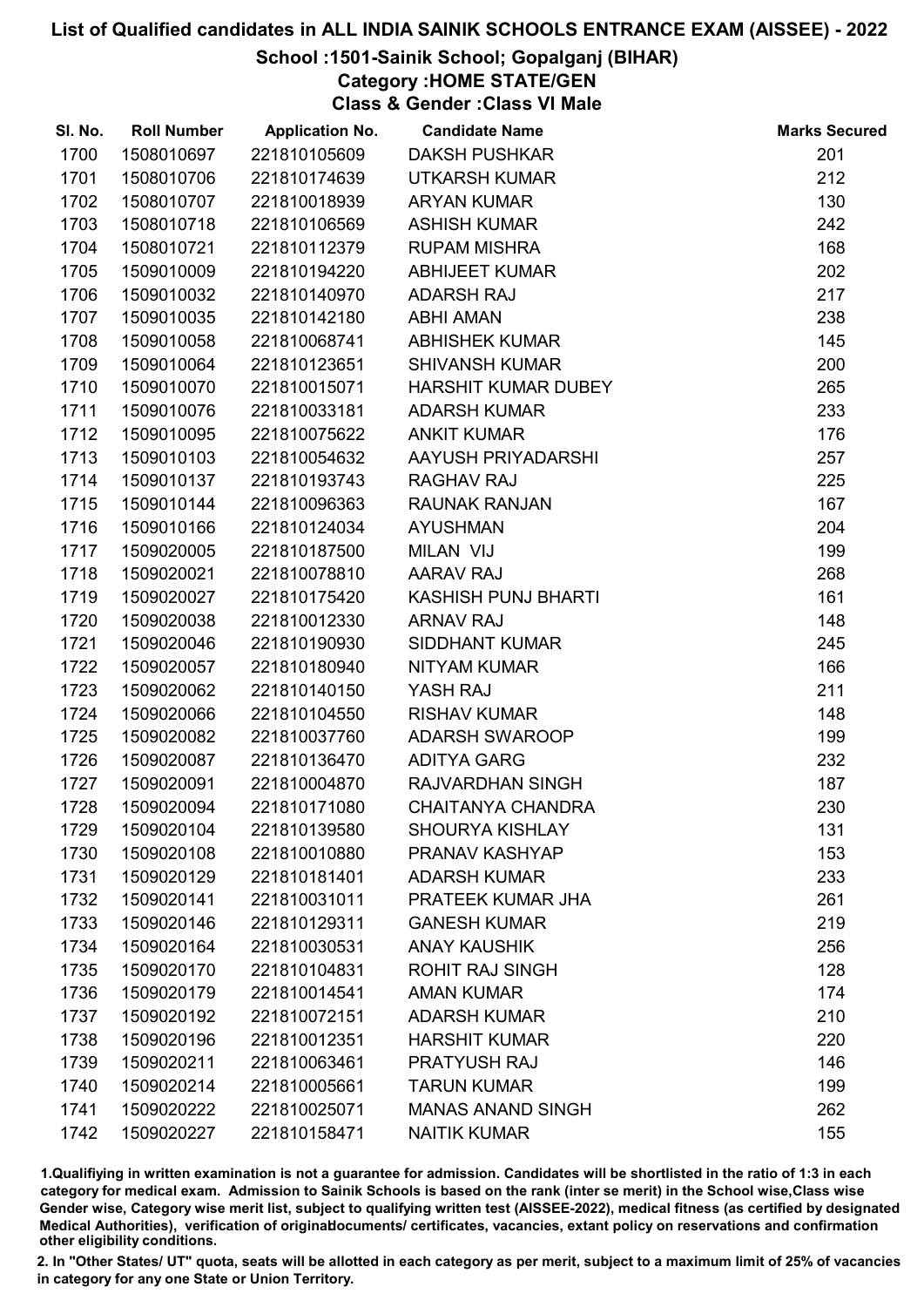# List of Qualified candidates in ALL INDIA SAINIK SCHOOLS ENTRANCE EXAM (AISSEE) - 2022

## School :1501-Sainik School; Gopalganj (BIHAR)

### Category :HOME STATE/GEN

### Class & Gender :Class VI Male

| Sl. No. | Roll Number | Application No. | Candidate Name | Marks Secured |
|---|---|---|---|---|
| 1700 | 1508010697 | 221810105609 | DAKSH PUSHKAR | 201 |
| 1701 | 1508010706 | 221810174639 | UTKARSH KUMAR | 212 |
| 1702 | 1508010707 | 221810018939 | ARYAN KUMAR | 130 |
| 1703 | 1508010718 | 221810106569 | ASHISH KUMAR | 242 |
| 1704 | 1508010721 | 221810112379 | RUPAM MISHRA | 168 |
| 1705 | 1509010009 | 221810194220 | ABHIJEET KUMAR | 202 |
| 1706 | 1509010032 | 221810140970 | ADARSH RAJ | 217 |
| 1707 | 1509010035 | 221810142180 | ABHI AMAN | 238 |
| 1708 | 1509010058 | 221810068741 | ABHISHEK KUMAR | 145 |
| 1709 | 1509010064 | 221810123651 | SHIVANSH KUMAR | 200 |
| 1710 | 1509010070 | 221810015071 | HARSHIT KUMAR DUBEY | 265 |
| 1711 | 1509010076 | 221810033181 | ADARSH KUMAR | 233 |
| 1712 | 1509010095 | 221810075622 | ANKIT KUMAR | 176 |
| 1713 | 1509010103 | 221810054632 | AAYUSH PRIYADARSHI | 257 |
| 1714 | 1509010137 | 221810193743 | RAGHAV RAJ | 225 |
| 1715 | 1509010144 | 221810096363 | RAUNAK RANJAN | 167 |
| 1716 | 1509010166 | 221810124034 | AYUSHMAN | 204 |
| 1717 | 1509020005 | 221810187500 | MILAN VIJ | 199 |
| 1718 | 1509020021 | 221810078810 | AARAV RAJ | 268 |
| 1719 | 1509020027 | 221810175420 | KASHISH PUNJ BHARTI | 161 |
| 1720 | 1509020038 | 221810012330 | ARNAV RAJ | 148 |
| 1721 | 1509020046 | 221810190930 | SIDDHANT KUMAR | 245 |
| 1722 | 1509020057 | 221810180940 | NITYAM KUMAR | 166 |
| 1723 | 1509020062 | 221810140150 | YASH RAJ | 211 |
| 1724 | 1509020066 | 221810104550 | RISHAV KUMAR | 148 |
| 1725 | 1509020082 | 221810037760 | ADARSH SWAROOP | 199 |
| 1726 | 1509020087 | 221810136470 | ADITYA GARG | 232 |
| 1727 | 1509020091 | 221810004870 | RAJVARDHAN SINGH | 187 |
| 1728 | 1509020094 | 221810171080 | CHAITANYA CHANDRA | 230 |
| 1729 | 1509020104 | 221810139580 | SHOURYA KISHLAY | 131 |
| 1730 | 1509020108 | 221810010880 | PRANAV KASHYAP | 153 |
| 1731 | 1509020129 | 221810181401 | ADARSH KUMAR | 233 |
| 1732 | 1509020141 | 221810031011 | PRATEEK KUMAR JHA | 261 |
| 1733 | 1509020146 | 221810129311 | GANESH KUMAR | 219 |
| 1734 | 1509020164 | 221810030531 | ANAY KAUSHIK | 256 |
| 1735 | 1509020170 | 221810104831 | ROHIT RAJ SINGH | 128 |
| 1736 | 1509020179 | 221810014541 | AMAN KUMAR | 174 |
| 1737 | 1509020192 | 221810072151 | ADARSH KUMAR | 210 |
| 1738 | 1509020196 | 221810012351 | HARSHIT KUMAR | 220 |
| 1739 | 1509020211 | 221810063461 | PRATYUSH RAJ | 146 |
| 1740 | 1509020214 | 221810005661 | TARUN KUMAR | 199 |
| 1741 | 1509020222 | 221810025071 | MANAS ANAND SINGH | 262 |
| 1742 | 1509020227 | 221810158471 | NAITIK KUMAR | 155 |

1.Qualifiying in written examination is not a guarantee for admission. Candidates will be shortlisted in the ratio of 1:3 in each category for medical exam. Admission to Sainik Schools is based on the rank (inter se merit) in the School wise,Class wise Gender wise, Category wise merit list, subject to qualifying written test (AISSEE-2022), medical fitness (as certified by designated Medical Authorities), verification of originaldocuments/ certificates, vacancies, extant policy on reservations and confirmation other eligibility conditions.

2. In "Other States/ UT" quota, seats will be allotted in each category as per merit, subject to a maximum limit of 25% of vacancies in category for any one State or Union Territory.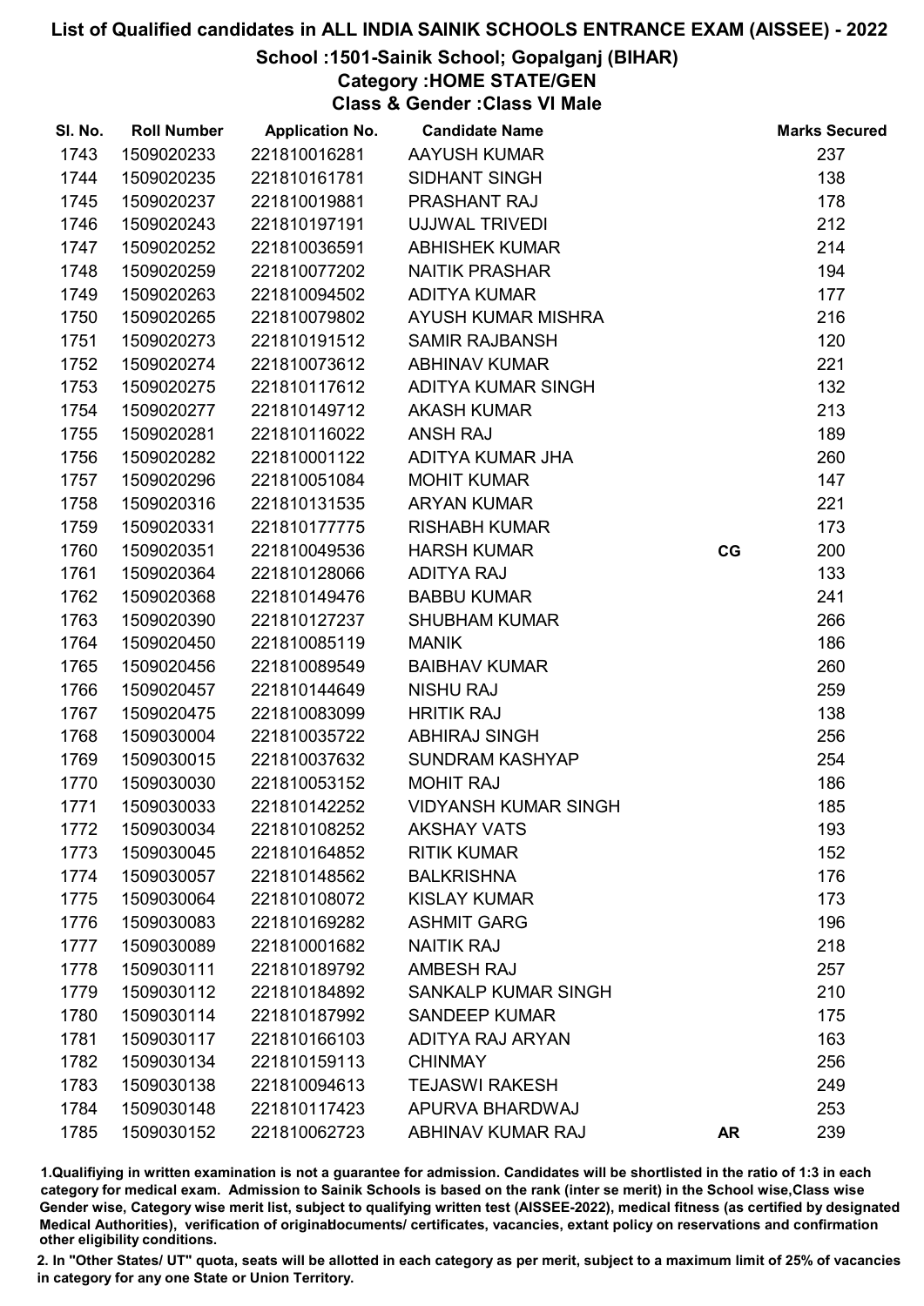# List of Qualified candidates in ALL INDIA SAINIK SCHOOLS ENTRANCE EXAM (AISSEE) - 2022

## School :1501-Sainik School; Gopalganj (BIHAR)

### Category :HOME STATE/GEN

### Class & Gender :Class VI Male

| Sl. No. | Roll Number | Application No. | Candidate Name | | Marks Secured |
|---|---|---|---|---|---|
| 1743 | 1509020233 | 221810016281 | AAYUSH KUMAR | | 237 |
| 1744 | 1509020235 | 221810161781 | SIDHANT SINGH | | 138 |
| 1745 | 1509020237 | 221810019881 | PRASHANT RAJ | | 178 |
| 1746 | 1509020243 | 221810197191 | UJJWAL TRIVEDI | | 212 |
| 1747 | 1509020252 | 221810036591 | ABHISHEK KUMAR | | 214 |
| 1748 | 1509020259 | 221810077202 | NAITIK PRASHAR | | 194 |
| 1749 | 1509020263 | 221810094502 | ADITYA KUMAR | | 177 |
| 1750 | 1509020265 | 221810079802 | AYUSH KUMAR MISHRA | | 216 |
| 1751 | 1509020273 | 221810191512 | SAMIR RAJBANSH | | 120 |
| 1752 | 1509020274 | 221810073612 | ABHINAV KUMAR | | 221 |
| 1753 | 1509020275 | 221810117612 | ADITYA KUMAR SINGH | | 132 |
| 1754 | 1509020277 | 221810149712 | AKASH KUMAR | | 213 |
| 1755 | 1509020281 | 221810116022 | ANSH RAJ | | 189 |
| 1756 | 1509020282 | 221810001122 | ADITYA KUMAR JHA | | 260 |
| 1757 | 1509020296 | 221810051084 | MOHIT KUMAR | | 147 |
| 1758 | 1509020316 | 221810131535 | ARYAN KUMAR | | 221 |
| 1759 | 1509020331 | 221810177775 | RISHABH KUMAR | | 173 |
| 1760 | 1509020351 | 221810049536 | HARSH KUMAR | CG | 200 |
| 1761 | 1509020364 | 221810128066 | ADITYA RAJ | | 133 |
| 1762 | 1509020368 | 221810149476 | BABBU KUMAR | | 241 |
| 1763 | 1509020390 | 221810127237 | SHUBHAM KUMAR | | 266 |
| 1764 | 1509020450 | 221810085119 | MANIK | | 186 |
| 1765 | 1509020456 | 221810089549 | BAIBHAV KUMAR | | 260 |
| 1766 | 1509020457 | 221810144649 | NISHU RAJ | | 259 |
| 1767 | 1509020475 | 221810083099 | HRITIK RAJ | | 138 |
| 1768 | 1509030004 | 221810035722 | ABHIRAJ SINGH | | 256 |
| 1769 | 1509030015 | 221810037632 | SUNDRAM KASHYAP | | 254 |
| 1770 | 1509030030 | 221810053152 | MOHIT RAJ | | 186 |
| 1771 | 1509030033 | 221810142252 | VIDYANSH KUMAR SINGH | | 185 |
| 1772 | 1509030034 | 221810108252 | AKSHAY VATS | | 193 |
| 1773 | 1509030045 | 221810164852 | RITIK KUMAR | | 152 |
| 1774 | 1509030057 | 221810148562 | BALKRISHNA | | 176 |
| 1775 | 1509030064 | 221810108072 | KISLAY KUMAR | | 173 |
| 1776 | 1509030083 | 221810169282 | ASHMIT GARG | | 196 |
| 1777 | 1509030089 | 221810001682 | NAITIK RAJ | | 218 |
| 1778 | 1509030111 | 221810189792 | AMBESH RAJ | | 257 |
| 1779 | 1509030112 | 221810184892 | SANKALP KUMAR SINGH | | 210 |
| 1780 | 1509030114 | 221810187992 | SANDEEP KUMAR | | 175 |
| 1781 | 1509030117 | 221810166103 | ADITYA RAJ ARYAN | | 163 |
| 1782 | 1509030134 | 221810159113 | CHINMAY | | 256 |
| 1783 | 1509030138 | 221810094613 | TEJASWI RAKESH | | 249 |
| 1784 | 1509030148 | 221810117423 | APURVA BHARDWAJ | | 253 |
| 1785 | 1509030152 | 221810062723 | ABHINAV KUMAR RAJ | AR | 239 |

1.Qualifiying in written examination is not a guarantee for admission. Candidates will be shortlisted in the ratio of 1:3 in each category for medical exam. Admission to Sainik Schools is based on the rank (inter se merit) in the School wise,Class wise Gender wise, Category wise merit list, subject to qualifying written test (AISSEE-2022), medical fitness (as certified by designated Medical Authorities), verification of originaldocuments/ certificates, vacancies, extant policy on reservations and confirmation other eligibility conditions.

2. In "Other States/ UT" quota, seats will be allotted in each category as per merit, subject to a maximum limit of 25% of vacancies in category for any one State or Union Territory.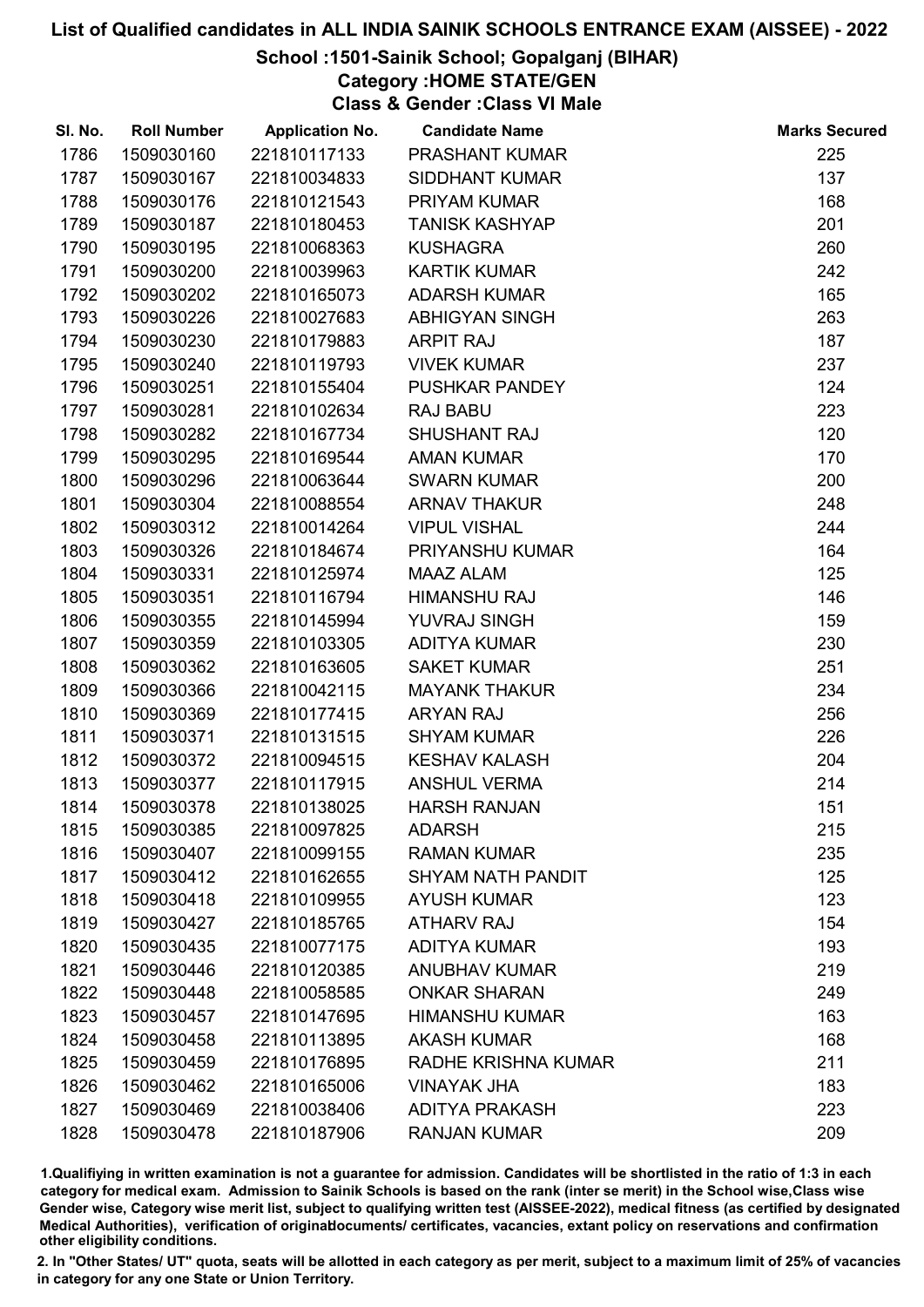# List of Qualified candidates in ALL INDIA SAINIK SCHOOLS ENTRANCE EXAM (AISSEE) - 2022

## School :1501-Sainik School; Gopalganj (BIHAR)

### Category :HOME STATE/GEN

### Class & Gender :Class VI Male

| Sl. No. | Roll Number | Application No. | Candidate Name | Marks Secured |
|---|---|---|---|---|
| 1786 | 1509030160 | 221810117133 | PRASHANT KUMAR | 225 |
| 1787 | 1509030167 | 221810034833 | SIDDHANT KUMAR | 137 |
| 1788 | 1509030176 | 221810121543 | PRIYAM KUMAR | 168 |
| 1789 | 1509030187 | 221810180453 | TANISK KASHYAP | 201 |
| 1790 | 1509030195 | 221810068363 | KUSHAGRA | 260 |
| 1791 | 1509030200 | 221810039963 | KARTIK KUMAR | 242 |
| 1792 | 1509030202 | 221810165073 | ADARSH KUMAR | 165 |
| 1793 | 1509030226 | 221810027683 | ABHIGYAN SINGH | 263 |
| 1794 | 1509030230 | 221810179883 | ARPIT RAJ | 187 |
| 1795 | 1509030240 | 221810119793 | VIVEK KUMAR | 237 |
| 1796 | 1509030251 | 221810155404 | PUSHKAR PANDEY | 124 |
| 1797 | 1509030281 | 221810102634 | RAJ BABU | 223 |
| 1798 | 1509030282 | 221810167734 | SHUSHANT RAJ | 120 |
| 1799 | 1509030295 | 221810169544 | AMAN KUMAR | 170 |
| 1800 | 1509030296 | 221810063644 | SWARN KUMAR | 200 |
| 1801 | 1509030304 | 221810088554 | ARNAV THAKUR | 248 |
| 1802 | 1509030312 | 221810014264 | VIPUL VISHAL | 244 |
| 1803 | 1509030326 | 221810184674 | PRIYANSHU KUMAR | 164 |
| 1804 | 1509030331 | 221810125974 | MAAZ ALAM | 125 |
| 1805 | 1509030351 | 221810116794 | HIMANSHU RAJ | 146 |
| 1806 | 1509030355 | 221810145994 | YUVRAJ SINGH | 159 |
| 1807 | 1509030359 | 221810103305 | ADITYA KUMAR | 230 |
| 1808 | 1509030362 | 221810163605 | SAKET KUMAR | 251 |
| 1809 | 1509030366 | 221810042115 | MAYANK THAKUR | 234 |
| 1810 | 1509030369 | 221810177415 | ARYAN RAJ | 256 |
| 1811 | 1509030371 | 221810131515 | SHYAM KUMAR | 226 |
| 1812 | 1509030372 | 221810094515 | KESHAV KALASH | 204 |
| 1813 | 1509030377 | 221810117915 | ANSHUL VERMA | 214 |
| 1814 | 1509030378 | 221810138025 | HARSH RANJAN | 151 |
| 1815 | 1509030385 | 221810097825 | ADARSH | 215 |
| 1816 | 1509030407 | 221810099155 | RAMAN KUMAR | 235 |
| 1817 | 1509030412 | 221810162655 | SHYAM NATH PANDIT | 125 |
| 1818 | 1509030418 | 221810109955 | AYUSH KUMAR | 123 |
| 1819 | 1509030427 | 221810185765 | ATHARV RAJ | 154 |
| 1820 | 1509030435 | 221810077175 | ADITYA KUMAR | 193 |
| 1821 | 1509030446 | 221810120385 | ANUBHAV KUMAR | 219 |
| 1822 | 1509030448 | 221810058585 | ONKAR SHARAN | 249 |
| 1823 | 1509030457 | 221810147695 | HIMANSHU KUMAR | 163 |
| 1824 | 1509030458 | 221810113895 | AKASH KUMAR | 168 |
| 1825 | 1509030459 | 221810176895 | RADHE KRISHNA KUMAR | 211 |
| 1826 | 1509030462 | 221810165006 | VINAYAK JHA | 183 |
| 1827 | 1509030469 | 221810038406 | ADITYA PRAKASH | 223 |
| 1828 | 1509030478 | 221810187906 | RANJAN KUMAR | 209 |

1.Qualifying in written examination is not a guarantee for admission. Candidates will be shortlisted in the ratio of 1:3 in each category for medical exam. Admission to Sainik Schools is based on the rank (inter se merit) in the School wise,Class wise Gender wise, Category wise merit list, subject to qualifying written test (AISSEE-2022), medical fitness (as certified by designated Medical Authorities), verification of originaldocuments/ certificates, vacancies, extant policy on reservations and confirmation other eligibility conditions.

2. In "Other States/ UT" quota, seats will be allotted in each category as per merit, subject to a maximum limit of 25% of vacancies in category for any one State or Union Territory.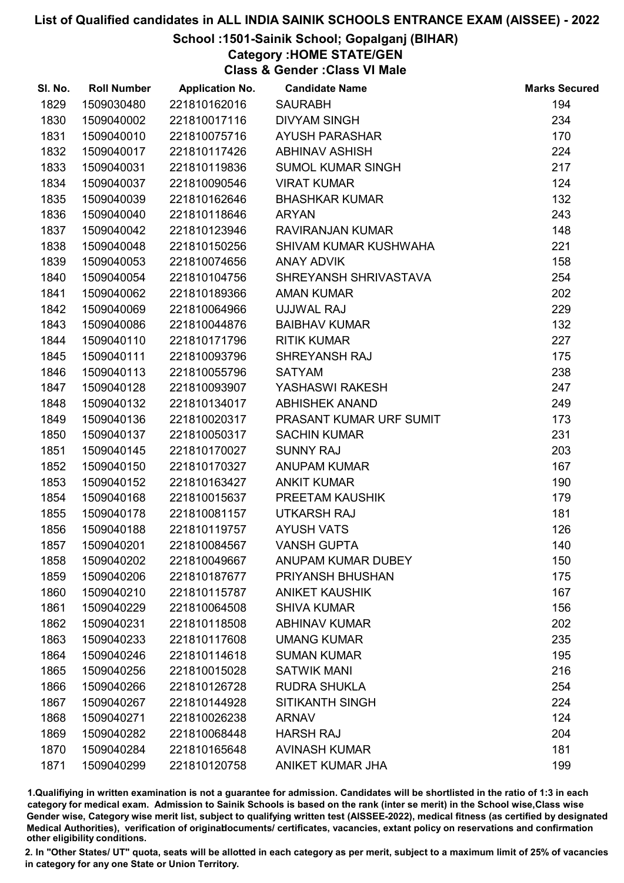# List of Qualified candidates in ALL INDIA SAINIK SCHOOLS ENTRANCE EXAM (AISSEE) - 2022

## School :1501-Sainik School; Gopalganj (BIHAR)

### Category :HOME STATE/GEN

### Class & Gender :Class VI Male

| Sl. No. | Roll Number | Application No. | Candidate Name | Marks Secured |
|---|---|---|---|---|
| 1829 | 1509030480 | 221810162016 | SAURABH | 194 |
| 1830 | 1509040002 | 221810017116 | DIVYAM SINGH | 234 |
| 1831 | 1509040010 | 221810075716 | AYUSH PARASHAR | 170 |
| 1832 | 1509040017 | 221810117426 | ABHINAV ASHISH | 224 |
| 1833 | 1509040031 | 221810119836 | SUMOL KUMAR SINGH | 217 |
| 1834 | 1509040037 | 221810090546 | VIRAT KUMAR | 124 |
| 1835 | 1509040039 | 221810162646 | BHASHKAR KUMAR | 132 |
| 1836 | 1509040040 | 221810118646 | ARYAN | 243 |
| 1837 | 1509040042 | 221810123946 | RAVIRANJAN KUMAR | 148 |
| 1838 | 1509040048 | 221810150256 | SHIVAM KUMAR KUSHWAHA | 221 |
| 1839 | 1509040053 | 221810074656 | ANAY ADVIK | 158 |
| 1840 | 1509040054 | 221810104756 | SHREYANSH SHRIVASTAVA | 254 |
| 1841 | 1509040062 | 221810189366 | AMAN KUMAR | 202 |
| 1842 | 1509040069 | 221810064966 | UJJWAL RAJ | 229 |
| 1843 | 1509040086 | 221810044876 | BAIBHAV KUMAR | 132 |
| 1844 | 1509040110 | 221810171796 | RITIK KUMAR | 227 |
| 1845 | 1509040111 | 221810093796 | SHREYANSH RAJ | 175 |
| 1846 | 1509040113 | 221810055796 | SATYAM | 238 |
| 1847 | 1509040128 | 221810093907 | YASHASWI RAKESH | 247 |
| 1848 | 1509040132 | 221810134017 | ABHISHEK ANAND | 249 |
| 1849 | 1509040136 | 221810020317 | PRASANT KUMAR URF SUMIT | 173 |
| 1850 | 1509040137 | 221810050317 | SACHIN KUMAR | 231 |
| 1851 | 1509040145 | 221810170027 | SUNNY RAJ | 203 |
| 1852 | 1509040150 | 221810170327 | ANUPAM KUMAR | 167 |
| 1853 | 1509040152 | 221810163427 | ANKIT KUMAR | 190 |
| 1854 | 1509040168 | 221810015637 | PREETAM KAUSHIK | 179 |
| 1855 | 1509040178 | 221810081157 | UTKARSH RAJ | 181 |
| 1856 | 1509040188 | 221810119757 | AYUSH VATS | 126 |
| 1857 | 1509040201 | 221810084567 | VANSH GUPTA | 140 |
| 1858 | 1509040202 | 221810049667 | ANUPAM KUMAR DUBEY | 150 |
| 1859 | 1509040206 | 221810187677 | PRIYANSH BHUSHAN | 175 |
| 1860 | 1509040210 | 221810115787 | ANIKET KAUSHIK | 167 |
| 1861 | 1509040229 | 221810064508 | SHIVA KUMAR | 156 |
| 1862 | 1509040231 | 221810118508 | ABHINAV KUMAR | 202 |
| 1863 | 1509040233 | 221810117608 | UMANG KUMAR | 235 |
| 1864 | 1509040246 | 221810114618 | SUMAN KUMAR | 195 |
| 1865 | 1509040256 | 221810015028 | SATWIK MANI | 216 |
| 1866 | 1509040266 | 221810126728 | RUDRA SHUKLA | 254 |
| 1867 | 1509040267 | 221810144928 | SITIKANTH SINGH | 224 |
| 1868 | 1509040271 | 221810026238 | ARNAV | 124 |
| 1869 | 1509040282 | 221810068448 | HARSH RAJ | 204 |
| 1870 | 1509040284 | 221810165648 | AVINASH KUMAR | 181 |
| 1871 | 1509040299 | 221810120758 | ANIKET KUMAR JHA | 199 |

1.Qualifiying in written examination is not a guarantee for admission. Candidates will be shortlisted in the ratio of 1:3 in each category for medical exam. Admission to Sainik Schools is based on the rank (inter se merit) in the School wise,Class wise Gender wise, Category wise merit list, subject to qualifying written test (AISSEE-2022), medical fitness (as certified by designated Medical Authorities), verification of originaldocuments/ certificates, vacancies, extant policy on reservations and confirmation other eligibility conditions.

2. In "Other States/ UT" quota, seats will be allotted in each category as per merit, subject to a maximum limit of 25% of vacancies in category for any one State or Union Territory.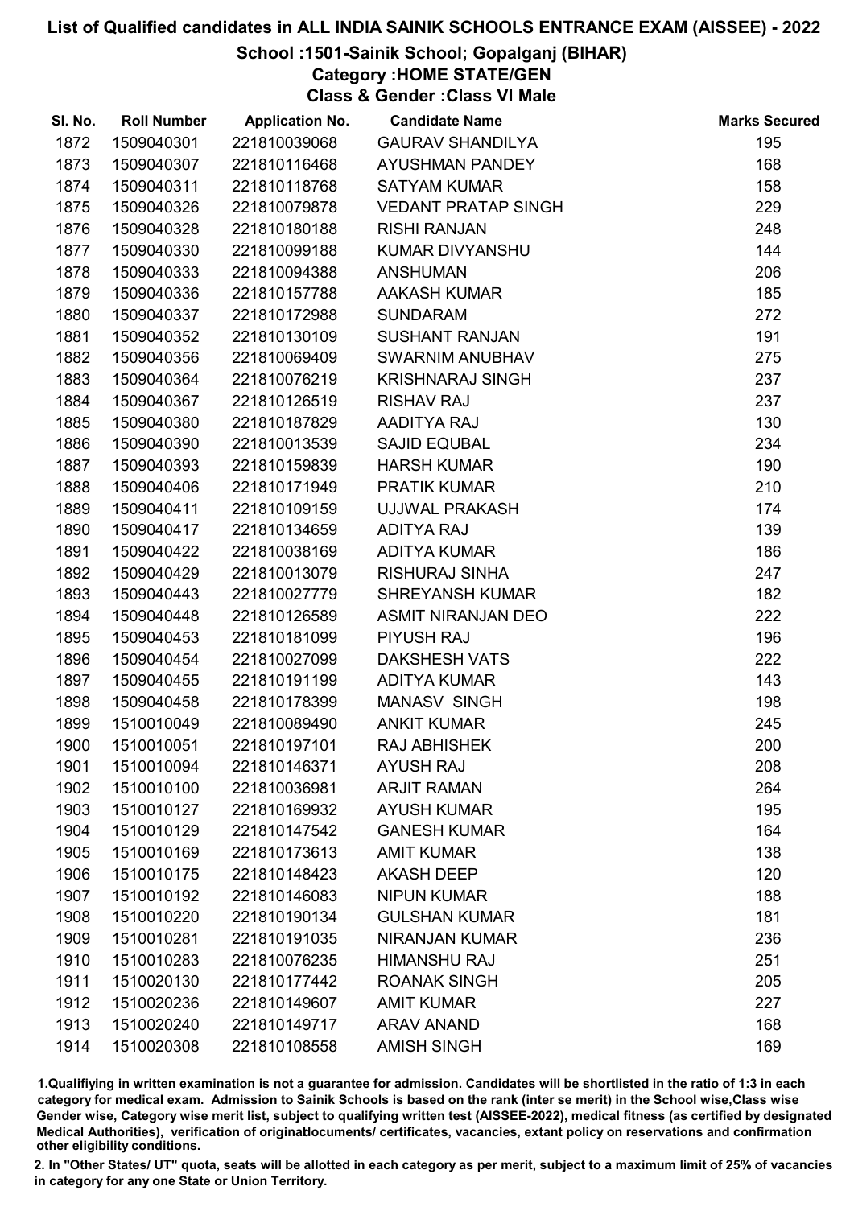# List of Qualified candidates in ALL INDIA SAINIK SCHOOLS ENTRANCE EXAM (AISSEE) - 2022

## School :1501-Sainik School; Gopalganj (BIHAR)

### Category :HOME STATE/GEN

### Class & Gender :Class VI Male

| Sl. No. | Roll Number | Application No. | Candidate Name | Marks Secured |
|---|---|---|---|---|
| 1872 | 1509040301 | 221810039068 | GAURAV SHANDILYA | 195 |
| 1873 | 1509040307 | 221810116468 | AYUSHMAN PANDEY | 168 |
| 1874 | 1509040311 | 221810118768 | SATYAM KUMAR | 158 |
| 1875 | 1509040326 | 221810079878 | VEDANT PRATAP SINGH | 229 |
| 1876 | 1509040328 | 221810180188 | RISHI RANJAN | 248 |
| 1877 | 1509040330 | 221810099188 | KUMAR DIVYANSHU | 144 |
| 1878 | 1509040333 | 221810094388 | ANSHUMAN | 206 |
| 1879 | 1509040336 | 221810157788 | AAKASH KUMAR | 185 |
| 1880 | 1509040337 | 221810172988 | SUNDARAM | 272 |
| 1881 | 1509040352 | 221810130109 | SUSHANT RANJAN | 191 |
| 1882 | 1509040356 | 221810069409 | SWARNIM ANUBHAV | 275 |
| 1883 | 1509040364 | 221810076219 | KRISHNARAJ SINGH | 237 |
| 1884 | 1509040367 | 221810126519 | RISHAV RAJ | 237 |
| 1885 | 1509040380 | 221810187829 | AADITYA RAJ | 130 |
| 1886 | 1509040390 | 221810013539 | SAJID EQUBAL | 234 |
| 1887 | 1509040393 | 221810159839 | HARSH KUMAR | 190 |
| 1888 | 1509040406 | 221810171949 | PRATIK KUMAR | 210 |
| 1889 | 1509040411 | 221810109159 | UJJWAL PRAKASH | 174 |
| 1890 | 1509040417 | 221810134659 | ADITYA RAJ | 139 |
| 1891 | 1509040422 | 221810038169 | ADITYA KUMAR | 186 |
| 1892 | 1509040429 | 221810013079 | RISHURAJ SINHA | 247 |
| 1893 | 1509040443 | 221810027779 | SHREYANSH KUMAR | 182 |
| 1894 | 1509040448 | 221810126589 | ASMIT NIRANJAN DEO | 222 |
| 1895 | 1509040453 | 221810181099 | PIYUSH RAJ | 196 |
| 1896 | 1509040454 | 221810027099 | DAKSHESH VATS | 222 |
| 1897 | 1509040455 | 221810191199 | ADITYA KUMAR | 143 |
| 1898 | 1509040458 | 221810178399 | MANASV SINGH | 198 |
| 1899 | 1510010049 | 221810089490 | ANKIT KUMAR | 245 |
| 1900 | 1510010051 | 221810197101 | RAJ ABHISHEK | 200 |
| 1901 | 1510010094 | 221810146371 | AYUSH RAJ | 208 |
| 1902 | 1510010100 | 221810036981 | ARJIT RAMAN | 264 |
| 1903 | 1510010127 | 221810169932 | AYUSH KUMAR | 195 |
| 1904 | 1510010129 | 221810147542 | GANESH KUMAR | 164 |
| 1905 | 1510010169 | 221810173613 | AMIT KUMAR | 138 |
| 1906 | 1510010175 | 221810148423 | AKASH DEEP | 120 |
| 1907 | 1510010192 | 221810146083 | NIPUN KUMAR | 188 |
| 1908 | 1510010220 | 221810190134 | GULSHAN KUMAR | 181 |
| 1909 | 1510010281 | 221810191035 | NIRANJAN KUMAR | 236 |
| 1910 | 1510010283 | 221810076235 | HIMANSHU RAJ | 251 |
| 1911 | 1510020130 | 221810177442 | ROANAK SINGH | 205 |
| 1912 | 1510020236 | 221810149607 | AMIT KUMAR | 227 |
| 1913 | 1510020240 | 221810149717 | ARAV ANAND | 168 |
| 1914 | 1510020308 | 221810108558 | AMISH SINGH | 169 |

1.Qualifiying in written examination is not a guarantee for admission. Candidates will be shortlisted in the ratio of 1:3 in each category for medical exam. Admission to Sainik Schools is based on the rank (inter se merit) in the School wise,Class wise Gender wise, Category wise merit list, subject to qualifying written test (AISSEE-2022), medical fitness (as certified by designated Medical Authorities), verification of originaldocuments/ certificates, vacancies, extant policy on reservations and confirmation other eligibility conditions.

2. In "Other States/ UT" quota, seats will be allotted in each category as per merit, subject to a maximum limit of 25% of vacancies in category for any one State or Union Territory.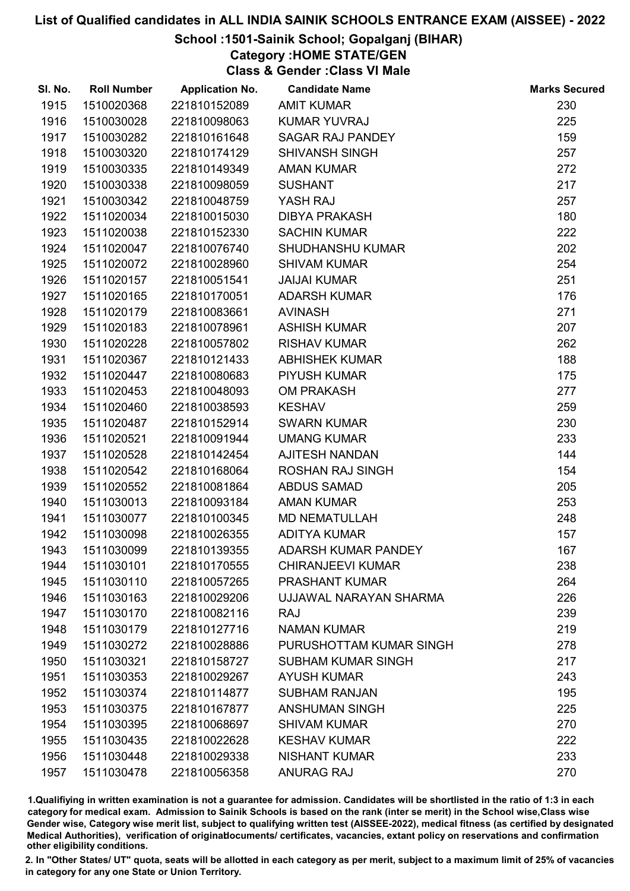# List of Qualified candidates in ALL INDIA SAINIK SCHOOLS ENTRANCE EXAM (AISSEE) - 2022

## School :1501-Sainik School; Gopalganj (BIHAR)

### Category :HOME STATE/GEN

### Class & Gender :Class VI Male

| Sl. No. | Roll Number | Application No. | Candidate Name | Marks Secured |
|---|---|---|---|---|
| 1915 | 1510020368 | 221810152089 | AMIT KUMAR | 230 |
| 1916 | 1510030028 | 221810098063 | KUMAR YUVRAJ | 225 |
| 1917 | 1510030282 | 221810161648 | SAGAR RAJ PANDEY | 159 |
| 1918 | 1510030320 | 221810174129 | SHIVANSH SINGH | 257 |
| 1919 | 1510030335 | 221810149349 | AMAN KUMAR | 272 |
| 1920 | 1510030338 | 221810098059 | SUSHANT | 217 |
| 1921 | 1510030342 | 221810048759 | YASH RAJ | 257 |
| 1922 | 1511020034 | 221810015030 | DIBYA PRAKASH | 180 |
| 1923 | 1511020038 | 221810152330 | SACHIN KUMAR | 222 |
| 1924 | 1511020047 | 221810076740 | SHUDHANSHU KUMAR | 202 |
| 1925 | 1511020072 | 221810028960 | SHIVAM KUMAR | 254 |
| 1926 | 1511020157 | 221810051541 | JAIJAI KUMAR | 251 |
| 1927 | 1511020165 | 221810170051 | ADARSH KUMAR | 176 |
| 1928 | 1511020179 | 221810083661 | AVINASH | 271 |
| 1929 | 1511020183 | 221810078961 | ASHISH KUMAR | 207 |
| 1930 | 1511020228 | 221810057802 | RISHAV KUMAR | 262 |
| 1931 | 1511020367 | 221810121433 | ABHISHEK KUMAR | 188 |
| 1932 | 1511020447 | 221810080683 | PIYUSH KUMAR | 175 |
| 1933 | 1511020453 | 221810048093 | OM PRAKASH | 277 |
| 1934 | 1511020460 | 221810038593 | KESHAV | 259 |
| 1935 | 1511020487 | 221810152914 | SWARN KUMAR | 230 |
| 1936 | 1511020521 | 221810091944 | UMANG KUMAR | 233 |
| 1937 | 1511020528 | 221810142454 | AJITESH NANDAN | 144 |
| 1938 | 1511020542 | 221810168064 | ROSHAN RAJ SINGH | 154 |
| 1939 | 1511020552 | 221810081864 | ABDUS SAMAD | 205 |
| 1940 | 1511030013 | 221810093184 | AMAN KUMAR | 253 |
| 1941 | 1511030077 | 221810100345 | MD NEMATULLAH | 248 |
| 1942 | 1511030098 | 221810026355 | ADITYA KUMAR | 157 |
| 1943 | 1511030099 | 221810139355 | ADARSH KUMAR PANDEY | 167 |
| 1944 | 1511030101 | 221810170555 | CHIRANJEEVI KUMAR | 238 |
| 1945 | 1511030110 | 221810057265 | PRASHANT KUMAR | 264 |
| 1946 | 1511030163 | 221810029206 | UJJAWAL NARAYAN SHARMA | 226 |
| 1947 | 1511030170 | 221810082116 | RAJ | 239 |
| 1948 | 1511030179 | 221810127716 | NAMAN KUMAR | 219 |
| 1949 | 1511030272 | 221810028886 | PURUSHOTTAM KUMAR SINGH | 278 |
| 1950 | 1511030321 | 221810158727 | SUBHAM KUMAR SINGH | 217 |
| 1951 | 1511030353 | 221810029267 | AYUSH KUMAR | 243 |
| 1952 | 1511030374 | 221810114877 | SUBHAM RANJAN | 195 |
| 1953 | 1511030375 | 221810167877 | ANSHUMAN SINGH | 225 |
| 1954 | 1511030395 | 221810068697 | SHIVAM KUMAR | 270 |
| 1955 | 1511030435 | 221810022628 | KESHAV KUMAR | 222 |
| 1956 | 1511030448 | 221810029338 | NISHANT KUMAR | 233 |
| 1957 | 1511030478 | 221810056358 | ANURAG RAJ | 270 |

1.Qualifiying in written examination is not a guarantee for admission. Candidates will be shortlisted in the ratio of 1:3 in each category for medical exam. Admission to Sainik Schools is based on the rank (inter se merit) in the School wise,Class wise Gender wise, Category wise merit list, subject to qualifying written test (AISSEE-2022), medical fitness (as certified by designated Medical Authorities), verification of originaldocuments/ certificates, vacancies, extant policy on reservations and confirmation other eligibility conditions.

2. In "Other States/ UT" quota, seats will be allotted in each category as per merit, subject to a maximum limit of 25% of vacancies in category for any one State or Union Territory.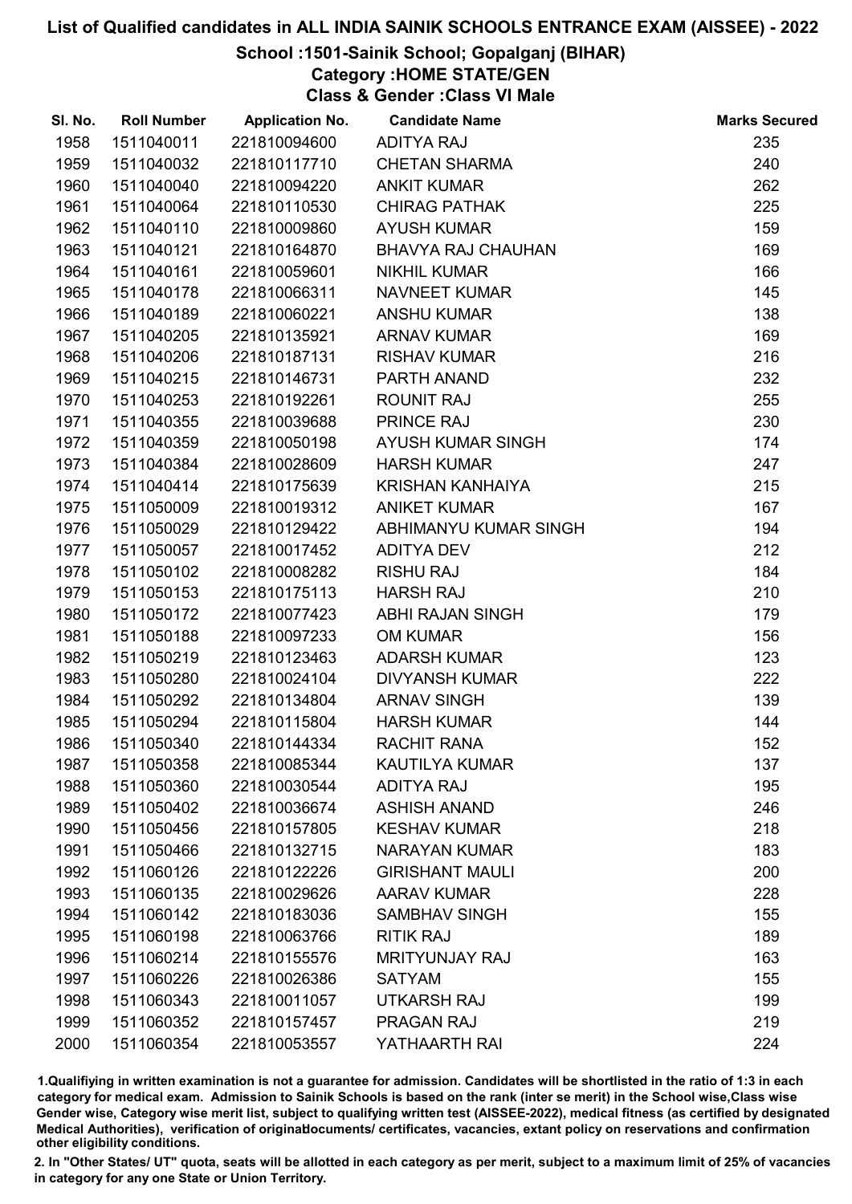# List of Qualified candidates in ALL INDIA SAINIK SCHOOLS ENTRANCE EXAM (AISSEE) - 2022

## School :1501-Sainik School; Gopalganj (BIHAR)

### Category :HOME STATE/GEN

### Class & Gender :Class VI Male

| Sl. No. | Roll Number | Application No. | Candidate Name | Marks Secured |
|---|---|---|---|---|
| 1958 | 1511040011 | 221810094600 | ADITYA RAJ | 235 |
| 1959 | 1511040032 | 221810117710 | CHETAN SHARMA | 240 |
| 1960 | 1511040040 | 221810094220 | ANKIT KUMAR | 262 |
| 1961 | 1511040064 | 221810110530 | CHIRAG PATHAK | 225 |
| 1962 | 1511040110 | 221810009860 | AYUSH KUMAR | 159 |
| 1963 | 1511040121 | 221810164870 | BHAVYA RAJ CHAUHAN | 169 |
| 1964 | 1511040161 | 221810059601 | NIKHIL KUMAR | 166 |
| 1965 | 1511040178 | 221810066311 | NAVNEET KUMAR | 145 |
| 1966 | 1511040189 | 221810060221 | ANSHU KUMAR | 138 |
| 1967 | 1511040205 | 221810135921 | ARNAV KUMAR | 169 |
| 1968 | 1511040206 | 221810187131 | RISHAV KUMAR | 216 |
| 1969 | 1511040215 | 221810146731 | PARTH ANAND | 232 |
| 1970 | 1511040253 | 221810192261 | ROUNIT RAJ | 255 |
| 1971 | 1511040355 | 221810039688 | PRINCE RAJ | 230 |
| 1972 | 1511040359 | 221810050198 | AYUSH KUMAR SINGH | 174 |
| 1973 | 1511040384 | 221810028609 | HARSH KUMAR | 247 |
| 1974 | 1511040414 | 221810175639 | KRISHAN KANHAIYA | 215 |
| 1975 | 1511050009 | 221810019312 | ANIKET KUMAR | 167 |
| 1976 | 1511050029 | 221810129422 | ABHIMANYU KUMAR SINGH | 194 |
| 1977 | 1511050057 | 221810017452 | ADITYA DEV | 212 |
| 1978 | 1511050102 | 221810008282 | RISHU RAJ | 184 |
| 1979 | 1511050153 | 221810175113 | HARSH RAJ | 210 |
| 1980 | 1511050172 | 221810077423 | ABHI RAJAN SINGH | 179 |
| 1981 | 1511050188 | 221810097233 | OM KUMAR | 156 |
| 1982 | 1511050219 | 221810123463 | ADARSH KUMAR | 123 |
| 1983 | 1511050280 | 221810024104 | DIVYANSH KUMAR | 222 |
| 1984 | 1511050292 | 221810134804 | ARNAV SINGH | 139 |
| 1985 | 1511050294 | 221810115804 | HARSH KUMAR | 144 |
| 1986 | 1511050340 | 221810144334 | RACHIT RANA | 152 |
| 1987 | 1511050358 | 221810085344 | KAUTILYA KUMAR | 137 |
| 1988 | 1511050360 | 221810030544 | ADITYA RAJ | 195 |
| 1989 | 1511050402 | 221810036674 | ASHISH ANAND | 246 |
| 1990 | 1511050456 | 221810157805 | KESHAV KUMAR | 218 |
| 1991 | 1511050466 | 221810132715 | NARAYAN KUMAR | 183 |
| 1992 | 1511060126 | 221810122226 | GIRISHANT MAULI | 200 |
| 1993 | 1511060135 | 221810029626 | AARAV KUMAR | 228 |
| 1994 | 1511060142 | 221810183036 | SAMBHAV SINGH | 155 |
| 1995 | 1511060198 | 221810063766 | RITIK RAJ | 189 |
| 1996 | 1511060214 | 221810155576 | MRITYUNJAY RAJ | 163 |
| 1997 | 1511060226 | 221810026386 | SATYAM | 155 |
| 1998 | 1511060343 | 221810011057 | UTKARSH RAJ | 199 |
| 1999 | 1511060352 | 221810157457 | PRAGAN RAJ | 219 |
| 2000 | 1511060354 | 221810053557 | YATHAARTH RAI | 224 |

1.Qualifiying in written examination is not a guarantee for admission. Candidates will be shortlisted in the ratio of 1:3 in each category for medical exam. Admission to Sainik Schools is based on the rank (inter se merit) in the School wise,Class wise Gender wise, Category wise merit list, subject to qualifying written test (AISSEE-2022), medical fitness (as certified by designated Medical Authorities), verification of originaldocuments/ certificates, vacancies, extant policy on reservations and confirmation other eligibility conditions.

2. In "Other States/ UT" quota, seats will be allotted in each category as per merit, subject to a maximum limit of 25% of vacancies in category for any one State or Union Territory.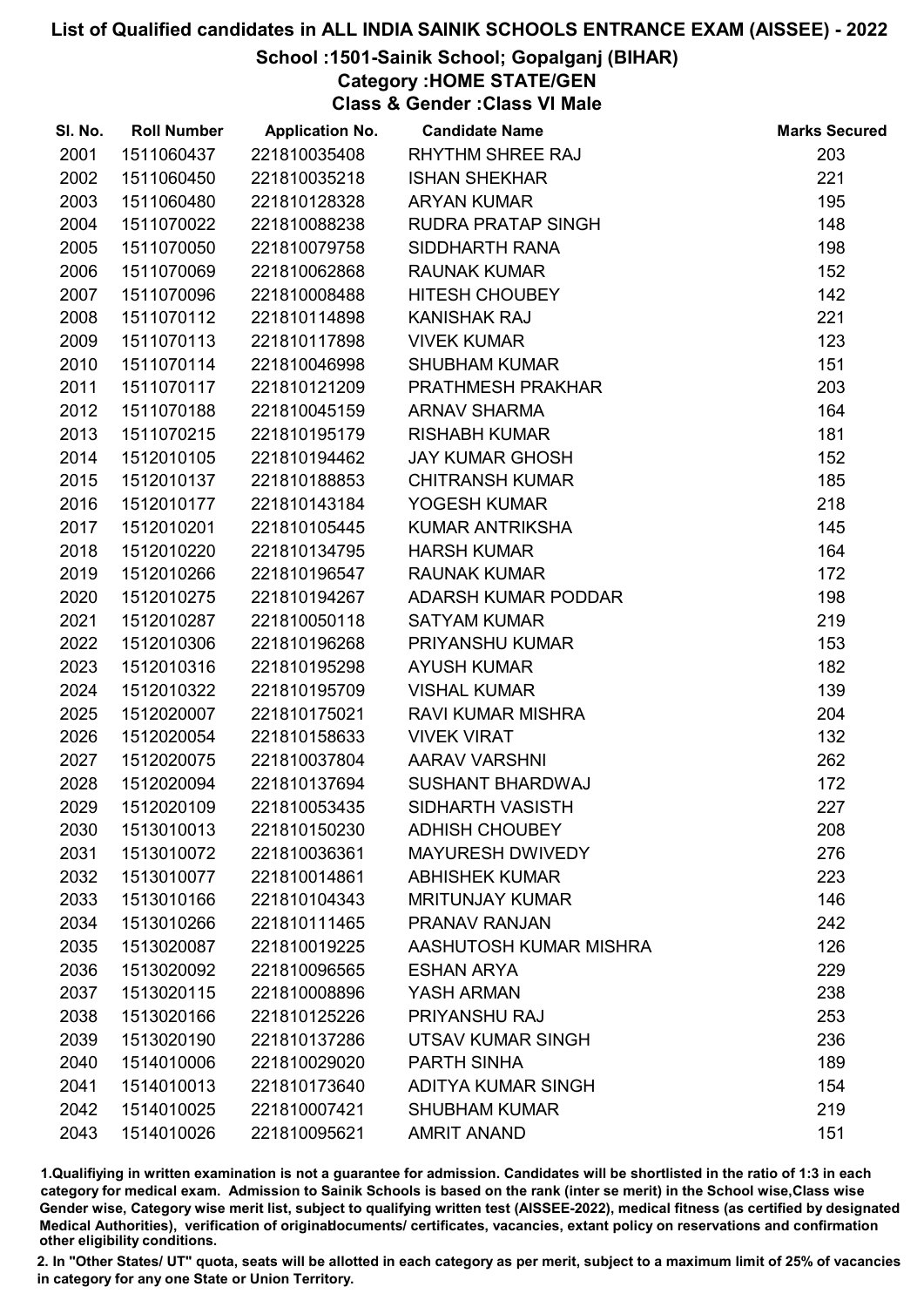# List of Qualified candidates in ALL INDIA SAINIK SCHOOLS ENTRANCE EXAM (AISSEE) - 2022

## School :1501-Sainik School; Gopalganj (BIHAR)

### Category :HOME STATE/GEN

### Class & Gender :Class VI Male

| Sl. No. | Roll Number | Application No. | Candidate Name | Marks Secured |
|---|---|---|---|---|
| 2001 | 1511060437 | 221810035408 | RHYTHM SHREE RAJ | 203 |
| 2002 | 1511060450 | 221810035218 | ISHAN SHEKHAR | 221 |
| 2003 | 1511060480 | 221810128328 | ARYAN KUMAR | 195 |
| 2004 | 1511070022 | 221810088238 | RUDRA PRATAP SINGH | 148 |
| 2005 | 1511070050 | 221810079758 | SIDDHARTH RANA | 198 |
| 2006 | 1511070069 | 221810062868 | RAUNAK KUMAR | 152 |
| 2007 | 1511070096 | 221810008488 | HITESH CHOUBEY | 142 |
| 2008 | 1511070112 | 221810114898 | KANISHAK RAJ | 221 |
| 2009 | 1511070113 | 221810117898 | VIVEK KUMAR | 123 |
| 2010 | 1511070114 | 221810046998 | SHUBHAM KUMAR | 151 |
| 2011 | 1511070117 | 221810121209 | PRATHMESH PRAKHAR | 203 |
| 2012 | 1511070188 | 221810045159 | ARNAV SHARMA | 164 |
| 2013 | 1511070215 | 221810195179 | RISHABH KUMAR | 181 |
| 2014 | 1512010105 | 221810194462 | JAY KUMAR GHOSH | 152 |
| 2015 | 1512010137 | 221810188853 | CHITRANSH KUMAR | 185 |
| 2016 | 1512010177 | 221810143184 | YOGESH KUMAR | 218 |
| 2017 | 1512010201 | 221810105445 | KUMAR ANTRIKSHA | 145 |
| 2018 | 1512010220 | 221810134795 | HARSH KUMAR | 164 |
| 2019 | 1512010266 | 221810196547 | RAUNAK KUMAR | 172 |
| 2020 | 1512010275 | 221810194267 | ADARSH KUMAR PODDAR | 198 |
| 2021 | 1512010287 | 221810050118 | SATYAM KUMAR | 219 |
| 2022 | 1512010306 | 221810196268 | PRIYANSHU KUMAR | 153 |
| 2023 | 1512010316 | 221810195298 | AYUSH KUMAR | 182 |
| 2024 | 1512010322 | 221810195709 | VISHAL KUMAR | 139 |
| 2025 | 1512020007 | 221810175021 | RAVI KUMAR MISHRA | 204 |
| 2026 | 1512020054 | 221810158633 | VIVEK VIRAT | 132 |
| 2027 | 1512020075 | 221810037804 | AARAV VARSHNI | 262 |
| 2028 | 1512020094 | 221810137694 | SUSHANT BHARDWAJ | 172 |
| 2029 | 1512020109 | 221810053435 | SIDHARTH VASISTH | 227 |
| 2030 | 1513010013 | 221810150230 | ADHISH CHOUBEY | 208 |
| 2031 | 1513010072 | 221810036361 | MAYURESH DWIVEDY | 276 |
| 2032 | 1513010077 | 221810014861 | ABHISHEK KUMAR | 223 |
| 2033 | 1513010166 | 221810104343 | MRITUNJAY KUMAR | 146 |
| 2034 | 1513010266 | 221810111465 | PRANAV RANJAN | 242 |
| 2035 | 1513020087 | 221810019225 | AASHUTOSH KUMAR MISHRA | 126 |
| 2036 | 1513020092 | 221810096565 | ESHAN ARYA | 229 |
| 2037 | 1513020115 | 221810008896 | YASH ARMAN | 238 |
| 2038 | 1513020166 | 221810125226 | PRIYANSHU RAJ | 253 |
| 2039 | 1513020190 | 221810137286 | UTSAV KUMAR SINGH | 236 |
| 2040 | 1514010006 | 221810029020 | PARTH SINHA | 189 |
| 2041 | 1514010013 | 221810173640 | ADITYA KUMAR SINGH | 154 |
| 2042 | 1514010025 | 221810007421 | SHUBHAM KUMAR | 219 |
| 2043 | 1514010026 | 221810095621 | AMRIT ANAND | 151 |

1.Qualifiying in written examination is not a guarantee for admission. Candidates will be shortlisted in the ratio of 1:3 in each category for medical exam. Admission to Sainik Schools is based on the rank (inter se merit) in the School wise,Class wise Gender wise, Category wise merit list, subject to qualifying written test (AISSEE-2022), medical fitness (as certified by designated Medical Authorities), verification of originaldocuments/ certificates, vacancies, extant policy on reservations and confirmation other eligibility conditions.

2. In "Other States/ UT" quota, seats will be allotted in each category as per merit, subject to a maximum limit of 25% of vacancies in category for any one State or Union Territory.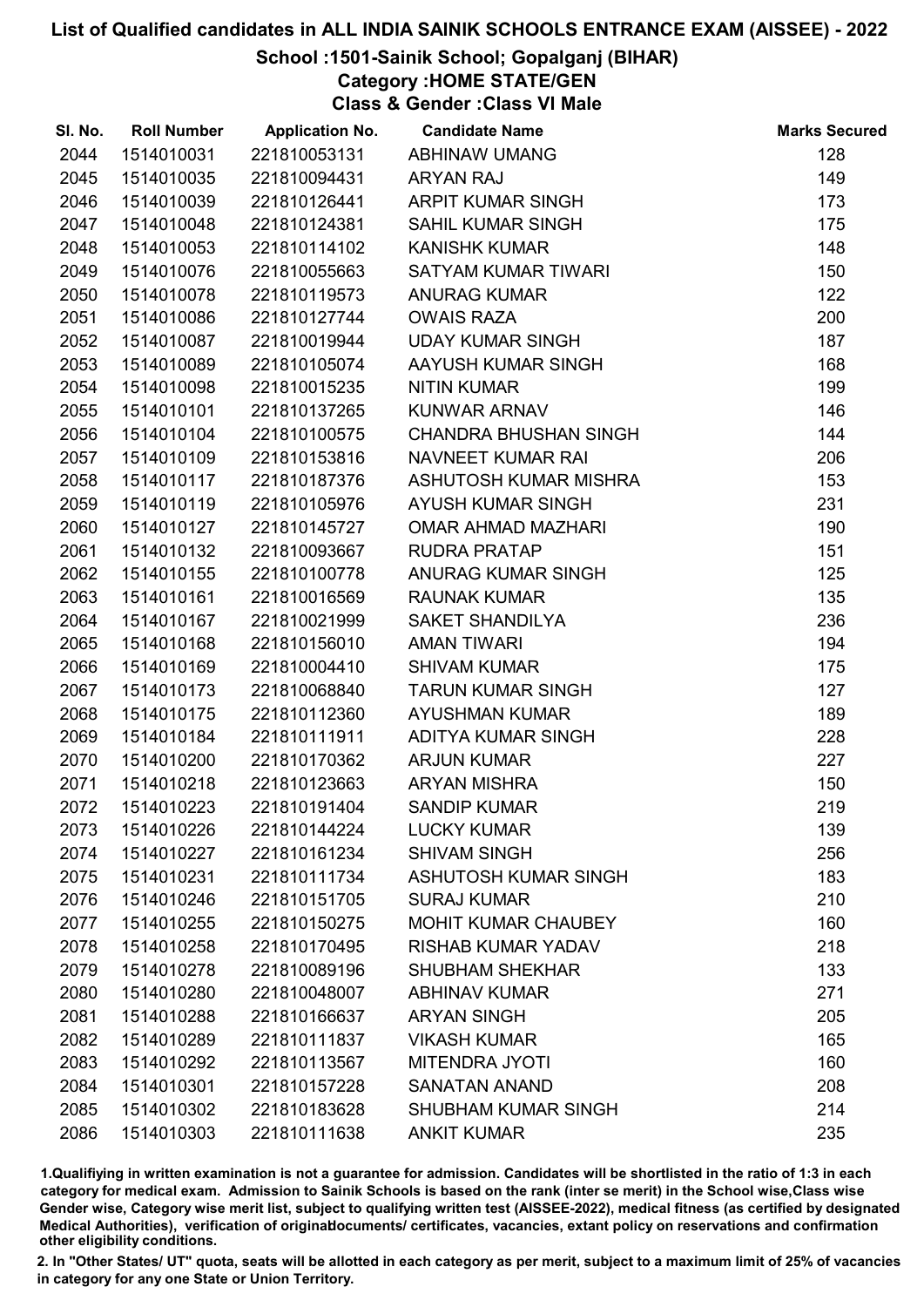# List of Qualified candidates in ALL INDIA SAINIK SCHOOLS ENTRANCE EXAM (AISSEE) - 2022

## School :1501-Sainik School; Gopalganj (BIHAR)

### Category :HOME STATE/GEN

### Class & Gender :Class VI Male

| Sl. No. | Roll Number | Application No. | Candidate Name | Marks Secured |
|---|---|---|---|---|
| 2044 | 1514010031 | 221810053131 | ABHINAW UMANG | 128 |
| 2045 | 1514010035 | 221810094431 | ARYAN RAJ | 149 |
| 2046 | 1514010039 | 221810126441 | ARPIT KUMAR SINGH | 173 |
| 2047 | 1514010048 | 221810124381 | SAHIL KUMAR SINGH | 175 |
| 2048 | 1514010053 | 221810114102 | KANISHK KUMAR | 148 |
| 2049 | 1514010076 | 221810055663 | SATYAM KUMAR TIWARI | 150 |
| 2050 | 1514010078 | 221810119573 | ANURAG KUMAR | 122 |
| 2051 | 1514010086 | 221810127744 | OWAIS RAZA | 200 |
| 2052 | 1514010087 | 221810019944 | UDAY KUMAR SINGH | 187 |
| 2053 | 1514010089 | 221810105074 | AAYUSH KUMAR SINGH | 168 |
| 2054 | 1514010098 | 221810015235 | NITIN KUMAR | 199 |
| 2055 | 1514010101 | 221810137265 | KUNWAR ARNAV | 146 |
| 2056 | 1514010104 | 221810100575 | CHANDRA BHUSHAN SINGH | 144 |
| 2057 | 1514010109 | 221810153816 | NAVNEET KUMAR RAI | 206 |
| 2058 | 1514010117 | 221810187376 | ASHUTOSH KUMAR MISHRA | 153 |
| 2059 | 1514010119 | 221810105976 | AYUSH KUMAR SINGH | 231 |
| 2060 | 1514010127 | 221810145727 | OMAR AHMAD MAZHARI | 190 |
| 2061 | 1514010132 | 221810093667 | RUDRA PRATAP | 151 |
| 2062 | 1514010155 | 221810100778 | ANURAG KUMAR SINGH | 125 |
| 2063 | 1514010161 | 221810016569 | RAUNAK KUMAR | 135 |
| 2064 | 1514010167 | 221810021999 | SAKET SHANDILYA | 236 |
| 2065 | 1514010168 | 221810156010 | AMAN TIWARI | 194 |
| 2066 | 1514010169 | 221810004410 | SHIVAM KUMAR | 175 |
| 2067 | 1514010173 | 221810068840 | TARUN KUMAR SINGH | 127 |
| 2068 | 1514010175 | 221810112360 | AYUSHMAN KUMAR | 189 |
| 2069 | 1514010184 | 221810111911 | ADITYA KUMAR SINGH | 228 |
| 2070 | 1514010200 | 221810170362 | ARJUN KUMAR | 227 |
| 2071 | 1514010218 | 221810123663 | ARYAN MISHRA | 150 |
| 2072 | 1514010223 | 221810191404 | SANDIP KUMAR | 219 |
| 2073 | 1514010226 | 221810144224 | LUCKY KUMAR | 139 |
| 2074 | 1514010227 | 221810161234 | SHIVAM SINGH | 256 |
| 2075 | 1514010231 | 221810111734 | ASHUTOSH KUMAR SINGH | 183 |
| 2076 | 1514010246 | 221810151705 | SURAJ KUMAR | 210 |
| 2077 | 1514010255 | 221810150275 | MOHIT KUMAR CHAUBEY | 160 |
| 2078 | 1514010258 | 221810170495 | RISHAB KUMAR YADAV | 218 |
| 2079 | 1514010278 | 221810089196 | SHUBHAM SHEKHAR | 133 |
| 2080 | 1514010280 | 221810048007 | ABHINAV KUMAR | 271 |
| 2081 | 1514010288 | 221810166637 | ARYAN SINGH | 205 |
| 2082 | 1514010289 | 221810111837 | VIKASH KUMAR | 165 |
| 2083 | 1514010292 | 221810113567 | MITENDRA JYOTI | 160 |
| 2084 | 1514010301 | 221810157228 | SANATAN ANAND | 208 |
| 2085 | 1514010302 | 221810183628 | SHUBHAM KUMAR SINGH | 214 |
| 2086 | 1514010303 | 221810111638 | ANKIT KUMAR | 235 |

1.Qualifiying in written examination is not a guarantee for admission. Candidates will be shortlisted in the ratio of 1:3 in each category for medical exam. Admission to Sainik Schools is based on the rank (inter se merit) in the School wise,Class wise Gender wise, Category wise merit list, subject to qualifying written test (AISSEE-2022), medical fitness (as certified by designated Medical Authorities), verification of originaldocuments/ certificates, vacancies, extant policy on reservations and confirmation other eligibility conditions.

2. In "Other States/ UT" quota, seats will be allotted in each category as per merit, subject to a maximum limit of 25% of vacancies in category for any one State or Union Territory.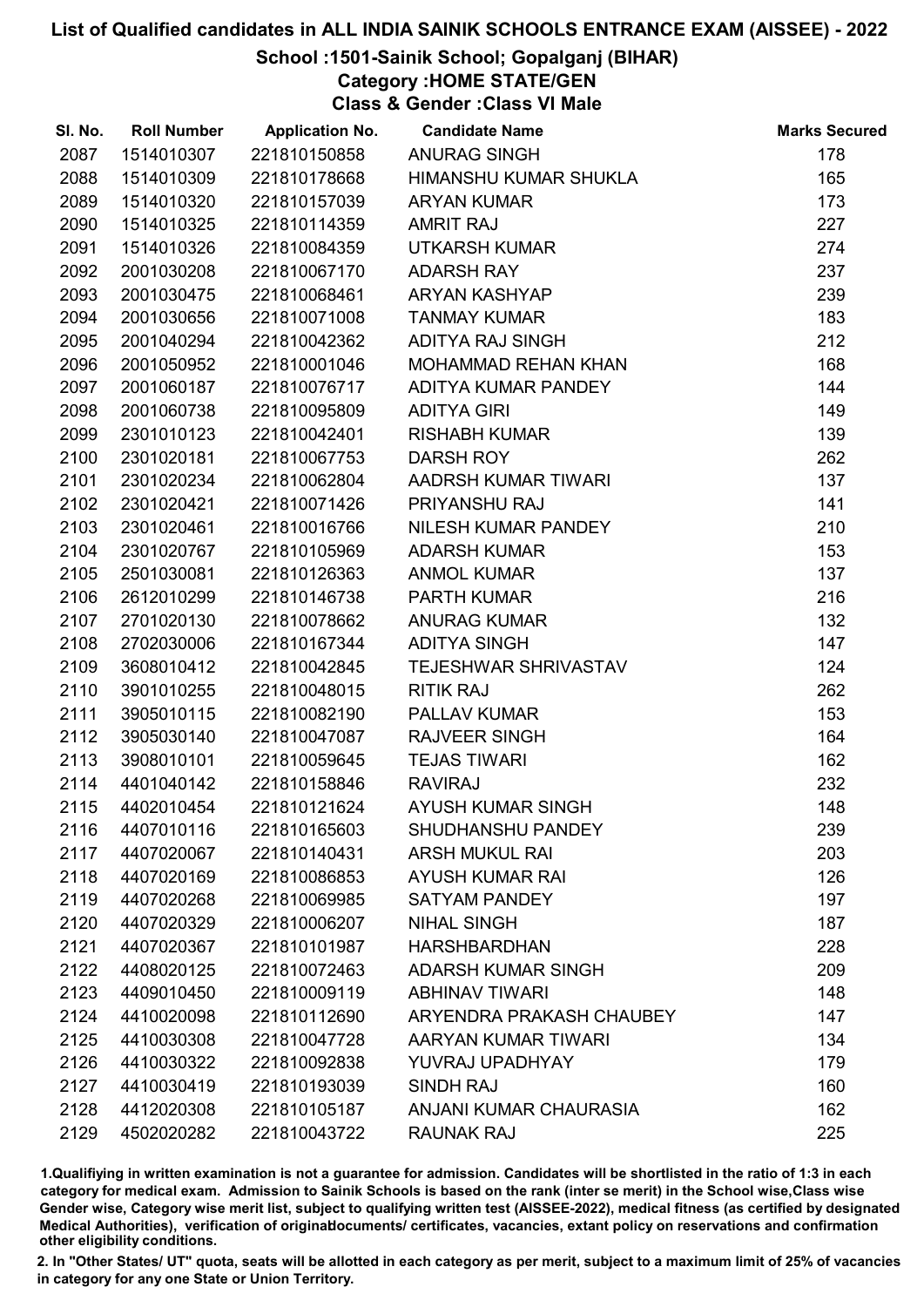# List of Qualified candidates in ALL INDIA SAINIK SCHOOLS ENTRANCE EXAM (AISSEE) - 2022

## School :1501-Sainik School; Gopalganj (BIHAR)
### Category :HOME STATE/GEN
### Class & Gender :Class VI Male

| Sl. No. | Roll Number | Application No. | Candidate Name | Marks Secured |
|---|---|---|---|---|
| 2087 | 1514010307 | 221810150858 | ANURAG SINGH | 178 |
| 2088 | 1514010309 | 221810178668 | HIMANSHU KUMAR SHUKLA | 165 |
| 2089 | 1514010320 | 221810157039 | ARYAN KUMAR | 173 |
| 2090 | 1514010325 | 221810114359 | AMRIT RAJ | 227 |
| 2091 | 1514010326 | 221810084359 | UTKARSH KUMAR | 274 |
| 2092 | 2001030208 | 221810067170 | ADARSH RAY | 237 |
| 2093 | 2001030475 | 221810068461 | ARYAN KASHYAP | 239 |
| 2094 | 2001030656 | 221810071008 | TANMAY KUMAR | 183 |
| 2095 | 2001040294 | 221810042362 | ADITYA RAJ SINGH | 212 |
| 2096 | 2001050952 | 221810001046 | MOHAMMAD REHAN KHAN | 168 |
| 2097 | 2001060187 | 221810076717 | ADITYA KUMAR PANDEY | 144 |
| 2098 | 2001060738 | 221810095809 | ADITYA GIRI | 149 |
| 2099 | 2301010123 | 221810042401 | RISHABH KUMAR | 139 |
| 2100 | 2301020181 | 221810067753 | DARSH ROY | 262 |
| 2101 | 2301020234 | 221810062804 | AADRSH KUMAR TIWARI | 137 |
| 2102 | 2301020421 | 221810071426 | PRIYANSHU RAJ | 141 |
| 2103 | 2301020461 | 221810016766 | NILESH KUMAR PANDEY | 210 |
| 2104 | 2301020767 | 221810105969 | ADARSH KUMAR | 153 |
| 2105 | 2501030081 | 221810126363 | ANMOL KUMAR | 137 |
| 2106 | 2612010299 | 221810146738 | PARTH KUMAR | 216 |
| 2107 | 2701020130 | 221810078662 | ANURAG KUMAR | 132 |
| 2108 | 2702030006 | 221810167344 | ADITYA SINGH | 147 |
| 2109 | 3608010412 | 221810042845 | TEJESHWAR SHRIVASTAV | 124 |
| 2110 | 3901010255 | 221810048015 | RITIK RAJ | 262 |
| 2111 | 3905010115 | 221810082190 | PALLAV KUMAR | 153 |
| 2112 | 3905030140 | 221810047087 | RAJVEER SINGH | 164 |
| 2113 | 3908010101 | 221810059645 | TEJAS TIWARI | 162 |
| 2114 | 4401040142 | 221810158846 | RAVIRAJ | 232 |
| 2115 | 4402010454 | 221810121624 | AYUSH KUMAR SINGH | 148 |
| 2116 | 4407010116 | 221810165603 | SHUDHANSHU PANDEY | 239 |
| 2117 | 4407020067 | 221810140431 | ARSH MUKUL RAI | 203 |
| 2118 | 4407020169 | 221810086853 | AYUSH KUMAR RAI | 126 |
| 2119 | 4407020268 | 221810069985 | SATYAM PANDEY | 197 |
| 2120 | 4407020329 | 221810006207 | NIHAL SINGH | 187 |
| 2121 | 4407020367 | 221810101987 | HARSHBARDHAN | 228 |
| 2122 | 4408020125 | 221810072463 | ADARSH KUMAR SINGH | 209 |
| 2123 | 4409010450 | 221810009119 | ABHINAV TIWARI | 148 |
| 2124 | 4410020098 | 221810112690 | ARYENDRA PRAKASH CHAUBEY | 147 |
| 2125 | 4410030308 | 221810047728 | AARYAN KUMAR TIWARI | 134 |
| 2126 | 4410030322 | 221810092838 | YUVRAJ UPADHYAY | 179 |
| 2127 | 4410030419 | 221810193039 | SINDH RAJ | 160 |
| 2128 | 4412020308 | 221810105187 | ANJANI KUMAR CHAURASIA | 162 |
| 2129 | 4502020282 | 221810043722 | RAUNAK RAJ | 225 |

1.Qualifiying in written examination is not a guarantee for admission. Candidates will be shortlisted in the ratio of 1:3 in each category for medical exam. Admission to Sainik Schools is based on the rank (inter se merit) in the School wise,Class wise Gender wise, Category wise merit list, subject to qualifying written test (AISSEE-2022), medical fitness (as certified by designated Medical Authorities), verification of originaldocuments/ certificates, vacancies, extant policy on reservations and confirmation other eligibility conditions.

2. In "Other States/ UT" quota, seats will be allotted in each category as per merit, subject to a maximum limit of 25% of vacancies in category for any one State or Union Territory.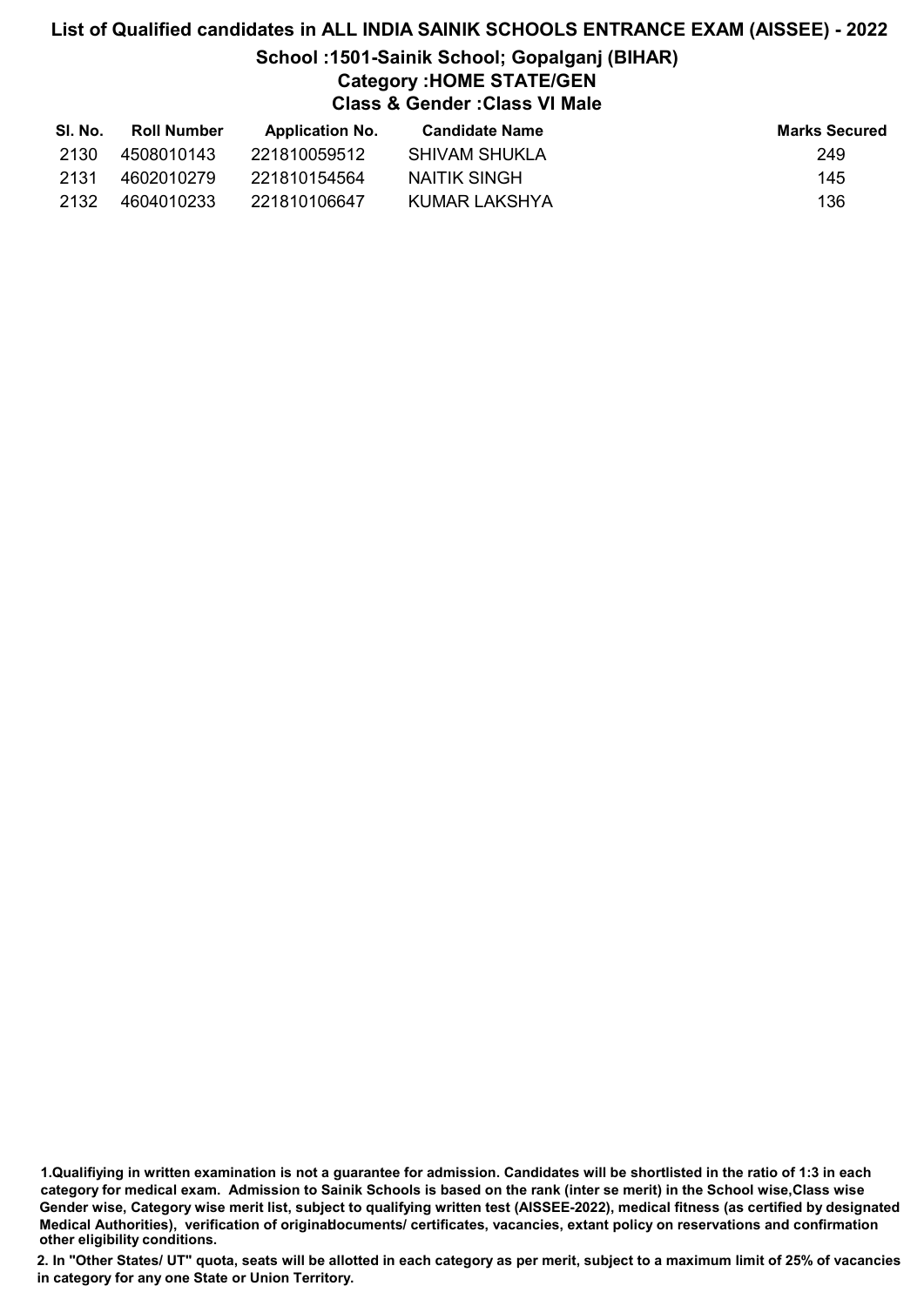# List of Qualified candidates in ALL INDIA SAINIK SCHOOLS ENTRANCE EXAM (AISSEE) - 2022

## School :1501-Sainik School; Gopalganj (BIHAR)

### Category :HOME STATE/GEN

### Class & Gender :Class VI Male

| Sl. No. | Roll Number | Application No. | Candidate Name | Marks Secured |
|---|---|---|---|---|
| 2130 | 4508010143 | 221810059512 | SHIVAM SHUKLA | 249 |
| 2131 | 4602010279 | 221810154564 | NAITIK SINGH | 145 |
| 2132 | 4604010233 | 221810106647 | KUMAR LAKSHYA | 136 |

1.Qualifiying in written examination is not a guarantee for admission. Candidates will be shortlisted in the ratio of 1:3 in each category for medical exam. Admission to Sainik Schools is based on the rank (inter se merit) in the School wise,Class wise Gender wise, Category wise merit list, subject to qualifying written test (AISSEE-2022), medical fitness (as certified by designated Medical Authorities), verification of originaldocuments/ certificates, vacancies, extant policy on reservations and confirmation other eligibility conditions.

2. In "Other States/ UT" quota, seats will be allotted in each category as per merit, subject to a maximum limit of 25% of vacancies in category for any one State or Union Territory.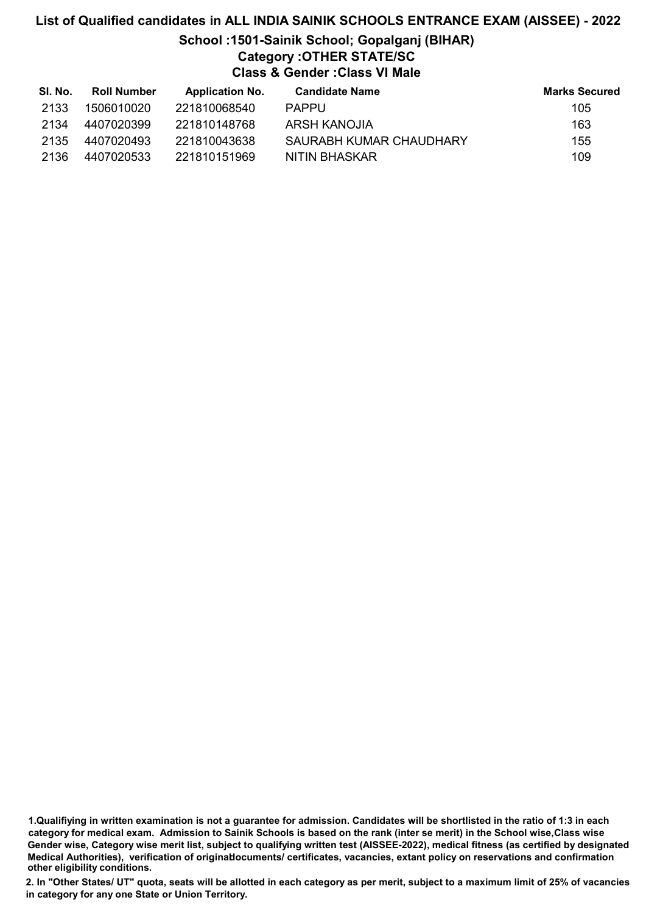# List of Qualified candidates in ALL INDIA SAINIK SCHOOLS ENTRANCE EXAM (AISSEE) - 2022

## School :1501-Sainik School; Gopalganj (BIHAR)

### Category :OTHER STATE/SC

### Class & Gender :Class VI Male

| Sl. No. | Roll Number | Application No. | Candidate Name | Marks Secured |
|---|---|---|---|---|
| 2133 | 1506010020 | 221810068540 | PAPPU | 105 |
| 2134 | 4407020399 | 221810148768 | ARSH KANOJIA | 163 |
| 2135 | 4407020493 | 221810043638 | SAURABH KUMAR CHAUDHARY | 155 |
| 2136 | 4407020533 | 221810151969 | NITIN BHASKAR | 109 |

1.Qualifiying in written examination is not a guarantee for admission. Candidates will be shortlisted in the ratio of 1:3 in each category for medical exam. Admission to Sainik Schools is based on the rank (inter se merit) in the School wise,Class wise Gender wise, Category wise merit list, subject to qualifying written test (AISSEE-2022), medical fitness (as certified by designated Medical Authorities), verification of originaldocuments/ certificates, vacancies, extant policy on reservations and confirmation other eligibility conditions.

2. In "Other States/ UT" quota, seats will be allotted in each category as per merit, subject to a maximum limit of 25% of vacancies in category for any one State or Union Territory.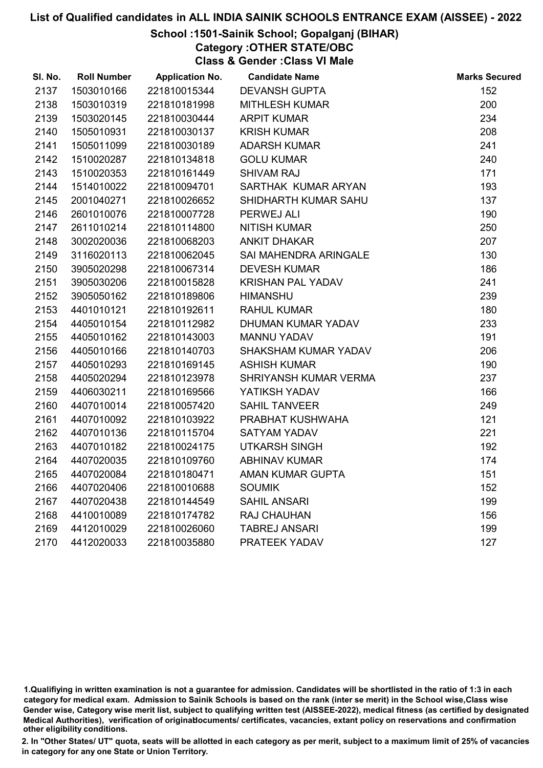# List of Qualified candidates in ALL INDIA SAINIK SCHOOLS ENTRANCE EXAM (AISSEE) - 2022

## School :1501-Sainik School; Gopalganj (BIHAR)

### Category :OTHER STATE/OBC

### Class & Gender :Class VI Male

| Sl. No. | Roll Number | Application No. | Candidate Name | Marks Secured |
|---|---|---|---|---|
| 2137 | 1503010166 | 221810015344 | DEVANSH GUPTA | 152 |
| 2138 | 1503010319 | 221810181998 | MITHLESH KUMAR | 200 |
| 2139 | 1503020145 | 221810030444 | ARPIT KUMAR | 234 |
| 2140 | 1505010931 | 221810030137 | KRISH KUMAR | 208 |
| 2141 | 1505011099 | 221810030189 | ADARSH KUMAR | 241 |
| 2142 | 1510020287 | 221810134818 | GOLU KUMAR | 240 |
| 2143 | 1510020353 | 221810161449 | SHIVAM RAJ | 171 |
| 2144 | 1514010022 | 221810094701 | SARTHAK KUMAR ARYAN | 193 |
| 2145 | 2001040271 | 221810026652 | SHIDHARTH KUMAR SAHU | 137 |
| 2146 | 2601010076 | 221810007728 | PERWEJ ALI | 190 |
| 2147 | 2611010214 | 221810114800 | NITISH KUMAR | 250 |
| 2148 | 3002020036 | 221810068203 | ANKIT DHAKAR | 207 |
| 2149 | 3116020113 | 221810062045 | SAI MAHENDRA ARINGALE | 130 |
| 2150 | 3905020298 | 221810067314 | DEVESH KUMAR | 186 |
| 2151 | 3905030206 | 221810015828 | KRISHAN PAL YADAV | 241 |
| 2152 | 3905050162 | 221810189806 | HIMANSHU | 239 |
| 2153 | 4401010121 | 221810192611 | RAHUL KUMAR | 180 |
| 2154 | 4405010154 | 221810112982 | DHUMAN KUMAR YADAV | 233 |
| 2155 | 4405010162 | 221810143003 | MANNU YADAV | 191 |
| 2156 | 4405010166 | 221810140703 | SHAKSHAM KUMAR YADAV | 206 |
| 2157 | 4405010293 | 221810169145 | ASHISH KUMAR | 190 |
| 2158 | 4405020294 | 221810123978 | SHRIYANSH KUMAR VERMA | 237 |
| 2159 | 4406030211 | 221810169566 | YATIKSH YADAV | 166 |
| 2160 | 4407010014 | 221810057420 | SAHIL TANVEER | 249 |
| 2161 | 4407010092 | 221810103922 | PRABHAT KUSHWAHA | 121 |
| 2162 | 4407010136 | 221810115704 | SATYAM YADAV | 221 |
| 2163 | 4407010182 | 221810024175 | UTKARSH SINGH | 192 |
| 2164 | 4407020035 | 221810109760 | ABHINAV KUMAR | 174 |
| 2165 | 4407020084 | 221810180471 | AMAN KUMAR GUPTA | 151 |
| 2166 | 4407020406 | 221810010688 | SOUMIK | 152 |
| 2167 | 4407020438 | 221810144549 | SAHIL ANSARI | 199 |
| 2168 | 4410010089 | 221810174782 | RAJ CHAUHAN | 156 |
| 2169 | 4412010029 | 221810026060 | TABREJ ANSARI | 199 |
| 2170 | 4412020033 | 221810035880 | PRATEEK YADAV | 127 |

1.Qualifiying in written examination is not a guarantee for admission. Candidates will be shortlisted in the ratio of 1:3 in each category for medical exam. Admission to Sainik Schools is based on the rank (inter se merit) in the School wise,Class wise Gender wise, Category wise merit list, subject to qualifying written test (AISSEE-2022), medical fitness (as certified by designated Medical Authorities), verification of originaldocuments/ certificates, vacancies, extant policy on reservations and confirmation other eligibility conditions.

2. In "Other States/ UT" quota, seats will be allotted in each category as per merit, subject to a maximum limit of 25% of vacancies in category for any one State or Union Territory.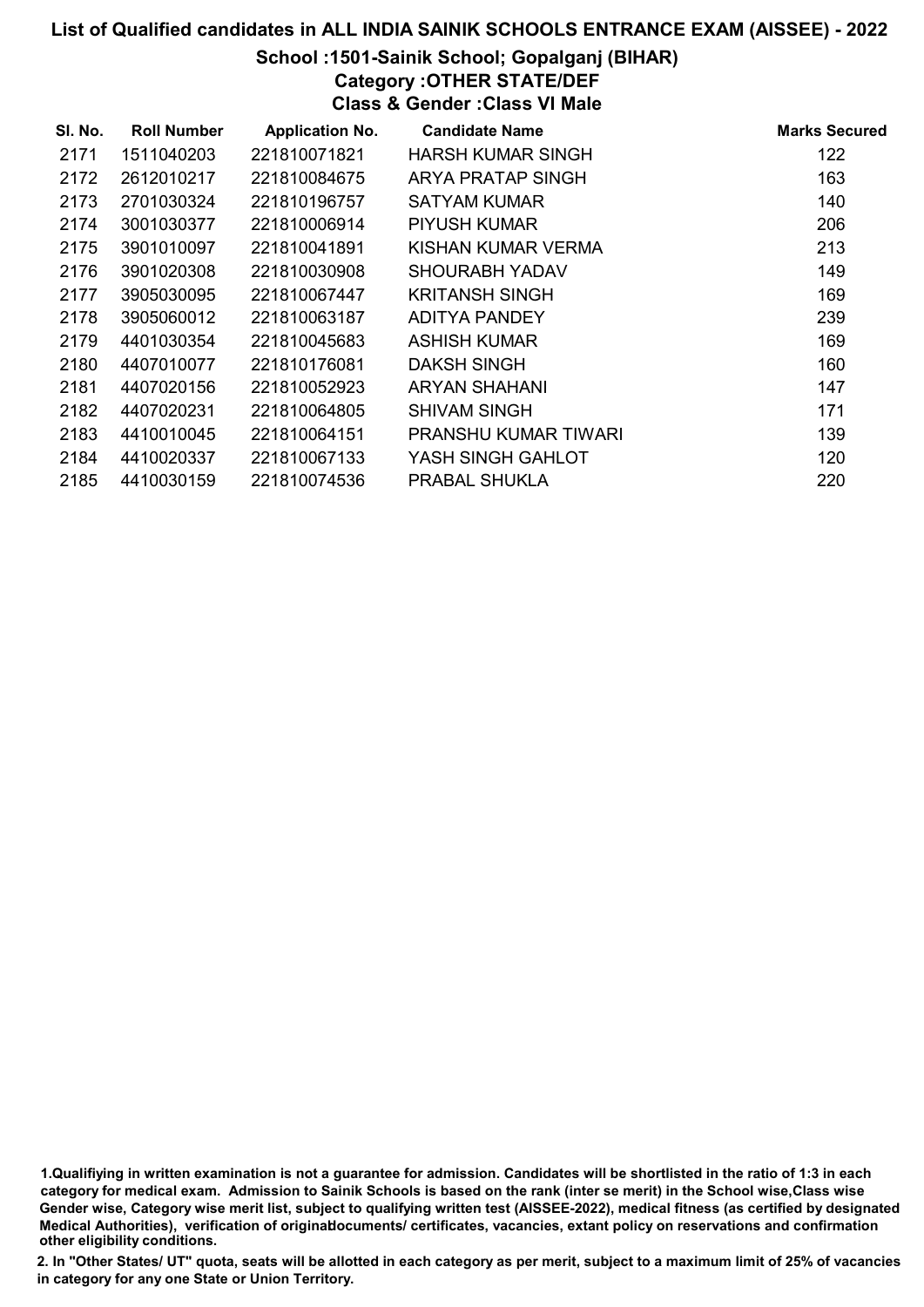# List of Qualified candidates in ALL INDIA SAINIK SCHOOLS ENTRANCE EXAM (AISSEE) - 2022

## School :1501-Sainik School; Gopalganj (BIHAR)

### Category :OTHER STATE/DEF

### Class & Gender :Class VI Male

| Sl. No. | Roll Number | Application No. | Candidate Name | Marks Secured |
|---|---|---|---|---|
| 2171 | 1511040203 | 221810071821 | HARSH KUMAR SINGH | 122 |
| 2172 | 2612010217 | 221810084675 | ARYA PRATAP SINGH | 163 |
| 2173 | 2701030324 | 221810196757 | SATYAM KUMAR | 140 |
| 2174 | 3001030377 | 221810006914 | PIYUSH KUMAR | 206 |
| 2175 | 3901010097 | 221810041891 | KISHAN KUMAR VERMA | 213 |
| 2176 | 3901020308 | 221810030908 | SHOURABH YADAV | 149 |
| 2177 | 3905030095 | 221810067447 | KRITANSH SINGH | 169 |
| 2178 | 3905060012 | 221810063187 | ADITYA PANDEY | 239 |
| 2179 | 4401030354 | 221810045683 | ASHISH KUMAR | 169 |
| 2180 | 4407010077 | 221810176081 | DAKSH SINGH | 160 |
| 2181 | 4407020156 | 221810052923 | ARYAN SHAHANI | 147 |
| 2182 | 4407020231 | 221810064805 | SHIVAM SINGH | 171 |
| 2183 | 4410010045 | 221810064151 | PRANSHU KUMAR TIWARI | 139 |
| 2184 | 4410020337 | 221810067133 | YASH SINGH GAHLOT | 120 |
| 2185 | 4410030159 | 221810074536 | PRABAL SHUKLA | 220 |

1.Qualifiying in written examination is not a guarantee for admission. Candidates will be shortlisted in the ratio of 1:3 in each category for medical exam. Admission to Sainik Schools is based on the rank (inter se merit) in the School wise,Class wise Gender wise, Category wise merit list, subject to qualifying written test (AISSEE-2022), medical fitness (as certified by designated Medical Authorities), verification of originaldocuments/ certificates, vacancies, extant policy on reservations and confirmation other eligibility conditions.

2. In "Other States/ UT" quota, seats will be allotted in each category as per merit, subject to a maximum limit of 25% of vacancies in category for any one State or Union Territory.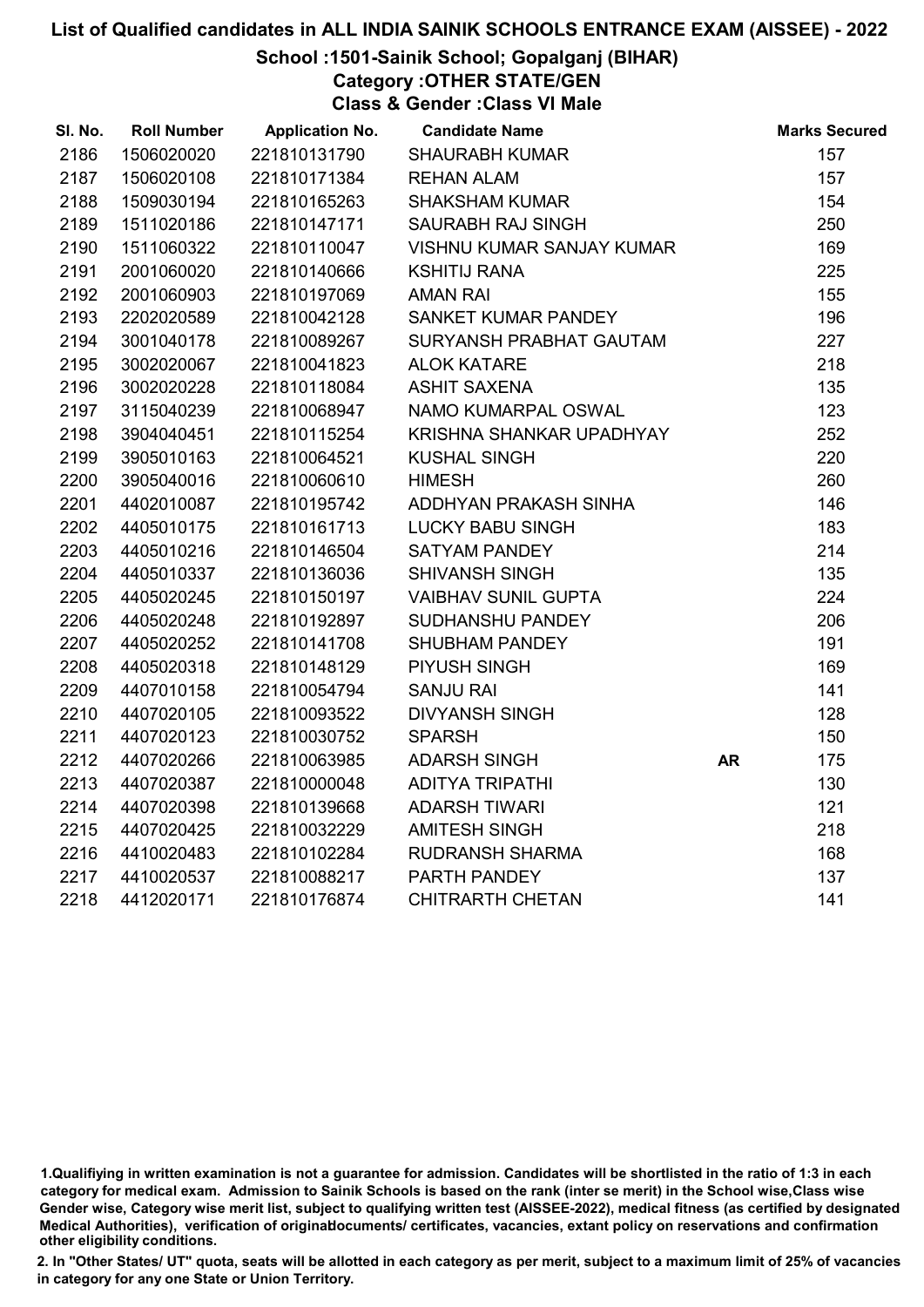# List of Qualified candidates in ALL INDIA SAINIK SCHOOLS ENTRANCE EXAM (AISSEE) - 2022

## School :1501-Sainik School; Gopalganj (BIHAR)

### Category :OTHER STATE/GEN

### Class & Gender :Class VI Male

| Sl. No. | Roll Number | Application No. | Candidate Name | | Marks Secured |
|---|---|---|---|---|---|
| 2186 | 1506020020 | 221810131790 | SHAURABH KUMAR | | 157 |
| 2187 | 1506020108 | 221810171384 | REHAN ALAM | | 157 |
| 2188 | 1509030194 | 221810165263 | SHAKSHAM KUMAR | | 154 |
| 2189 | 1511020186 | 221810147171 | SAURABH RAJ SINGH | | 250 |
| 2190 | 1511060322 | 221810110047 | VISHNU KUMAR SANJAY KUMAR | | 169 |
| 2191 | 2001060020 | 221810140666 | KSHITIJ RANA | | 225 |
| 2192 | 2001060903 | 221810197069 | AMAN RAI | | 155 |
| 2193 | 2202020589 | 221810042128 | SANKET KUMAR PANDEY | | 196 |
| 2194 | 3001040178 | 221810089267 | SURYANSH PRABHAT GAUTAM | | 227 |
| 2195 | 3002020067 | 221810041823 | ALOK KATARE | | 218 |
| 2196 | 3002020228 | 221810118084 | ASHIT SAXENA | | 135 |
| 2197 | 3115040239 | 221810068947 | NAMO KUMARPAL OSWAL | | 123 |
| 2198 | 3904040451 | 221810115254 | KRISHNA SHANKAR UPADHYAY | | 252 |
| 2199 | 3905010163 | 221810064521 | KUSHAL SINGH | | 220 |
| 2200 | 3905040016 | 221810060610 | HIMESH | | 260 |
| 2201 | 4402010087 | 221810195742 | ADDHYAN PRAKASH SINHA | | 146 |
| 2202 | 4405010175 | 221810161713 | LUCKY BABU SINGH | | 183 |
| 2203 | 4405010216 | 221810146504 | SATYAM PANDEY | | 214 |
| 2204 | 4405010337 | 221810136036 | SHIVANSH SINGH | | 135 |
| 2205 | 4405020245 | 221810150197 | VAIBHAV SUNIL GUPTA | | 224 |
| 2206 | 4405020248 | 221810192897 | SUDHANSHU PANDEY | | 206 |
| 2207 | 4405020252 | 221810141708 | SHUBHAM PANDEY | | 191 |
| 2208 | 4405020318 | 221810148129 | PIYUSH SINGH | | 169 |
| 2209 | 4407010158 | 221810054794 | SANJU RAI | | 141 |
| 2210 | 4407020105 | 221810093522 | DIVYANSH SINGH | | 128 |
| 2211 | 4407020123 | 221810030752 | SPARSH | | 150 |
| 2212 | 4407020266 | 221810063985 | ADARSH SINGH | AR | 175 |
| 2213 | 4407020387 | 221810000048 | ADITYA TRIPATHI | | 130 |
| 2214 | 4407020398 | 221810139668 | ADARSH TIWARI | | 121 |
| 2215 | 4407020425 | 221810032229 | AMITESH SINGH | | 218 |
| 2216 | 4410020483 | 221810102284 | RUDRANSH SHARMA | | 168 |
| 2217 | 4410020537 | 221810088217 | PARTH PANDEY | | 137 |
| 2218 | 4412020171 | 221810176874 | CHITRARTH CHETAN | | 141 |

1.Qualifiying in written examination is not a guarantee for admission. Candidates will be shortlisted in the ratio of 1:3 in each category for medical exam. Admission to Sainik Schools is based on the rank (inter se merit) in the School wise,Class wise Gender wise, Category wise merit list, subject to qualifying written test (AISSEE-2022), medical fitness (as certified by designated Medical Authorities), verification of originaldocuments/ certificates, vacancies, extant policy on reservations and confirmation other eligibility conditions.

2. In "Other States/ UT" quota, seats will be allotted in each category as per merit, subject to a maximum limit of 25% of vacancies in category for any one State or Union Territory.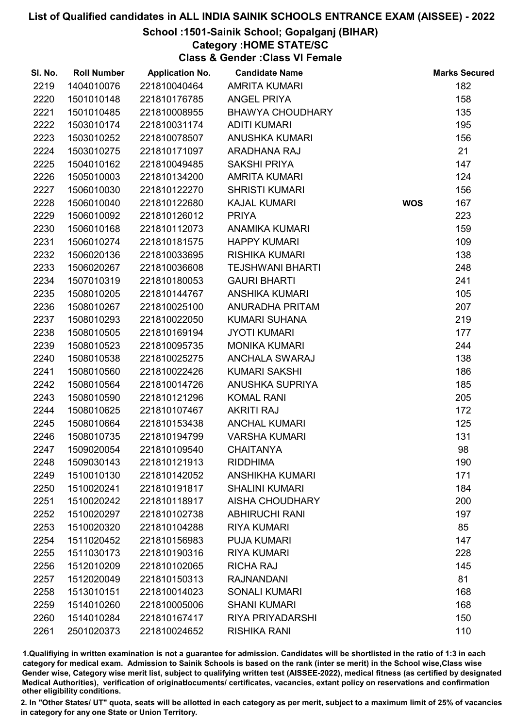# List of Qualified candidates in ALL INDIA SAINIK SCHOOLS ENTRANCE EXAM (AISSEE) - 2022

## School :1501-Sainik School; Gopalganj (BIHAR)

### Category :HOME STATE/SC

### Class & Gender :Class VI Female

| Sl. No. | Roll Number | Application No. | Candidate Name | | Marks Secured |
|---|---|---|---|---|---|
| 2219 | 1404010076 | 221810040464 | AMRITA KUMARI | | 182 |
| 2220 | 1501010148 | 221810176785 | ANGEL PRIYA | | 158 |
| 2221 | 1501010485 | 221810008955 | BHAWYA CHOUDHARY | | 135 |
| 2222 | 1503010174 | 221810031174 | ADITI KUMARI | | 195 |
| 2223 | 1503010252 | 221810078507 | ANUSHKA KUMARI | | 156 |
| 2224 | 1503010275 | 221810171097 | ARADHANA RAJ | | 21 |
| 2225 | 1504010162 | 221810049485 | SAKSHI PRIYA | | 147 |
| 2226 | 1505010003 | 221810134200 | AMRITA KUMARI | | 124 |
| 2227 | 1506010030 | 221810122270 | SHRISTI KUMARI | | 156 |
| 2228 | 1506010040 | 221810122680 | KAJAL KUMARI | WOS | 167 |
| 2229 | 1506010092 | 221810126012 | PRIYA | | 223 |
| 2230 | 1506010168 | 221810112073 | ANAMIKA KUMARI | | 159 |
| 2231 | 1506010274 | 221810181575 | HAPPY KUMARI | | 109 |
| 2232 | 1506020136 | 221810033695 | RISHIKA KUMARI | | 138 |
| 2233 | 1506020267 | 221810036608 | TEJSHWANI BHARTI | | 248 |
| 2234 | 1507010319 | 221810180053 | GAURI BHARTI | | 241 |
| 2235 | 1508010205 | 221810144767 | ANSHIKA KUMARI | | 105 |
| 2236 | 1508010267 | 221810025100 | ANURADHA PRITAM | | 207 |
| 2237 | 1508010293 | 221810022050 | KUMARI SUHANA | | 219 |
| 2238 | 1508010505 | 221810169194 | JYOTI KUMARI | | 177 |
| 2239 | 1508010523 | 221810095735 | MONIKA KUMARI | | 244 |
| 2240 | 1508010538 | 221810025275 | ANCHALA SWARAJ | | 138 |
| 2241 | 1508010560 | 221810022426 | KUMARI SAKSHI | | 186 |
| 2242 | 1508010564 | 221810014726 | ANUSHKA SUPRIYA | | 185 |
| 2243 | 1508010590 | 221810121296 | KOMAL RANI | | 205 |
| 2244 | 1508010625 | 221810107467 | AKRITI RAJ | | 172 |
| 2245 | 1508010664 | 221810153438 | ANCHAL KUMARI | | 125 |
| 2246 | 1508010735 | 221810194799 | VARSHA KUMARI | | 131 |
| 2247 | 1509020054 | 221810109540 | CHAITANYA | | 98 |
| 2248 | 1509030143 | 221810121913 | RIDDHIMA | | 190 |
| 2249 | 1510010130 | 221810142052 | ANSHIKHA KUMARI | | 171 |
| 2250 | 1510020241 | 221810191817 | SHALINI KUMARI | | 184 |
| 2251 | 1510020242 | 221810118917 | AISHA CHOUDHARY | | 200 |
| 2252 | 1510020297 | 221810102738 | ABHIRUCHI RANI | | 197 |
| 2253 | 1510020320 | 221810104288 | RIYA KUMARI | | 85 |
| 2254 | 1511020452 | 221810156983 | PUJA KUMARI | | 147 |
| 2255 | 1511030173 | 221810190316 | RIYA KUMARI | | 228 |
| 2256 | 1512010209 | 221810102065 | RICHA RAJ | | 145 |
| 2257 | 1512020049 | 221810150313 | RAJNANDANI | | 81 |
| 2258 | 1513010151 | 221810014023 | SONALI KUMARI | | 168 |
| 2259 | 1514010260 | 221810005006 | SHANI KUMARI | | 168 |
| 2260 | 1514010284 | 221810167417 | RIYA PRIYADARSHI | | 150 |
| 2261 | 2501020373 | 221810024652 | RISHIKA RANI | | 110 |

1.Qualifiying in written examination is not a guarantee for admission. Candidates will be shortlisted in the ratio of 1:3 in each category for medical exam. Admission to Sainik Schools is based on the rank (inter se merit) in the School wise,Class wise Gender wise, Category wise merit list, subject to qualifying written test (AISSEE-2022), medical fitness (as certified by designated Medical Authorities), verification of originaldocuments/ certificates, vacancies, extant policy on reservations and confirmation other eligibility conditions.

2. In "Other States/ UT" quota, seats will be allotted in each category as per merit, subject to a maximum limit of 25% of vacancies in category for any one State or Union Territory.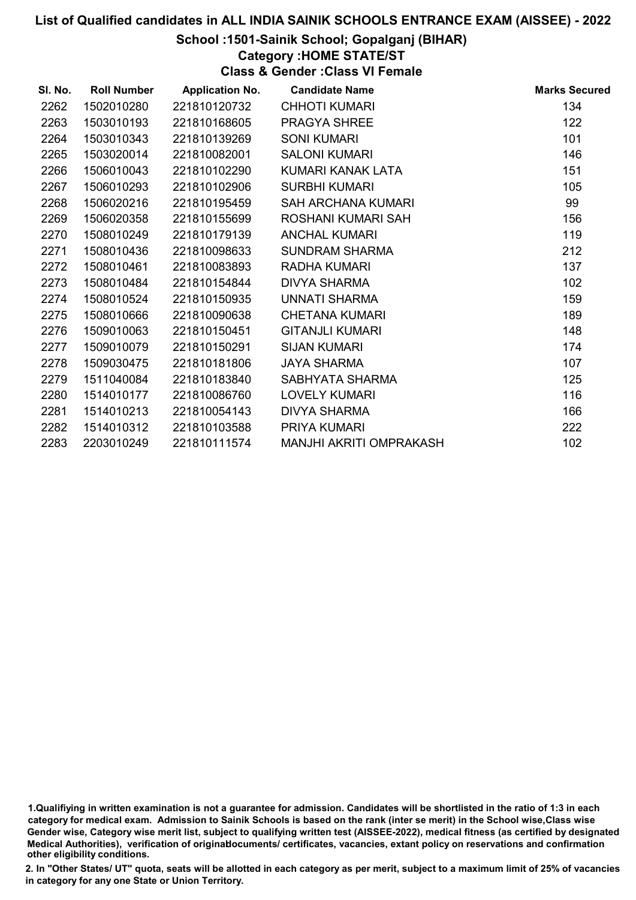# List of Qualified candidates in ALL INDIA SAINIK SCHOOLS ENTRANCE EXAM (AISSEE) - 2022

## School :1501-Sainik School; Gopalganj (BIHAR)

### Category :HOME STATE/ST

### Class & Gender :Class VI Female

| Sl. No. | Roll Number | Application No. | Candidate Name | Marks Secured |
|---|---|---|---|---|
| 2262 | 1502010280 | 221810120732 | CHHOTI KUMARI | 134 |
| 2263 | 1503010193 | 221810168605 | PRAGYA SHREE | 122 |
| 2264 | 1503010343 | 221810139269 | SONI KUMARI | 101 |
| 2265 | 1503020014 | 221810082001 | SALONI KUMARI | 146 |
| 2266 | 1506010043 | 221810102290 | KUMARI KANAK LATA | 151 |
| 2267 | 1506010293 | 221810102906 | SURBHI KUMARI | 105 |
| 2268 | 1506020216 | 221810195459 | SAH ARCHANA KUMARI | 99 |
| 2269 | 1506020358 | 221810155699 | ROSHANI KUMARI SAH | 156 |
| 2270 | 1508010249 | 221810179139 | ANCHAL KUMARI | 119 |
| 2271 | 1508010436 | 221810098633 | SUNDRAM SHARMA | 212 |
| 2272 | 1508010461 | 221810083893 | RADHA KUMARI | 137 |
| 2273 | 1508010484 | 221810154844 | DIVYA SHARMA | 102 |
| 2274 | 1508010524 | 221810150935 | UNNATI SHARMA | 159 |
| 2275 | 1508010666 | 221810090638 | CHETANA KUMARI | 189 |
| 2276 | 1509010063 | 221810150451 | GITANJLI KUMARI | 148 |
| 2277 | 1509010079 | 221810150291 | SIJAN KUMARI | 174 |
| 2278 | 1509030475 | 221810181806 | JAYA SHARMA | 107 |
| 2279 | 1511040084 | 221810183840 | SABHYATA SHARMA | 125 |
| 2280 | 1514010177 | 221810086760 | LOVELY KUMARI | 116 |
| 2281 | 1514010213 | 221810054143 | DIVYA SHARMA | 166 |
| 2282 | 1514010312 | 221810103588 | PRIYA KUMARI | 222 |
| 2283 | 2203010249 | 221810111574 | MANJHI AKRITI OMPRAKASH | 102 |

1.Qualifiying in written examination is not a guarantee for admission. Candidates will be shortlisted in the ratio of 1:3 in each category for medical exam. Admission to Sainik Schools is based on the rank (inter se merit) in the School wise,Class wise Gender wise, Category wise merit list, subject to qualifying written test (AISSEE-2022), medical fitness (as certified by designated Medical Authorities), verification of originaldocuments/ certificates, vacancies, extant policy on reservations and confirmation other eligibility conditions.

2. In "Other States/ UT" quota, seats will be allotted in each category as per merit, subject to a maximum limit of 25% of vacancies in category for any one State or Union Territory.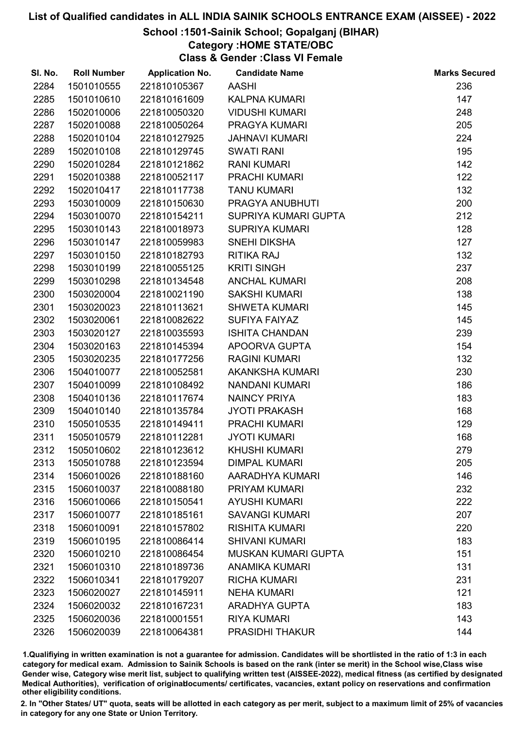# List of Qualified candidates in ALL INDIA SAINIK SCHOOLS ENTRANCE EXAM (AISSEE) - 2022

## School :1501-Sainik School; Gopalganj (BIHAR)

### Category :HOME STATE/OBC

### Class & Gender :Class VI Female

| Sl. No. | Roll Number | Application No. | Candidate Name | Marks Secured |
|---|---|---|---|---|
| 2284 | 1501010555 | 221810105367 | AASHI | 236 |
| 2285 | 1501010610 | 221810161609 | KALPNA KUMARI | 147 |
| 2286 | 1502010006 | 221810050320 | VIDUSHI KUMARI | 248 |
| 2287 | 1502010088 | 221810050264 | PRAGYA KUMARI | 205 |
| 2288 | 1502010104 | 221810127925 | JAHNAVI KUMARI | 224 |
| 2289 | 1502010108 | 221810129745 | SWATI RANI | 195 |
| 2290 | 1502010284 | 221810121862 | RANI KUMARI | 142 |
| 2291 | 1502010388 | 221810052117 | PRACHI KUMARI | 122 |
| 2292 | 1502010417 | 221810117738 | TANU KUMARI | 132 |
| 2293 | 1503010009 | 221810150630 | PRAGYA ANUBHUTI | 200 |
| 2294 | 1503010070 | 221810154211 | SUPRIYA KUMARI GUPTA | 212 |
| 2295 | 1503010143 | 221810018973 | SUPRIYA KUMARI | 128 |
| 2296 | 1503010147 | 221810059983 | SNEHI DIKSHA | 127 |
| 2297 | 1503010150 | 221810182793 | RITIKA RAJ | 132 |
| 2298 | 1503010199 | 221810055125 | KRITI SINGH | 237 |
| 2299 | 1503010298 | 221810134548 | ANCHAL KUMARI | 208 |
| 2300 | 1503020004 | 221810021190 | SAKSHI KUMARI | 138 |
| 2301 | 1503020023 | 221810113621 | SHWETA KUMARI | 145 |
| 2302 | 1503020061 | 221810082622 | SUFIYA FAIYAZ | 145 |
| 2303 | 1503020127 | 221810035593 | ISHITA CHANDAN | 239 |
| 2304 | 1503020163 | 221810145394 | APOORVA GUPTA | 154 |
| 2305 | 1503020235 | 221810177256 | RAGINI KUMARI | 132 |
| 2306 | 1504010077 | 221810052581 | AKANKSHA KUMARI | 230 |
| 2307 | 1504010099 | 221810108492 | NANDANI KUMARI | 186 |
| 2308 | 1504010136 | 221810117674 | NAINCY PRIYA | 183 |
| 2309 | 1504010140 | 221810135784 | JYOTI PRAKASH | 168 |
| 2310 | 1505010535 | 221810149411 | PRACHI KUMARI | 129 |
| 2311 | 1505010579 | 221810112281 | JYOTI KUMARI | 168 |
| 2312 | 1505010602 | 221810123612 | KHUSHI KUMARI | 279 |
| 2313 | 1505010788 | 221810123594 | DIMPAL KUMARI | 205 |
| 2314 | 1506010026 | 221810188160 | AARADHYA KUMARI | 146 |
| 2315 | 1506010037 | 221810088180 | PRIYAM KUMARI | 232 |
| 2316 | 1506010066 | 221810150541 | AYUSHI KUMARI | 222 |
| 2317 | 1506010077 | 221810185161 | SAVANGI KUMARI | 207 |
| 2318 | 1506010091 | 221810157802 | RISHITA KUMARI | 220 |
| 2319 | 1506010195 | 221810086414 | SHIVANI KUMARI | 183 |
| 2320 | 1506010210 | 221810086454 | MUSKAN KUMARI GUPTA | 151 |
| 2321 | 1506010310 | 221810189736 | ANAMIKA KUMARI | 131 |
| 2322 | 1506010341 | 221810179207 | RICHA KUMARI | 231 |
| 2323 | 1506020027 | 221810145911 | NEHA KUMARI | 121 |
| 2324 | 1506020032 | 221810167231 | ARADHYA GUPTA | 183 |
| 2325 | 1506020036 | 221810001551 | RIYA KUMARI | 143 |
| 2326 | 1506020039 | 221810064381 | PRASIDHI THAKUR | 144 |

1.Qualifying in written examination is not a guarantee for admission. Candidates will be shortlisted in the ratio of 1:3 in each category for medical exam. Admission to Sainik Schools is based on the rank (inter se merit) in the School wise,Class wise Gender wise, Category wise merit list, subject to qualifying written test (AISSEE-2022), medical fitness (as certified by designated Medical Authorities), verification of originaldocuments/ certificates, vacancies, extant policy on reservations and confirmation other eligibility conditions.

2. In "Other States/ UT" quota, seats will be allotted in each category as per merit, subject to a maximum limit of 25% of vacancies in category for any one State or Union Territory.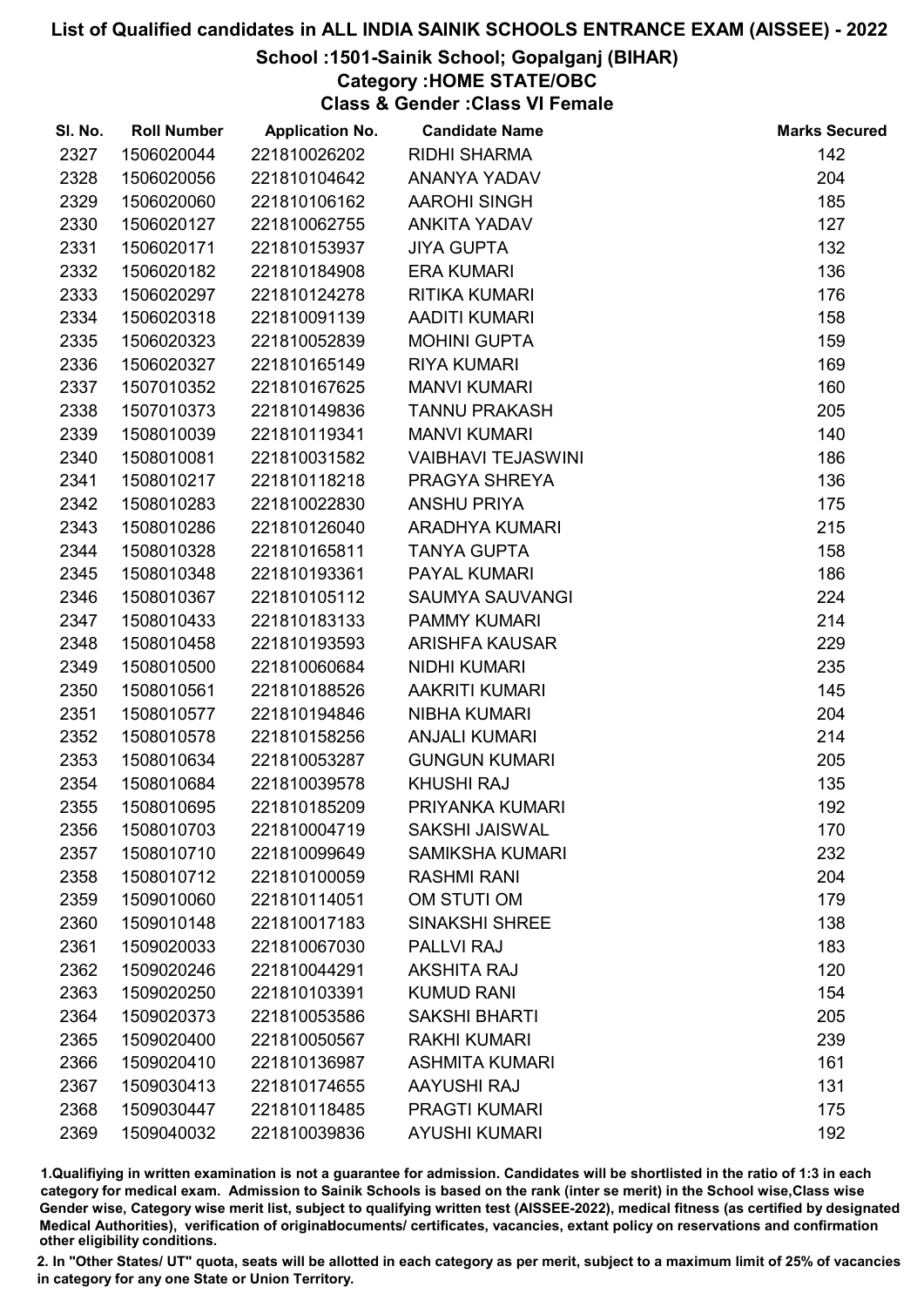# List of Qualified candidates in ALL INDIA SAINIK SCHOOLS ENTRANCE EXAM (AISSEE) - 2022

## School :1501-Sainik School; Gopalganj (BIHAR)

### Category :HOME STATE/OBC

### Class & Gender :Class VI Female

| Sl. No. | Roll Number | Application No. | Candidate Name | Marks Secured |
|---|---|---|---|---|
| 2327 | 1506020044 | 221810026202 | RIDHI SHARMA | 142 |
| 2328 | 1506020056 | 221810104642 | ANANYA YADAV | 204 |
| 2329 | 1506020060 | 221810106162 | AAROHI SINGH | 185 |
| 2330 | 1506020127 | 221810062755 | ANKITA YADAV | 127 |
| 2331 | 1506020171 | 221810153937 | JIYA GUPTA | 132 |
| 2332 | 1506020182 | 221810184908 | ERA KUMARI | 136 |
| 2333 | 1506020297 | 221810124278 | RITIKA KUMARI | 176 |
| 2334 | 1506020318 | 221810091139 | AADITI KUMARI | 158 |
| 2335 | 1506020323 | 221810052839 | MOHINI GUPTA | 159 |
| 2336 | 1506020327 | 221810165149 | RIYA KUMARI | 169 |
| 2337 | 1507010352 | 221810167625 | MANVI KUMARI | 160 |
| 2338 | 1507010373 | 221810149836 | TANNU PRAKASH | 205 |
| 2339 | 1508010039 | 221810119341 | MANVI KUMARI | 140 |
| 2340 | 1508010081 | 221810031582 | VAIBHAVI TEJASWINI | 186 |
| 2341 | 1508010217 | 221810118218 | PRAGYA SHREYA | 136 |
| 2342 | 1508010283 | 221810022830 | ANSHU PRIYA | 175 |
| 2343 | 1508010286 | 221810126040 | ARADHYA KUMARI | 215 |
| 2344 | 1508010328 | 221810165811 | TANYA GUPTA | 158 |
| 2345 | 1508010348 | 221810193361 | PAYAL KUMARI | 186 |
| 2346 | 1508010367 | 221810105112 | SAUMYA SAUVANGI | 224 |
| 2347 | 1508010433 | 221810183133 | PAMMY KUMARI | 214 |
| 2348 | 1508010458 | 221810193593 | ARISHFA KAUSAR | 229 |
| 2349 | 1508010500 | 221810060684 | NIDHI KUMARI | 235 |
| 2350 | 1508010561 | 221810188526 | AAKRITI KUMARI | 145 |
| 2351 | 1508010577 | 221810194846 | NIBHA KUMARI | 204 |
| 2352 | 1508010578 | 221810158256 | ANJALI KUMARI | 214 |
| 2353 | 1508010634 | 221810053287 | GUNGUN KUMARI | 205 |
| 2354 | 1508010684 | 221810039578 | KHUSHI RAJ | 135 |
| 2355 | 1508010695 | 221810185209 | PRIYANKA KUMARI | 192 |
| 2356 | 1508010703 | 221810004719 | SAKSHI JAISWAL | 170 |
| 2357 | 1508010710 | 221810099649 | SAMIKSHA KUMARI | 232 |
| 2358 | 1508010712 | 221810100059 | RASHMI RANI | 204 |
| 2359 | 1509010060 | 221810114051 | OM STUTI OM | 179 |
| 2360 | 1509010148 | 221810017183 | SINAKSHI SHREE | 138 |
| 2361 | 1509020033 | 221810067030 | PALLVI RAJ | 183 |
| 2362 | 1509020246 | 221810044291 | AKSHITA RAJ | 120 |
| 2363 | 1509020250 | 221810103391 | KUMUD RANI | 154 |
| 2364 | 1509020373 | 221810053586 | SAKSHI BHARTI | 205 |
| 2365 | 1509020400 | 221810050567 | RAKHI KUMARI | 239 |
| 2366 | 1509020410 | 221810136987 | ASHMITA KUMARI | 161 |
| 2367 | 1509030413 | 221810174655 | AAYUSHI RAJ | 131 |
| 2368 | 1509030447 | 221810118485 | PRAGTI KUMARI | 175 |
| 2369 | 1509040032 | 221810039836 | AYUSHI KUMARI | 192 |

1.Qualifiying in written examination is not a guarantee for admission. Candidates will be shortlisted in the ratio of 1:3 in each category for medical exam. Admission to Sainik Schools is based on the rank (inter se merit) in the School wise,Class wise Gender wise, Category wise merit list, subject to qualifying written test (AISSEE-2022), medical fitness (as certified by designated Medical Authorities), verification of originaldocuments/ certificates, vacancies, extant policy on reservations and confirmation other eligibility conditions.

2. In "Other States/ UT" quota, seats will be allotted in each category as per merit, subject to a maximum limit of 25% of vacancies in category for any one State or Union Territory.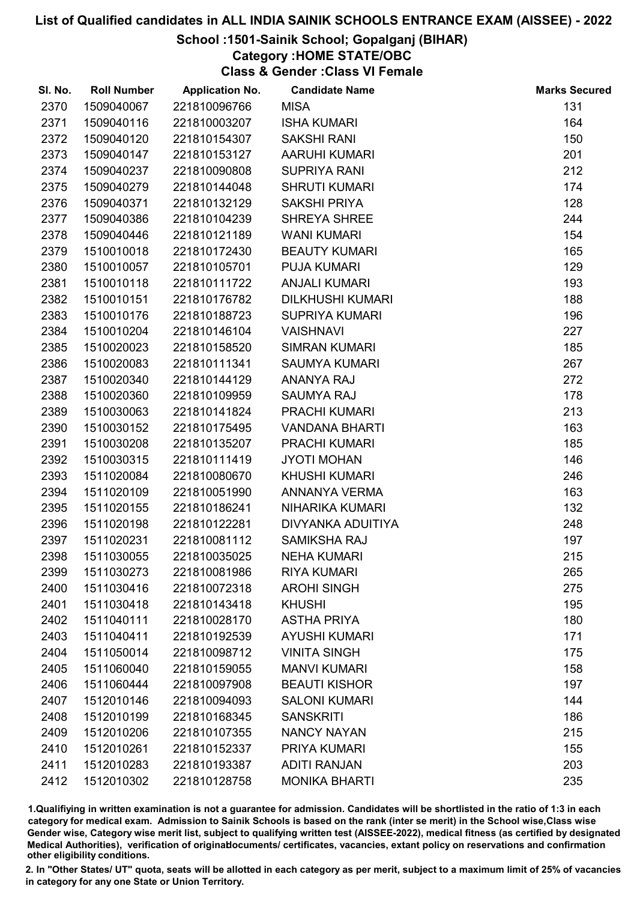# List of Qualified candidates in ALL INDIA SAINIK SCHOOLS ENTRANCE EXAM (AISSEE) - 2022

## School :1501-Sainik School; Gopalganj (BIHAR)

### Category :HOME STATE/OBC

### Class & Gender :Class VI Female

| Sl. No. | Roll Number | Application No. | Candidate Name | Marks Secured |
|---|---|---|---|---|
| 2370 | 1509040067 | 221810096766 | MISA | 131 |
| 2371 | 1509040116 | 221810003207 | ISHA KUMARI | 164 |
| 2372 | 1509040120 | 221810154307 | SAKSHI RANI | 150 |
| 2373 | 1509040147 | 221810153127 | AARUHI KUMARI | 201 |
| 2374 | 1509040237 | 221810090808 | SUPRIYA RANI | 212 |
| 2375 | 1509040279 | 221810144048 | SHRUTI KUMARI | 174 |
| 2376 | 1509040371 | 221810132129 | SAKSHI PRIYA | 128 |
| 2377 | 1509040386 | 221810104239 | SHREYA SHREE | 244 |
| 2378 | 1509040446 | 221810121189 | WANI KUMARI | 154 |
| 2379 | 1510010018 | 221810172430 | BEAUTY KUMARI | 165 |
| 2380 | 1510010057 | 221810105701 | PUJA KUMARI | 129 |
| 2381 | 1510010118 | 221810111722 | ANJALI KUMARI | 193 |
| 2382 | 1510010151 | 221810176782 | DILKHUSHI KUMARI | 188 |
| 2383 | 1510010176 | 221810188723 | SUPRIYA KUMARI | 196 |
| 2384 | 1510010204 | 221810146104 | VAISHNAVI | 227 |
| 2385 | 1510020023 | 221810158520 | SIMRAN KUMARI | 185 |
| 2386 | 1510020083 | 221810111341 | SAUMYA KUMARI | 267 |
| 2387 | 1510020340 | 221810144129 | ANANYA RAJ | 272 |
| 2388 | 1510020360 | 221810109959 | SAUMYA RAJ | 178 |
| 2389 | 1510030063 | 221810141824 | PRACHI KUMARI | 213 |
| 2390 | 1510030152 | 221810175495 | VANDANA BHARTI | 163 |
| 2391 | 1510030208 | 221810135207 | PRACHI KUMARI | 185 |
| 2392 | 1510030315 | 221810111419 | JYOTI MOHAN | 146 |
| 2393 | 1511020084 | 221810080670 | KHUSHI KUMARI | 246 |
| 2394 | 1511020109 | 221810051990 | ANNANYA VERMA | 163 |
| 2395 | 1511020155 | 221810186241 | NIHARIKA KUMARI | 132 |
| 2396 | 1511020198 | 221810122281 | DIVYANKA ADUITIYA | 248 |
| 2397 | 1511020231 | 221810081112 | SAMIKSHA RAJ | 197 |
| 2398 | 1511030055 | 221810035025 | NEHA KUMARI | 215 |
| 2399 | 1511030273 | 221810081986 | RIYA KUMARI | 265 |
| 2400 | 1511030416 | 221810072318 | AROHI SINGH | 275 |
| 2401 | 1511030418 | 221810143418 | KHUSHI | 195 |
| 2402 | 1511040111 | 221810028170 | ASTHA PRIYA | 180 |
| 2403 | 1511040411 | 221810192539 | AYUSHI KUMARI | 171 |
| 2404 | 1511050014 | 221810098712 | VINITA SINGH | 175 |
| 2405 | 1511060040 | 221810159055 | MANVI KUMARI | 158 |
| 2406 | 1511060444 | 221810097908 | BEAUTI KISHOR | 197 |
| 2407 | 1512010146 | 221810094093 | SALONI KUMARI | 144 |
| 2408 | 1512010199 | 221810168345 | SANSKRITI | 186 |
| 2409 | 1512010206 | 221810107355 | NANCY NAYAN | 215 |
| 2410 | 1512010261 | 221810152337 | PRIYA KUMARI | 155 |
| 2411 | 1512010283 | 221810193387 | ADITI RANJAN | 203 |
| 2412 | 1512010302 | 221810128758 | MONIKA BHARTI | 235 |

1.Qualifying in written examination is not a guarantee for admission. Candidates will be shortlisted in the ratio of 1:3 in each category for medical exam. Admission to Sainik Schools is based on the rank (inter se merit) in the School wise,Class wise Gender wise, Category wise merit list, subject to qualifying written test (AISSEE-2022), medical fitness (as certified by designated Medical Authorities), verification of originaldocuments/ certificates, vacancies, extant policy on reservations and confirmation other eligibility conditions.

2. In "Other States/ UT" quota, seats will be allotted in each category as per merit, subject to a maximum limit of 25% of vacancies in category for any one State or Union Territory.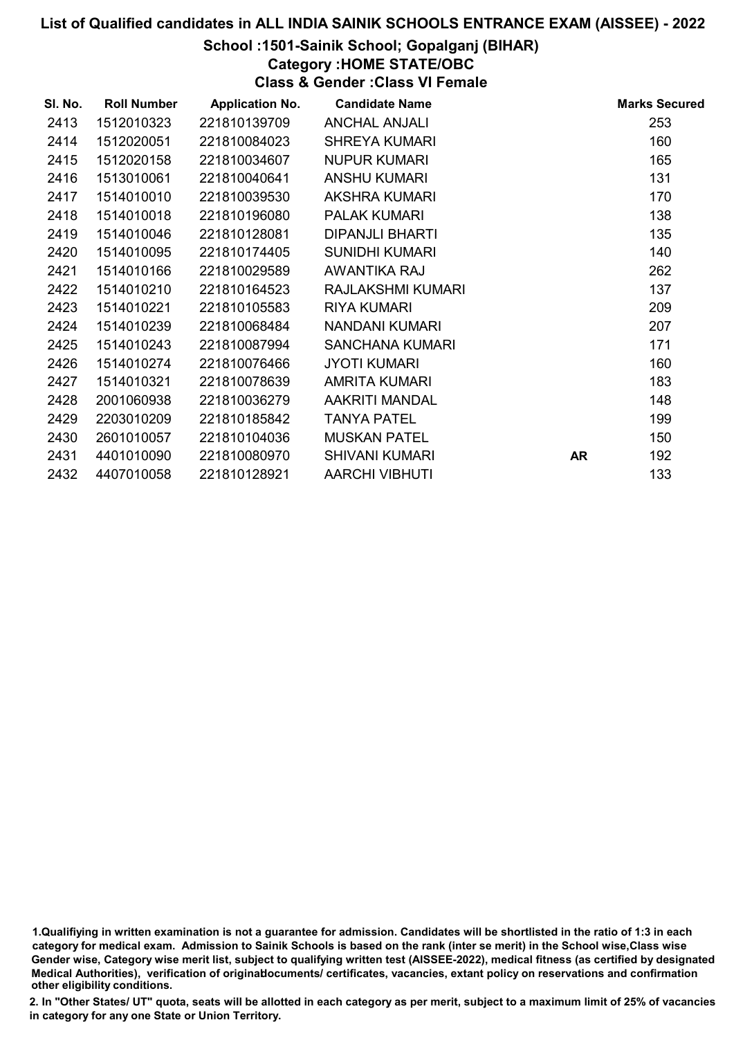# List of Qualified candidates in ALL INDIA SAINIK SCHOOLS ENTRANCE EXAM (AISSEE) - 2022

## School :1501-Sainik School; Gopalganj (BIHAR)

### Category :HOME STATE/OBC

### Class & Gender :Class VI Female

| Sl. No. | Roll Number | Application No. | Candidate Name | | Marks Secured |
|---|---|---|---|---|---|
| 2413 | 1512010323 | 221810139709 | ANCHAL ANJALI | | 253 |
| 2414 | 1512020051 | 221810084023 | SHREYA KUMARI | | 160 |
| 2415 | 1512020158 | 221810034607 | NUPUR KUMARI | | 165 |
| 2416 | 1513010061 | 221810040641 | ANSHU KUMARI | | 131 |
| 2417 | 1514010010 | 221810039530 | AKSHRA KUMARI | | 170 |
| 2418 | 1514010018 | 221810196080 | PALAK KUMARI | | 138 |
| 2419 | 1514010046 | 221810128081 | DIPANJLI BHARTI | | 135 |
| 2420 | 1514010095 | 221810174405 | SUNIDHI KUMARI | | 140 |
| 2421 | 1514010166 | 221810029589 | AWANTIKA RAJ | | 262 |
| 2422 | 1514010210 | 221810164523 | RAJLAKSHMI KUMARI | | 137 |
| 2423 | 1514010221 | 221810105583 | RIYA KUMARI | | 209 |
| 2424 | 1514010239 | 221810068484 | NANDANI KUMARI | | 207 |
| 2425 | 1514010243 | 221810087994 | SANCHANA KUMARI | | 171 |
| 2426 | 1514010274 | 221810076466 | JYOTI KUMARI | | 160 |
| 2427 | 1514010321 | 221810078639 | AMRITA KUMARI | | 183 |
| 2428 | 2001060938 | 221810036279 | AAKRITI MANDAL | | 148 |
| 2429 | 2203010209 | 221810185842 | TANYA PATEL | | 199 |
| 2430 | 2601010057 | 221810104036 | MUSKAN PATEL | | 150 |
| 2431 | 4401010090 | 221810080970 | SHIVANI KUMARI | AR | 192 |
| 2432 | 4407010058 | 221810128921 | AARCHI VIBHUTI | | 133 |

1.Qualifiying in written examination is not a guarantee for admission. Candidates will be shortlisted in the ratio of 1:3 in each category for medical exam. Admission to Sainik Schools is based on the rank (inter se merit) in the School wise,Class wise Gender wise, Category wise merit list, subject to qualifying written test (AISSEE-2022), medical fitness (as certified by designated Medical Authorities), verification of originaldocuments/ certificates, vacancies, extant policy on reservations and confirmation other eligibility conditions.

2. In "Other States/ UT" quota, seats will be allotted in each category as per merit, subject to a maximum limit of 25% of vacancies in category for any one State or Union Territory.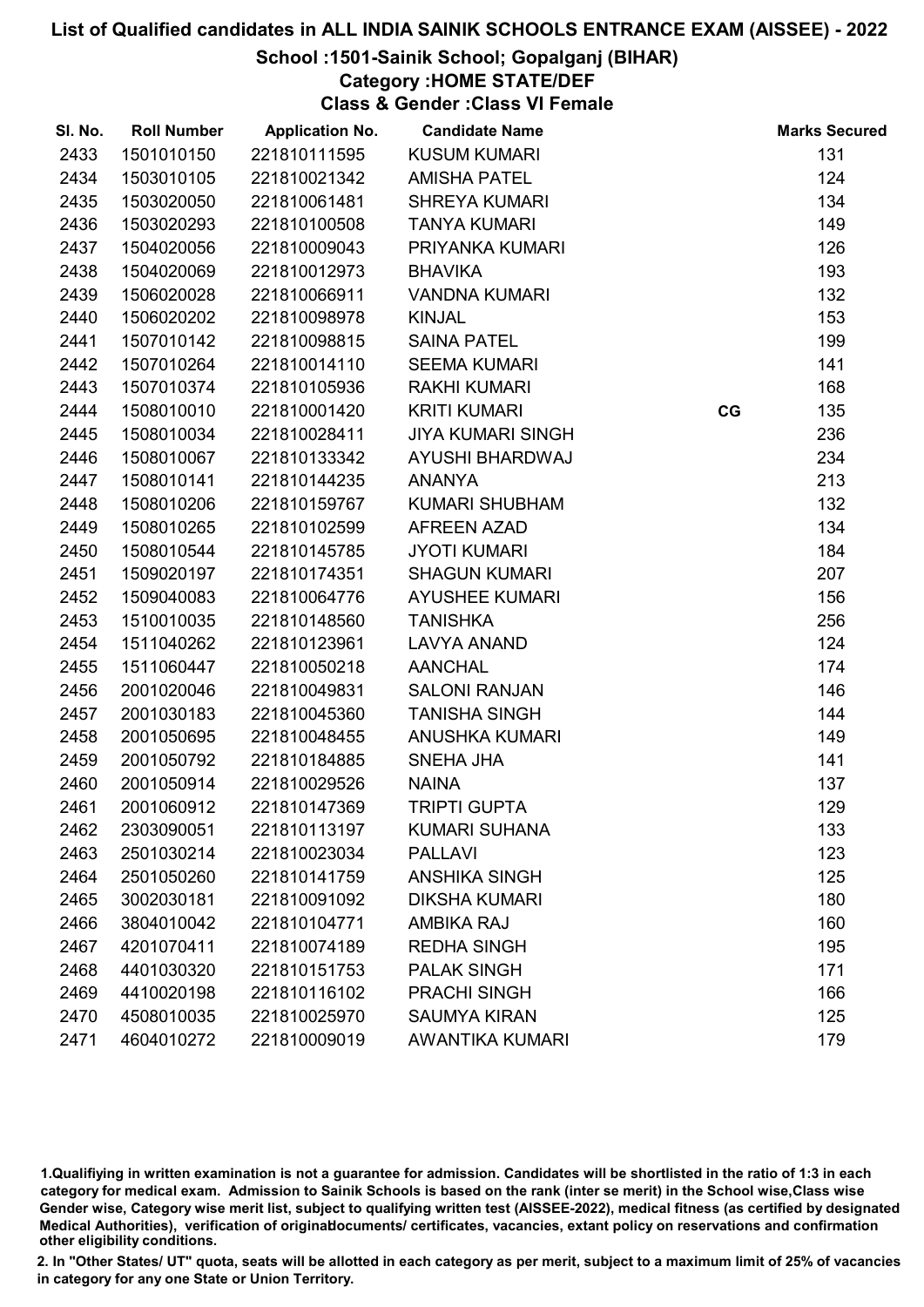# List of Qualified candidates in ALL INDIA SAINIK SCHOOLS ENTRANCE EXAM (AISSEE) - 2022

## School :1501-Sainik School; Gopalganj (BIHAR)

### Category :HOME STATE/DEF

### Class & Gender :Class VI Female

| Sl. No. | Roll Number | Application No. | Candidate Name | | Marks Secured |
|---|---|---|---|---|---|
| 2433 | 1501010150 | 221810111595 | KUSUM KUMARI | | 131 |
| 2434 | 1503010105 | 221810021342 | AMISHA PATEL | | 124 |
| 2435 | 1503020050 | 221810061481 | SHREYA KUMARI | | 134 |
| 2436 | 1503020293 | 221810100508 | TANYA KUMARI | | 149 |
| 2437 | 1504020056 | 221810009043 | PRIYANKA KUMARI | | 126 |
| 2438 | 1504020069 | 221810012973 | BHAVIKA | | 193 |
| 2439 | 1506020028 | 221810066911 | VANDNA KUMARI | | 132 |
| 2440 | 1506020202 | 221810098978 | KINJAL | | 153 |
| 2441 | 1507010142 | 221810098815 | SAINA PATEL | | 199 |
| 2442 | 1507010264 | 221810014110 | SEEMA KUMARI | | 141 |
| 2443 | 1507010374 | 221810105936 | RAKHI KUMARI | | 168 |
| 2444 | 1508010010 | 221810001420 | KRITI KUMARI | CG | 135 |
| 2445 | 1508010034 | 221810028411 | JIYA KUMARI SINGH | | 236 |
| 2446 | 1508010067 | 221810133342 | AYUSHI BHARDWAJ | | 234 |
| 2447 | 1508010141 | 221810144235 | ANANYA | | 213 |
| 2448 | 1508010206 | 221810159767 | KUMARI SHUBHAM | | 132 |
| 2449 | 1508010265 | 221810102599 | AFREEN AZAD | | 134 |
| 2450 | 1508010544 | 221810145785 | JYOTI KUMARI | | 184 |
| 2451 | 1509020197 | 221810174351 | SHAGUN KUMARI | | 207 |
| 2452 | 1509040083 | 221810064776 | AYUSHEE KUMARI | | 156 |
| 2453 | 1510010035 | 221810148560 | TANISHKA | | 256 |
| 2454 | 1511040262 | 221810123961 | LAVYA ANAND | | 124 |
| 2455 | 1511060447 | 221810050218 | AANCHAL | | 174 |
| 2456 | 2001020046 | 221810049831 | SALONI RANJAN | | 146 |
| 2457 | 2001030183 | 221810045360 | TANISHA SINGH | | 144 |
| 2458 | 2001050695 | 221810048455 | ANUSHKA KUMARI | | 149 |
| 2459 | 2001050792 | 221810184885 | SNEHA JHA | | 141 |
| 2460 | 2001050914 | 221810029526 | NAINA | | 137 |
| 2461 | 2001060912 | 221810147369 | TRIPTI GUPTA | | 129 |
| 2462 | 2303090051 | 221810113197 | KUMARI SUHANA | | 133 |
| 2463 | 2501030214 | 221810023034 | PALLAVI | | 123 |
| 2464 | 2501050260 | 221810141759 | ANSHIKA SINGH | | 125 |
| 2465 | 3002030181 | 221810091092 | DIKSHA KUMARI | | 180 |
| 2466 | 3804010042 | 221810104771 | AMBIKA RAJ | | 160 |
| 2467 | 4201070411 | 221810074189 | REDHA SINGH | | 195 |
| 2468 | 4401030320 | 221810151753 | PALAK SINGH | | 171 |
| 2469 | 4410020198 | 221810116102 | PRACHI SINGH | | 166 |
| 2470 | 4508010035 | 221810025970 | SAUMYA KIRAN | | 125 |
| 2471 | 4604010272 | 221810009019 | AWANTIKA KUMARI | | 179 |

1.Qualifiying in written examination is not a guarantee for admission. Candidates will be shortlisted in the ratio of 1:3 in each category for medical exam. Admission to Sainik Schools is based on the rank (inter se merit) in the School wise,Class wise Gender wise, Category wise merit list, subject to qualifying written test (AISSEE-2022), medical fitness (as certified by designated Medical Authorities), verification of originaldocuments/ certificates, vacancies, extant policy on reservations and confirmation other eligibility conditions.

2. In "Other States/ UT" quota, seats will be allotted in each category as per merit, subject to a maximum limit of 25% of vacancies in category for any one State or Union Territory.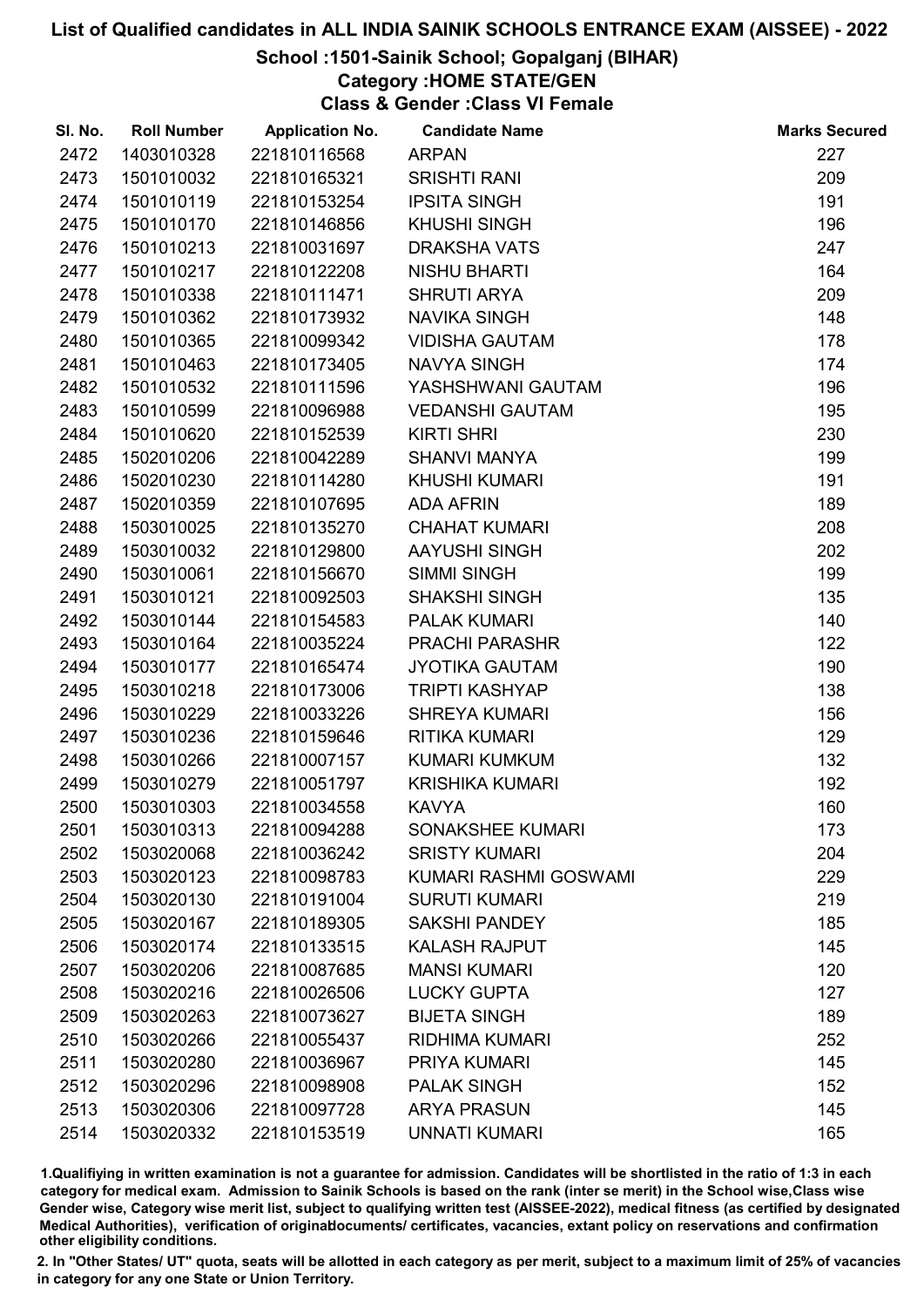# List of Qualified candidates in ALL INDIA SAINIK SCHOOLS ENTRANCE EXAM (AISSEE) - 2022

## School :1501-Sainik School; Gopalganj (BIHAR)

### Category :HOME STATE/GEN

### Class & Gender :Class VI Female

| Sl. No. | Roll Number | Application No. | Candidate Name | Marks Secured |
|---|---|---|---|---|
| 2472 | 1403010328 | 221810116568 | ARPAN | 227 |
| 2473 | 1501010032 | 221810165321 | SRISHTI RANI | 209 |
| 2474 | 1501010119 | 221810153254 | IPSITA SINGH | 191 |
| 2475 | 1501010170 | 221810146856 | KHUSHI SINGH | 196 |
| 2476 | 1501010213 | 221810031697 | DRAKSHA VATS | 247 |
| 2477 | 1501010217 | 221810122208 | NISHU BHARTI | 164 |
| 2478 | 1501010338 | 221810111471 | SHRUTI ARYA | 209 |
| 2479 | 1501010362 | 221810173932 | NAVIKA SINGH | 148 |
| 2480 | 1501010365 | 221810099342 | VIDISHA GAUTAM | 178 |
| 2481 | 1501010463 | 221810173405 | NAVYA SINGH | 174 |
| 2482 | 1501010532 | 221810111596 | YASHSHWANI GAUTAM | 196 |
| 2483 | 1501010599 | 221810096988 | VEDANSHI GAUTAM | 195 |
| 2484 | 1501010620 | 221810152539 | KIRTI SHRI | 230 |
| 2485 | 1502010206 | 221810042289 | SHANVI MANYA | 199 |
| 2486 | 1502010230 | 221810114280 | KHUSHI KUMARI | 191 |
| 2487 | 1502010359 | 221810107695 | ADA AFRIN | 189 |
| 2488 | 1503010025 | 221810135270 | CHAHAT KUMARI | 208 |
| 2489 | 1503010032 | 221810129800 | AAYUSHI SINGH | 202 |
| 2490 | 1503010061 | 221810156670 | SIMMI SINGH | 199 |
| 2491 | 1503010121 | 221810092503 | SHAKSHI SINGH | 135 |
| 2492 | 1503010144 | 221810154583 | PALAK KUMARI | 140 |
| 2493 | 1503010164 | 221810035224 | PRACHI PARASHR | 122 |
| 2494 | 1503010177 | 221810165474 | JYOTIKA GAUTAM | 190 |
| 2495 | 1503010218 | 221810173006 | TRIPTI KASHYAP | 138 |
| 2496 | 1503010229 | 221810033226 | SHREYA KUMARI | 156 |
| 2497 | 1503010236 | 221810159646 | RITIKA KUMARI | 129 |
| 2498 | 1503010266 | 221810007157 | KUMARI KUMKUM | 132 |
| 2499 | 1503010279 | 221810051797 | KRISHIKA KUMARI | 192 |
| 2500 | 1503010303 | 221810034558 | KAVYA | 160 |
| 2501 | 1503010313 | 221810094288 | SONAKSHEE KUMARI | 173 |
| 2502 | 1503020068 | 221810036242 | SRISTY KUMARI | 204 |
| 2503 | 1503020123 | 221810098783 | KUMARI RASHMI GOSWAMI | 229 |
| 2504 | 1503020130 | 221810191004 | SURUTI KUMARI | 219 |
| 2505 | 1503020167 | 221810189305 | SAKSHI PANDEY | 185 |
| 2506 | 1503020174 | 221810133515 | KALASH RAJPUT | 145 |
| 2507 | 1503020206 | 221810087685 | MANSI KUMARI | 120 |
| 2508 | 1503020216 | 221810026506 | LUCKY GUPTA | 127 |
| 2509 | 1503020263 | 221810073627 | BIJETA SINGH | 189 |
| 2510 | 1503020266 | 221810055437 | RIDHIMA KUMARI | 252 |
| 2511 | 1503020280 | 221810036967 | PRIYA KUMARI | 145 |
| 2512 | 1503020296 | 221810098908 | PALAK SINGH | 152 |
| 2513 | 1503020306 | 221810097728 | ARYA PRASUN | 145 |
| 2514 | 1503020332 | 221810153519 | UNNATI KUMARI | 165 |

1.Qualifying in written examination is not a guarantee for admission. Candidates will be shortlisted in the ratio of 1:3 in each category for medical exam. Admission to Sainik Schools is based on the rank (inter se merit) in the School wise,Class wise Gender wise, Category wise merit list, subject to qualifying written test (AISSEE-2022), medical fitness (as certified by designated Medical Authorities), verification of originaldocuments/ certificates, vacancies, extant policy on reservations and confirmation other eligibility conditions.

2. In "Other States/ UT" quota, seats will be allotted in each category as per merit, subject to a maximum limit of 25% of vacancies in category for any one State or Union Territory.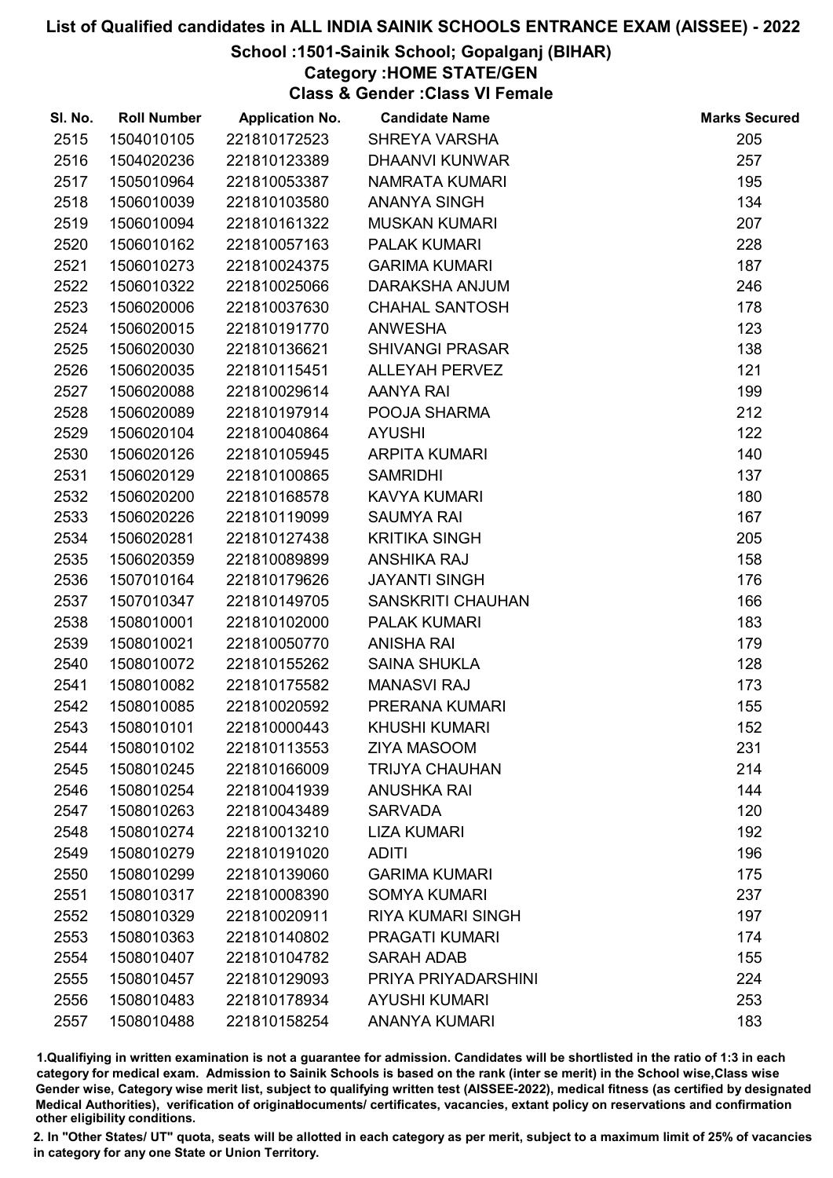# List of Qualified candidates in ALL INDIA SAINIK SCHOOLS ENTRANCE EXAM (AISSEE) - 2022

## School :1501-Sainik School; Gopalganj (BIHAR)

### Category :HOME STATE/GEN

### Class & Gender :Class VI Female

| Sl. No. | Roll Number | Application No. | Candidate Name | Marks Secured |
|---|---|---|---|---|
| 2515 | 1504010105 | 221810172523 | SHREYA VARSHA | 205 |
| 2516 | 1504020236 | 221810123389 | DHAANVI KUNWAR | 257 |
| 2517 | 1505010964 | 221810053387 | NAMRATA KUMARI | 195 |
| 2518 | 1506010039 | 221810103580 | ANANYA SINGH | 134 |
| 2519 | 1506010094 | 221810161322 | MUSKAN KUMARI | 207 |
| 2520 | 1506010162 | 221810057163 | PALAK KUMARI | 228 |
| 2521 | 1506010273 | 221810024375 | GARIMA KUMARI | 187 |
| 2522 | 1506010322 | 221810025066 | DARAKSHA ANJUM | 246 |
| 2523 | 1506020006 | 221810037630 | CHAHAL SANTOSH | 178 |
| 2524 | 1506020015 | 221810191770 | ANWESHA | 123 |
| 2525 | 1506020030 | 221810136621 | SHIVANGI PRASAR | 138 |
| 2526 | 1506020035 | 221810115451 | ALLEYAH PERVEZ | 121 |
| 2527 | 1506020088 | 221810029614 | AANYA RAI | 199 |
| 2528 | 1506020089 | 221810197914 | POOJA SHARMA | 212 |
| 2529 | 1506020104 | 221810040864 | AYUSHI | 122 |
| 2530 | 1506020126 | 221810105945 | ARPITA KUMARI | 140 |
| 2531 | 1506020129 | 221810100865 | SAMRIDHI | 137 |
| 2532 | 1506020200 | 221810168578 | KAVYA KUMARI | 180 |
| 2533 | 1506020226 | 221810119099 | SAUMYA RAI | 167 |
| 2534 | 1506020281 | 221810127438 | KRITIKA SINGH | 205 |
| 2535 | 1506020359 | 221810089899 | ANSHIKA RAJ | 158 |
| 2536 | 1507010164 | 221810179626 | JAYANTI SINGH | 176 |
| 2537 | 1507010347 | 221810149705 | SANSKRITI CHAUHAN | 166 |
| 2538 | 1508010001 | 221810102000 | PALAK KUMARI | 183 |
| 2539 | 1508010021 | 221810050770 | ANISHA RAI | 179 |
| 2540 | 1508010072 | 221810155262 | SAINA SHUKLA | 128 |
| 2541 | 1508010082 | 221810175582 | MANASVI RAJ | 173 |
| 2542 | 1508010085 | 221810020592 | PRERANA KUMARI | 155 |
| 2543 | 1508010101 | 221810000443 | KHUSHI KUMARI | 152 |
| 2544 | 1508010102 | 221810113553 | ZIYA MASOOM | 231 |
| 2545 | 1508010245 | 221810166009 | TRIJYA CHAUHAN | 214 |
| 2546 | 1508010254 | 221810041939 | ANUSHKA RAI | 144 |
| 2547 | 1508010263 | 221810043489 | SARVADA | 120 |
| 2548 | 1508010274 | 221810013210 | LIZA KUMARI | 192 |
| 2549 | 1508010279 | 221810191020 | ADITI | 196 |
| 2550 | 1508010299 | 221810139060 | GARIMA KUMARI | 175 |
| 2551 | 1508010317 | 221810008390 | SOMYA KUMARI | 237 |
| 2552 | 1508010329 | 221810020911 | RIYA KUMARI SINGH | 197 |
| 2553 | 1508010363 | 221810140802 | PRAGATI KUMARI | 174 |
| 2554 | 1508010407 | 221810104782 | SARAH ADAB | 155 |
| 2555 | 1508010457 | 221810129093 | PRIYA PRIYADARSHINI | 224 |
| 2556 | 1508010483 | 221810178934 | AYUSHI KUMARI | 253 |
| 2557 | 1508010488 | 221810158254 | ANANYA KUMARI | 183 |

1.Qualifiying in written examination is not a guarantee for admission. Candidates will be shortlisted in the ratio of 1:3 in each category for medical exam. Admission to Sainik Schools is based on the rank (inter se merit) in the School wise,Class wise Gender wise, Category wise merit list, subject to qualifying written test (AISSEE-2022), medical fitness (as certified by designated Medical Authorities), verification of originaldocuments/ certificates, vacancies, extant policy on reservations and confirmation other eligibility conditions.

2. In "Other States/ UT" quota, seats will be allotted in each category as per merit, subject to a maximum limit of 25% of vacancies in category for any one State or Union Territory.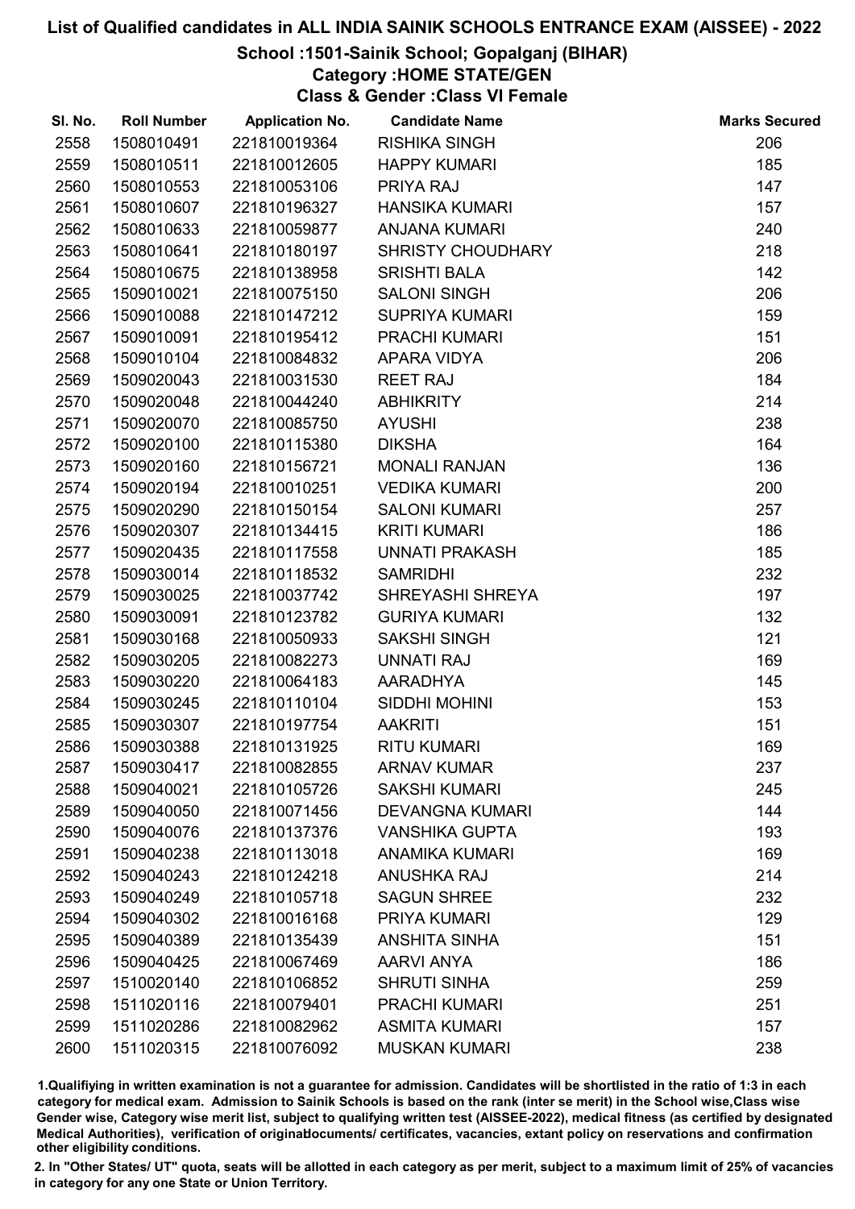# List of Qualified candidates in ALL INDIA SAINIK SCHOOLS ENTRANCE EXAM (AISSEE) - 2022

## School :1501-Sainik School; Gopalganj (BIHAR)

### Category :HOME STATE/GEN

### Class & Gender :Class VI Female

| Sl. No. | Roll Number | Application No. | Candidate Name | Marks Secured |
|---|---|---|---|---|
| 2558 | 1508010491 | 221810019364 | RISHIKA SINGH | 206 |
| 2559 | 1508010511 | 221810012605 | HAPPY KUMARI | 185 |
| 2560 | 1508010553 | 221810053106 | PRIYA RAJ | 147 |
| 2561 | 1508010607 | 221810196327 | HANSIKA KUMARI | 157 |
| 2562 | 1508010633 | 221810059877 | ANJANA KUMARI | 240 |
| 2563 | 1508010641 | 221810180197 | SHRISTY CHOUDHARY | 218 |
| 2564 | 1508010675 | 221810138958 | SRISHTI BALA | 142 |
| 2565 | 1509010021 | 221810075150 | SALONI SINGH | 206 |
| 2566 | 1509010088 | 221810147212 | SUPRIYA KUMARI | 159 |
| 2567 | 1509010091 | 221810195412 | PRACHI KUMARI | 151 |
| 2568 | 1509010104 | 221810084832 | APARA VIDYA | 206 |
| 2569 | 1509020043 | 221810031530 | REET RAJ | 184 |
| 2570 | 1509020048 | 221810044240 | ABHIKRITY | 214 |
| 2571 | 1509020070 | 221810085750 | AYUSHI | 238 |
| 2572 | 1509020100 | 221810115380 | DIKSHA | 164 |
| 2573 | 1509020160 | 221810156721 | MONALI RANJAN | 136 |
| 2574 | 1509020194 | 221810010251 | VEDIKA KUMARI | 200 |
| 2575 | 1509020290 | 221810150154 | SALONI KUMARI | 257 |
| 2576 | 1509020307 | 221810134415 | KRITI KUMARI | 186 |
| 2577 | 1509020435 | 221810117558 | UNNATI PRAKASH | 185 |
| 2578 | 1509030014 | 221810118532 | SAMRIDHI | 232 |
| 2579 | 1509030025 | 221810037742 | SHREYASHI SHREYA | 197 |
| 2580 | 1509030091 | 221810123782 | GURIYA KUMARI | 132 |
| 2581 | 1509030168 | 221810050933 | SAKSHI SINGH | 121 |
| 2582 | 1509030205 | 221810082273 | UNNATI RAJ | 169 |
| 2583 | 1509030220 | 221810064183 | AARADHYA | 145 |
| 2584 | 1509030245 | 221810110104 | SIDDHI MOHINI | 153 |
| 2585 | 1509030307 | 221810197754 | AAKRITI | 151 |
| 2586 | 1509030388 | 221810131925 | RITU KUMARI | 169 |
| 2587 | 1509030417 | 221810082855 | ARNAV KUMAR | 237 |
| 2588 | 1509040021 | 221810105726 | SAKSHI KUMARI | 245 |
| 2589 | 1509040050 | 221810071456 | DEVANGNA KUMARI | 144 |
| 2590 | 1509040076 | 221810137376 | VANSHIKA GUPTA | 193 |
| 2591 | 1509040238 | 221810113018 | ANAMIKA KUMARI | 169 |
| 2592 | 1509040243 | 221810124218 | ANUSHKA RAJ | 214 |
| 2593 | 1509040249 | 221810105718 | SAGUN SHREE | 232 |
| 2594 | 1509040302 | 221810016168 | PRIYA KUMARI | 129 |
| 2595 | 1509040389 | 221810135439 | ANSHITA SINHA | 151 |
| 2596 | 1509040425 | 221810067469 | AARVI ANYA | 186 |
| 2597 | 1510020140 | 221810106852 | SHRUTI SINHA | 259 |
| 2598 | 1511020116 | 221810079401 | PRACHI KUMARI | 251 |
| 2599 | 1511020286 | 221810082962 | ASMITA KUMARI | 157 |
| 2600 | 1511020315 | 221810076092 | MUSKAN KUMARI | 238 |

1.Qualifiying in written examination is not a guarantee for admission. Candidates will be shortlisted in the ratio of 1:3 in each category for medical exam. Admission to Sainik Schools is based on the rank (inter se merit) in the School wise,Class wise Gender wise, Category wise merit list, subject to qualifying written test (AISSEE-2022), medical fitness (as certified by designated Medical Authorities), verification of originaldocuments/ certificates, vacancies, extant policy on reservations and confirmation other eligibility conditions.

2. In "Other States/ UT" quota, seats will be allotted in each category as per merit, subject to a maximum limit of 25% of vacancies in category for any one State or Union Territory.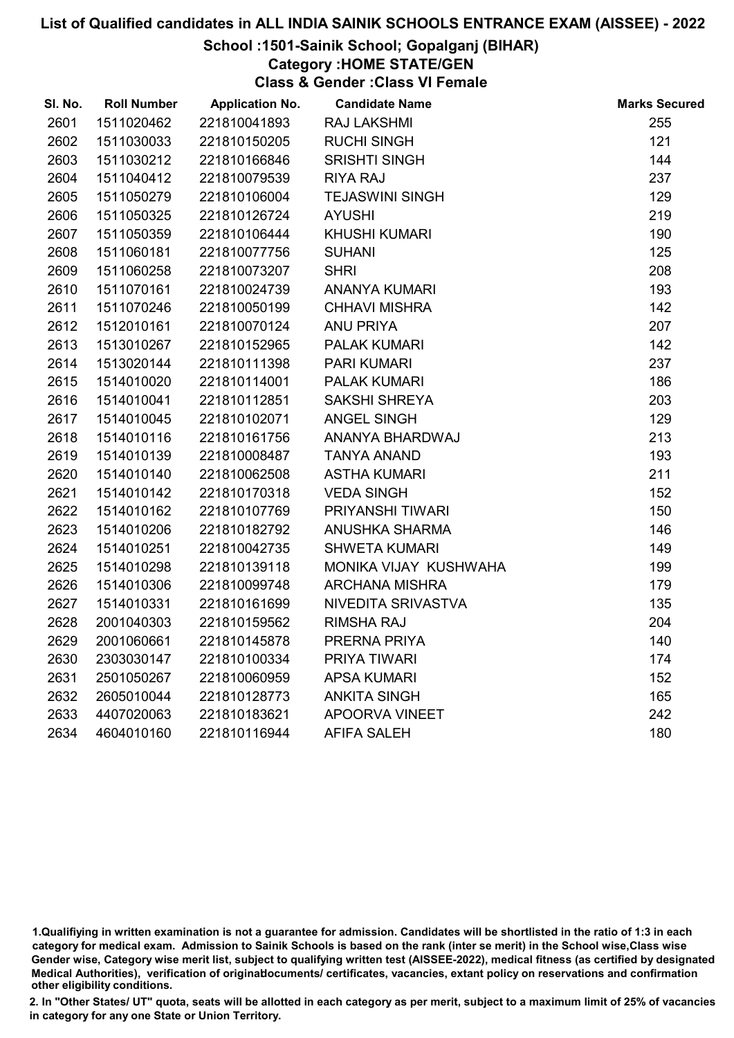# List of Qualified candidates in ALL INDIA SAINIK SCHOOLS ENTRANCE EXAM (AISSEE) - 2022

## School :1501-Sainik School; Gopalganj (BIHAR)

### Category :HOME STATE/GEN

### Class & Gender :Class VI Female

| Sl. No. | Roll Number | Application No. | Candidate Name | Marks Secured |
|---|---|---|---|---|
| 2601 | 1511020462 | 221810041893 | RAJ LAKSHMI | 255 |
| 2602 | 1511030033 | 221810150205 | RUCHI SINGH | 121 |
| 2603 | 1511030212 | 221810166846 | SRISHTI SINGH | 144 |
| 2604 | 1511040412 | 221810079539 | RIYA RAJ | 237 |
| 2605 | 1511050279 | 221810106004 | TEJASWINI SINGH | 129 |
| 2606 | 1511050325 | 221810126724 | AYUSHI | 219 |
| 2607 | 1511050359 | 221810106444 | KHUSHI KUMARI | 190 |
| 2608 | 1511060181 | 221810077756 | SUHANI | 125 |
| 2609 | 1511060258 | 221810073207 | SHRI | 208 |
| 2610 | 1511070161 | 221810024739 | ANANYA KUMARI | 193 |
| 2611 | 1511070246 | 221810050199 | CHHAVI MISHRA | 142 |
| 2612 | 1512010161 | 221810070124 | ANU PRIYA | 207 |
| 2613 | 1513010267 | 221810152965 | PALAK KUMARI | 142 |
| 2614 | 1513020144 | 221810111398 | PARI KUMARI | 237 |
| 2615 | 1514010020 | 221810114001 | PALAK KUMARI | 186 |
| 2616 | 1514010041 | 221810112851 | SAKSHI SHREYA | 203 |
| 2617 | 1514010045 | 221810102071 | ANGEL SINGH | 129 |
| 2618 | 1514010116 | 221810161756 | ANANYA BHARDWAJ | 213 |
| 2619 | 1514010139 | 221810008487 | TANYA ANAND | 193 |
| 2620 | 1514010140 | 221810062508 | ASTHA KUMARI | 211 |
| 2621 | 1514010142 | 221810170318 | VEDA SINGH | 152 |
| 2622 | 1514010162 | 221810107769 | PRIYANSHI TIWARI | 150 |
| 2623 | 1514010206 | 221810182792 | ANUSHKA SHARMA | 146 |
| 2624 | 1514010251 | 221810042735 | SHWETA KUMARI | 149 |
| 2625 | 1514010298 | 221810139118 | MONIKA VIJAY KUSHWAHA | 199 |
| 2626 | 1514010306 | 221810099748 | ARCHANA MISHRA | 179 |
| 2627 | 1514010331 | 221810161699 | NIVEDITA SRIVASTVA | 135 |
| 2628 | 2001040303 | 221810159562 | RIMSHA RAJ | 204 |
| 2629 | 2001060661 | 221810145878 | PRERNA PRIYA | 140 |
| 2630 | 2303030147 | 221810100334 | PRIYA TIWARI | 174 |
| 2631 | 2501050267 | 221810060959 | APSA KUMARI | 152 |
| 2632 | 2605010044 | 221810128773 | ANKITA SINGH | 165 |
| 2633 | 4407020063 | 221810183621 | APOORVA VINEET | 242 |
| 2634 | 4604010160 | 221810116944 | AFIFA SALEH | 180 |

1.Qualifiying in written examination is not a guarantee for admission. Candidates will be shortlisted in the ratio of 1:3 in each category for medical exam. Admission to Sainik Schools is based on the rank (inter se merit) in the School wise,Class wise Gender wise, Category wise merit list, subject to qualifying written test (AISSEE-2022), medical fitness (as certified by designated Medical Authorities), verification of originaldocuments/ certificates, vacancies, extant policy on reservations and confirmation other eligibility conditions.

2. In "Other States/ UT" quota, seats will be allotted in each category as per merit, subject to a maximum limit of 25% of vacancies in category for any one State or Union Territory.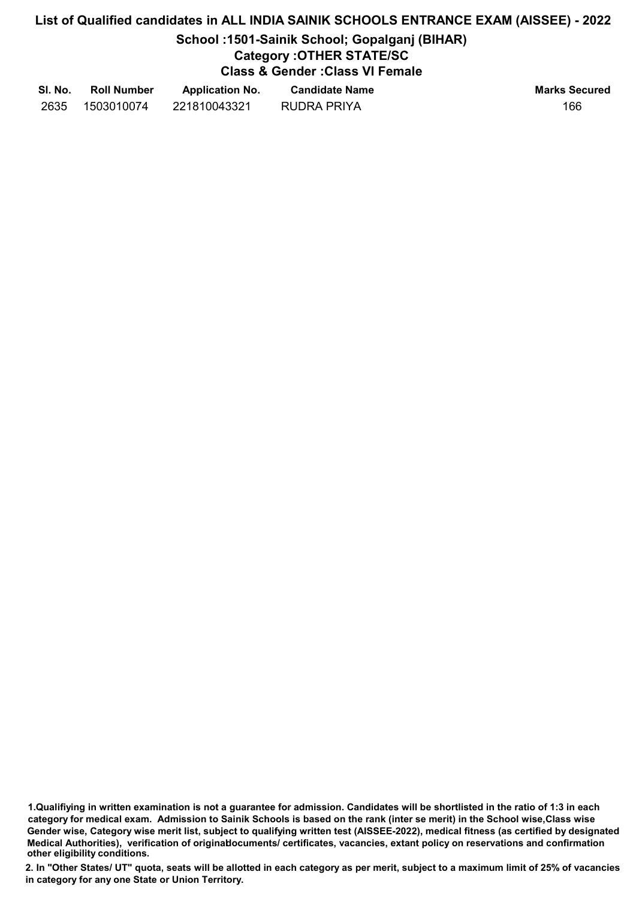# List of Qualified candidates in ALL INDIA SAINIK SCHOOLS ENTRANCE EXAM (AISSEE) - 2022

## School :1501-Sainik School; Gopalganj (BIHAR)

### Category :OTHER STATE/SC

### Class & Gender :Class VI Female

| Sl. No. | Roll Number | Application No. | Candidate Name | Marks Secured |
|---|---|---|---|---|
| 2635 | 1503010074 | 221810043321 | RUDRA PRIYA | 166 |

**1.Qualifiying in written examination is not a guarantee for admission. Candidates will be shortlisted in the ratio of 1:3 in each category for medical exam. Admission to Sainik Schools is based on the rank (inter se merit) in the School wise,Class wise Gender wise, Category wise merit list, subject to qualifying written test (AISSEE-2022), medical fitness (as certified by designated Medical Authorities), verification of originaldocuments/ certificates, vacancies, extant policy on reservations and confirmation other eligibility conditions.**

**2. In "Other States/ UT" quota, seats will be allotted in each category as per merit, subject to a maximum limit of 25% of vacancies in category for any one State or Union Territory.**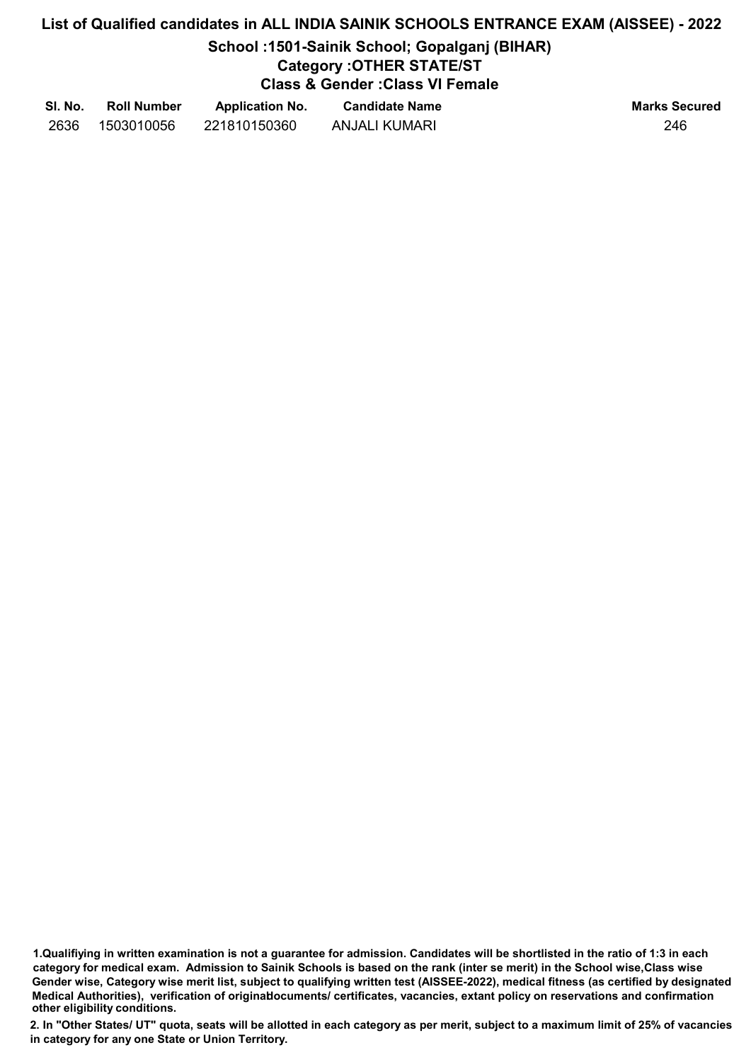# List of Qualified candidates in ALL INDIA SAINIK SCHOOLS ENTRANCE EXAM (AISSEE) - 2022

## School :1501-Sainik School; Gopalganj (BIHAR)

### Category :OTHER STATE/ST

### Class & Gender :Class VI Female

| Sl. No. | Roll Number | Application No. | Candidate Name | Marks Secured |
|---|---|---|---|---|
| 2636 | 1503010056 | 221810150360 | ANJALI KUMARI | 246 |

**1.Qualifiying in written examination is not a guarantee for admission. Candidates will be shortlisted in the ratio of 1:3 in each category for medical exam. Admission to Sainik Schools is based on the rank (inter se merit) in the School wise,Class wise Gender wise, Category wise merit list, subject to qualifying written test (AISSEE-2022), medical fitness (as certified by designated Medical Authorities), verification of originaldocuments/ certificates, vacancies, extant policy on reservations and confirmation other eligibility conditions.**

**2. In "Other States/ UT" quota, seats will be allotted in each category as per merit, subject to a maximum limit of 25% of vacancies in category for any one State or Union Territory.**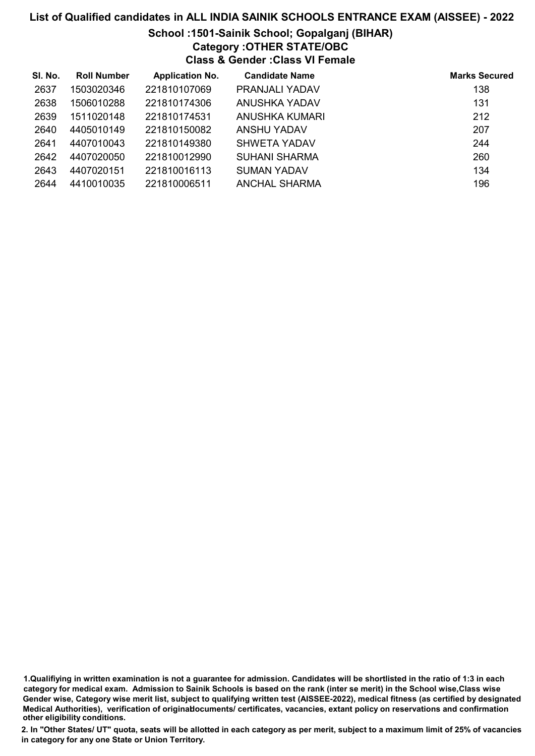# List of Qualified candidates in ALL INDIA SAINIK SCHOOLS ENTRANCE EXAM (AISSEE) - 2022

## School :1501-Sainik School; Gopalganj (BIHAR)

### Category :OTHER STATE/OBC

### Class & Gender :Class VI Female

| Sl. No. | Roll Number | Application No. | Candidate Name | Marks Secured |
|---|---|---|---|---|
| 2637 | 1503020346 | 221810107069 | PRANJALI YADAV | 138 |
| 2638 | 1506010288 | 221810174306 | ANUSHKA YADAV | 131 |
| 2639 | 1511020148 | 221810174531 | ANUSHKA KUMARI | 212 |
| 2640 | 4405010149 | 221810150082 | ANSHU YADAV | 207 |
| 2641 | 4407010043 | 221810149380 | SHWETA YADAV | 244 |
| 2642 | 4407020050 | 221810012990 | SUHANI SHARMA | 260 |
| 2643 | 4407020151 | 221810016113 | SUMAN YADAV | 134 |
| 2644 | 4410010035 | 221810006511 | ANCHAL SHARMA | 196 |

1.Qualifiying in written examination is not a guarantee for admission. Candidates will be shortlisted in the ratio of 1:3 in each category for medical exam. Admission to Sainik Schools is based on the rank (inter se merit) in the School wise,Class wise Gender wise, Category wise merit list, subject to qualifying written test (AISSEE-2022), medical fitness (as certified by designated Medical Authorities), verification of originaldocuments/ certificates, vacancies, extant policy on reservations and confirmation other eligibility conditions.

2. In "Other States/ UT" quota, seats will be allotted in each category as per merit, subject to a maximum limit of 25% of vacancies in category for any one State or Union Territory.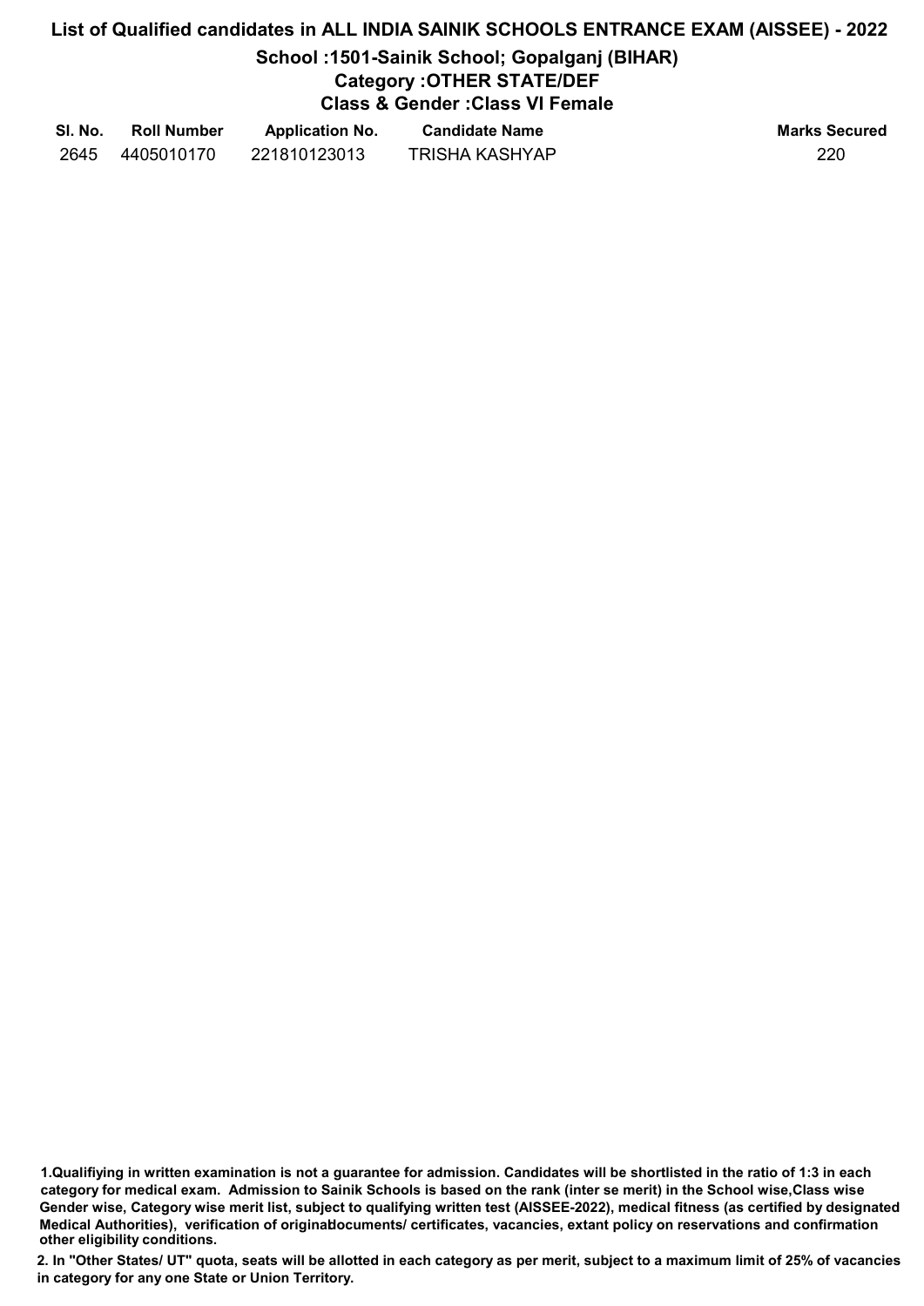# List of Qualified candidates in ALL INDIA SAINIK SCHOOLS ENTRANCE EXAM (AISSEE) - 2022

## School :1501-Sainik School; Gopalganj (BIHAR)

### Category :OTHER STATE/DEF

### Class & Gender :Class VI Female

| Sl. No. | Roll Number | Application No. | Candidate Name | Marks Secured |
|---|---|---|---|---|
| 2645 | 4405010170 | 221810123013 | TRISHA KASHYAP | 220 |

**1.Qualifiying in written examination is not a guarantee for admission. Candidates will be shortlisted in the ratio of 1:3 in each category for medical exam. Admission to Sainik Schools is based on the rank (inter se merit) in the School wise,Class wise Gender wise, Category wise merit list, subject to qualifying written test (AISSEE-2022), medical fitness (as certified by designated Medical Authorities), verification of originaldocuments/ certificates, vacancies, extant policy on reservations and confirmation other eligibility conditions.**

**2. In "Other States/ UT" quota, seats will be allotted in each category as per merit, subject to a maximum limit of 25% of vacancies in category for any one State or Union Territory.**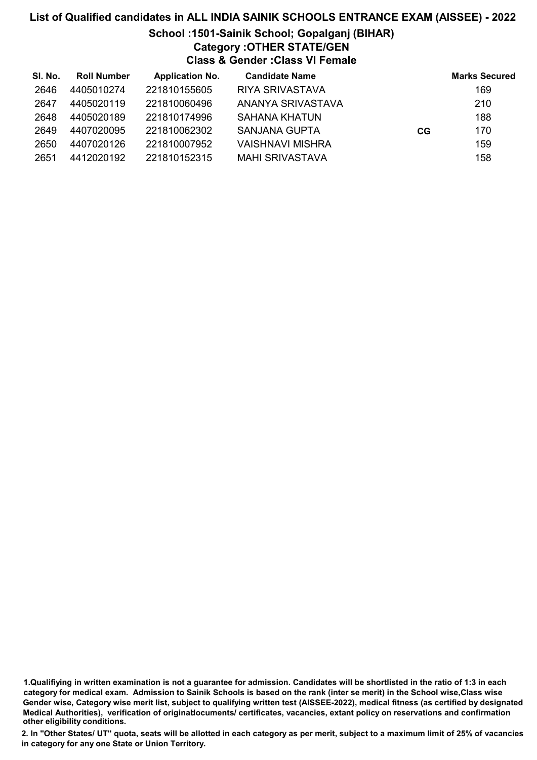# List of Qualified candidates in ALL INDIA SAINIK SCHOOLS ENTRANCE EXAM (AISSEE) - 2022

## School :1501-Sainik School; Gopalganj (BIHAR)

### Category :OTHER STATE/GEN

### Class & Gender :Class VI Female

| Sl. No. | Roll Number | Application No. | Candidate Name | | Marks Secured |
|---|---|---|---|---|---|
| 2646 | 4405010274 | 221810155605 | RIYA SRIVASTAVA | | 169 |
| 2647 | 4405020119 | 221810060496 | ANANYA SRIVASTAVA | | 210 |
| 2648 | 4405020189 | 221810174996 | SAHANA KHATUN | | 188 |
| 2649 | 4407020095 | 221810062302 | SANJANA GUPTA | CG | 170 |
| 2650 | 4407020126 | 221810007952 | VAISHNAVI MISHRA | | 159 |
| 2651 | 4412020192 | 221810152315 | MAHI SRIVASTAVA | | 158 |

1.Qualifiying in written examination is not a guarantee for admission. Candidates will be shortlisted in the ratio of 1:3 in each category for medical exam. Admission to Sainik Schools is based on the rank (inter se merit) in the School wise,Class wise Gender wise, Category wise merit list, subject to qualifying written test (AISSEE-2022), medical fitness (as certified by designated Medical Authorities), verification of originaldocuments/ certificates, vacancies, extant policy on reservations and confirmation other eligibility conditions.

2. In "Other States/ UT" quota, seats will be allotted in each category as per merit, subject to a maximum limit of 25% of vacancies in category for any one State or Union Territory.